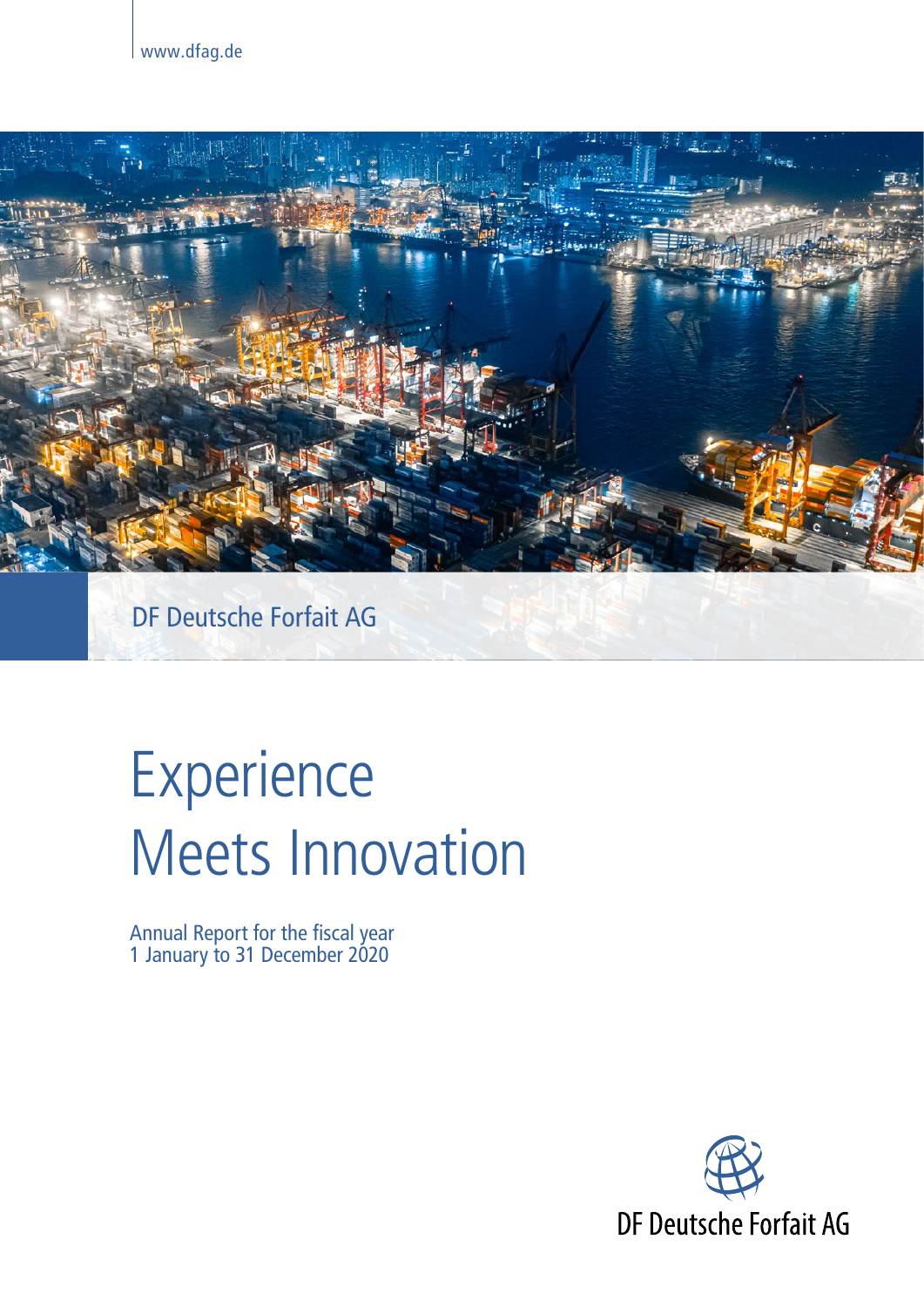www.dfag.de

DF Deutsche Forfait AG

# Experience Meets Innovation

Annual Report for the fiscal year
1 January to 31 December 2020

DF Deutsche Forfait AG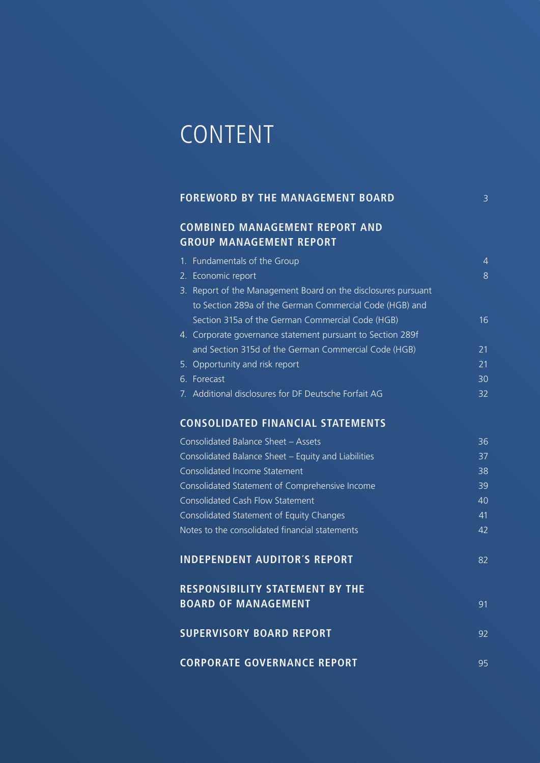# CONTENT

| | |
|---|---|
| **FOREWORD BY THE MANAGEMENT BOARD** | 3 |
| **COMBINED MANAGEMENT REPORT AND GROUP MANAGEMENT REPORT** | |
| 1. Fundamentals of the Group | 4 |
| 2. Economic report | 8 |
| 3. Report of the Management Board on the disclosures pursuant to Section 289a of the German Commercial Code (HGB) and Section 315a of the German Commercial Code (HGB) | 16 |
| 4. Corporate governance statement pursuant to Section 289f and Section 315d of the German Commercial Code (HGB) | 21 |
| 5. Opportunity and risk report | 21 |
| 6. Forecast | 30 |
| 7. Additional disclosures for DF Deutsche Forfait AG | 32 |
| **CONSOLIDATED FINANCIAL STATEMENTS** | |
| Consolidated Balance Sheet – Assets | 36 |
| Consolidated Balance Sheet – Equity and Liabilities | 37 |
| Consolidated Income Statement | 38 |
| Consolidated Statement of Comprehensive Income | 39 |
| Consolidated Cash Flow Statement | 40 |
| Consolidated Statement of Equity Changes | 41 |
| Notes to the consolidated financial statements | 42 |
| **INDEPENDENT AUDITOR´S REPORT** | 82 |
| **RESPONSIBILITY STATEMENT BY THE BOARD OF MANAGEMENT** | 91 |
| **SUPERVISORY BOARD REPORT** | 92 |
| **CORPORATE GOVERNANCE REPORT** | 95 |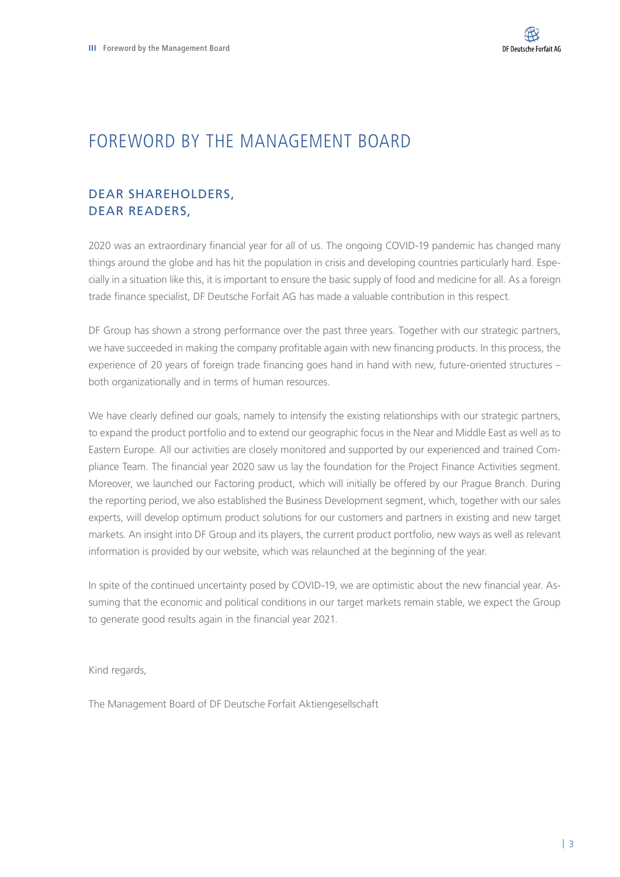# FOREWORD BY THE MANAGEMENT BOARD

## DEAR SHAREHOLDERS,
## DEAR READERS,

2020 was an extraordinary financial year for all of us. The ongoing COVID-19 pandemic has changed many things around the globe and has hit the population in crisis and developing countries particularly hard. Especially in a situation like this, it is important to ensure the basic supply of food and medicine for all. As a foreign trade finance specialist, DF Deutsche Forfait AG has made a valuable contribution in this respect.

DF Group has shown a strong performance over the past three years. Together with our strategic partners, we have succeeded in making the company profitable again with new financing products. In this process, the experience of 20 years of foreign trade financing goes hand in hand with new, future-oriented structures – both organizationally and in terms of human resources.

We have clearly defined our goals, namely to intensify the existing relationships with our strategic partners, to expand the product portfolio and to extend our geographic focus in the Near and Middle East as well as to Eastern Europe. All our activities are closely monitored and supported by our experienced and trained Compliance Team. The financial year 2020 saw us lay the foundation for the Project Finance Activities segment. Moreover, we launched our Factoring product, which will initially be offered by our Prague Branch. During the reporting period, we also established the Business Development segment, which, together with our sales experts, will develop optimum product solutions for our customers and partners in existing and new target markets. An insight into DF Group and its players, the current product portfolio, new ways as well as relevant information is provided by our website, which was relaunched at the beginning of the year.

In spite of the continued uncertainty posed by COVID-19, we are optimistic about the new financial year. Assuming that the economic and political conditions in our target markets remain stable, we expect the Group to generate good results again in the financial year 2021.

Kind regards,

The Management Board of DF Deutsche Forfait Aktiengesellschaft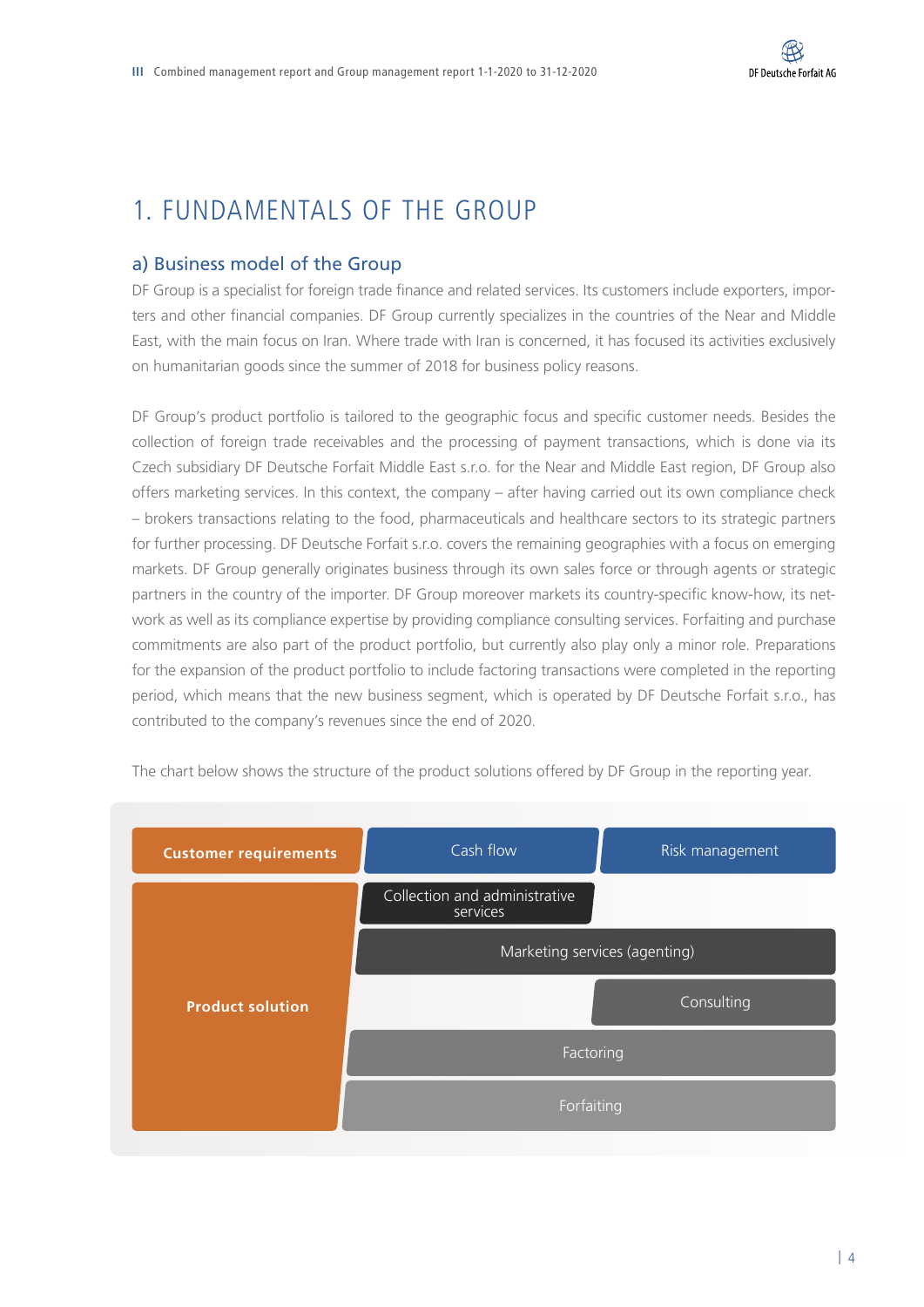# 1. FUNDAMENTALS OF THE GROUP

## a) Business model of the Group

DF Group is a specialist for foreign trade finance and related services. Its customers include exporters, importers and other financial companies. DF Group currently specializes in the countries of the Near and Middle East, with the main focus on Iran. Where trade with Iran is concerned, it has focused its activities exclusively on humanitarian goods since the summer of 2018 for business policy reasons.

DF Group's product portfolio is tailored to the geographic focus and specific customer needs. Besides the collection of foreign trade receivables and the processing of payment transactions, which is done via its Czech subsidiary DF Deutsche Forfait Middle East s.r.o. for the Near and Middle East region, DF Group also offers marketing services. In this context, the company – after having carried out its own compliance check – brokers transactions relating to the food, pharmaceuticals and healthcare sectors to its strategic partners for further processing. DF Deutsche Forfait s.r.o. covers the remaining geographies with a focus on emerging markets. DF Group generally originates business through its own sales force or through agents or strategic partners in the country of the importer. DF Group moreover markets its country-specific know-how, its network as well as its compliance expertise by providing compliance consulting services. Forfaiting and purchase commitments are also part of the product portfolio, but currently also play only a minor role. Preparations for the expansion of the product portfolio to include factoring transactions were completed in the reporting period, which means that the new business segment, which is operated by DF Deutsche Forfait s.r.o., has contributed to the company's revenues since the end of 2020.

The chart below shows the structure of the product solutions offered by DF Group in the reporting year.

| **Customer requirements** | Cash flow | Risk management |
|---|---|---|
| **Product solution** | Collection and administrative services | |
| | Marketing services (agenting) | Marketing services (agenting) |
| | | Consulting |
| | Factoring | Factoring |
| | Forfaiting | Forfaiting |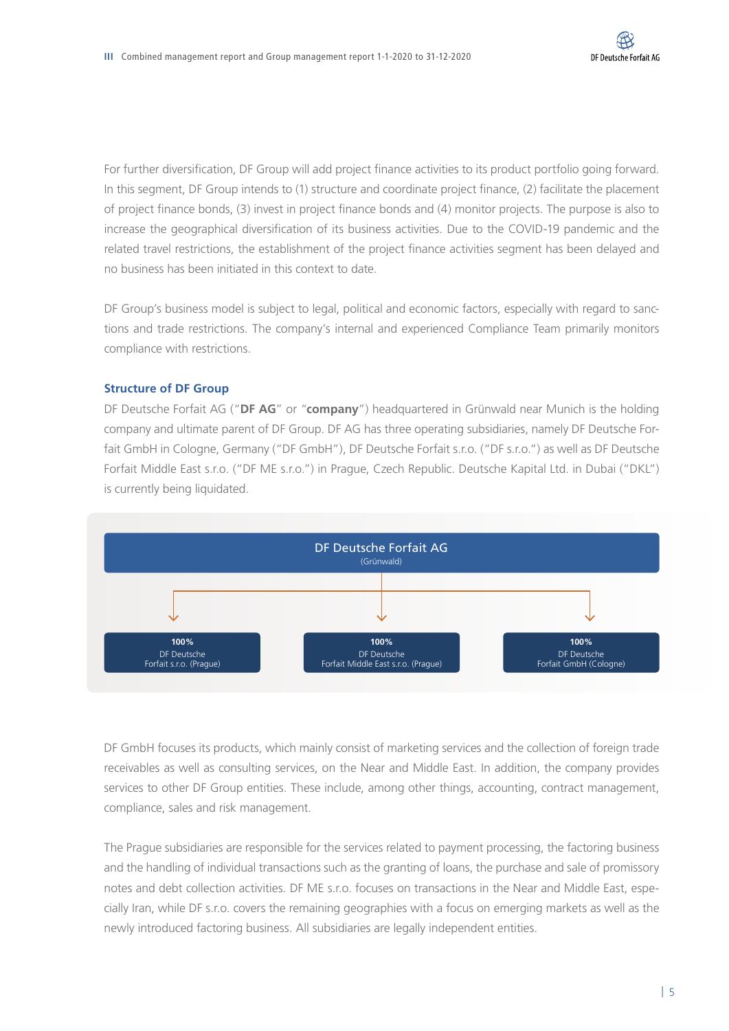For further diversification, DF Group will add project finance activities to its product portfolio going forward. In this segment, DF Group intends to (1) structure and coordinate project finance, (2) facilitate the placement of project finance bonds, (3) invest in project finance bonds and (4) monitor projects. The purpose is also to increase the geographical diversification of its business activities. Due to the COVID-19 pandemic and the related travel restrictions, the establishment of the project finance activities segment has been delayed and no business has been initiated in this context to date.

DF Group's business model is subject to legal, political and economic factors, especially with regard to sanctions and trade restrictions. The company's internal and experienced Compliance Team primarily monitors compliance with restrictions.

### Structure of DF Group

DF Deutsche Forfait AG ("**DF AG**" or "**company**") headquartered in Grünwald near Munich is the holding company and ultimate parent of DF Group. DF AG has three operating subsidiaries, namely DF Deutsche Forfait GmbH in Cologne, Germany ("DF GmbH"), DF Deutsche Forfait s.r.o. ("DF s.r.o.") as well as DF Deutsche Forfait Middle East s.r.o. ("DF ME s.r.o.") in Prague, Czech Republic. Deutsche Kapital Ltd. in Dubai ("DKL") is currently being liquidated.

DF Deutsche Forfait AG
(Grünwald)

- **100%** DF Deutsche Forfait s.r.o. (Prague)
- **100%** DF Deutsche Forfait Middle East s.r.o. (Prague)
- **100%** DF Deutsche Forfait GmbH (Cologne)

DF GmbH focuses its products, which mainly consist of marketing services and the collection of foreign trade receivables as well as consulting services, on the Near and Middle East. In addition, the company provides services to other DF Group entities. These include, among other things, accounting, contract management, compliance, sales and risk management.

The Prague subsidiaries are responsible for the services related to payment processing, the factoring business and the handling of individual transactions such as the granting of loans, the purchase and sale of promissory notes and debt collection activities. DF ME s.r.o. focuses on transactions in the Near and Middle East, especially Iran, while DF s.r.o. covers the remaining geographies with a focus on emerging markets as well as the newly introduced factoring business. All subsidiaries are legally independent entities.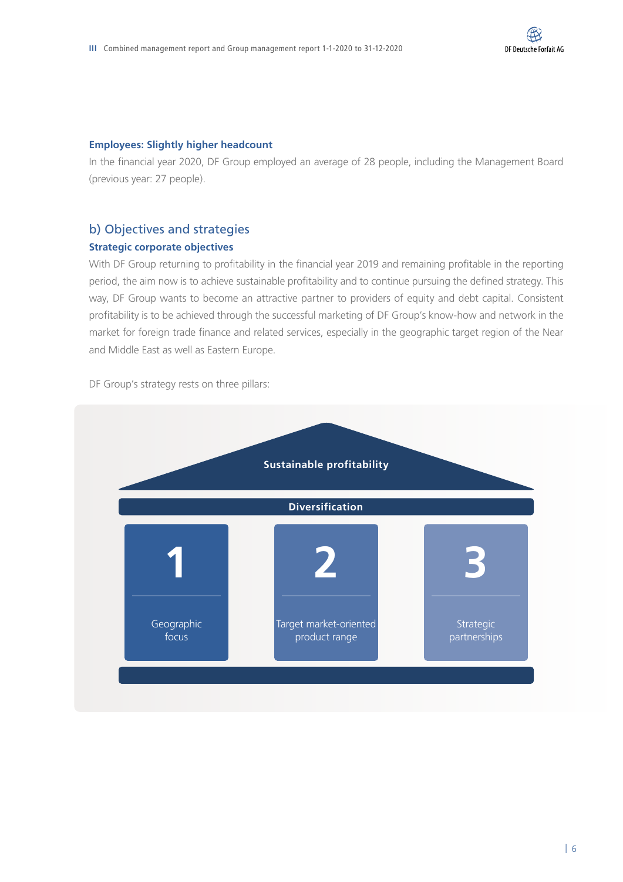**Employees: Slightly higher headcount**

In the financial year 2020, DF Group employed an average of 28 people, including the Management Board (previous year: 27 people).

## b) Objectives and strategies

### Strategic corporate objectives

With DF Group returning to profitability in the financial year 2019 and remaining profitable in the reporting period, the aim now is to achieve sustainable profitability and to continue pursuing the defined strategy. This way, DF Group wants to become an attractive partner to providers of equity and debt capital. Consistent profitability is to be achieved through the successful marketing of DF Group's know-how and network in the market for foreign trade finance and related services, especially in the geographic target region of the Near and Middle East as well as Eastern Europe.

DF Group's strategy rests on three pillars:

**Sustainable profitability**

**Diversification**

1. Geographic focus
2. Target market-oriented product range
3. Strategic partnerships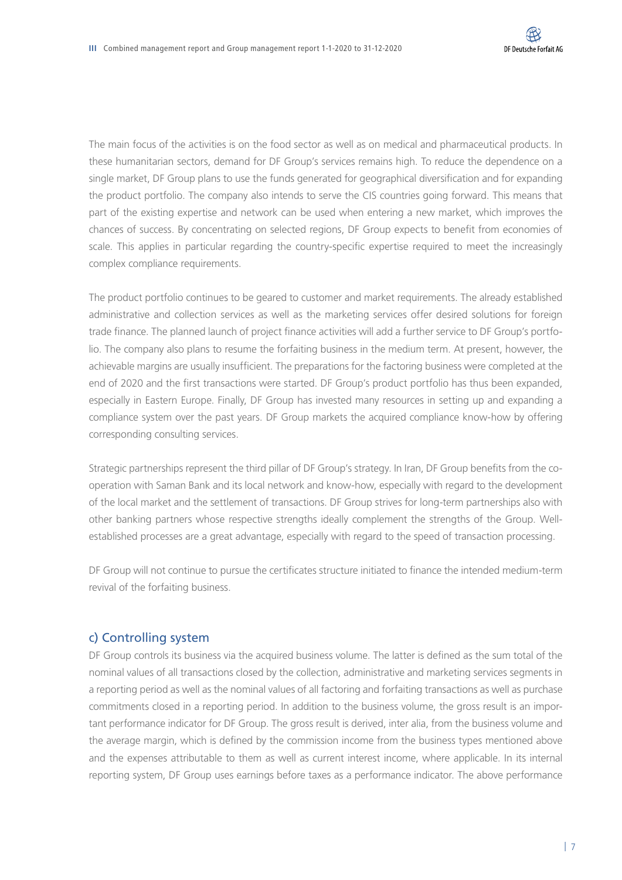The main focus of the activities is on the food sector as well as on medical and pharmaceutical products. In these humanitarian sectors, demand for DF Group's services remains high. To reduce the dependence on a single market, DF Group plans to use the funds generated for geographical diversification and for expanding the product portfolio. The company also intends to serve the CIS countries going forward. This means that part of the existing expertise and network can be used when entering a new market, which improves the chances of success. By concentrating on selected regions, DF Group expects to benefit from economies of scale. This applies in particular regarding the country-specific expertise required to meet the increasingly complex compliance requirements.

The product portfolio continues to be geared to customer and market requirements. The already established administrative and collection services as well as the marketing services offer desired solutions for foreign trade finance. The planned launch of project finance activities will add a further service to DF Group's portfolio. The company also plans to resume the forfaiting business in the medium term. At present, however, the achievable margins are usually insufficient. The preparations for the factoring business were completed at the end of 2020 and the first transactions were started. DF Group's product portfolio has thus been expanded, especially in Eastern Europe. Finally, DF Group has invested many resources in setting up and expanding a compliance system over the past years. DF Group markets the acquired compliance know-how by offering corresponding consulting services.

Strategic partnerships represent the third pillar of DF Group's strategy. In Iran, DF Group benefits from the cooperation with Saman Bank and its local network and know-how, especially with regard to the development of the local market and the settlement of transactions. DF Group strives for long-term partnerships also with other banking partners whose respective strengths ideally complement the strengths of the Group. Well-established processes are a great advantage, especially with regard to the speed of transaction processing.

DF Group will not continue to pursue the certificates structure initiated to finance the intended medium-term revival of the forfaiting business.

## c) Controlling system

DF Group controls its business via the acquired business volume. The latter is defined as the sum total of the nominal values of all transactions closed by the collection, administrative and marketing services segments in a reporting period as well as the nominal values of all factoring and forfaiting transactions as well as purchase commitments closed in a reporting period. In addition to the business volume, the gross result is an important performance indicator for DF Group. The gross result is derived, inter alia, from the business volume and the average margin, which is defined by the commission income from the business types mentioned above and the expenses attributable to them as well as current interest income, where applicable. In its internal reporting system, DF Group uses earnings before taxes as a performance indicator. The above performance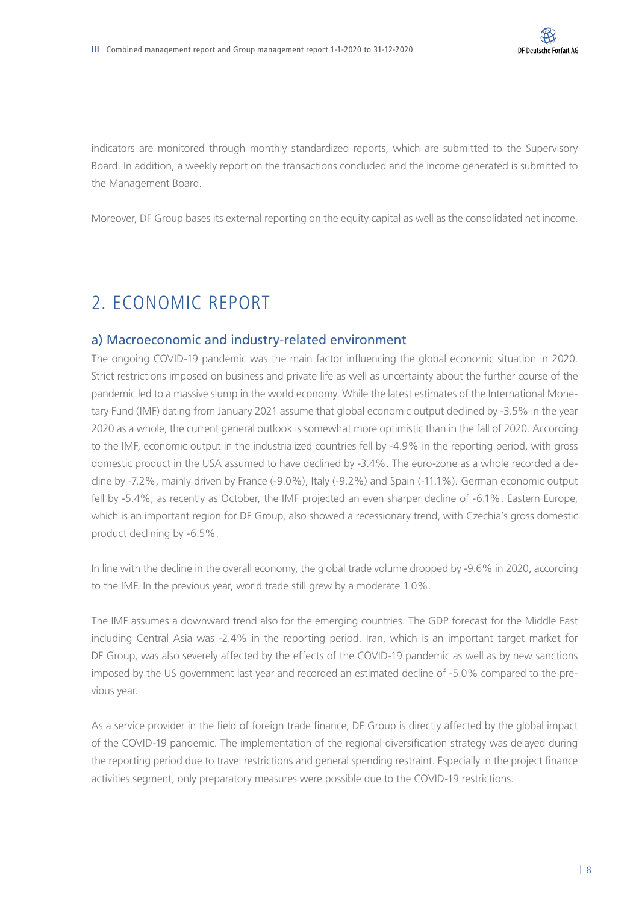indicators are monitored through monthly standardized reports, which are submitted to the Supervisory Board. In addition, a weekly report on the transactions concluded and the income generated is submitted to the Management Board.

Moreover, DF Group bases its external reporting on the equity capital as well as the consolidated net income.

# 2. ECONOMIC REPORT

## a) Macroeconomic and industry-related environment

The ongoing COVID-19 pandemic was the main factor influencing the global economic situation in 2020. Strict restrictions imposed on business and private life as well as uncertainty about the further course of the pandemic led to a massive slump in the world economy. While the latest estimates of the International Monetary Fund (IMF) dating from January 2021 assume that global economic output declined by -3.5% in the year 2020 as a whole, the current general outlook is somewhat more optimistic than in the fall of 2020. According to the IMF, economic output in the industrialized countries fell by -4.9% in the reporting period, with gross domestic product in the USA assumed to have declined by -3.4%. The euro-zone as a whole recorded a decline by -7.2%, mainly driven by France (-9.0%), Italy (-9.2%) and Spain (-11.1%). German economic output fell by -5.4%; as recently as October, the IMF projected an even sharper decline of -6.1%. Eastern Europe, which is an important region for DF Group, also showed a recessionary trend, with Czechia's gross domestic product declining by -6.5%.

In line with the decline in the overall economy, the global trade volume dropped by -9.6% in 2020, according to the IMF. In the previous year, world trade still grew by a moderate 1.0%.

The IMF assumes a downward trend also for the emerging countries. The GDP forecast for the Middle East including Central Asia was -2.4% in the reporting period. Iran, which is an important target market for DF Group, was also severely affected by the effects of the COVID-19 pandemic as well as by new sanctions imposed by the US government last year and recorded an estimated decline of -5.0% compared to the previous year.

As a service provider in the field of foreign trade finance, DF Group is directly affected by the global impact of the COVID-19 pandemic. The implementation of the regional diversification strategy was delayed during the reporting period due to travel restrictions and general spending restraint. Especially in the project finance activities segment, only preparatory measures were possible due to the COVID-19 restrictions.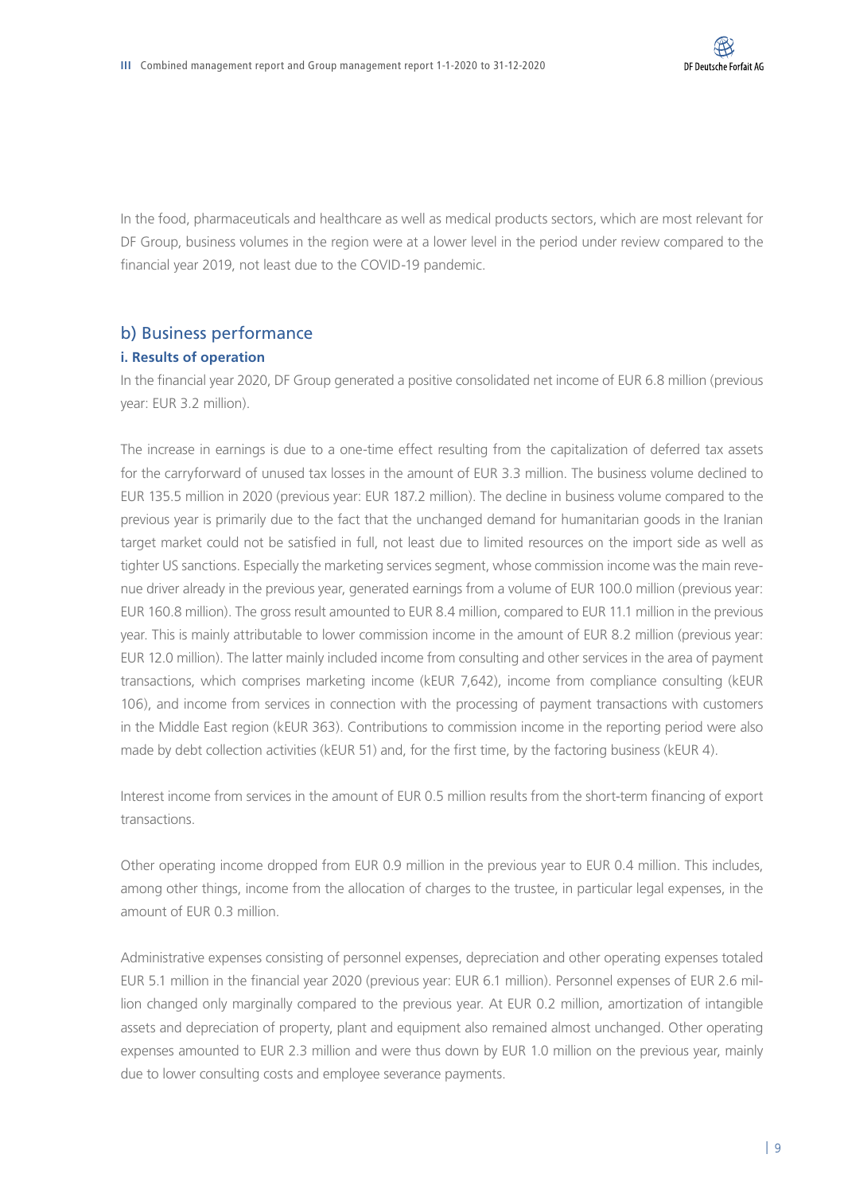In the food, pharmaceuticals and healthcare as well as medical products sectors, which are most relevant for DF Group, business volumes in the region were at a lower level in the period under review compared to the financial year 2019, not least due to the COVID-19 pandemic.

## b) Business performance

### i. Results of operation

In the financial year 2020, DF Group generated a positive consolidated net income of EUR 6.8 million (previous year: EUR 3.2 million).

The increase in earnings is due to a one-time effect resulting from the capitalization of deferred tax assets for the carryforward of unused tax losses in the amount of EUR 3.3 million. The business volume declined to EUR 135.5 million in 2020 (previous year: EUR 187.2 million). The decline in business volume compared to the previous year is primarily due to the fact that the unchanged demand for humanitarian goods in the Iranian target market could not be satisfied in full, not least due to limited resources on the import side as well as tighter US sanctions. Especially the marketing services segment, whose commission income was the main revenue driver already in the previous year, generated earnings from a volume of EUR 100.0 million (previous year: EUR 160.8 million). The gross result amounted to EUR 8.4 million, compared to EUR 11.1 million in the previous year. This is mainly attributable to lower commission income in the amount of EUR 8.2 million (previous year: EUR 12.0 million). The latter mainly included income from consulting and other services in the area of payment transactions, which comprises marketing income (kEUR 7,642), income from compliance consulting (kEUR 106), and income from services in connection with the processing of payment transactions with customers in the Middle East region (kEUR 363). Contributions to commission income in the reporting period were also made by debt collection activities (kEUR 51) and, for the first time, by the factoring business (kEUR 4).

Interest income from services in the amount of EUR 0.5 million results from the short-term financing of export transactions.

Other operating income dropped from EUR 0.9 million in the previous year to EUR 0.4 million. This includes, among other things, income from the allocation of charges to the trustee, in particular legal expenses, in the amount of EUR 0.3 million.

Administrative expenses consisting of personnel expenses, depreciation and other operating expenses totaled EUR 5.1 million in the financial year 2020 (previous year: EUR 6.1 million). Personnel expenses of EUR 2.6 million changed only marginally compared to the previous year. At EUR 0.2 million, amortization of intangible assets and depreciation of property, plant and equipment also remained almost unchanged. Other operating expenses amounted to EUR 2.3 million and were thus down by EUR 1.0 million on the previous year, mainly due to lower consulting costs and employee severance payments.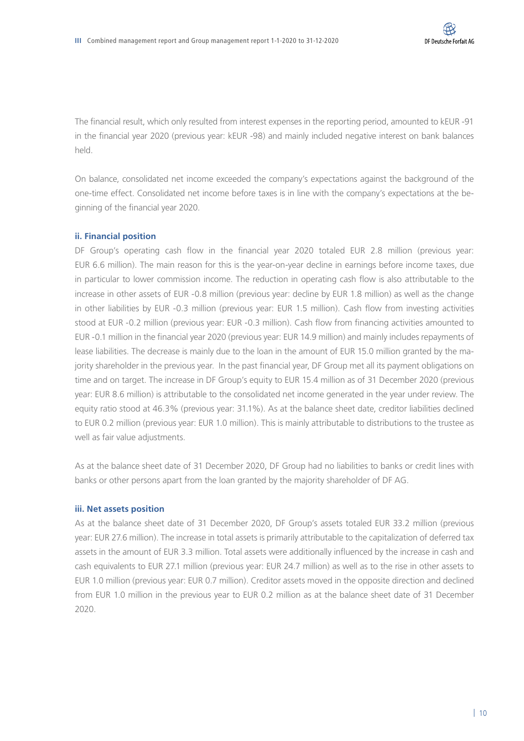The financial result, which only resulted from interest expenses in the reporting period, amounted to kEUR -91 in the financial year 2020 (previous year: kEUR -98) and mainly included negative interest on bank balances held.

On balance, consolidated net income exceeded the company's expectations against the background of the one-time effect. Consolidated net income before taxes is in line with the company's expectations at the beginning of the financial year 2020.

### ii. Financial position

DF Group's operating cash flow in the financial year 2020 totaled EUR 2.8 million (previous year: EUR 6.6 million). The main reason for this is the year-on-year decline in earnings before income taxes, due in particular to lower commission income. The reduction in operating cash flow is also attributable to the increase in other assets of EUR -0.8 million (previous year: decline by EUR 1.8 million) as well as the change in other liabilities by EUR -0.3 million (previous year: EUR 1.5 million). Cash flow from investing activities stood at EUR -0.2 million (previous year: EUR -0.3 million). Cash flow from financing activities amounted to EUR -0.1 million in the financial year 2020 (previous year: EUR 14.9 million) and mainly includes repayments of lease liabilities. The decrease is mainly due to the loan in the amount of EUR 15.0 million granted by the majority shareholder in the previous year. In the past financial year, DF Group met all its payment obligations on time and on target. The increase in DF Group's equity to EUR 15.4 million as of 31 December 2020 (previous year: EUR 8.6 million) is attributable to the consolidated net income generated in the year under review. The equity ratio stood at 46.3% (previous year: 31.1%). As at the balance sheet date, creditor liabilities declined to EUR 0.2 million (previous year: EUR 1.0 million). This is mainly attributable to distributions to the trustee as well as fair value adjustments.

As at the balance sheet date of 31 December 2020, DF Group had no liabilities to banks or credit lines with banks or other persons apart from the loan granted by the majority shareholder of DF AG.

### iii. Net assets position

As at the balance sheet date of 31 December 2020, DF Group's assets totaled EUR 33.2 million (previous year: EUR 27.6 million). The increase in total assets is primarily attributable to the capitalization of deferred tax assets in the amount of EUR 3.3 million. Total assets were additionally influenced by the increase in cash and cash equivalents to EUR 27.1 million (previous year: EUR 24.7 million) as well as to the rise in other assets to EUR 1.0 million (previous year: EUR 0.7 million). Creditor assets moved in the opposite direction and declined from EUR 1.0 million in the previous year to EUR 0.2 million as at the balance sheet date of 31 December 2020.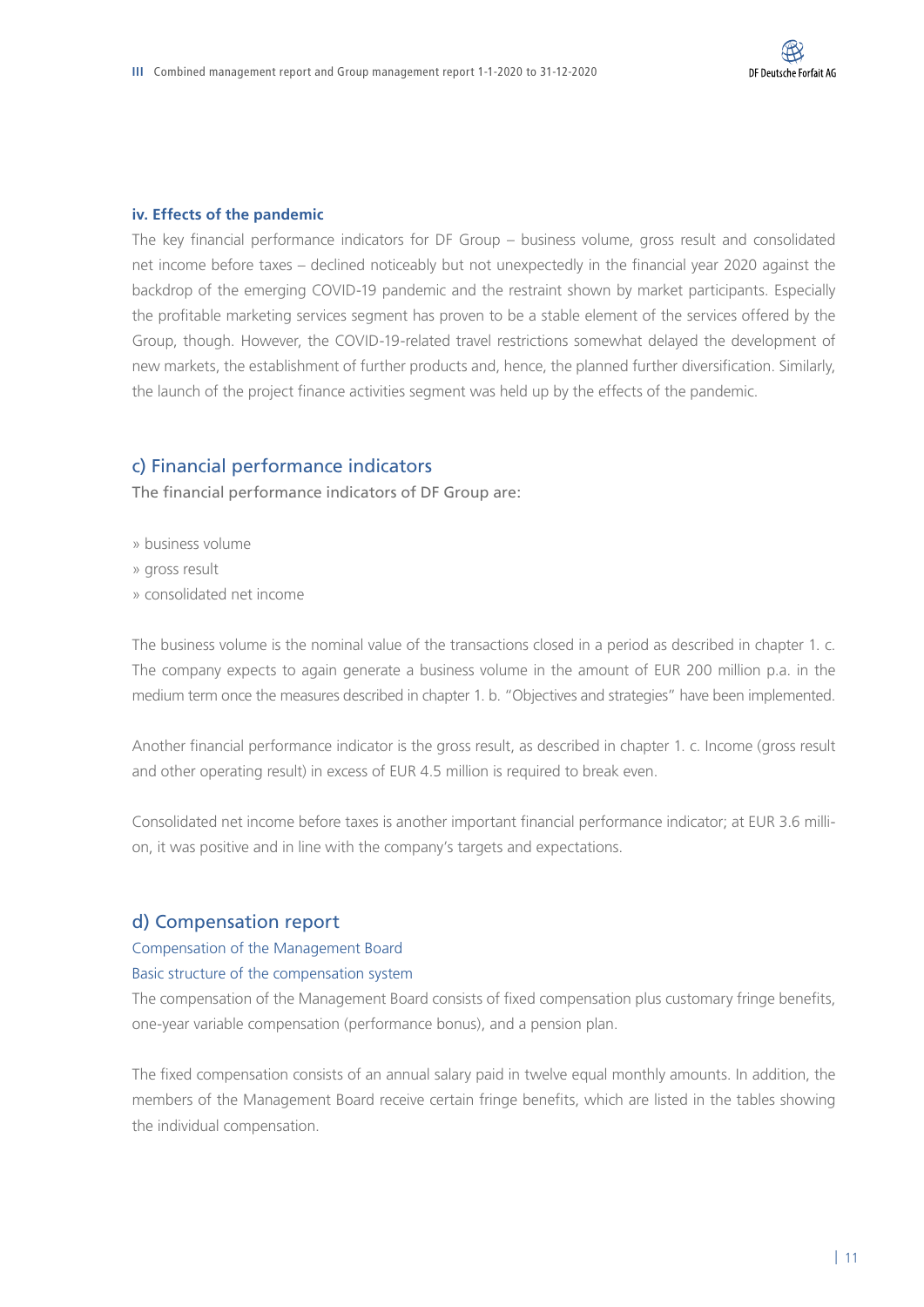#### iv. Effects of the pandemic

The key financial performance indicators for DF Group – business volume, gross result and consolidated net income before taxes – declined noticeably but not unexpectedly in the financial year 2020 against the backdrop of the emerging COVID-19 pandemic and the restraint shown by market participants. Especially the profitable marketing services segment has proven to be a stable element of the services offered by the Group, though. However, the COVID-19-related travel restrictions somewhat delayed the development of new markets, the establishment of further products and, hence, the planned further diversification. Similarly, the launch of the project finance activities segment was held up by the effects of the pandemic.

### c) Financial performance indicators

The financial performance indicators of DF Group are:

» business volume
» gross result
» consolidated net income

The business volume is the nominal value of the transactions closed in a period as described in chapter 1. c. The company expects to again generate a business volume in the amount of EUR 200 million p.a. in the medium term once the measures described in chapter 1. b. "Objectives and strategies" have been implemented.

Another financial performance indicator is the gross result, as described in chapter 1. c. Income (gross result and other operating result) in excess of EUR 4.5 million is required to break even.

Consolidated net income before taxes is another important financial performance indicator; at EUR 3.6 million, it was positive and in line with the company's targets and expectations.

### d) Compensation report

#### Compensation of the Management Board

#### Basic structure of the compensation system

The compensation of the Management Board consists of fixed compensation plus customary fringe benefits, one-year variable compensation (performance bonus), and a pension plan.

The fixed compensation consists of an annual salary paid in twelve equal monthly amounts. In addition, the members of the Management Board receive certain fringe benefits, which are listed in the tables showing the individual compensation.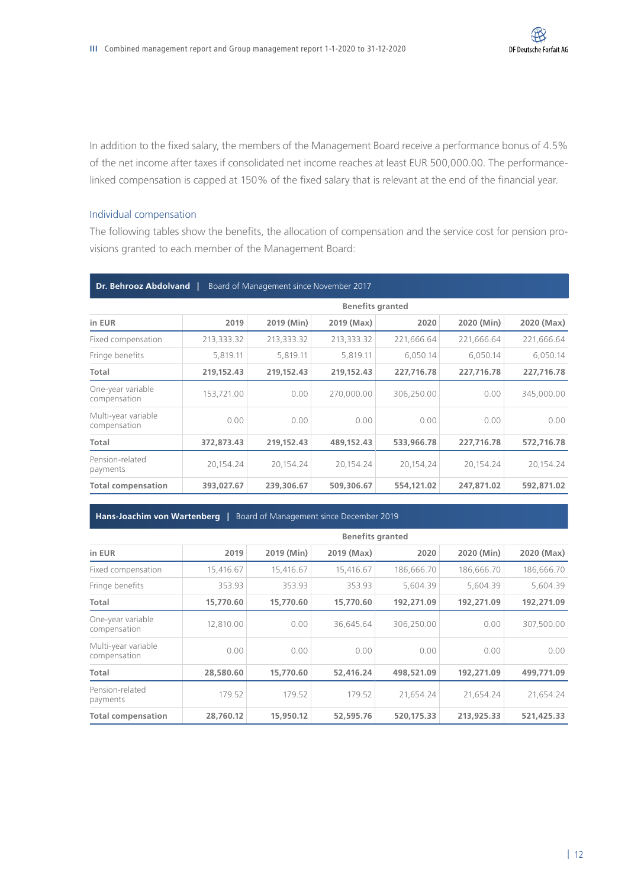In addition to the fixed salary, the members of the Management Board receive a performance bonus of 4.5% of the net income after taxes if consolidated net income reaches at least EUR 500,000.00. The performance-linked compensation is capped at 150% of the fixed salary that is relevant at the end of the financial year.

### Individual compensation

The following tables show the benefits, the allocation of compensation and the service cost for pension provisions granted to each member of the Management Board:

**Dr. Behrooz Abdolvand | Board of Management since November 2017**

| | Benefits granted | | | | | |
|---|---|---|---|---|---|---|
| **in EUR** | **2019** | **2019 (Min)** | **2019 (Max)** | **2020** | **2020 (Min)** | **2020 (Max)** |
| Fixed compensation | 213,333.32 | 213,333.32 | 213,333.32 | 221,666.64 | 221,666.64 | 221,666.64 |
| Fringe benefits | 5,819.11 | 5,819.11 | 5,819.11 | 6,050.14 | 6,050.14 | 6,050.14 |
| **Total** | **219,152.43** | **219,152.43** | **219,152.43** | **227,716.78** | **227,716.78** | **227,716.78** |
| One-year variable compensation | 153,721.00 | 0.00 | 270,000.00 | 306,250.00 | 0.00 | 345,000.00 |
| Multi-year variable compensation | 0.00 | 0.00 | 0.00 | 0.00 | 0.00 | 0.00 |
| **Total** | **372,873.43** | **219,152.43** | **489,152.43** | **533,966.78** | **227,716.78** | **572,716.78** |
| Pension-related payments | 20,154.24 | 20,154.24 | 20,154.24 | 20,154,24 | 20,154.24 | 20,154.24 |
| **Total compensation** | **393,027.67** | **239,306.67** | **509,306.67** | **554,121.02** | **247,871.02** | **592,871.02** |

**Hans-Joachim von Wartenberg | Board of Management since December 2019**

| | Benefits granted | | | | | |
|---|---|---|---|---|---|---|
| **in EUR** | **2019** | **2019 (Min)** | **2019 (Max)** | **2020** | **2020 (Min)** | **2020 (Max)** |
| Fixed compensation | 15,416.67 | 15,416.67 | 15,416.67 | 186,666.70 | 186,666.70 | 186,666.70 |
| Fringe benefits | 353.93 | 353.93 | 353.93 | 5,604.39 | 5,604.39 | 5,604.39 |
| **Total** | **15,770.60** | **15,770.60** | **15,770.60** | **192,271.09** | **192,271.09** | **192,271.09** |
| One-year variable compensation | 12,810.00 | 0.00 | 36,645.64 | 306,250.00 | 0.00 | 307,500.00 |
| Multi-year variable compensation | 0.00 | 0.00 | 0.00 | 0.00 | 0.00 | 0.00 |
| **Total** | **28,580.60** | **15,770.60** | **52,416.24** | **498,521.09** | **192,271.09** | **499,771.09** |
| Pension-related payments | 179.52 | 179.52 | 179.52 | 21,654.24 | 21,654.24 | 21,654.24 |
| **Total compensation** | **28,760.12** | **15,950.12** | **52,595.76** | **520,175.33** | **213,925.33** | **521,425.33** |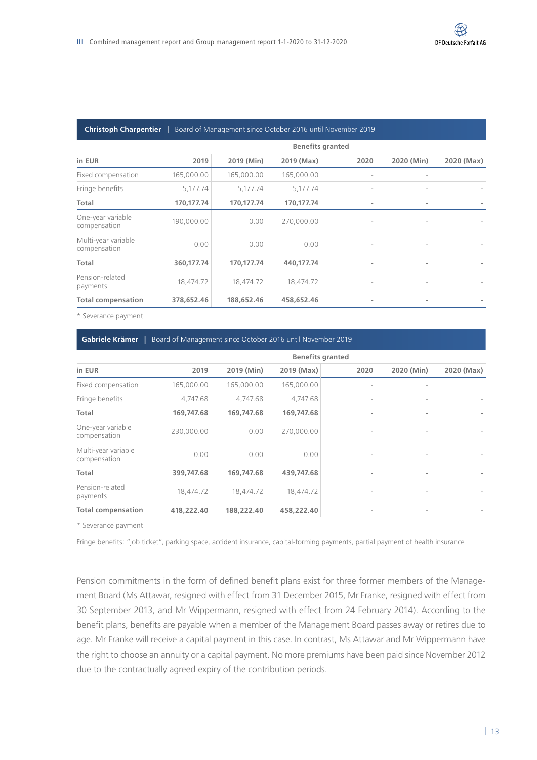**Christoph Charpentier** | Board of Management since October 2016 until November 2019

| | Benefits granted | | | | | |
|---|---|---|---|---|---|---|
| **in EUR** | **2019** | **2019 (Min)** | **2019 (Max)** | **2020** | **2020 (Min)** | **2020 (Max)** |
| Fixed compensation | 165,000.00 | 165,000.00 | 165,000.00 | - | - | |
| Fringe benefits | 5,177.74 | 5,177.74 | 5,177.74 | - | - | - |
| **Total** | **170,177.74** | **170,177.74** | **170,177.74** | **-** | **-** | **-** |
| One-year variable compensation | 190,000.00 | 0.00 | 270,000.00 | - | - | - |
| Multi-year variable compensation | 0.00 | 0.00 | 0.00 | - | - | - |
| **Total** | **360,177.74** | **170,177.74** | **440,177.74** | **-** | **-** | **-** |
| Pension-related payments | 18,474.72 | 18,474.72 | 18,474.72 | - | - | - |
| **Total compensation** | **378,652.46** | **188,652.46** | **458,652.46** | **-** | **-** | **-** |

* Severance payment

**Gabriele Krämer** | Board of Management since October 2016 until November 2019

| | Benefits granted | | | | | |
|---|---|---|---|---|---|---|
| **in EUR** | **2019** | **2019 (Min)** | **2019 (Max)** | **2020** | **2020 (Min)** | **2020 (Max)** |
| Fixed compensation | 165,000.00 | 165,000.00 | 165,000.00 | - | - | |
| Fringe benefits | 4,747.68 | 4,747.68 | 4,747.68 | - | - | - |
| **Total** | **169,747.68** | **169,747.68** | **169,747.68** | **-** | **-** | **-** |
| One-year variable compensation | 230,000.00 | 0.00 | 270,000.00 | - | - | - |
| Multi-year variable compensation | 0.00 | 0.00 | 0.00 | - | - | - |
| **Total** | **399,747.68** | **169,747.68** | **439,747.68** | **-** | **-** | **-** |
| Pension-related payments | 18,474.72 | 18,474.72 | 18,474.72 | - | - | - |
| **Total compensation** | **418,222.40** | **188,222.40** | **458,222.40** | **-** | **-** | **-** |

* Severance payment

Fringe benefits: "job ticket", parking space, accident insurance, capital-forming payments, partial payment of health insurance

Pension commitments in the form of defined benefit plans exist for three former members of the Management Board (Ms Attawar, resigned with effect from 31 December 2015, Mr Franke, resigned with effect from 30 September 2013, and Mr Wippermann, resigned with effect from 24 February 2014). According to the benefit plans, benefits are payable when a member of the Management Board passes away or retires due to age. Mr Franke will receive a capital payment in this case. In contrast, Ms Attawar and Mr Wippermann have the right to choose an annuity or a capital payment. No more premiums have been paid since November 2012 due to the contractually agreed expiry of the contribution periods.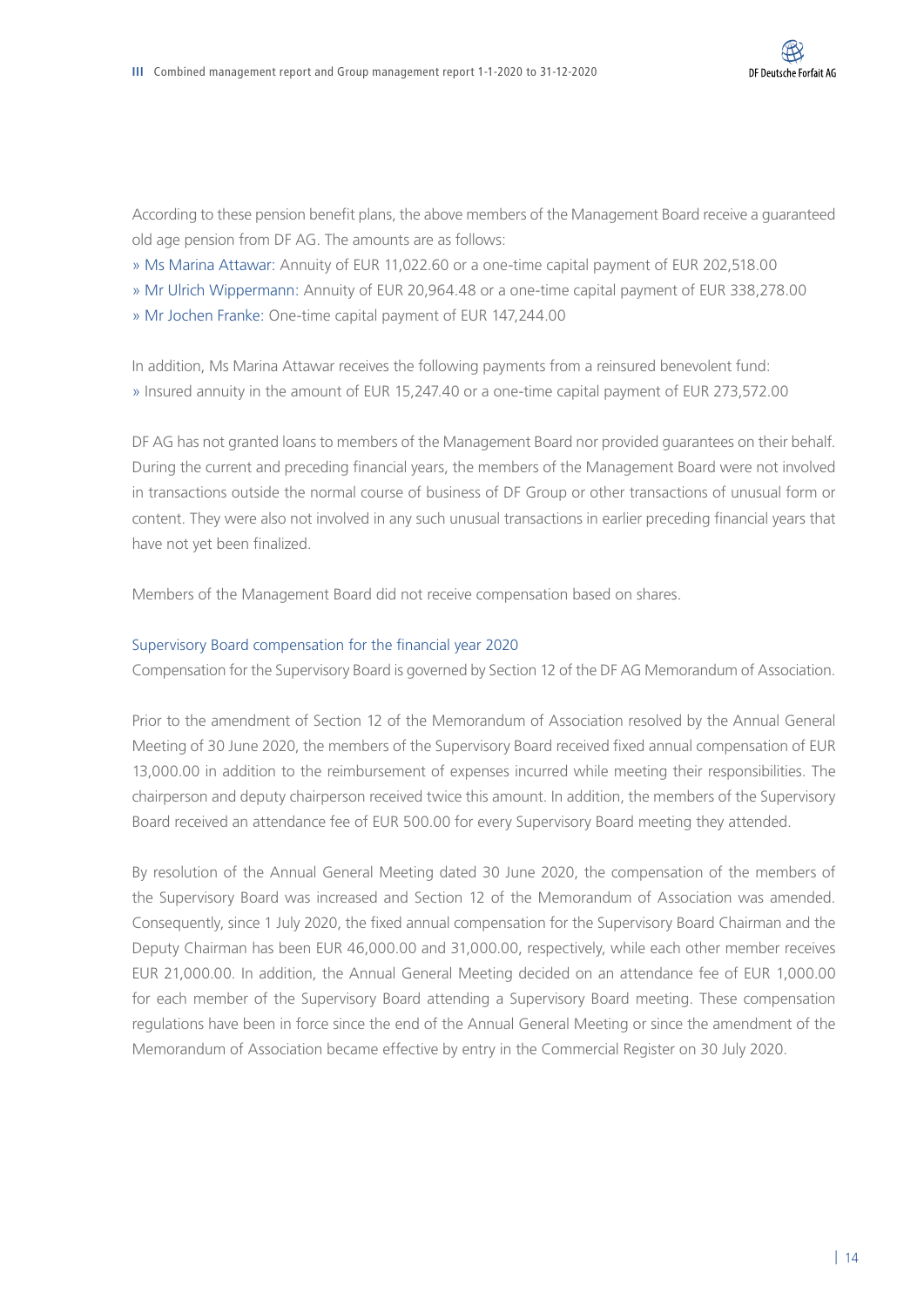According to these pension benefit plans, the above members of the Management Board receive a guaranteed old age pension from DF AG. The amounts are as follows:

- Ms Marina Attawar: Annuity of EUR 11,022.60 or a one-time capital payment of EUR 202,518.00
- Mr Ulrich Wippermann: Annuity of EUR 20,964.48 or a one-time capital payment of EUR 338,278.00
- Mr Jochen Franke: One-time capital payment of EUR 147,244.00

In addition, Ms Marina Attawar receives the following payments from a reinsured benevolent fund:

- Insured annuity in the amount of EUR 15,247.40 or a one-time capital payment of EUR 273,572.00

DF AG has not granted loans to members of the Management Board nor provided guarantees on their behalf. During the current and preceding financial years, the members of the Management Board were not involved in transactions outside the normal course of business of DF Group or other transactions of unusual form or content. They were also not involved in any such unusual transactions in earlier preceding financial years that have not yet been finalized.

Members of the Management Board did not receive compensation based on shares.

### Supervisory Board compensation for the financial year 2020

Compensation for the Supervisory Board is governed by Section 12 of the DF AG Memorandum of Association.

Prior to the amendment of Section 12 of the Memorandum of Association resolved by the Annual General Meeting of 30 June 2020, the members of the Supervisory Board received fixed annual compensation of EUR 13,000.00 in addition to the reimbursement of expenses incurred while meeting their responsibilities. The chairperson and deputy chairperson received twice this amount. In addition, the members of the Supervisory Board received an attendance fee of EUR 500.00 for every Supervisory Board meeting they attended.

By resolution of the Annual General Meeting dated 30 June 2020, the compensation of the members of the Supervisory Board was increased and Section 12 of the Memorandum of Association was amended. Consequently, since 1 July 2020, the fixed annual compensation for the Supervisory Board Chairman and the Deputy Chairman has been EUR 46,000.00 and 31,000.00, respectively, while each other member receives EUR 21,000.00. In addition, the Annual General Meeting decided on an attendance fee of EUR 1,000.00 for each member of the Supervisory Board attending a Supervisory Board meeting. These compensation regulations have been in force since the end of the Annual General Meeting or since the amendment of the Memorandum of Association became effective by entry in the Commercial Register on 30 July 2020.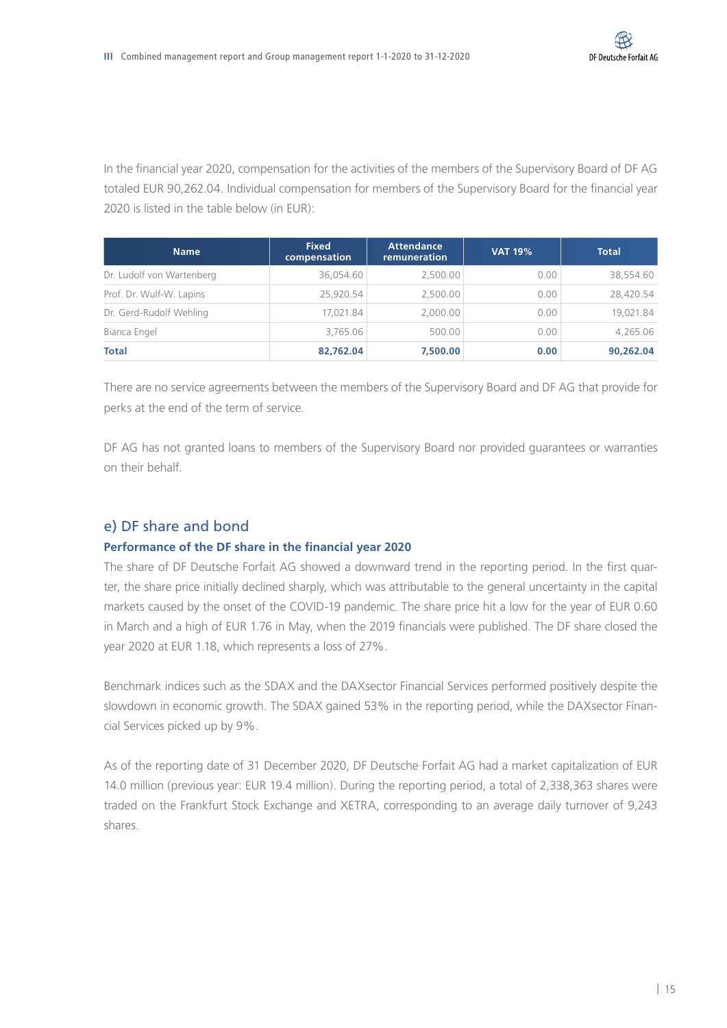In the financial year 2020, compensation for the activities of the members of the Supervisory Board of DF AG totaled EUR 90,262.04. Individual compensation for members of the Supervisory Board for the financial year 2020 is listed in the table below (in EUR):

| Name | Fixed compensation | Attendance remuneration | VAT 19% | Total |
|---|---|---|---|---|
| Dr. Ludolf von Wartenberg | 36,054.60 | 2,500.00 | 0.00 | 38,554.60 |
| Prof. Dr. Wulf-W. Lapins | 25,920.54 | 2,500.00 | 0.00 | 28,420.54 |
| Dr. Gerd-Rudolf Wehling | 17,021.84 | 2,000.00 | 0.00 | 19,021.84 |
| Bianca Engel | 3,765.06 | 500.00 | 0.00 | 4,265.06 |
| **Total** | **82,762.04** | **7,500.00** | **0.00** | **90,262.04** |

There are no service agreements between the members of the Supervisory Board and DF AG that provide for perks at the end of the term of service.

DF AG has not granted loans to members of the Supervisory Board nor provided guarantees or warranties on their behalf.

## e) DF share and bond

### Performance of the DF share in the financial year 2020

The share of DF Deutsche Forfait AG showed a downward trend in the reporting period. In the first quarter, the share price initially declined sharply, which was attributable to the general uncertainty in the capital markets caused by the onset of the COVID-19 pandemic. The share price hit a low for the year of EUR 0.60 in March and a high of EUR 1.76 in May, when the 2019 financials were published. The DF share closed the year 2020 at EUR 1.18, which represents a loss of 27%.

Benchmark indices such as the SDAX and the DAXsector Financial Services performed positively despite the slowdown in economic growth. The SDAX gained 53% in the reporting period, while the DAXsector Financial Services picked up by 9%.

As of the reporting date of 31 December 2020, DF Deutsche Forfait AG had a market capitalization of EUR 14.0 million (previous year: EUR 19.4 million). During the reporting period, a total of 2,338,363 shares were traded on the Frankfurt Stock Exchange and XETRA, corresponding to an average daily turnover of 9,243 shares.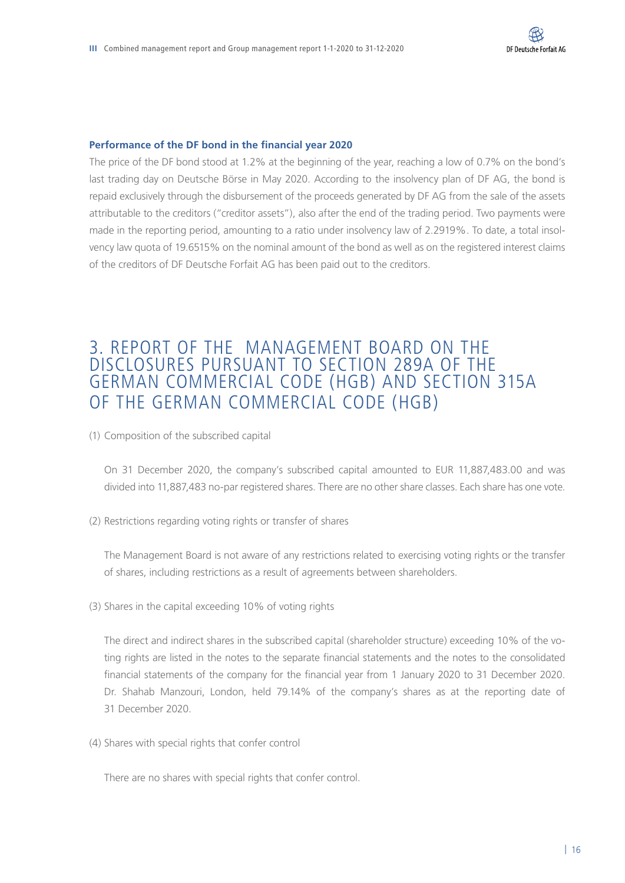### Performance of the DF bond in the financial year 2020

The price of the DF bond stood at 1.2% at the beginning of the year, reaching a low of 0.7% on the bond's last trading day on Deutsche Börse in May 2020. According to the insolvency plan of DF AG, the bond is repaid exclusively through the disbursement of the proceeds generated by DF AG from the sale of the assets attributable to the creditors ("creditor assets"), also after the end of the trading period. Two payments were made in the reporting period, amounting to a ratio under insolvency law of 2.2919%. To date, a total insolvency law quota of 19.6515% on the nominal amount of the bond as well as on the registered interest claims of the creditors of DF Deutsche Forfait AG has been paid out to the creditors.

## 3. REPORT OF THE MANAGEMENT BOARD ON THE DISCLOSURES PURSUANT TO SECTION 289A OF THE GERMAN COMMERCIAL CODE (HGB) AND SECTION 315A OF THE GERMAN COMMERCIAL CODE (HGB)

(1) Composition of the subscribed capital

On 31 December 2020, the company's subscribed capital amounted to EUR 11,887,483.00 and was divided into 11,887,483 no-par registered shares. There are no other share classes. Each share has one vote.

(2) Restrictions regarding voting rights or transfer of shares

The Management Board is not aware of any restrictions related to exercising voting rights or the transfer of shares, including restrictions as a result of agreements between shareholders.

(3) Shares in the capital exceeding 10% of voting rights

The direct and indirect shares in the subscribed capital (shareholder structure) exceeding 10% of the voting rights are listed in the notes to the separate financial statements and the notes to the consolidated financial statements of the company for the financial year from 1 January 2020 to 31 December 2020. Dr. Shahab Manzouri, London, held 79.14% of the company's shares as at the reporting date of 31 December 2020.

(4) Shares with special rights that confer control

There are no shares with special rights that confer control.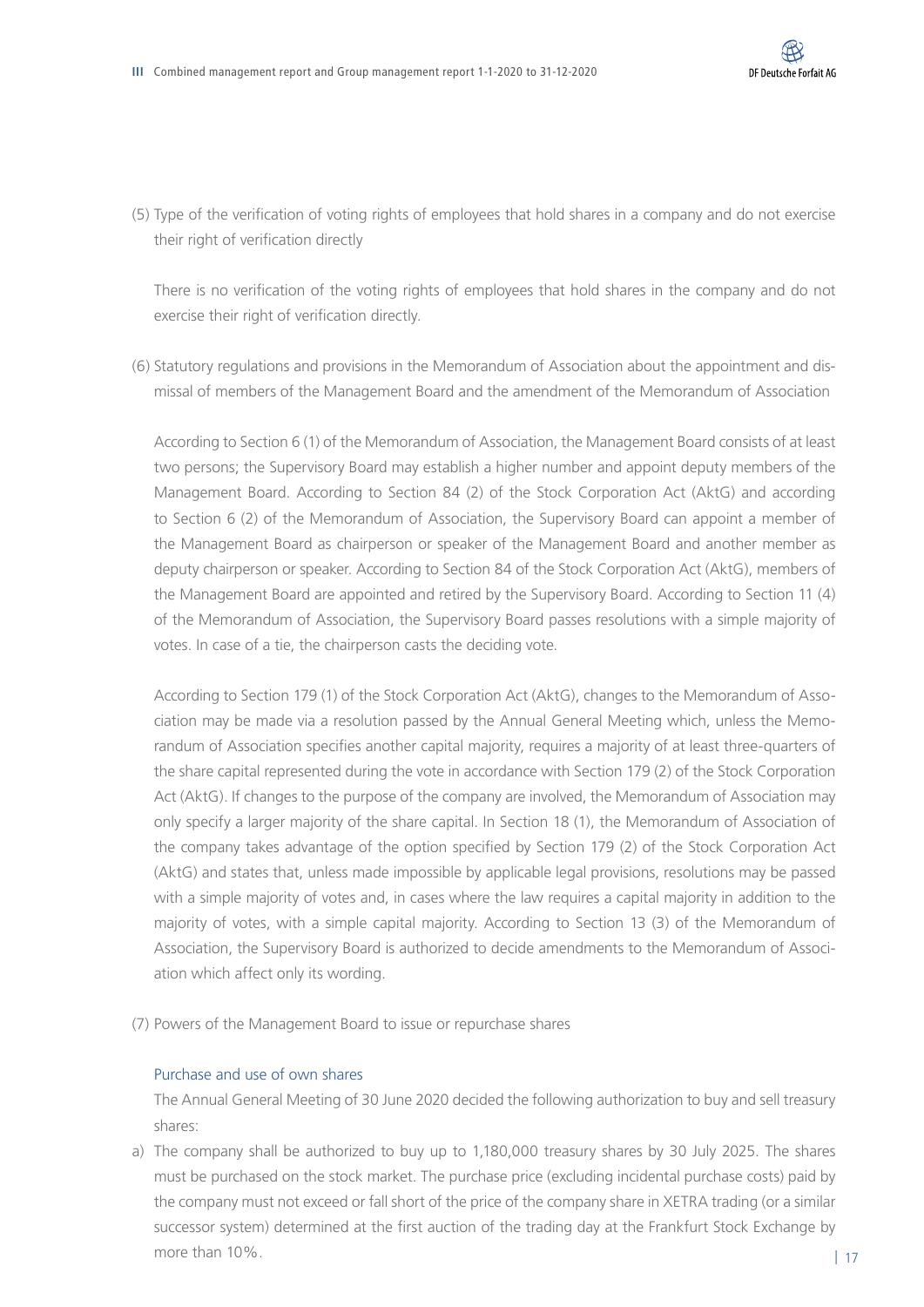(5) Type of the verification of voting rights of employees that hold shares in a company and do not exercise their right of verification directly

There is no verification of the voting rights of employees that hold shares in the company and do not exercise their right of verification directly.

(6) Statutory regulations and provisions in the Memorandum of Association about the appointment and dismissal of members of the Management Board and the amendment of the Memorandum of Association

According to Section 6 (1) of the Memorandum of Association, the Management Board consists of at least two persons; the Supervisory Board may establish a higher number and appoint deputy members of the Management Board. According to Section 84 (2) of the Stock Corporation Act (AktG) and according to Section 6 (2) of the Memorandum of Association, the Supervisory Board can appoint a member of the Management Board as chairperson or speaker of the Management Board and another member as deputy chairperson or speaker. According to Section 84 of the Stock Corporation Act (AktG), members of the Management Board are appointed and retired by the Supervisory Board. According to Section 11 (4) of the Memorandum of Association, the Supervisory Board passes resolutions with a simple majority of votes. In case of a tie, the chairperson casts the deciding vote.

According to Section 179 (1) of the Stock Corporation Act (AktG), changes to the Memorandum of Association may be made via a resolution passed by the Annual General Meeting which, unless the Memorandum of Association specifies another capital majority, requires a majority of at least three-quarters of the share capital represented during the vote in accordance with Section 179 (2) of the Stock Corporation Act (AktG). If changes to the purpose of the company are involved, the Memorandum of Association may only specify a larger majority of the share capital. In Section 18 (1), the Memorandum of Association of the company takes advantage of the option specified by Section 179 (2) of the Stock Corporation Act (AktG) and states that, unless made impossible by applicable legal provisions, resolutions may be passed with a simple majority of votes and, in cases where the law requires a capital majority in addition to the majority of votes, with a simple capital majority. According to Section 13 (3) of the Memorandum of Association, the Supervisory Board is authorized to decide amendments to the Memorandum of Association which affect only its wording.

(7) Powers of the Management Board to issue or repurchase shares

Purchase and use of own shares

The Annual General Meeting of 30 June 2020 decided the following authorization to buy and sell treasury shares:

a) The company shall be authorized to buy up to 1,180,000 treasury shares by 30 July 2025. The shares must be purchased on the stock market. The purchase price (excluding incidental purchase costs) paid by the company must not exceed or fall short of the price of the company share in XETRA trading (or a similar successor system) determined at the first auction of the trading day at the Frankfurt Stock Exchange by more than 10%.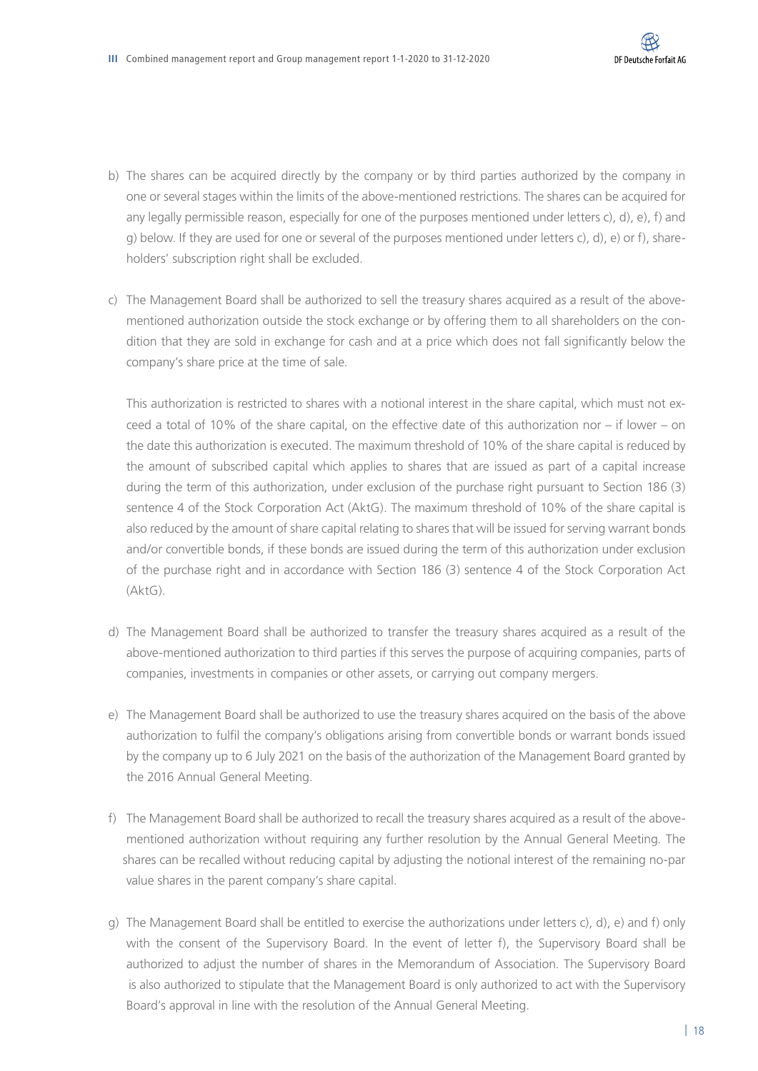b) The shares can be acquired directly by the company or by third parties authorized by the company in one or several stages within the limits of the above-mentioned restrictions. The shares can be acquired for any legally permissible reason, especially for one of the purposes mentioned under letters c), d), e), f) and g) below. If they are used for one or several of the purposes mentioned under letters c), d), e) or f), shareholders' subscription right shall be excluded.

c) The Management Board shall be authorized to sell the treasury shares acquired as a result of the above-mentioned authorization outside the stock exchange or by offering them to all shareholders on the condition that they are sold in exchange for cash and at a price which does not fall significantly below the company's share price at the time of sale.

   This authorization is restricted to shares with a notional interest in the share capital, which must not exceed a total of 10% of the share capital, on the effective date of this authorization nor – if lower – on the date this authorization is executed. The maximum threshold of 10% of the share capital is reduced by the amount of subscribed capital which applies to shares that are issued as part of a capital increase during the term of this authorization, under exclusion of the purchase right pursuant to Section 186 (3) sentence 4 of the Stock Corporation Act (AktG). The maximum threshold of 10% of the share capital is also reduced by the amount of share capital relating to shares that will be issued for serving warrant bonds and/or convertible bonds, if these bonds are issued during the term of this authorization under exclusion of the purchase right and in accordance with Section 186 (3) sentence 4 of the Stock Corporation Act (AktG).

d) The Management Board shall be authorized to transfer the treasury shares acquired as a result of the above-mentioned authorization to third parties if this serves the purpose of acquiring companies, parts of companies, investments in companies or other assets, or carrying out company mergers.

e) The Management Board shall be authorized to use the treasury shares acquired on the basis of the above authorization to fulfil the company's obligations arising from convertible bonds or warrant bonds issued by the company up to 6 July 2021 on the basis of the authorization of the Management Board granted by the 2016 Annual General Meeting.

f) The Management Board shall be authorized to recall the treasury shares acquired as a result of the above-mentioned authorization without requiring any further resolution by the Annual General Meeting. The shares can be recalled without reducing capital by adjusting the notional interest of the remaining no-par value shares in the parent company's share capital.

g) The Management Board shall be entitled to exercise the authorizations under letters c), d), e) and f) only with the consent of the Supervisory Board. In the event of letter f), the Supervisory Board shall be authorized to adjust the number of shares in the Memorandum of Association. The Supervisory Board is also authorized to stipulate that the Management Board is only authorized to act with the Supervisory Board's approval in line with the resolution of the Annual General Meeting.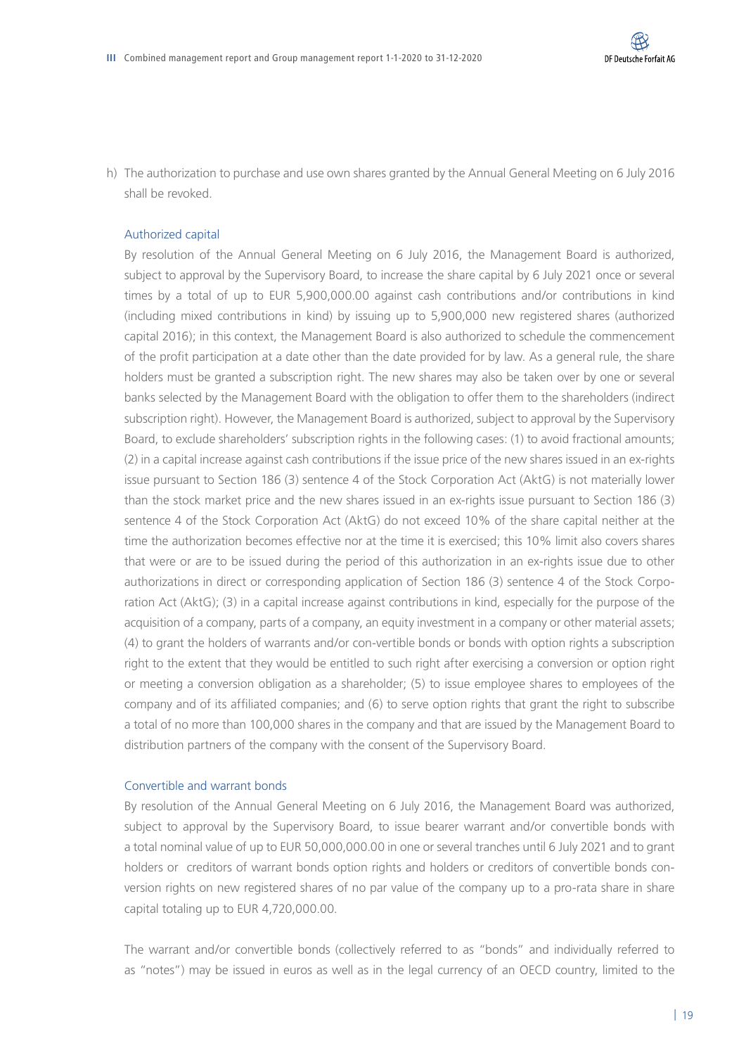h) The authorization to purchase and use own shares granted by the Annual General Meeting on 6 July 2016 shall be revoked.

### Authorized capital

By resolution of the Annual General Meeting on 6 July 2016, the Management Board is authorized, subject to approval by the Supervisory Board, to increase the share capital by 6 July 2021 once or several times by a total of up to EUR 5,900,000.00 against cash contributions and/or contributions in kind (including mixed contributions in kind) by issuing up to 5,900,000 new registered shares (authorized capital 2016); in this context, the Management Board is also authorized to schedule the commencement of the profit participation at a date other than the date provided for by law. As a general rule, the share holders must be granted a subscription right. The new shares may also be taken over by one or several banks selected by the Management Board with the obligation to offer them to the shareholders (indirect subscription right). However, the Management Board is authorized, subject to approval by the Supervisory Board, to exclude shareholders' subscription rights in the following cases: (1) to avoid fractional amounts; (2) in a capital increase against cash contributions if the issue price of the new shares issued in an ex-rights issue pursuant to Section 186 (3) sentence 4 of the Stock Corporation Act (AktG) is not materially lower than the stock market price and the new shares issued in an ex-rights issue pursuant to Section 186 (3) sentence 4 of the Stock Corporation Act (AktG) do not exceed 10% of the share capital neither at the time the authorization becomes effective nor at the time it is exercised; this 10% limit also covers shares that were or are to be issued during the period of this authorization in an ex-rights issue due to other authorizations in direct or corresponding application of Section 186 (3) sentence 4 of the Stock Corporation Act (AktG); (3) in a capital increase against contributions in kind, especially for the purpose of the acquisition of a company, parts of a company, an equity investment in a company or other material assets; (4) to grant the holders of warrants and/or con-vertible bonds or bonds with option rights a subscription right to the extent that they would be entitled to such right after exercising a conversion or option right or meeting a conversion obligation as a shareholder; (5) to issue employee shares to employees of the company and of its affiliated companies; and (6) to serve option rights that grant the right to subscribe a total of no more than 100,000 shares in the company and that are issued by the Management Board to distribution partners of the company with the consent of the Supervisory Board.

### Convertible and warrant bonds

By resolution of the Annual General Meeting on 6 July 2016, the Management Board was authorized, subject to approval by the Supervisory Board, to issue bearer warrant and/or convertible bonds with a total nominal value of up to EUR 50,000,000.00 in one or several tranches until 6 July 2021 and to grant holders or creditors of warrant bonds option rights and holders or creditors of convertible bonds conversion rights on new registered shares of no par value of the company up to a pro-rata share in share capital totaling up to EUR 4,720,000.00.

The warrant and/or convertible bonds (collectively referred to as "bonds" and individually referred to as "notes") may be issued in euros as well as in the legal currency of an OECD country, limited to the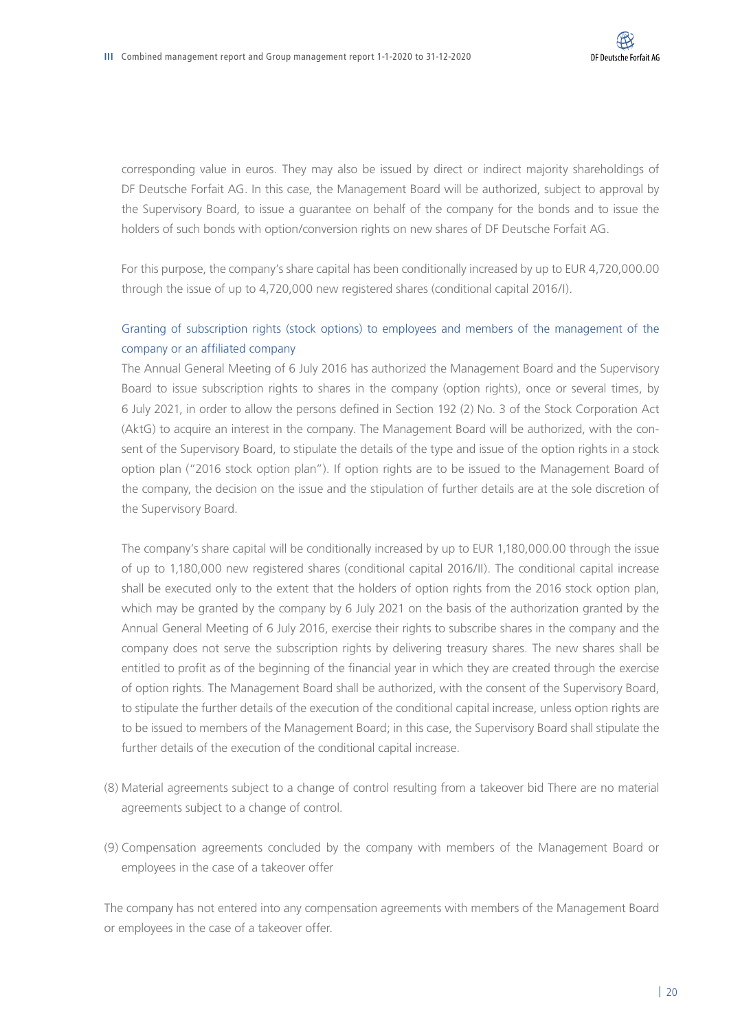corresponding value in euros. They may also be issued by direct or indirect majority shareholdings of DF Deutsche Forfait AG. In this case, the Management Board will be authorized, subject to approval by the Supervisory Board, to issue a guarantee on behalf of the company for the bonds and to issue the holders of such bonds with option/conversion rights on new shares of DF Deutsche Forfait AG.

For this purpose, the company's share capital has been conditionally increased by up to EUR 4,720,000.00 through the issue of up to 4,720,000 new registered shares (conditional capital 2016/I).

### Granting of subscription rights (stock options) to employees and members of the management of the company or an affiliated company

The Annual General Meeting of 6 July 2016 has authorized the Management Board and the Supervisory Board to issue subscription rights to shares in the company (option rights), once or several times, by 6 July 2021, in order to allow the persons defined in Section 192 (2) No. 3 of the Stock Corporation Act (AktG) to acquire an interest in the company. The Management Board will be authorized, with the consent of the Supervisory Board, to stipulate the details of the type and issue of the option rights in a stock option plan ("2016 stock option plan"). If option rights are to be issued to the Management Board of the company, the decision on the issue and the stipulation of further details are at the sole discretion of the Supervisory Board.

The company's share capital will be conditionally increased by up to EUR 1,180,000.00 through the issue of up to 1,180,000 new registered shares (conditional capital 2016/II). The conditional capital increase shall be executed only to the extent that the holders of option rights from the 2016 stock option plan, which may be granted by the company by 6 July 2021 on the basis of the authorization granted by the Annual General Meeting of 6 July 2016, exercise their rights to subscribe shares in the company and the company does not serve the subscription rights by delivering treasury shares. The new shares shall be entitled to profit as of the beginning of the financial year in which they are created through the exercise of option rights. The Management Board shall be authorized, with the consent of the Supervisory Board, to stipulate the further details of the execution of the conditional capital increase, unless option rights are to be issued to members of the Management Board; in this case, the Supervisory Board shall stipulate the further details of the execution of the conditional capital increase.

(8) Material agreements subject to a change of control resulting from a takeover bid There are no material agreements subject to a change of control.

(9) Compensation agreements concluded by the company with members of the Management Board or employees in the case of a takeover offer

The company has not entered into any compensation agreements with members of the Management Board or employees in the case of a takeover offer.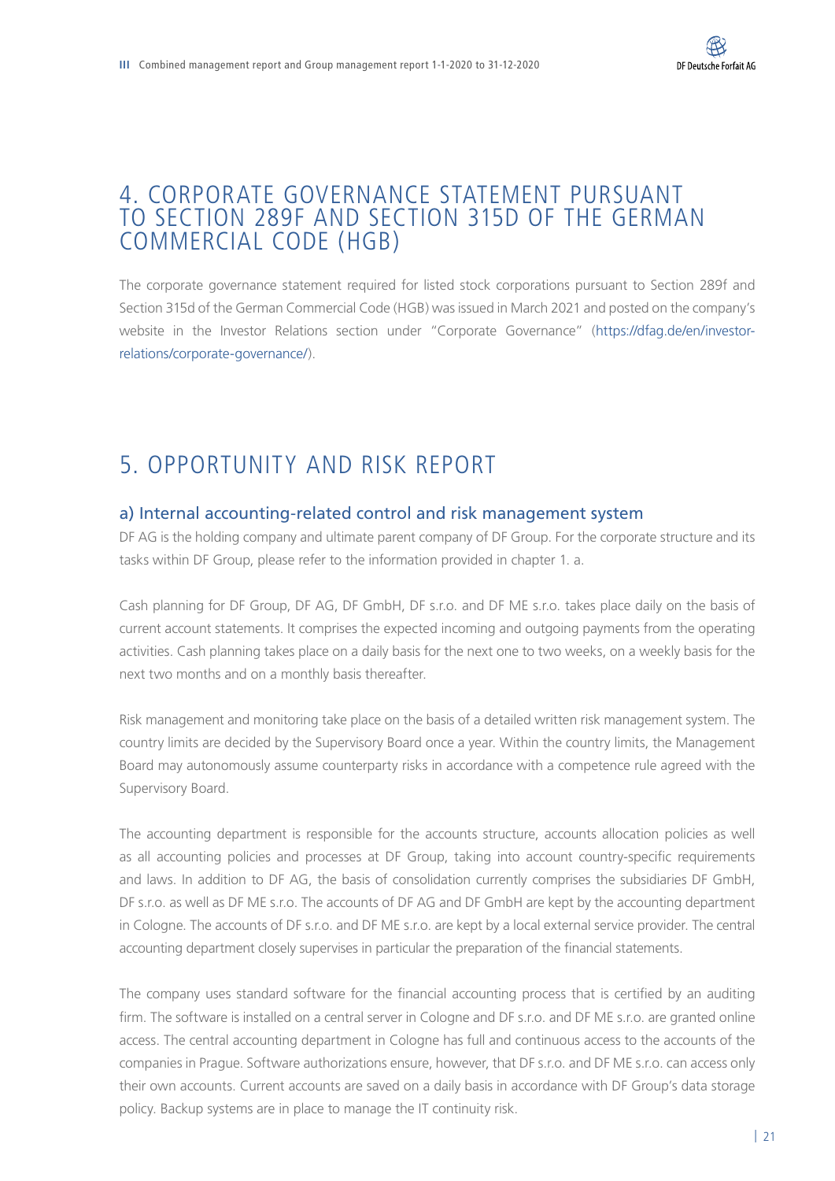# 4. CORPORATE GOVERNANCE STATEMENT PURSUANT TO SECTION 289F AND SECTION 315D OF THE GERMAN COMMERCIAL CODE (HGB)

The corporate governance statement required for listed stock corporations pursuant to Section 289f and Section 315d of the German Commercial Code (HGB) was issued in March 2021 and posted on the company's website in the Investor Relations section under "Corporate Governance" (https://dfag.de/en/investor-relations/corporate-governance/).

# 5. OPPORTUNITY AND RISK REPORT

## a) Internal accounting-related control and risk management system

DF AG is the holding company and ultimate parent company of DF Group. For the corporate structure and its tasks within DF Group, please refer to the information provided in chapter 1. a.

Cash planning for DF Group, DF AG, DF GmbH, DF s.r.o. and DF ME s.r.o. takes place daily on the basis of current account statements. It comprises the expected incoming and outgoing payments from the operating activities. Cash planning takes place on a daily basis for the next one to two weeks, on a weekly basis for the next two months and on a monthly basis thereafter.

Risk management and monitoring take place on the basis of a detailed written risk management system. The country limits are decided by the Supervisory Board once a year. Within the country limits, the Management Board may autonomously assume counterparty risks in accordance with a competence rule agreed with the Supervisory Board.

The accounting department is responsible for the accounts structure, accounts allocation policies as well as all accounting policies and processes at DF Group, taking into account country-specific requirements and laws. In addition to DF AG, the basis of consolidation currently comprises the subsidiaries DF GmbH, DF s.r.o. as well as DF ME s.r.o. The accounts of DF AG and DF GmbH are kept by the accounting department in Cologne. The accounts of DF s.r.o. and DF ME s.r.o. are kept by a local external service provider. The central accounting department closely supervises in particular the preparation of the financial statements.

The company uses standard software for the financial accounting process that is certified by an auditing firm. The software is installed on a central server in Cologne and DF s.r.o. and DF ME s.r.o. are granted online access. The central accounting department in Cologne has full and continuous access to the accounts of the companies in Prague. Software authorizations ensure, however, that DF s.r.o. and DF ME s.r.o. can access only their own accounts. Current accounts are saved on a daily basis in accordance with DF Group's data storage policy. Backup systems are in place to manage the IT continuity risk.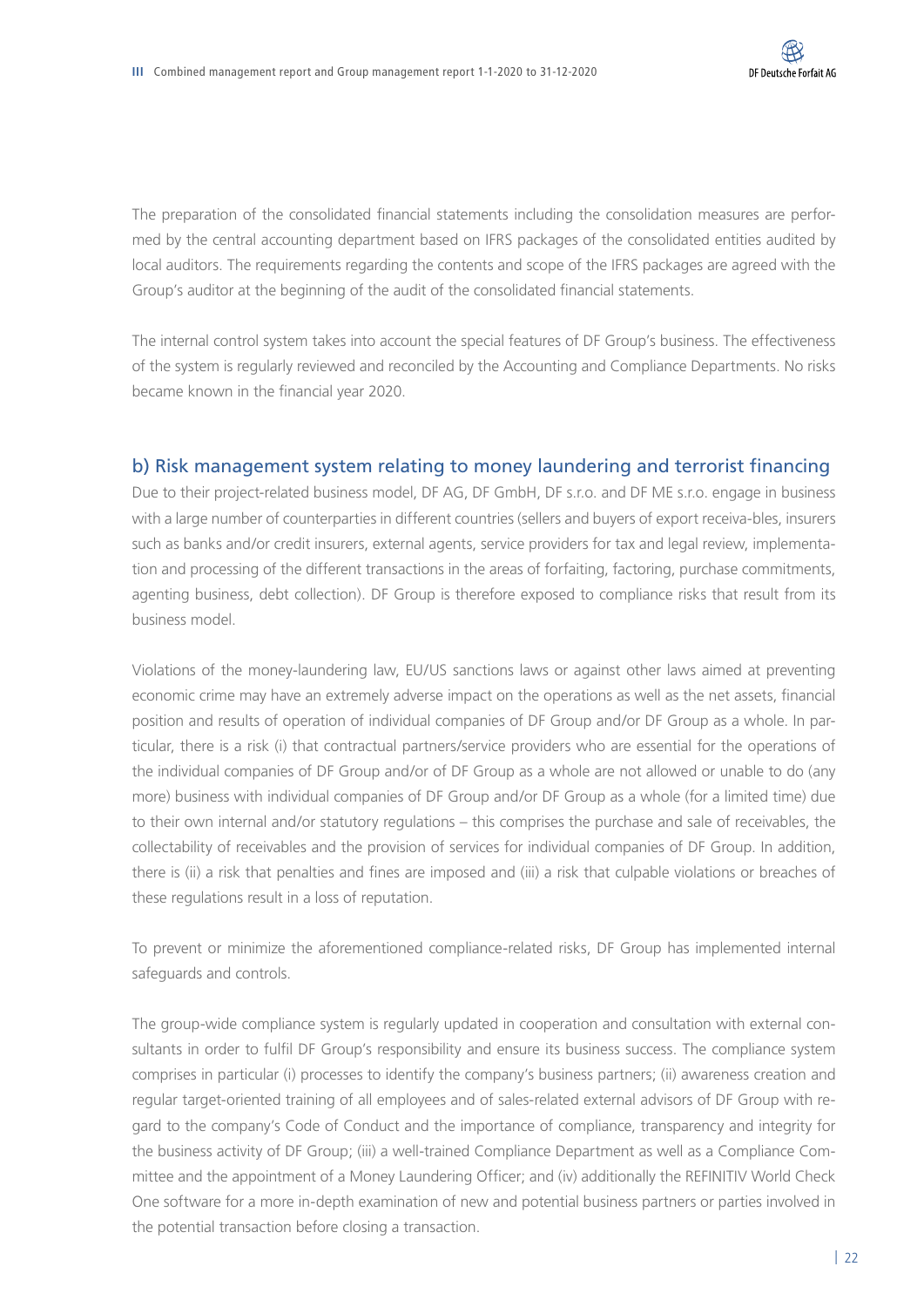The preparation of the consolidated financial statements including the consolidation measures are performed by the central accounting department based on IFRS packages of the consolidated entities audited by local auditors. The requirements regarding the contents and scope of the IFRS packages are agreed with the Group's auditor at the beginning of the audit of the consolidated financial statements.

The internal control system takes into account the special features of DF Group's business. The effectiveness of the system is regularly reviewed and reconciled by the Accounting and Compliance Departments. No risks became known in the financial year 2020.

## b) Risk management system relating to money laundering and terrorist financing

Due to their project-related business model, DF AG, DF GmbH, DF s.r.o. and DF ME s.r.o. engage in business with a large number of counterparties in different countries (sellers and buyers of export receiva-bles, insurers such as banks and/or credit insurers, external agents, service providers for tax and legal review, implementation and processing of the different transactions in the areas of forfaiting, factoring, purchase commitments, agenting business, debt collection). DF Group is therefore exposed to compliance risks that result from its business model.

Violations of the money-laundering law, EU/US sanctions laws or against other laws aimed at preventing economic crime may have an extremely adverse impact on the operations as well as the net assets, financial position and results of operation of individual companies of DF Group and/or DF Group as a whole. In particular, there is a risk (i) that contractual partners/service providers who are essential for the operations of the individual companies of DF Group and/or of DF Group as a whole are not allowed or unable to do (any more) business with individual companies of DF Group and/or DF Group as a whole (for a limited time) due to their own internal and/or statutory regulations – this comprises the purchase and sale of receivables, the collectability of receivables and the provision of services for individual companies of DF Group. In addition, there is (ii) a risk that penalties and fines are imposed and (iii) a risk that culpable violations or breaches of these regulations result in a loss of reputation.

To prevent or minimize the aforementioned compliance-related risks, DF Group has implemented internal safeguards and controls.

The group-wide compliance system is regularly updated in cooperation and consultation with external consultants in order to fulfil DF Group's responsibility and ensure its business success. The compliance system comprises in particular (i) processes to identify the company's business partners; (ii) awareness creation and regular target-oriented training of all employees and of sales-related external advisors of DF Group with regard to the company's Code of Conduct and the importance of compliance, transparency and integrity for the business activity of DF Group; (iii) a well-trained Compliance Department as well as a Compliance Committee and the appointment of a Money Laundering Officer; and (iv) additionally the REFINITIV World Check One software for a more in-depth examination of new and potential business partners or parties involved in the potential transaction before closing a transaction.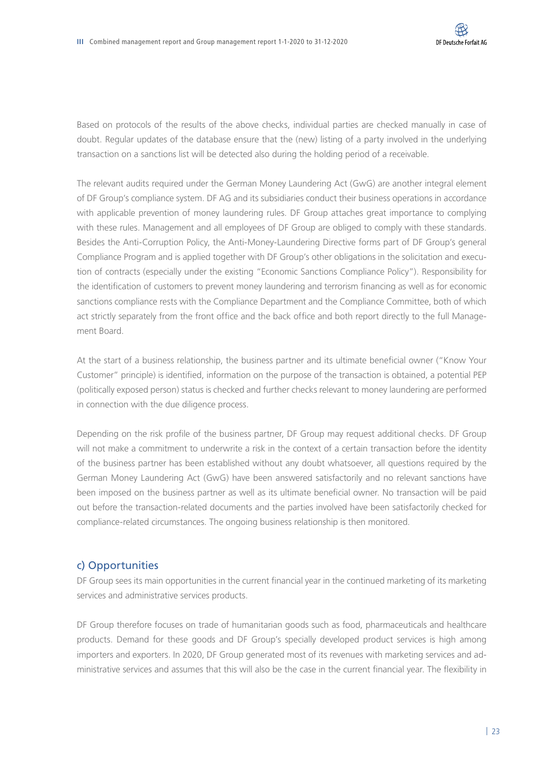Based on protocols of the results of the above checks, individual parties are checked manually in case of doubt. Regular updates of the database ensure that the (new) listing of a party involved in the underlying transaction on a sanctions list will be detected also during the holding period of a receivable.

The relevant audits required under the German Money Laundering Act (GwG) are another integral element of DF Group's compliance system. DF AG and its subsidiaries conduct their business operations in accordance with applicable prevention of money laundering rules. DF Group attaches great importance to complying with these rules. Management and all employees of DF Group are obliged to comply with these standards. Besides the Anti-Corruption Policy, the Anti-Money-Laundering Directive forms part of DF Group's general Compliance Program and is applied together with DF Group's other obligations in the solicitation and execution of contracts (especially under the existing "Economic Sanctions Compliance Policy"). Responsibility for the identification of customers to prevent money laundering and terrorism financing as well as for economic sanctions compliance rests with the Compliance Department and the Compliance Committee, both of which act strictly separately from the front office and the back office and both report directly to the full Management Board.

At the start of a business relationship, the business partner and its ultimate beneficial owner ("Know Your Customer" principle) is identified, information on the purpose of the transaction is obtained, a potential PEP (politically exposed person) status is checked and further checks relevant to money laundering are performed in connection with the due diligence process.

Depending on the risk profile of the business partner, DF Group may request additional checks. DF Group will not make a commitment to underwrite a risk in the context of a certain transaction before the identity of the business partner has been established without any doubt whatsoever, all questions required by the German Money Laundering Act (GwG) have been answered satisfactorily and no relevant sanctions have been imposed on the business partner as well as its ultimate beneficial owner. No transaction will be paid out before the transaction-related documents and the parties involved have been satisfactorily checked for compliance-related circumstances. The ongoing business relationship is then monitored.

## c) Opportunities

DF Group sees its main opportunities in the current financial year in the continued marketing of its marketing services and administrative services products.

DF Group therefore focuses on trade of humanitarian goods such as food, pharmaceuticals and healthcare products. Demand for these goods and DF Group's specially developed product services is high among importers and exporters. In 2020, DF Group generated most of its revenues with marketing services and administrative services and assumes that this will also be the case in the current financial year. The flexibility in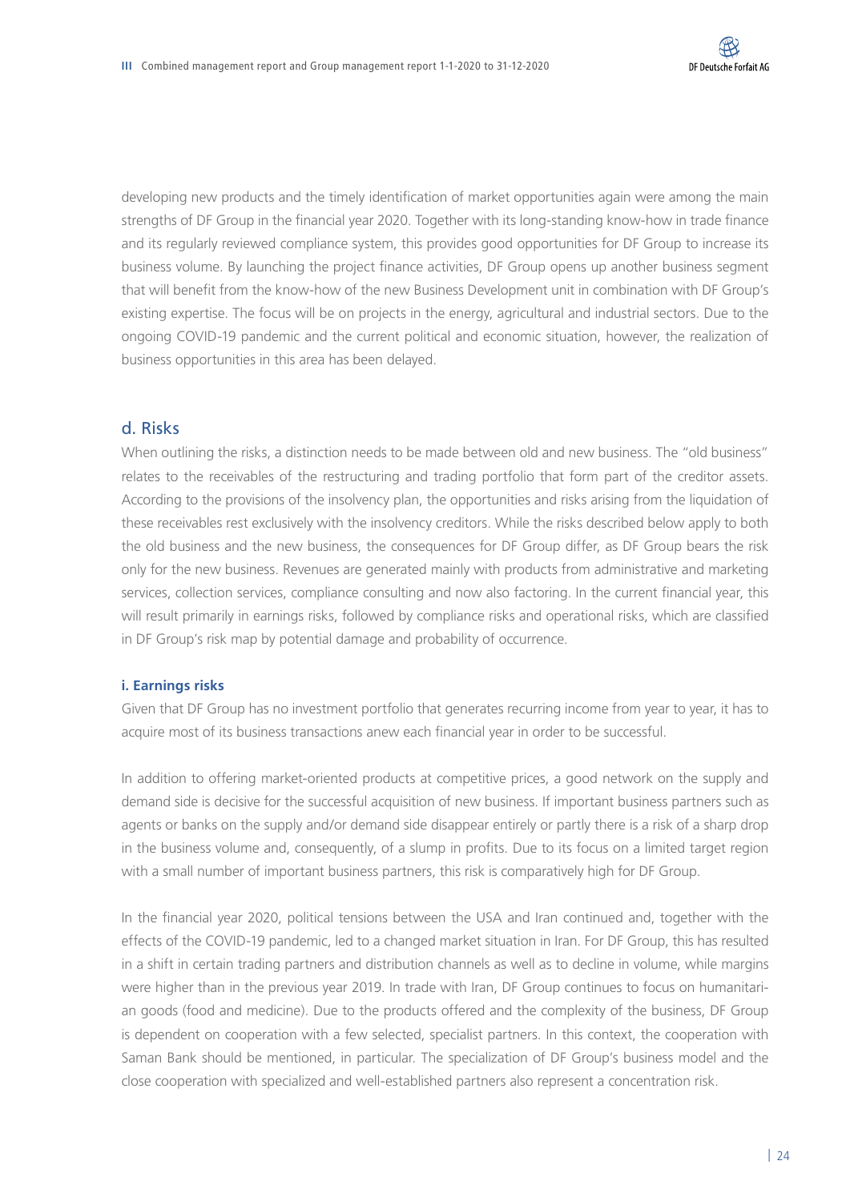developing new products and the timely identification of market opportunities again were among the main strengths of DF Group in the financial year 2020. Together with its long-standing know-how in trade finance and its regularly reviewed compliance system, this provides good opportunities for DF Group to increase its business volume. By launching the project finance activities, DF Group opens up another business segment that will benefit from the know-how of the new Business Development unit in combination with DF Group's existing expertise. The focus will be on projects in the energy, agricultural and industrial sectors. Due to the ongoing COVID-19 pandemic and the current political and economic situation, however, the realization of business opportunities in this area has been delayed.

## d. Risks

When outlining the risks, a distinction needs to be made between old and new business. The "old business" relates to the receivables of the restructuring and trading portfolio that form part of the creditor assets. According to the provisions of the insolvency plan, the opportunities and risks arising from the liquidation of these receivables rest exclusively with the insolvency creditors. While the risks described below apply to both the old business and the new business, the consequences for DF Group differ, as DF Group bears the risk only for the new business. Revenues are generated mainly with products from administrative and marketing services, collection services, compliance consulting and now also factoring. In the current financial year, this will result primarily in earnings risks, followed by compliance risks and operational risks, which are classified in DF Group's risk map by potential damage and probability of occurrence.

### i. Earnings risks

Given that DF Group has no investment portfolio that generates recurring income from year to year, it has to acquire most of its business transactions anew each financial year in order to be successful.

In addition to offering market-oriented products at competitive prices, a good network on the supply and demand side is decisive for the successful acquisition of new business. If important business partners such as agents or banks on the supply and/or demand side disappear entirely or partly there is a risk of a sharp drop in the business volume and, consequently, of a slump in profits. Due to its focus on a limited target region with a small number of important business partners, this risk is comparatively high for DF Group.

In the financial year 2020, political tensions between the USA and Iran continued and, together with the effects of the COVID-19 pandemic, led to a changed market situation in Iran. For DF Group, this has resulted in a shift in certain trading partners and distribution channels as well as to decline in volume, while margins were higher than in the previous year 2019. In trade with Iran, DF Group continues to focus on humanitarian goods (food and medicine). Due to the products offered and the complexity of the business, DF Group is dependent on cooperation with a few selected, specialist partners. In this context, the cooperation with Saman Bank should be mentioned, in particular. The specialization of DF Group's business model and the close cooperation with specialized and well-established partners also represent a concentration risk.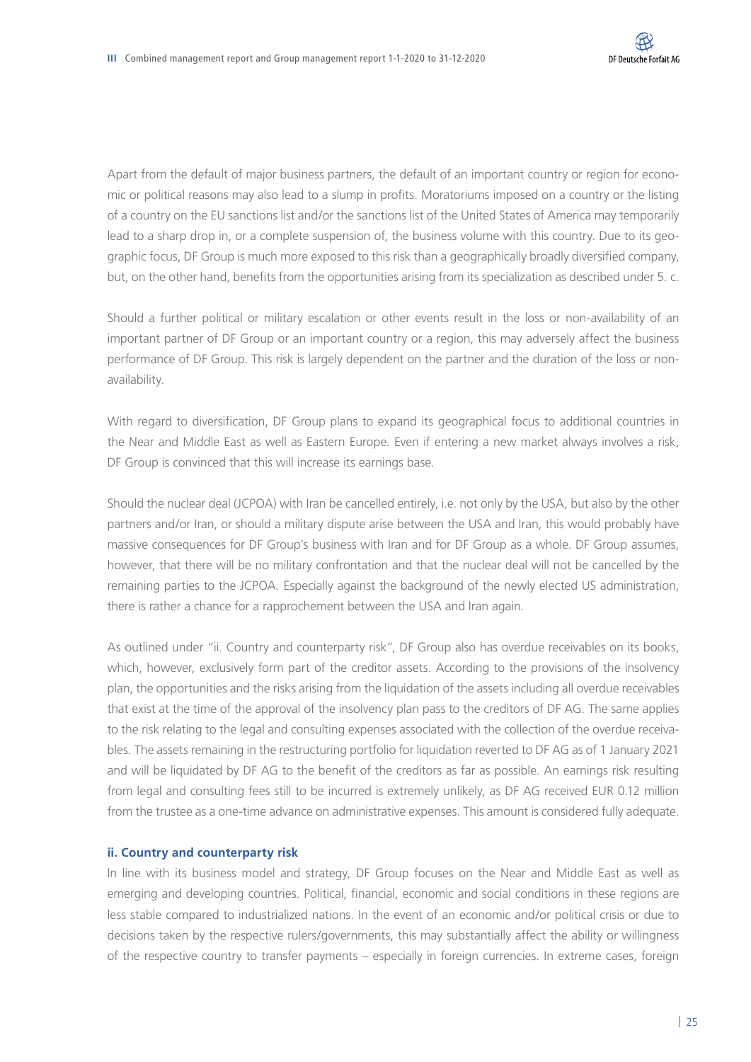Apart from the default of major business partners, the default of an important country or region for economic or political reasons may also lead to a slump in profits. Moratoriums imposed on a country or the listing of a country on the EU sanctions list and/or the sanctions list of the United States of America may temporarily lead to a sharp drop in, or a complete suspension of, the business volume with this country. Due to its geographic focus, DF Group is much more exposed to this risk than a geographically broadly diversified company, but, on the other hand, benefits from the opportunities arising from its specialization as described under 5. c.

Should a further political or military escalation or other events result in the loss or non-availability of an important partner of DF Group or an important country or a region, this may adversely affect the business performance of DF Group. This risk is largely dependent on the partner and the duration of the loss or non-availability.

With regard to diversification, DF Group plans to expand its geographical focus to additional countries in the Near and Middle East as well as Eastern Europe. Even if entering a new market always involves a risk, DF Group is convinced that this will increase its earnings base.

Should the nuclear deal (JCPOA) with Iran be cancelled entirely, i.e. not only by the USA, but also by the other partners and/or Iran, or should a military dispute arise between the USA and Iran, this would probably have massive consequences for DF Group's business with Iran and for DF Group as a whole. DF Group assumes, however, that there will be no military confrontation and that the nuclear deal will not be cancelled by the remaining parties to the JCPOA. Especially against the background of the newly elected US administration, there is rather a chance for a rapprochement between the USA and Iran again.

As outlined under "ii. Country and counterparty risk", DF Group also has overdue receivables on its books, which, however, exclusively form part of the creditor assets. According to the provisions of the insolvency plan, the opportunities and the risks arising from the liquidation of the assets including all overdue receivables that exist at the time of the approval of the insolvency plan pass to the creditors of DF AG. The same applies to the risk relating to the legal and consulting expenses associated with the collection of the overdue receivables. The assets remaining in the restructuring portfolio for liquidation reverted to DF AG as of 1 January 2021 and will be liquidated by DF AG to the benefit of the creditors as far as possible. An earnings risk resulting from legal and consulting fees still to be incurred is extremely unlikely, as DF AG received EUR 0.12 million from the trustee as a one-time advance on administrative expenses. This amount is considered fully adequate.

#### ii. Country and counterparty risk

In line with its business model and strategy, DF Group focuses on the Near and Middle East as well as emerging and developing countries. Political, financial, economic and social conditions in these regions are less stable compared to industrialized nations. In the event of an economic and/or political crisis or due to decisions taken by the respective rulers/governments, this may substantially affect the ability or willingness of the respective country to transfer payments – especially in foreign currencies. In extreme cases, foreign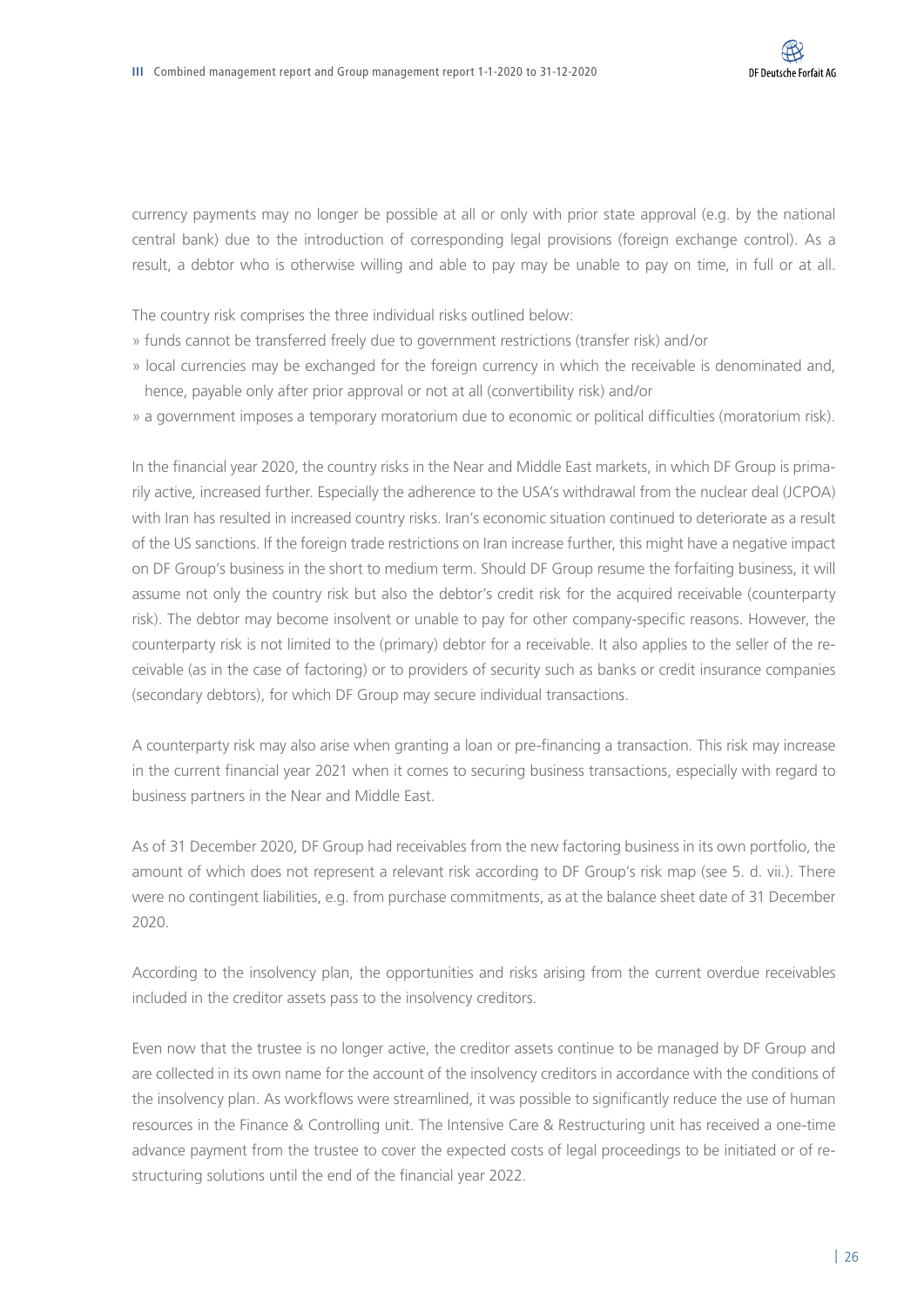currency payments may no longer be possible at all or only with prior state approval (e.g. by the national central bank) due to the introduction of corresponding legal provisions (foreign exchange control). As a result, a debtor who is otherwise willing and able to pay may be unable to pay on time, in full or at all.

The country risk comprises the three individual risks outlined below:

- funds cannot be transferred freely due to government restrictions (transfer risk) and/or
- local currencies may be exchanged for the foreign currency in which the receivable is denominated and, hence, payable only after prior approval or not at all (convertibility risk) and/or
- a government imposes a temporary moratorium due to economic or political difficulties (moratorium risk).

In the financial year 2020, the country risks in the Near and Middle East markets, in which DF Group is primarily active, increased further. Especially the adherence to the USA's withdrawal from the nuclear deal (JCPOA) with Iran has resulted in increased country risks. Iran's economic situation continued to deteriorate as a result of the US sanctions. If the foreign trade restrictions on Iran increase further, this might have a negative impact on DF Group's business in the short to medium term. Should DF Group resume the forfaiting business, it will assume not only the country risk but also the debtor's credit risk for the acquired receivable (counterparty risk). The debtor may become insolvent or unable to pay for other company-specific reasons. However, the counterparty risk is not limited to the (primary) debtor for a receivable. It also applies to the seller of the receivable (as in the case of factoring) or to providers of security such as banks or credit insurance companies (secondary debtors), for which DF Group may secure individual transactions.

A counterparty risk may also arise when granting a loan or pre-financing a transaction. This risk may increase in the current financial year 2021 when it comes to securing business transactions, especially with regard to business partners in the Near and Middle East.

As of 31 December 2020, DF Group had receivables from the new factoring business in its own portfolio, the amount of which does not represent a relevant risk according to DF Group's risk map (see 5. d. vii.). There were no contingent liabilities, e.g. from purchase commitments, as at the balance sheet date of 31 December 2020.

According to the insolvency plan, the opportunities and risks arising from the current overdue receivables included in the creditor assets pass to the insolvency creditors.

Even now that the trustee is no longer active, the creditor assets continue to be managed by DF Group and are collected in its own name for the account of the insolvency creditors in accordance with the conditions of the insolvency plan. As workflows were streamlined, it was possible to significantly reduce the use of human resources in the Finance & Controlling unit. The Intensive Care & Restructuring unit has received a one-time advance payment from the trustee to cover the expected costs of legal proceedings to be initiated or of restructuring solutions until the end of the financial year 2022.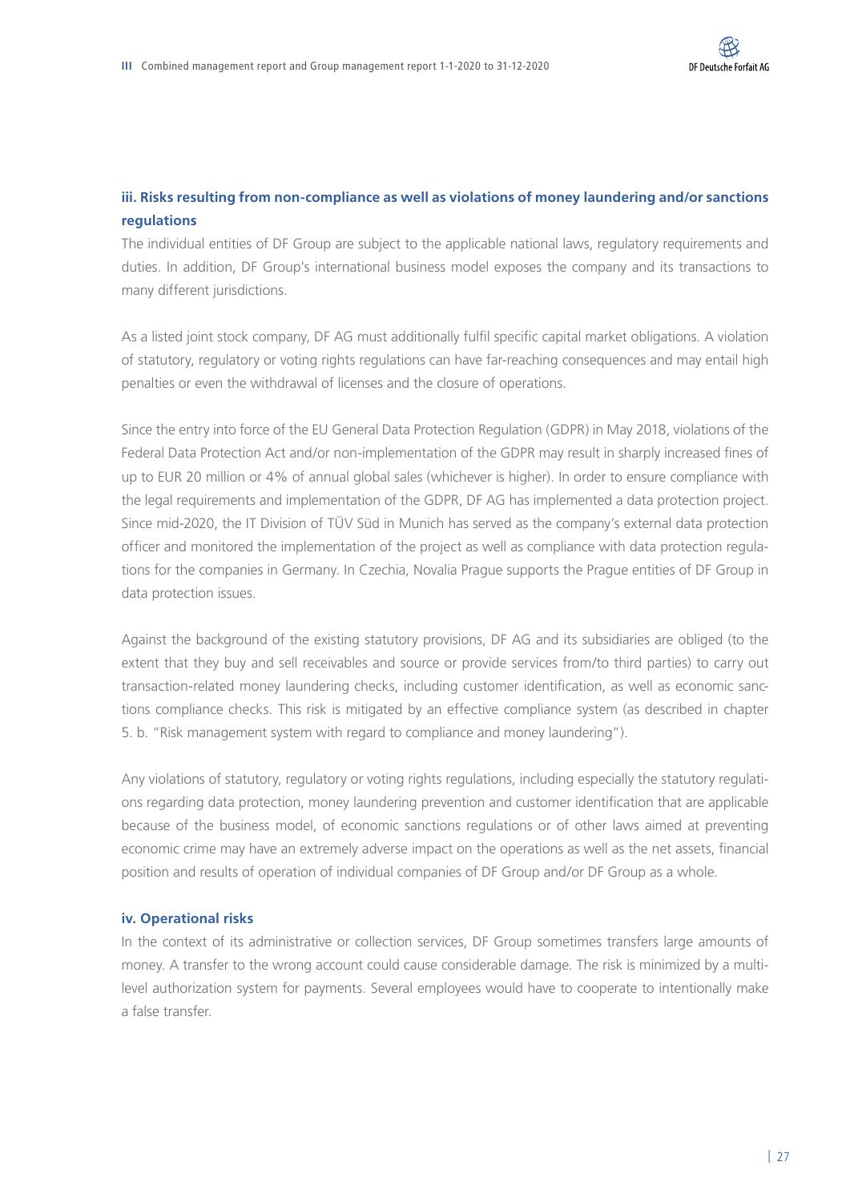### iii. Risks resulting from non-compliance as well as violations of money laundering and/or sanctions regulations

The individual entities of DF Group are subject to the applicable national laws, regulatory requirements and duties. In addition, DF Group's international business model exposes the company and its transactions to many different jurisdictions.

As a listed joint stock company, DF AG must additionally fulfil specific capital market obligations. A violation of statutory, regulatory or voting rights regulations can have far-reaching consequences and may entail high penalties or even the withdrawal of licenses and the closure of operations.

Since the entry into force of the EU General Data Protection Regulation (GDPR) in May 2018, violations of the Federal Data Protection Act and/or non-implementation of the GDPR may result in sharply increased fines of up to EUR 20 million or 4% of annual global sales (whichever is higher). In order to ensure compliance with the legal requirements and implementation of the GDPR, DF AG has implemented a data protection project. Since mid-2020, the IT Division of TÜV Süd in Munich has served as the company's external data protection officer and monitored the implementation of the project as well as compliance with data protection regulations for the companies in Germany. In Czechia, Novalia Prague supports the Prague entities of DF Group in data protection issues.

Against the background of the existing statutory provisions, DF AG and its subsidiaries are obliged (to the extent that they buy and sell receivables and source or provide services from/to third parties) to carry out transaction-related money laundering checks, including customer identification, as well as economic sanctions compliance checks. This risk is mitigated by an effective compliance system (as described in chapter 5. b. "Risk management system with regard to compliance and money laundering").

Any violations of statutory, regulatory or voting rights regulations, including especially the statutory regulations regarding data protection, money laundering prevention and customer identification that are applicable because of the business model, of economic sanctions regulations or of other laws aimed at preventing economic crime may have an extremely adverse impact on the operations as well as the net assets, financial position and results of operation of individual companies of DF Group and/or DF Group as a whole.

### iv. Operational risks

In the context of its administrative or collection services, DF Group sometimes transfers large amounts of money. A transfer to the wrong account could cause considerable damage. The risk is minimized by a multi-level authorization system for payments. Several employees would have to cooperate to intentionally make a false transfer.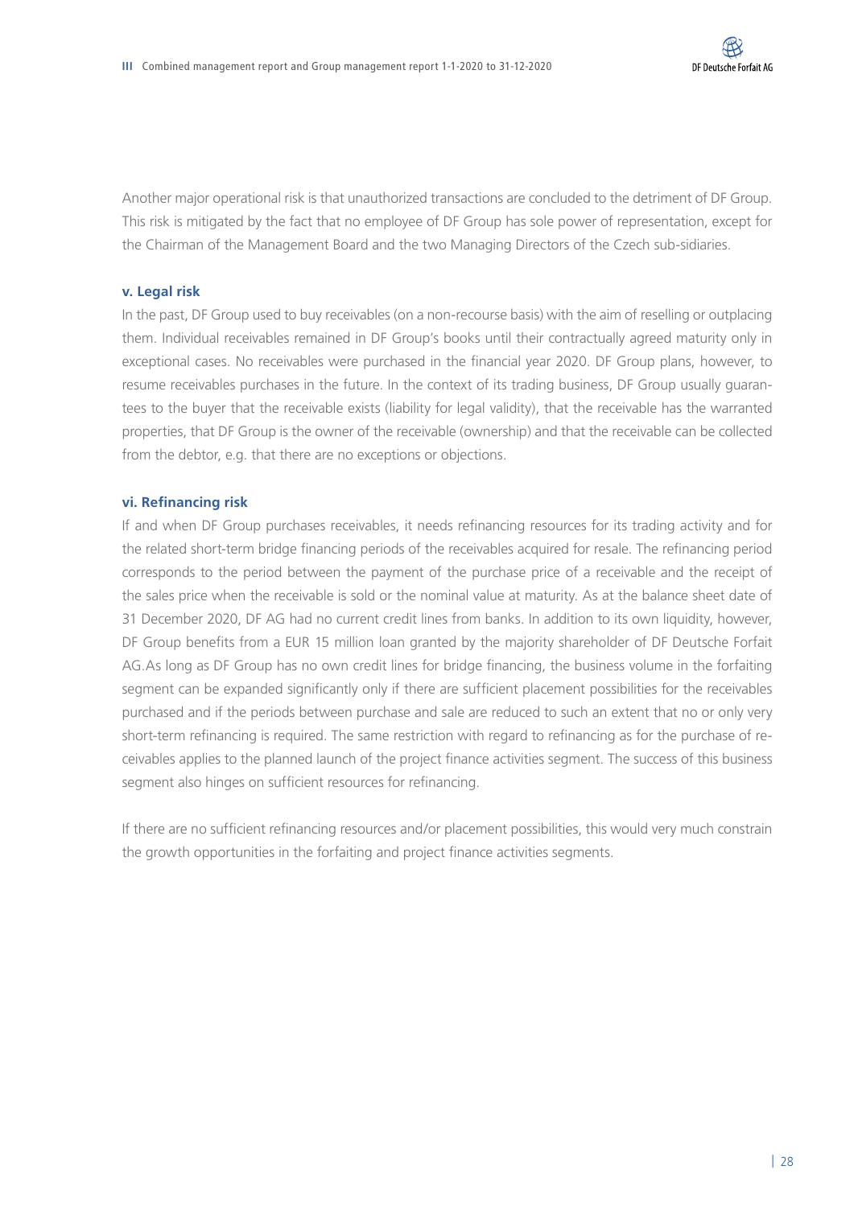Another major operational risk is that unauthorized transactions are concluded to the detriment of DF Group. This risk is mitigated by the fact that no employee of DF Group has sole power of representation, except for the Chairman of the Management Board and the two Managing Directors of the Czech sub-sidiaries.

### v. Legal risk

In the past, DF Group used to buy receivables (on a non-recourse basis) with the aim of reselling or outplacing them. Individual receivables remained in DF Group's books until their contractually agreed maturity only in exceptional cases. No receivables were purchased in the financial year 2020. DF Group plans, however, to resume receivables purchases in the future. In the context of its trading business, DF Group usually guarantees to the buyer that the receivable exists (liability for legal validity), that the receivable has the warranted properties, that DF Group is the owner of the receivable (ownership) and that the receivable can be collected from the debtor, e.g. that there are no exceptions or objections.

### vi. Refinancing risk

If and when DF Group purchases receivables, it needs refinancing resources for its trading activity and for the related short-term bridge financing periods of the receivables acquired for resale. The refinancing period corresponds to the period between the payment of the purchase price of a receivable and the receipt of the sales price when the receivable is sold or the nominal value at maturity. As at the balance sheet date of 31 December 2020, DF AG had no current credit lines from banks. In addition to its own liquidity, however, DF Group benefits from a EUR 15 million loan granted by the majority shareholder of DF Deutsche Forfait AG.As long as DF Group has no own credit lines for bridge financing, the business volume in the forfaiting segment can be expanded significantly only if there are sufficient placement possibilities for the receivables purchased and if the periods between purchase and sale are reduced to such an extent that no or only very short-term refinancing is required. The same restriction with regard to refinancing as for the purchase of receivables applies to the planned launch of the project finance activities segment. The success of this business segment also hinges on sufficient resources for refinancing.

If there are no sufficient refinancing resources and/or placement possibilities, this would very much constrain the growth opportunities in the forfaiting and project finance activities segments.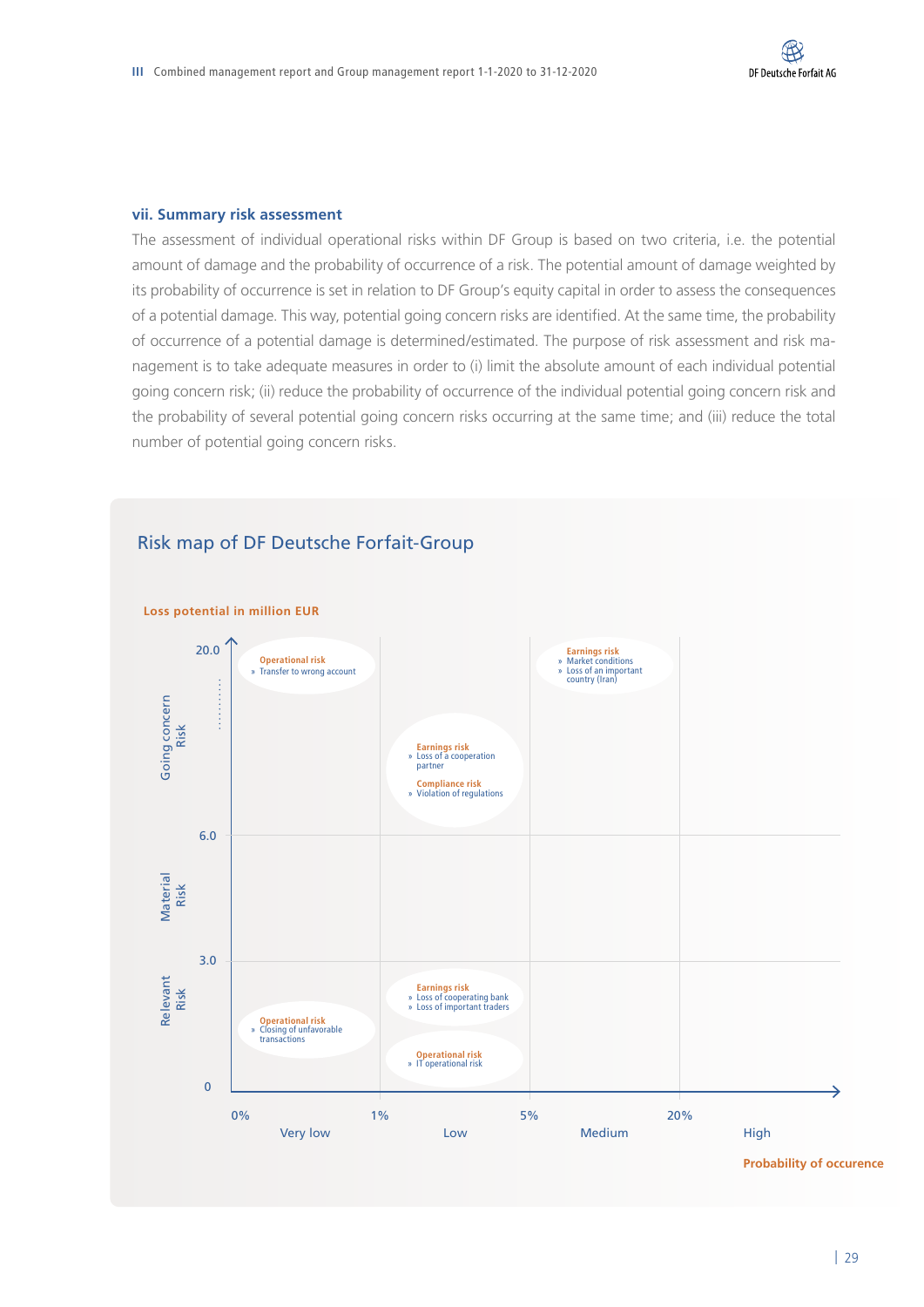### vii. Summary risk assessment

The assessment of individual operational risks within DF Group is based on two criteria, i.e. the potential amount of damage and the probability of occurrence of a risk. The potential amount of damage weighted by its probability of occurrence is set in relation to DF Group's equity capital in order to assess the consequences of a potential damage. This way, potential going concern risks are identified. At the same time, the probability of occurrence of a potential damage is determined/estimated. The purpose of risk assessment and risk management is to take adequate measures in order to (i) limit the absolute amount of each individual potential going concern risk; (ii) reduce the probability of occurrence of the individual potential going concern risk and the probability of several potential going concern risks occurring at the same time; and (iii) reduce the total number of potential going concern risks.

## Risk map of DF Deutsche Forfait-Group

Loss potential in million EUR

| Loss potential | Very low (0%–1%) | Low (1%–5%) | Medium (5%–20%) | High |
|---|---|---|---|---|
| Going concern Risk (6.0–20.0) | **Operational risk** » Transfer to wrong account | **Earnings risk** » Loss of a cooperation partner; **Compliance risk** » Violation of regulations | **Earnings risk** » Market conditions » Loss of an important country (Iran) | |
| Material Risk (3.0–6.0) | | | | |
| Relevant Risk (0–3.0) | **Operational risk** » Closing of unfavorable transactions | **Earnings risk** » Loss of cooperating bank » Loss of important traders; **Operational risk** » IT operational risk | | |

Probability of occurence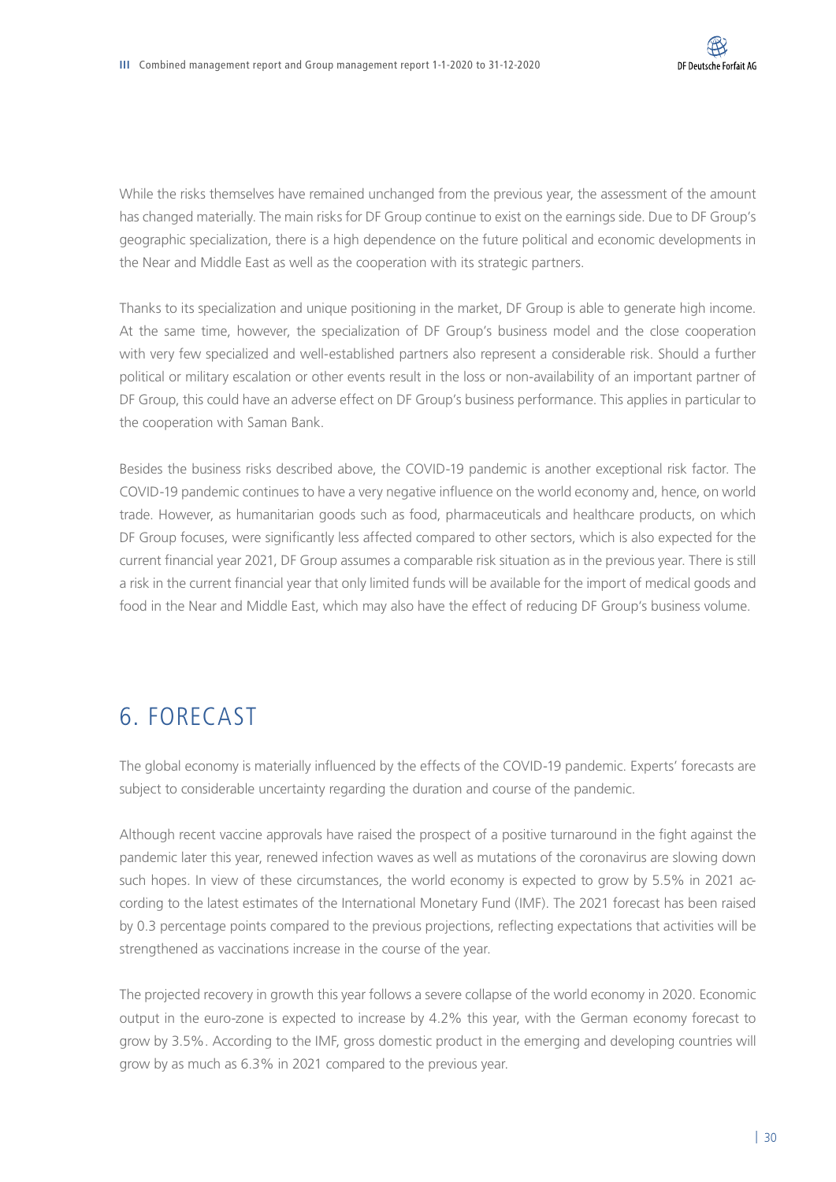While the risks themselves have remained unchanged from the previous year, the assessment of the amount has changed materially. The main risks for DF Group continue to exist on the earnings side. Due to DF Group's geographic specialization, there is a high dependence on the future political and economic developments in the Near and Middle East as well as the cooperation with its strategic partners.

Thanks to its specialization and unique positioning in the market, DF Group is able to generate high income. At the same time, however, the specialization of DF Group's business model and the close cooperation with very few specialized and well-established partners also represent a considerable risk. Should a further political or military escalation or other events result in the loss or non-availability of an important partner of DF Group, this could have an adverse effect on DF Group's business performance. This applies in particular to the cooperation with Saman Bank.

Besides the business risks described above, the COVID-19 pandemic is another exceptional risk factor. The COVID-19 pandemic continues to have a very negative influence on the world economy and, hence, on world trade. However, as humanitarian goods such as food, pharmaceuticals and healthcare products, on which DF Group focuses, were significantly less affected compared to other sectors, which is also expected for the current financial year 2021, DF Group assumes a comparable risk situation as in the previous year. There is still a risk in the current financial year that only limited funds will be available for the import of medical goods and food in the Near and Middle East, which may also have the effect of reducing DF Group's business volume.

# 6. FORECAST

The global economy is materially influenced by the effects of the COVID-19 pandemic. Experts' forecasts are subject to considerable uncertainty regarding the duration and course of the pandemic.

Although recent vaccine approvals have raised the prospect of a positive turnaround in the fight against the pandemic later this year, renewed infection waves as well as mutations of the coronavirus are slowing down such hopes. In view of these circumstances, the world economy is expected to grow by 5.5% in 2021 according to the latest estimates of the International Monetary Fund (IMF). The 2021 forecast has been raised by 0.3 percentage points compared to the previous projections, reflecting expectations that activities will be strengthened as vaccinations increase in the course of the year.

The projected recovery in growth this year follows a severe collapse of the world economy in 2020. Economic output in the euro-zone is expected to increase by 4.2% this year, with the German economy forecast to grow by 3.5%. According to the IMF, gross domestic product in the emerging and developing countries will grow by as much as 6.3% in 2021 compared to the previous year.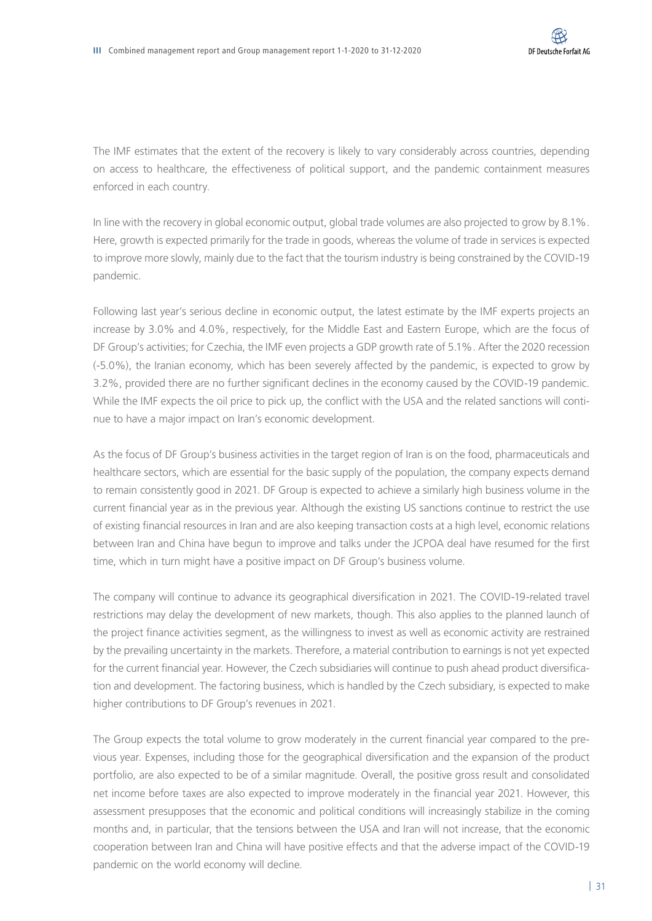The IMF estimates that the extent of the recovery is likely to vary considerably across countries, depending on access to healthcare, the effectiveness of political support, and the pandemic containment measures enforced in each country.

In line with the recovery in global economic output, global trade volumes are also projected to grow by 8.1%. Here, growth is expected primarily for the trade in goods, whereas the volume of trade in services is expected to improve more slowly, mainly due to the fact that the tourism industry is being constrained by the COVID-19 pandemic.

Following last year's serious decline in economic output, the latest estimate by the IMF experts projects an increase by 3.0% and 4.0%, respectively, for the Middle East and Eastern Europe, which are the focus of DF Group's activities; for Czechia, the IMF even projects a GDP growth rate of 5.1%. After the 2020 recession (-5.0%), the Iranian economy, which has been severely affected by the pandemic, is expected to grow by 3.2%, provided there are no further significant declines in the economy caused by the COVID-19 pandemic. While the IMF expects the oil price to pick up, the conflict with the USA and the related sanctions will continue to have a major impact on Iran's economic development.

As the focus of DF Group's business activities in the target region of Iran is on the food, pharmaceuticals and healthcare sectors, which are essential for the basic supply of the population, the company expects demand to remain consistently good in 2021. DF Group is expected to achieve a similarly high business volume in the current financial year as in the previous year. Although the existing US sanctions continue to restrict the use of existing financial resources in Iran and are also keeping transaction costs at a high level, economic relations between Iran and China have begun to improve and talks under the JCPOA deal have resumed for the first time, which in turn might have a positive impact on DF Group's business volume.

The company will continue to advance its geographical diversification in 2021. The COVID-19-related travel restrictions may delay the development of new markets, though. This also applies to the planned launch of the project finance activities segment, as the willingness to invest as well as economic activity are restrained by the prevailing uncertainty in the markets. Therefore, a material contribution to earnings is not yet expected for the current financial year. However, the Czech subsidiaries will continue to push ahead product diversification and development. The factoring business, which is handled by the Czech subsidiary, is expected to make higher contributions to DF Group's revenues in 2021.

The Group expects the total volume to grow moderately in the current financial year compared to the previous year. Expenses, including those for the geographical diversification and the expansion of the product portfolio, are also expected to be of a similar magnitude. Overall, the positive gross result and consolidated net income before taxes are also expected to improve moderately in the financial year 2021. However, this assessment presupposes that the economic and political conditions will increasingly stabilize in the coming months and, in particular, that the tensions between the USA and Iran will not increase, that the economic cooperation between Iran and China will have positive effects and that the adverse impact of the COVID-19 pandemic on the world economy will decline.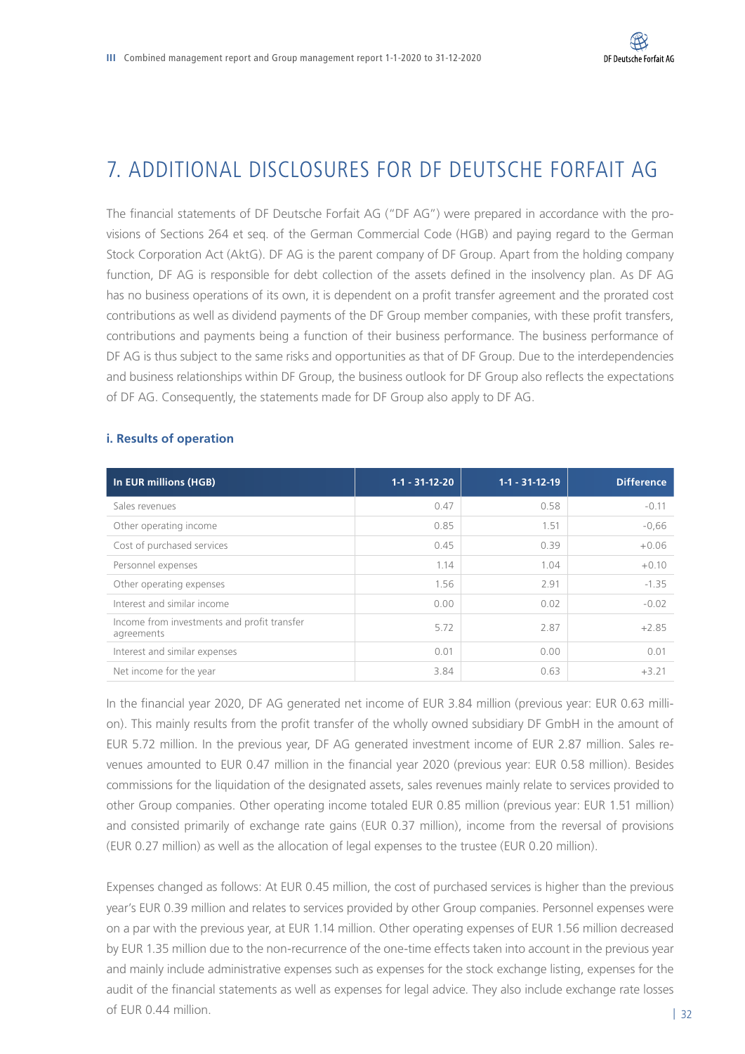# 7. ADDITIONAL DISCLOSURES FOR DF DEUTSCHE FORFAIT AG

The financial statements of DF Deutsche Forfait AG ("DF AG") were prepared in accordance with the provisions of Sections 264 et seq. of the German Commercial Code (HGB) and paying regard to the German Stock Corporation Act (AktG). DF AG is the parent company of DF Group. Apart from the holding company function, DF AG is responsible for debt collection of the assets defined in the insolvency plan. As DF AG has no business operations of its own, it is dependent on a profit transfer agreement and the prorated cost contributions as well as dividend payments of the DF Group member companies, with these profit transfers, contributions and payments being a function of their business performance. The business performance of DF AG is thus subject to the same risks and opportunities as that of DF Group. Due to the interdependencies and business relationships within DF Group, the business outlook for DF Group also reflects the expectations of DF AG. Consequently, the statements made for DF Group also apply to DF AG.

### i. Results of operation

| In EUR millions (HGB) | 1-1 - 31-12-20 | 1-1 - 31-12-19 | Difference |
|---|---|---|---|
| Sales revenues | 0.47 | 0.58 | -0.11 |
| Other operating income | 0.85 | 1.51 | -0,66 |
| Cost of purchased services | 0.45 | 0.39 | +0.06 |
| Personnel expenses | 1.14 | 1.04 | +0.10 |
| Other operating expenses | 1.56 | 2.91 | -1.35 |
| Interest and similar income | 0.00 | 0.02 | -0.02 |
| Income from investments and profit transfer agreements | 5.72 | 2.87 | +2.85 |
| Interest and similar expenses | 0.01 | 0.00 | 0.01 |
| Net income for the year | 3.84 | 0.63 | +3.21 |

In the financial year 2020, DF AG generated net income of EUR 3.84 million (previous year: EUR 0.63 million). This mainly results from the profit transfer of the wholly owned subsidiary DF GmbH in the amount of EUR 5.72 million. In the previous year, DF AG generated investment income of EUR 2.87 million. Sales revenues amounted to EUR 0.47 million in the financial year 2020 (previous year: EUR 0.58 million). Besides commissions for the liquidation of the designated assets, sales revenues mainly relate to services provided to other Group companies. Other operating income totaled EUR 0.85 million (previous year: EUR 1.51 million) and consisted primarily of exchange rate gains (EUR 0.37 million), income from the reversal of provisions (EUR 0.27 million) as well as the allocation of legal expenses to the trustee (EUR 0.20 million).

Expenses changed as follows: At EUR 0.45 million, the cost of purchased services is higher than the previous year's EUR 0.39 million and relates to services provided by other Group companies. Personnel expenses were on a par with the previous year, at EUR 1.14 million. Other operating expenses of EUR 1.56 million decreased by EUR 1.35 million due to the non-recurrence of the one-time effects taken into account in the previous year and mainly include administrative expenses such as expenses for the stock exchange listing, expenses for the audit of the financial statements as well as expenses for legal advice. They also include exchange rate losses of EUR 0.44 million.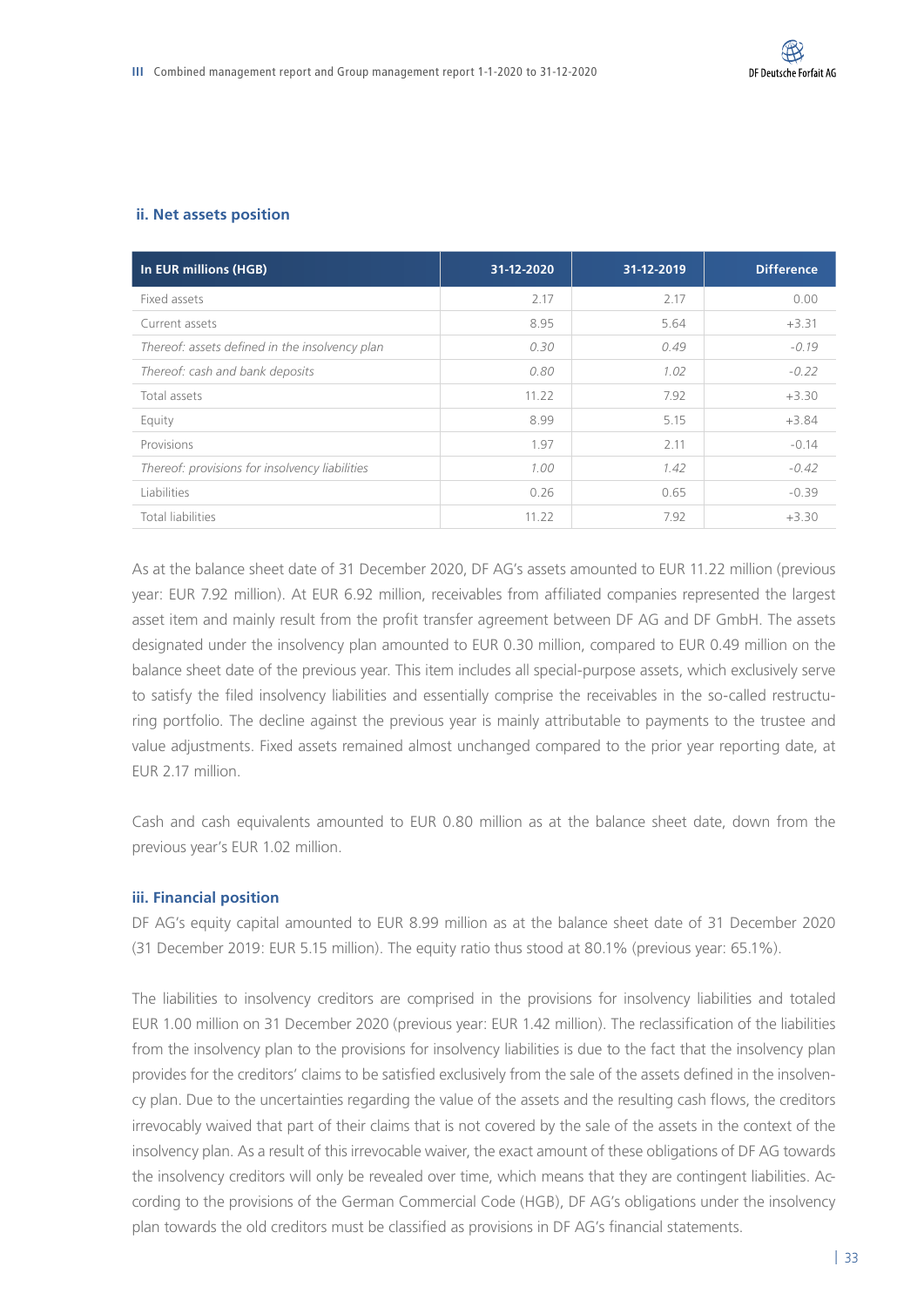### ii. Net assets position

| In EUR millions (HGB) | 31-12-2020 | 31-12-2019 | Difference |
|---|---|---|---|
| Fixed assets | 2.17 | 2.17 | 0.00 |
| Current assets | 8.95 | 5.64 | +3.31 |
| *Thereof: assets defined in the insolvency plan* | *0.30* | *0.49* | *-0.19* |
| *Thereof: cash and bank deposits* | *0.80* | *1.02* | *-0.22* |
| Total assets | 11.22 | 7.92 | +3.30 |
| Equity | 8.99 | 5.15 | +3.84 |
| Provisions | 1.97 | 2.11 | -0.14 |
| *Thereof: provisions for insolvency liabilities* | *1.00* | *1.42* | *-0.42* |
| Liabilities | 0.26 | 0.65 | -0.39 |
| Total liabilities | 11.22 | 7.92 | +3.30 |

As at the balance sheet date of 31 December 2020, DF AG's assets amounted to EUR 11.22 million (previous year: EUR 7.92 million). At EUR 6.92 million, receivables from affiliated companies represented the largest asset item and mainly result from the profit transfer agreement between DF AG and DF GmbH. The assets designated under the insolvency plan amounted to EUR 0.30 million, compared to EUR 0.49 million on the balance sheet date of the previous year. This item includes all special-purpose assets, which exclusively serve to satisfy the filed insolvency liabilities and essentially comprise the receivables in the so-called restructuring portfolio. The decline against the previous year is mainly attributable to payments to the trustee and value adjustments. Fixed assets remained almost unchanged compared to the prior year reporting date, at EUR 2.17 million.

Cash and cash equivalents amounted to EUR 0.80 million as at the balance sheet date, down from the previous year's EUR 1.02 million.

### iii. Financial position

DF AG's equity capital amounted to EUR 8.99 million as at the balance sheet date of 31 December 2020 (31 December 2019: EUR 5.15 million). The equity ratio thus stood at 80.1% (previous year: 65.1%).

The liabilities to insolvency creditors are comprised in the provisions for insolvency liabilities and totaled EUR 1.00 million on 31 December 2020 (previous year: EUR 1.42 million). The reclassification of the liabilities from the insolvency plan to the provisions for insolvency liabilities is due to the fact that the insolvency plan provides for the creditors' claims to be satisfied exclusively from the sale of the assets defined in the insolvency plan. Due to the uncertainties regarding the value of the assets and the resulting cash flows, the creditors irrevocably waived that part of their claims that is not covered by the sale of the assets in the context of the insolvency plan. As a result of this irrevocable waiver, the exact amount of these obligations of DF AG towards the insolvency creditors will only be revealed over time, which means that they are contingent liabilities. According to the provisions of the German Commercial Code (HGB), DF AG's obligations under the insolvency plan towards the old creditors must be classified as provisions in DF AG's financial statements.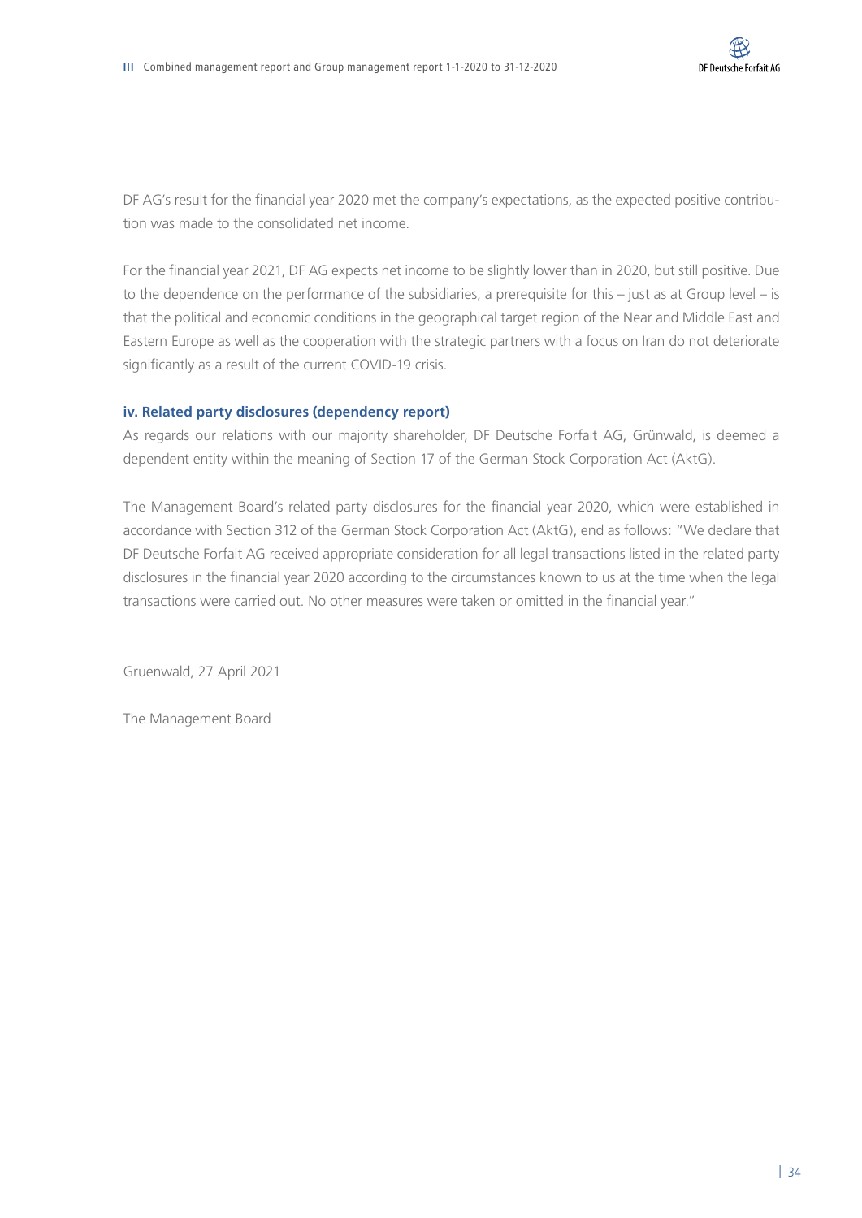DF AG's result for the financial year 2020 met the company's expectations, as the expected positive contribution was made to the consolidated net income.

For the financial year 2021, DF AG expects net income to be slightly lower than in 2020, but still positive. Due to the dependence on the performance of the subsidiaries, a prerequisite for this – just as at Group level – is that the political and economic conditions in the geographical target region of the Near and Middle East and Eastern Europe as well as the cooperation with the strategic partners with a focus on Iran do not deteriorate significantly as a result of the current COVID-19 crisis.

### iv. Related party disclosures (dependency report)

As regards our relations with our majority shareholder, DF Deutsche Forfait AG, Grünwald, is deemed a dependent entity within the meaning of Section 17 of the German Stock Corporation Act (AktG).

The Management Board's related party disclosures for the financial year 2020, which were established in accordance with Section 312 of the German Stock Corporation Act (AktG), end as follows: "We declare that DF Deutsche Forfait AG received appropriate consideration for all legal transactions listed in the related party disclosures in the financial year 2020 according to the circumstances known to us at the time when the legal transactions were carried out. No other measures were taken or omitted in the financial year."

Gruenwald, 27 April 2021

The Management Board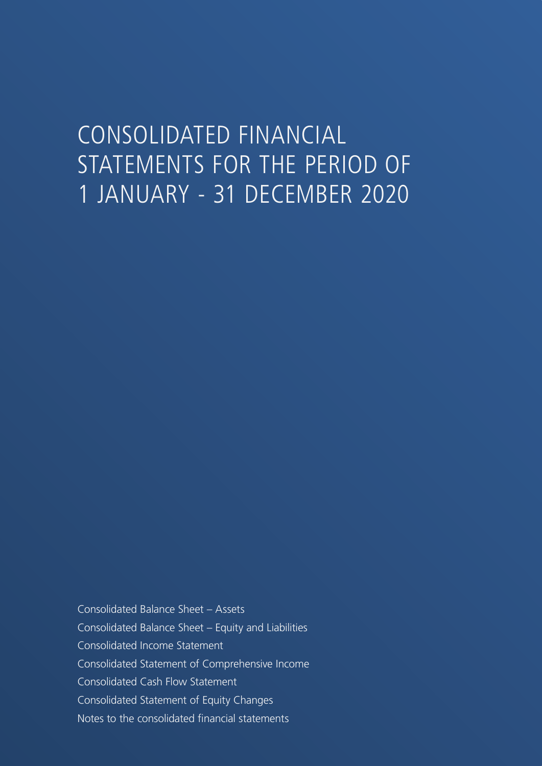# CONSOLIDATED FINANCIAL STATEMENTS FOR THE PERIOD OF 1 JANUARY - 31 DECEMBER 2020

Consolidated Balance Sheet – Assets

Consolidated Balance Sheet – Equity and Liabilities

Consolidated Income Statement

Consolidated Statement of Comprehensive Income

Consolidated Cash Flow Statement

Consolidated Statement of Equity Changes

Notes to the consolidated financial statements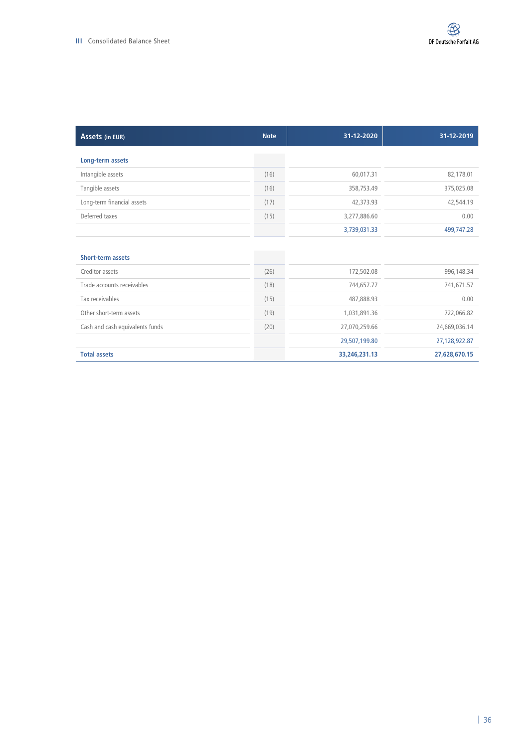# Consolidated Balance Sheet

| Assets (in EUR) | Note | 31-12-2020 | 31-12-2019 |
|---|---|---|---|
| **Long-term assets** | | | |
| Intangible assets | (16) | 60,017.31 | 82,178.01 |
| Tangible assets | (16) | 358,753.49 | 375,025.08 |
| Long-term financial assets | (17) | 42,373.93 | 42,544.19 |
| Deferred taxes | (15) | 3,277,886.60 | 0.00 |
| | | 3,739,031.33 | 499,747.28 |
| **Short-term assets** | | | |
| Creditor assets | (26) | 172,502.08 | 996,148.34 |
| Trade accounts receivables | (18) | 744,657.77 | 741,671.57 |
| Tax receivables | (15) | 487,888.93 | 0.00 |
| Other short-term assets | (19) | 1,031,891.36 | 722,066.82 |
| Cash and cash equivalents funds | (20) | 27,070,259.66 | 24,669,036.14 |
| | | 29,507,199.80 | 27,128,922.87 |
| **Total assets** | | **33,246,231.13** | **27,628,670.15** |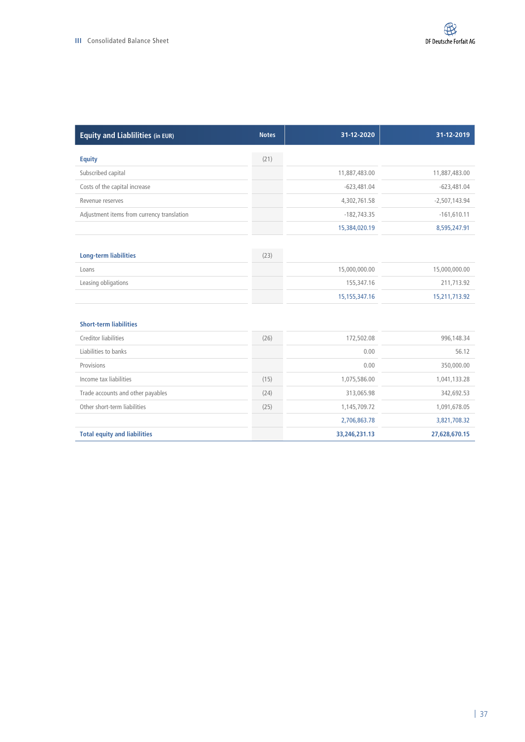| Equity and Liablilities (in EUR) | Notes | 31-12-2020 | 31-12-2019 |
|---|---|---|---|
| **Equity** | (21) | | |
| Subscribed capital | | 11,887,483.00 | 11,887,483.00 |
| Costs of the capital increase | | -623,481.04 | -623,481.04 |
| Revenue reserves | | 4,302,761.58 | -2,507,143.94 |
| Adjustment items from currency translation | | -182,743.35 | -161,610.11 |
| | | 15,384,020.19 | 8,595,247.91 |
| **Long-term liabilities** | (23) | | |
| Loans | | 15,000,000.00 | 15,000,000.00 |
| Leasing obligations | | 155,347.16 | 211,713.92 |
| | | 15,155,347.16 | 15,211,713.92 |
| **Short-term liabilities** | | | |
| Creditor liabilities | (26) | 172,502.08 | 996,148.34 |
| Liabilities to banks | | 0.00 | 56.12 |
| Provisions | | 0.00 | 350,000.00 |
| Income tax liabilities | (15) | 1,075,586.00 | 1,041,133.28 |
| Trade accounts and other payables | (24) | 313,065.98 | 342,692.53 |
| Other short-term liabilities | (25) | 1,145,709.72 | 1,091,678.05 |
| | | 2,706,863.78 | 3,821,708.32 |
| **Total equity and liabilities** | | **33,246,231.13** | **27,628,670.15** |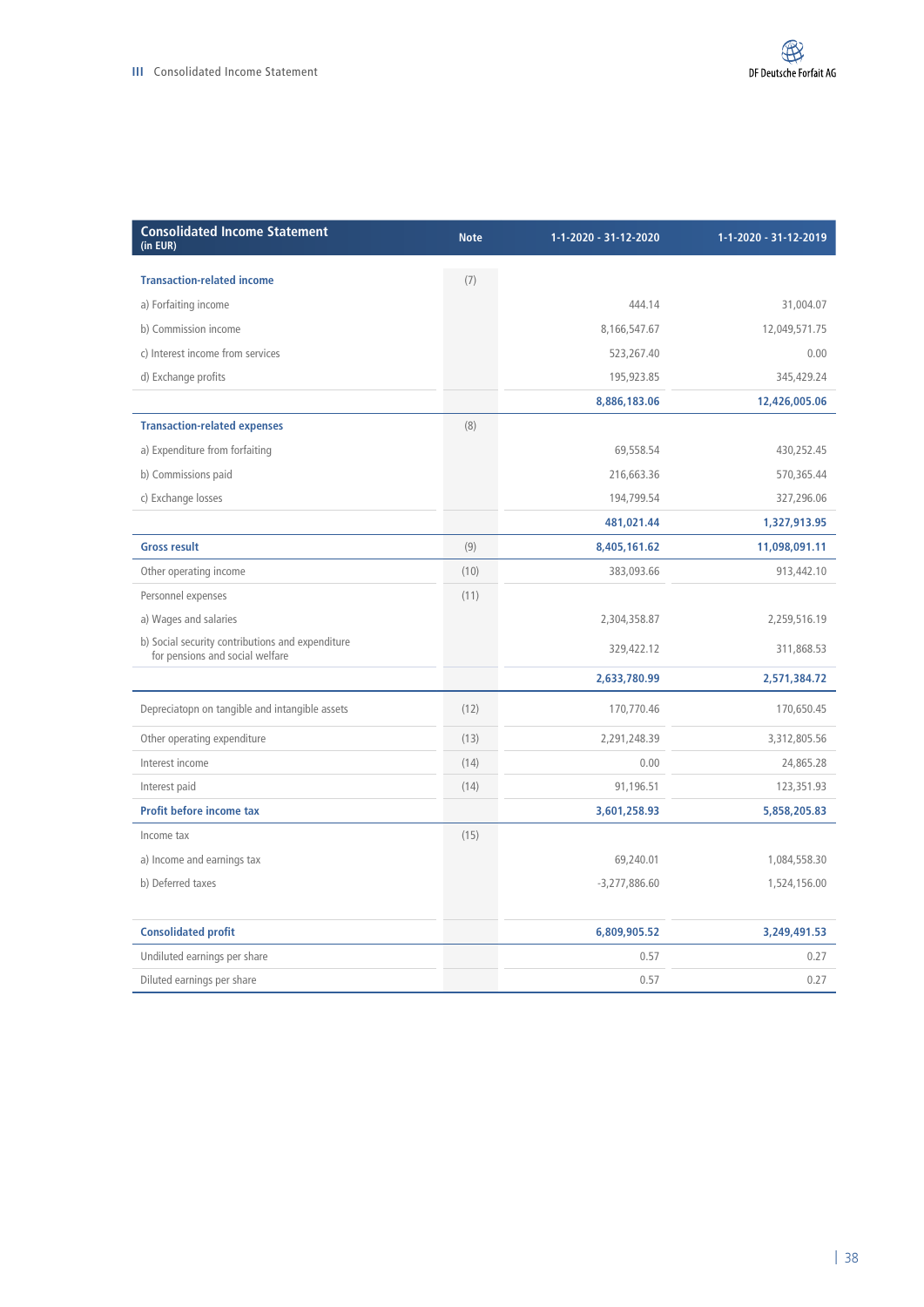| Consolidated Income Statement (in EUR) | Note | 1-1-2020 - 31-12-2020 | 1-1-2020 - 31-12-2019 |
|---|---|---|---|
| **Transaction-related income** | (7) | | |
| a) Forfaiting income | | 444.14 | 31,004.07 |
| b) Commission income | | 8,166,547.67 | 12,049,571.75 |
| c) Interest income from services | | 523,267.40 | 0.00 |
| d) Exchange profits | | 195,923.85 | 345,429.24 |
| | | **8,886,183.06** | **12,426,005.06** |
| **Transaction-related expenses** | (8) | | |
| a) Expenditure from forfaiting | | 69,558.54 | 430,252.45 |
| b) Commissions paid | | 216,663.36 | 570,365.44 |
| c) Exchange losses | | 194,799.54 | 327,296.06 |
| | | **481,021.44** | **1,327,913.95** |
| **Gross result** | (9) | **8,405,161.62** | **11,098,091.11** |
| Other operating income | (10) | 383,093.66 | 913,442.10 |
| Personnel expenses | (11) | | |
| a) Wages and salaries | | 2,304,358.87 | 2,259,516.19 |
| b) Social security contributions and expenditure for pensions and social welfare | | 329,422.12 | 311,868.53 |
| | | **2,633,780.99** | **2,571,384.72** |
| Depreciatopn on tangible and intangible assets | (12) | 170,770.46 | 170,650.45 |
| Other operating expenditure | (13) | 2,291,248.39 | 3,312,805.56 |
| Interest income | (14) | 0.00 | 24,865.28 |
| Interest paid | (14) | 91,196.51 | 123,351.93 |
| **Profit before income tax** | | **3,601,258.93** | **5,858,205.83** |
| Income tax | (15) | | |
| a) Income and earnings tax | | 69,240.01 | 1,084,558.30 |
| b) Deferred taxes | | -3,277,886.60 | 1,524,156.00 |
| **Consolidated profit** | | **6,809,905.52** | **3,249,491.53** |
| Undiluted earnings per share | | 0.57 | 0.27 |
| Diluted earnings per share | | 0.57 | 0.27 |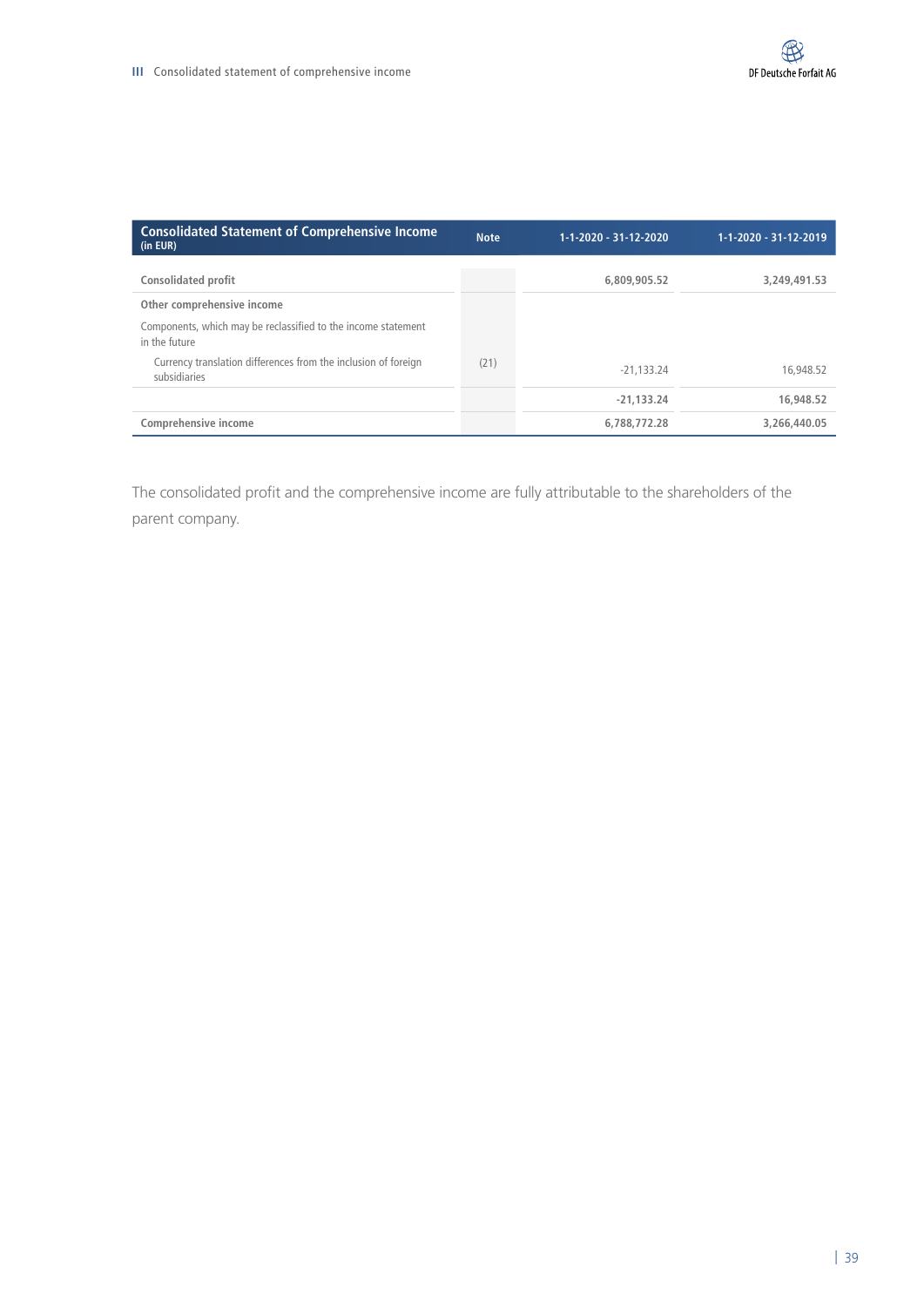| Consolidated Statement of Comprehensive Income (in EUR) | Note | 1-1-2020 - 31-12-2020 | 1-1-2020 - 31-12-2019 |
|---|---|---|---|
| **Consolidated profit** | | 6,809,905.52 | 3,249,491.53 |
| **Other comprehensive income** | | | |
| Components, which may be reclassified to the income statement in the future | | | |
| Currency translation differences from the inclusion of foreign subsidiaries | (21) | -21,133.24 | 16,948.52 |
| | | **-21,133.24** | **16,948.52** |
| **Comprehensive income** | | **6,788,772.28** | **3,266,440.05** |

The consolidated profit and the comprehensive income are fully attributable to the shareholders of the parent company.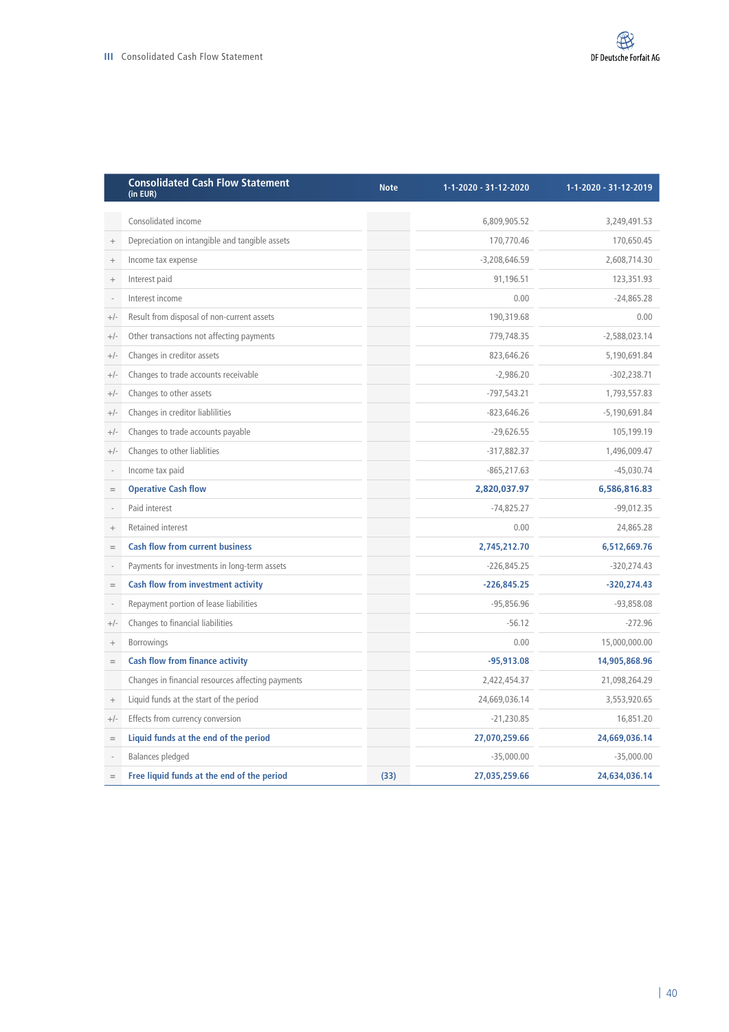| | Consolidated Cash Flow Statement (in EUR) | Note | 1-1-2020 - 31-12-2020 | 1-1-2020 - 31-12-2019 |
|---|---|---|---|---|
| | Consolidated income | | 6,809,905.52 | 3,249,491.53 |
| + | Depreciation on intangible and tangible assets | | 170,770.46 | 170,650.45 |
| + | Income tax expense | | -3,208,646.59 | 2,608,714.30 |
| + | Interest paid | | 91,196.51 | 123,351.93 |
| - | Interest income | | 0.00 | -24,865.28 |
| +/- | Result from disposal of non-current assets | | 190,319.68 | 0.00 |
| +/- | Other transactions not affecting payments | | 779,748.35 | -2,588,023.14 |
| +/- | Changes in creditor assets | | 823,646.26 | 5,190,691.84 |
| +/- | Changes to trade accounts receivable | | -2,986.20 | -302,238.71 |
| +/- | Changes to other assets | | -797,543.21 | 1,793,557.83 |
| +/- | Changes in creditor liablilities | | -823,646.26 | -5,190,691.84 |
| +/- | Changes to trade accounts payable | | -29,626.55 | 105,199.19 |
| +/- | Changes to other liablities | | -317,882.37 | 1,496,009.47 |
| - | Income tax paid | | -865,217.63 | -45,030.74 |
| = | **Operative Cash flow** | | **2,820,037.97** | **6,586,816.83** |
| - | Paid interest | | -74,825.27 | -99,012.35 |
| + | Retained interest | | 0.00 | 24,865.28 |
| = | **Cash flow from current business** | | **2,745,212.70** | **6,512,669.76** |
| - | Payments for investments in long-term assets | | -226,845.25 | -320,274.43 |
| = | **Cash flow from investment activity** | | **-226,845.25** | **-320,274.43** |
| - | Repayment portion of lease liabilities | | -95,856.96 | -93,858.08 |
| +/- | Changes to financial liabilities | | -56.12 | -272.96 |
| + | Borrowings | | 0.00 | 15,000,000.00 |
| = | **Cash flow from finance activity** | | **-95,913.08** | **14,905,868.96** |
| | Changes in financial resources affecting payments | | 2,422,454.37 | 21,098,264.29 |
| + | Liquid funds at the start of the period | | 24,669,036.14 | 3,553,920.65 |
| +/- | Effects from currency conversion | | -21,230.85 | 16,851.20 |
| = | **Liquid funds at the end of the period** | | **27,070,259.66** | **24,669,036.14** |
| - | Balances pledged | | -35,000.00 | -35,000.00 |
| = | **Free liquid funds at the end of the period** | (33) | **27,035,259.66** | **24,634,036.14** |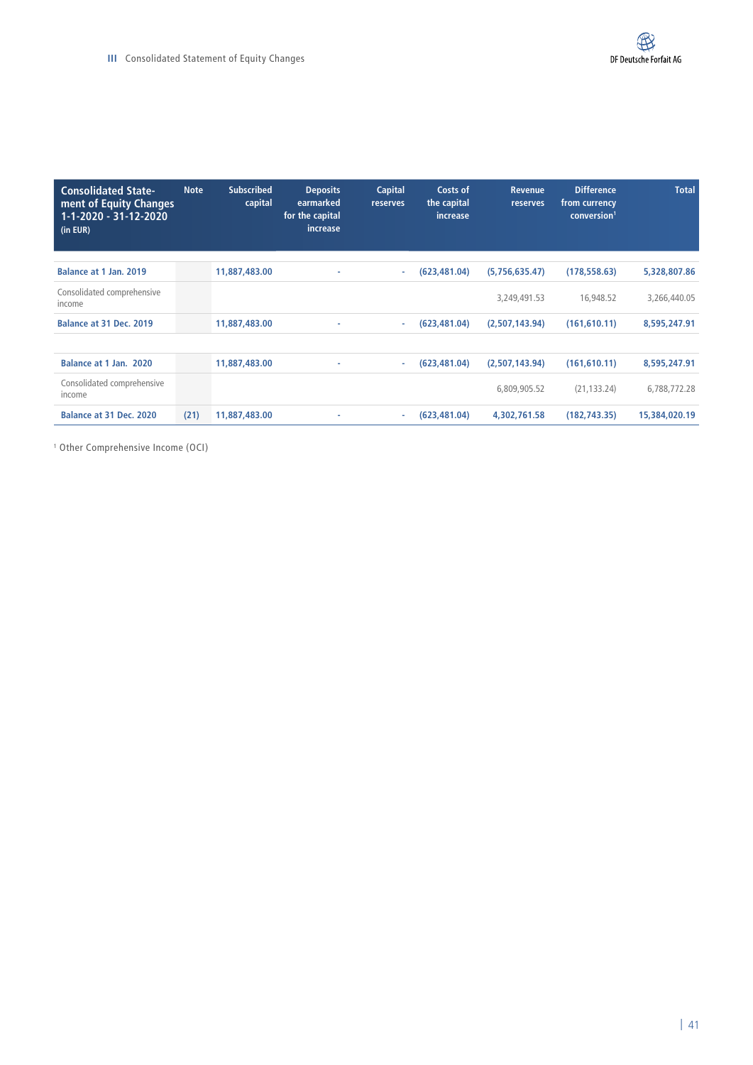| Consolidated Statement of Equity Changes 1-1-2020 - 31-12-2020 (in EUR) | Note | Subscribed capital | Deposits earmarked for the capital increase | Capital reserves | Costs of the capital increase | Revenue reserves | Difference from currency conversion[1] | Total |
|---|---|---|---|---|---|---|---|---|
| **Balance at 1 Jan. 2019** | | **11,887,483.00** | **-** | **-** | **(623,481.04)** | **(5,756,635.47)** | **(178,558.63)** | **5,328,807.86** |
| Consolidated comprehensive income | | | | | | 3,249,491.53 | 16,948.52 | 3,266,440.05 |
| **Balance at 31 Dec. 2019** | | **11,887,483.00** | **-** | **-** | **(623,481.04)** | **(2,507,143.94)** | **(161,610.11)** | **8,595,247.91** |
| **Balance at 1 Jan. 2020** | | **11,887,483.00** | **-** | **-** | **(623,481.04)** | **(2,507,143.94)** | **(161,610.11)** | **8,595,247.91** |
| Consolidated comprehensive income | | | | | | 6,809,905.52 | (21,133.24) | 6,788,772.28 |
| **Balance at 31 Dec. 2020** | **(21)** | **11,887,483.00** | **-** | **-** | **(623,481.04)** | **4,302,761.58** | **(182,743.35)** | **15,384,020.19** |

[1] Other Comprehensive Income (OCI)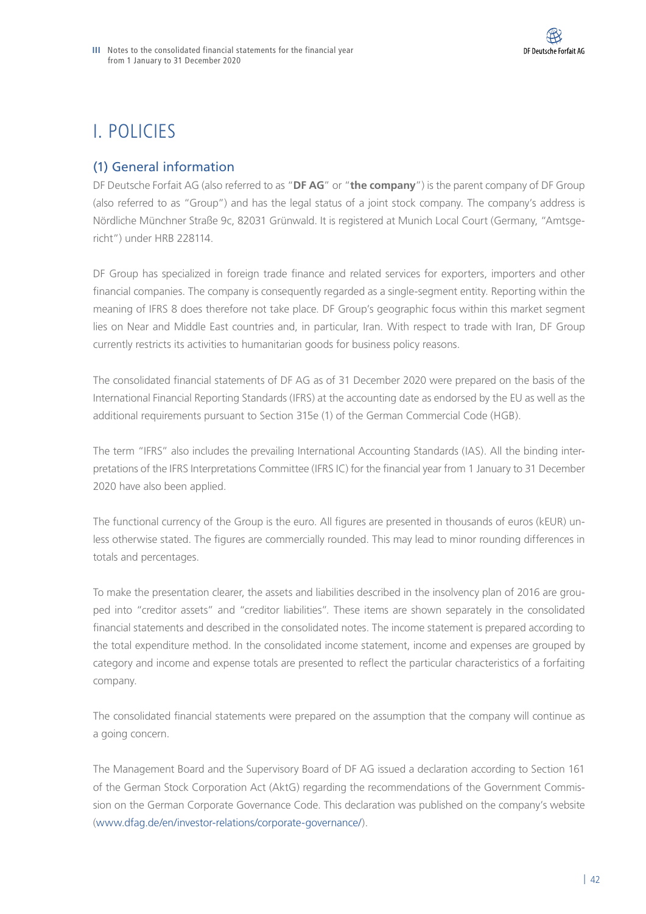# I. POLICIES

## (1) General information

DF Deutsche Forfait AG (also referred to as "**DF AG**" or "**the company**") is the parent company of DF Group (also referred to as "Group") and has the legal status of a joint stock company. The company's address is Nördliche Münchner Straße 9c, 82031 Grünwald. It is registered at Munich Local Court (Germany, "Amtsgericht") under HRB 228114.

DF Group has specialized in foreign trade finance and related services for exporters, importers and other financial companies. The company is consequently regarded as a single-segment entity. Reporting within the meaning of IFRS 8 does therefore not take place. DF Group's geographic focus within this market segment lies on Near and Middle East countries and, in particular, Iran. With respect to trade with Iran, DF Group currently restricts its activities to humanitarian goods for business policy reasons.

The consolidated financial statements of DF AG as of 31 December 2020 were prepared on the basis of the International Financial Reporting Standards (IFRS) at the accounting date as endorsed by the EU as well as the additional requirements pursuant to Section 315e (1) of the German Commercial Code (HGB).

The term "IFRS" also includes the prevailing International Accounting Standards (IAS). All the binding interpretations of the IFRS Interpretations Committee (IFRS IC) for the financial year from 1 January to 31 December 2020 have also been applied.

The functional currency of the Group is the euro. All figures are presented in thousands of euros (kEUR) unless otherwise stated. The figures are commercially rounded. This may lead to minor rounding differences in totals and percentages.

To make the presentation clearer, the assets and liabilities described in the insolvency plan of 2016 are grouped into "creditor assets" and "creditor liabilities". These items are shown separately in the consolidated financial statements and described in the consolidated notes. The income statement is prepared according to the total expenditure method. In the consolidated income statement, income and expenses are grouped by category and income and expense totals are presented to reflect the particular characteristics of a forfaiting company.

The consolidated financial statements were prepared on the assumption that the company will continue as a going concern.

The Management Board and the Supervisory Board of DF AG issued a declaration according to Section 161 of the German Stock Corporation Act (AktG) regarding the recommendations of the Government Commission on the German Corporate Governance Code. This declaration was published on the company's website (www.dfag.de/en/investor-relations/corporate-governance/).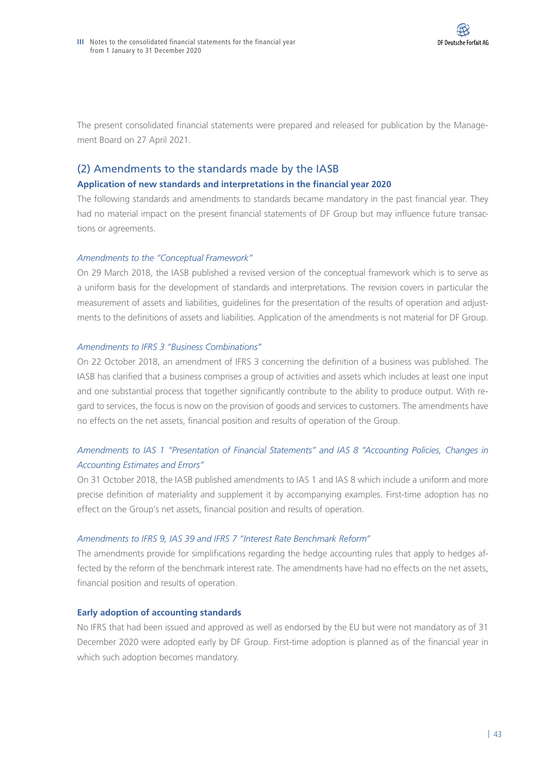The present consolidated financial statements were prepared and released for publication by the Management Board on 27 April 2021.

## (2) Amendments to the standards made by the IASB

### Application of new standards and interpretations in the financial year 2020

The following standards and amendments to standards became mandatory in the past financial year. They had no material impact on the present financial statements of DF Group but may influence future transactions or agreements.

*Amendments to the "Conceptual Framework"*

On 29 March 2018, the IASB published a revised version of the conceptual framework which is to serve as a uniform basis for the development of standards and interpretations. The revision covers in particular the measurement of assets and liabilities, guidelines for the presentation of the results of operation and adjustments to the definitions of assets and liabilities. Application of the amendments is not material for DF Group.

*Amendments to IFRS 3 "Business Combinations"*

On 22 October 2018, an amendment of IFRS 3 concerning the definition of a business was published. The IASB has clarified that a business comprises a group of activities and assets which includes at least one input and one substantial process that together significantly contribute to the ability to produce output. With regard to services, the focus is now on the provision of goods and services to customers. The amendments have no effects on the net assets, financial position and results of operation of the Group.

*Amendments to IAS 1 "Presentation of Financial Statements" and IAS 8 "Accounting Policies, Changes in Accounting Estimates and Errors"*

On 31 October 2018, the IASB published amendments to IAS 1 and IAS 8 which include a uniform and more precise definition of materiality and supplement it by accompanying examples. First-time adoption has no effect on the Group's net assets, financial position and results of operation.

*Amendments to IFRS 9, IAS 39 and IFRS 7 "Interest Rate Benchmark Reform"*

The amendments provide for simplifications regarding the hedge accounting rules that apply to hedges affected by the reform of the benchmark interest rate. The amendments have had no effects on the net assets, financial position and results of operation.

### Early adoption of accounting standards

No IFRS that had been issued and approved as well as endorsed by the EU but were not mandatory as of 31 December 2020 were adopted early by DF Group. First-time adoption is planned as of the financial year in which such adoption becomes mandatory.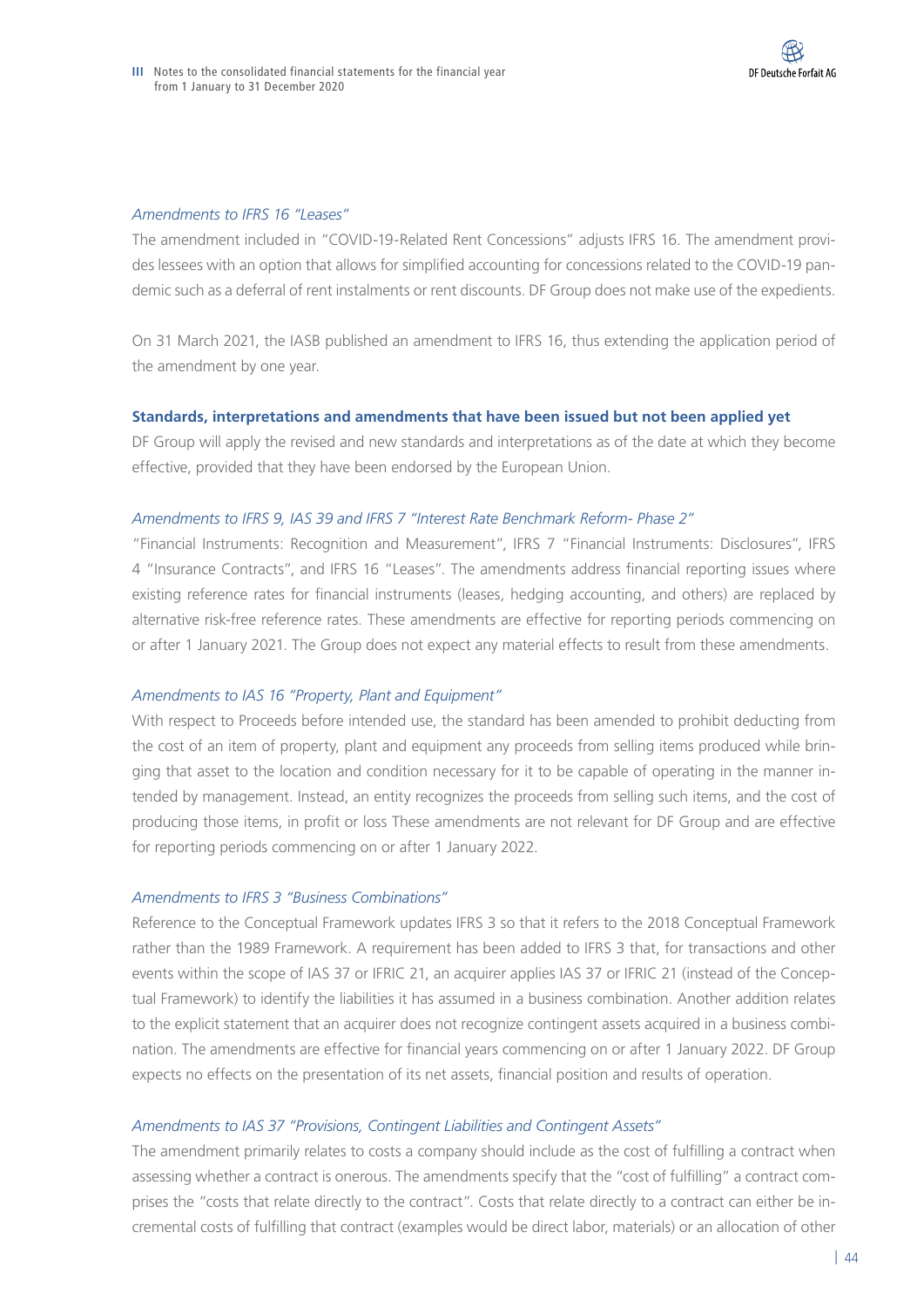*Amendments to IFRS 16 "Leases"*

The amendment included in "COVID-19-Related Rent Concessions" adjusts IFRS 16. The amendment provides lessees with an option that allows for simplified accounting for concessions related to the COVID-19 pandemic such as a deferral of rent instalments or rent discounts. DF Group does not make use of the expedients.

On 31 March 2021, the IASB published an amendment to IFRS 16, thus extending the application period of the amendment by one year.

**Standards, interpretations and amendments that have been issued but not been applied yet**

DF Group will apply the revised and new standards and interpretations as of the date at which they become effective, provided that they have been endorsed by the European Union.

*Amendments to IFRS 9, IAS 39 and IFRS 7 "Interest Rate Benchmark Reform- Phase 2"*

"Financial Instruments: Recognition and Measurement", IFRS 7 "Financial Instruments: Disclosures", IFRS 4 "Insurance Contracts", and IFRS 16 "Leases". The amendments address financial reporting issues where existing reference rates for financial instruments (leases, hedging accounting, and others) are replaced by alternative risk-free reference rates. These amendments are effective for reporting periods commencing on or after 1 January 2021. The Group does not expect any material effects to result from these amendments.

*Amendments to IAS 16 "Property, Plant and Equipment"*

With respect to Proceeds before intended use, the standard has been amended to prohibit deducting from the cost of an item of property, plant and equipment any proceeds from selling items produced while bringing that asset to the location and condition necessary for it to be capable of operating in the manner intended by management. Instead, an entity recognizes the proceeds from selling such items, and the cost of producing those items, in profit or loss These amendments are not relevant for DF Group and are effective for reporting periods commencing on or after 1 January 2022.

*Amendments to IFRS 3 "Business Combinations"*

Reference to the Conceptual Framework updates IFRS 3 so that it refers to the 2018 Conceptual Framework rather than the 1989 Framework. A requirement has been added to IFRS 3 that, for transactions and other events within the scope of IAS 37 or IFRIC 21, an acquirer applies IAS 37 or IFRIC 21 (instead of the Conceptual Framework) to identify the liabilities it has assumed in a business combination. Another addition relates to the explicit statement that an acquirer does not recognize contingent assets acquired in a business combination. The amendments are effective for financial years commencing on or after 1 January 2022. DF Group expects no effects on the presentation of its net assets, financial position and results of operation.

*Amendments to IAS 37 "Provisions, Contingent Liabilities and Contingent Assets"*

The amendment primarily relates to costs a company should include as the cost of fulfilling a contract when assessing whether a contract is onerous. The amendments specify that the "cost of fulfilling" a contract comprises the "costs that relate directly to the contract". Costs that relate directly to a contract can either be incremental costs of fulfilling that contract (examples would be direct labor, materials) or an allocation of other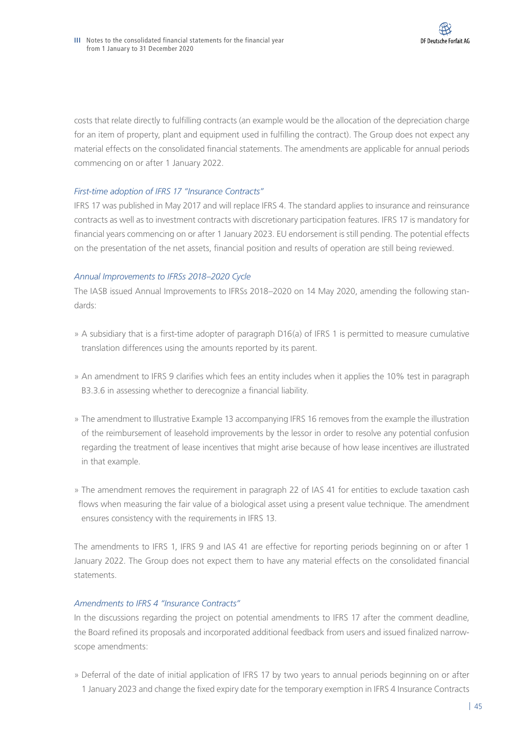costs that relate directly to fulfilling contracts (an example would be the allocation of the depreciation charge for an item of property, plant and equipment used in fulfilling the contract). The Group does not expect any material effects on the consolidated financial statements. The amendments are applicable for annual periods commencing on or after 1 January 2022.

*First-time adoption of IFRS 17 "Insurance Contracts"*

IFRS 17 was published in May 2017 and will replace IFRS 4. The standard applies to insurance and reinsurance contracts as well as to investment contracts with discretionary participation features. IFRS 17 is mandatory for financial years commencing on or after 1 January 2023. EU endorsement is still pending. The potential effects on the presentation of the net assets, financial position and results of operation are still being reviewed.

*Annual Improvements to IFRSs 2018–2020 Cycle*

The IASB issued Annual Improvements to IFRSs 2018–2020 on 14 May 2020, amending the following standards:

» A subsidiary that is a first-time adopter of paragraph D16(a) of IFRS 1 is permitted to measure cumulative translation differences using the amounts reported by its parent.

» An amendment to IFRS 9 clarifies which fees an entity includes when it applies the 10% test in paragraph B3.3.6 in assessing whether to derecognize a financial liability.

» The amendment to Illustrative Example 13 accompanying IFRS 16 removes from the example the illustration of the reimbursement of leasehold improvements by the lessor in order to resolve any potential confusion regarding the treatment of lease incentives that might arise because of how lease incentives are illustrated in that example.

» The amendment removes the requirement in paragraph 22 of IAS 41 for entities to exclude taxation cash flows when measuring the fair value of a biological asset using a present value technique. The amendment ensures consistency with the requirements in IFRS 13.

The amendments to IFRS 1, IFRS 9 and IAS 41 are effective for reporting periods beginning on or after 1 January 2022. The Group does not expect them to have any material effects on the consolidated financial statements.

*Amendments to IFRS 4 "Insurance Contracts"*

In the discussions regarding the project on potential amendments to IFRS 17 after the comment deadline, the Board refined its proposals and incorporated additional feedback from users and issued finalized narrow-scope amendments:

» Deferral of the date of initial application of IFRS 17 by two years to annual periods beginning on or after 1 January 2023 and change the fixed expiry date for the temporary exemption in IFRS 4 Insurance Contracts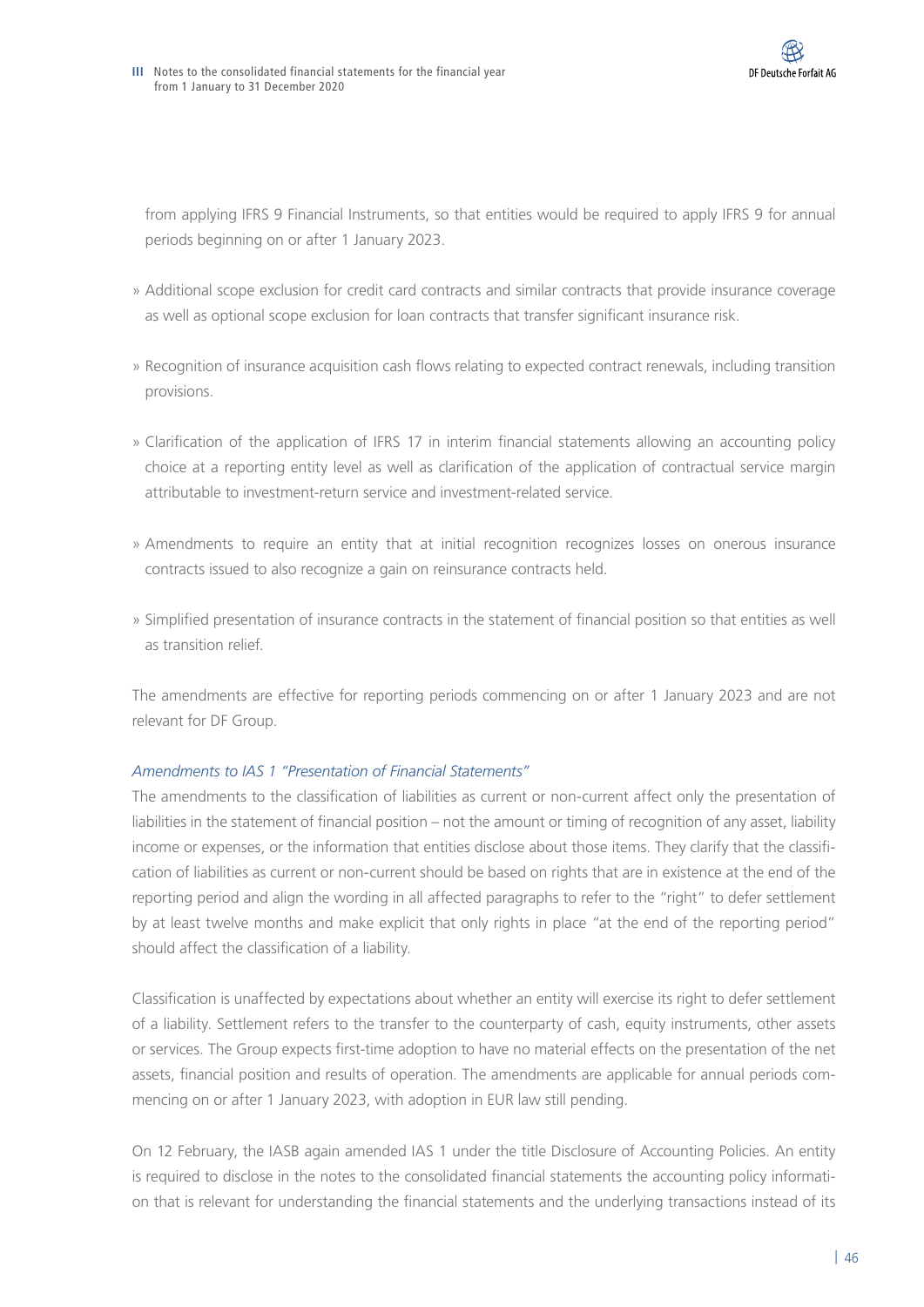from applying IFRS 9 Financial Instruments, so that entities would be required to apply IFRS 9 for annual periods beginning on or after 1 January 2023.

- Additional scope exclusion for credit card contracts and similar contracts that provide insurance coverage as well as optional scope exclusion for loan contracts that transfer significant insurance risk.
- Recognition of insurance acquisition cash flows relating to expected contract renewals, including transition provisions.
- Clarification of the application of IFRS 17 in interim financial statements allowing an accounting policy choice at a reporting entity level as well as clarification of the application of contractual service margin attributable to investment-return service and investment-related service.
- Amendments to require an entity that at initial recognition recognizes losses on onerous insurance contracts issued to also recognize a gain on reinsurance contracts held.
- Simplified presentation of insurance contracts in the statement of financial position so that entities as well as transition relief.

The amendments are effective for reporting periods commencing on or after 1 January 2023 and are not relevant for DF Group.

*Amendments to IAS 1 "Presentation of Financial Statements"*

The amendments to the classification of liabilities as current or non-current affect only the presentation of liabilities in the statement of financial position – not the amount or timing of recognition of any asset, liability income or expenses, or the information that entities disclose about those items. They clarify that the classification of liabilities as current or non-current should be based on rights that are in existence at the end of the reporting period and align the wording in all affected paragraphs to refer to the "right" to defer settlement by at least twelve months and make explicit that only rights in place "at the end of the reporting period" should affect the classification of a liability.

Classification is unaffected by expectations about whether an entity will exercise its right to defer settlement of a liability. Settlement refers to the transfer to the counterparty of cash, equity instruments, other assets or services. The Group expects first-time adoption to have no material effects on the presentation of the net assets, financial position and results of operation. The amendments are applicable for annual periods commencing on or after 1 January 2023, with adoption in EUR law still pending.

On 12 February, the IASB again amended IAS 1 under the title Disclosure of Accounting Policies. An entity is required to disclose in the notes to the consolidated financial statements the accounting policy information that is relevant for understanding the financial statements and the underlying transactions instead of its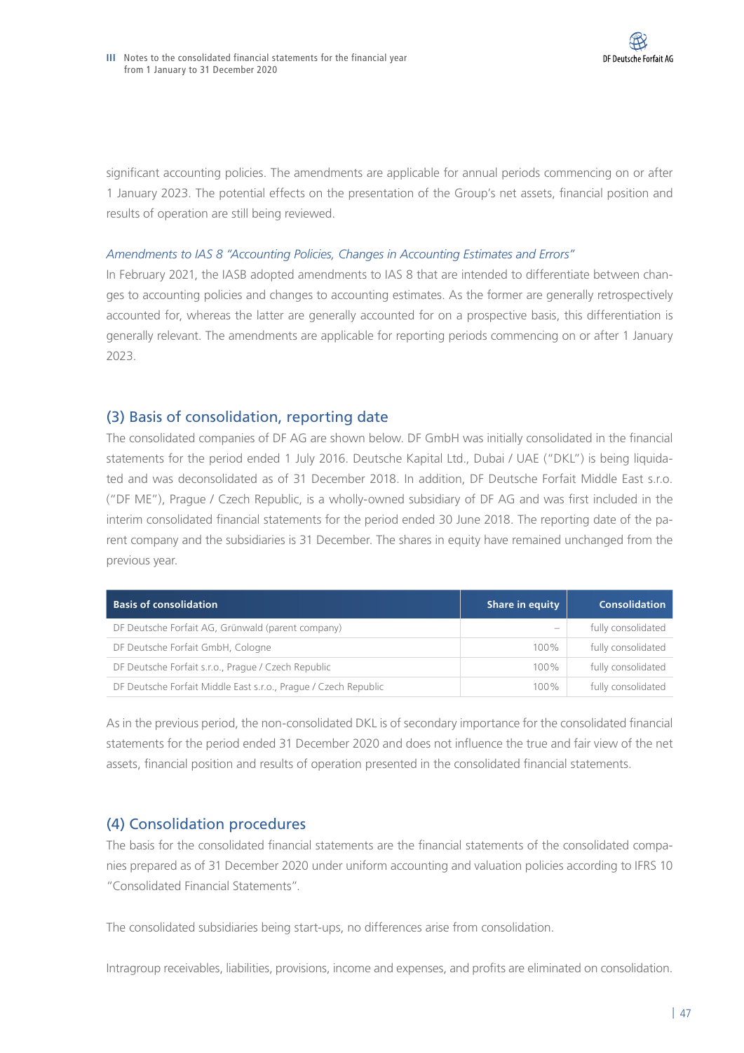significant accounting policies. The amendments are applicable for annual periods commencing on or after 1 January 2023. The potential effects on the presentation of the Group's net assets, financial position and results of operation are still being reviewed.

*Amendments to IAS 8 "Accounting Policies, Changes in Accounting Estimates and Errors"*

In February 2021, the IASB adopted amendments to IAS 8 that are intended to differentiate between changes to accounting policies and changes to accounting estimates. As the former are generally retrospectively accounted for, whereas the latter are generally accounted for on a prospective basis, this differentiation is generally relevant. The amendments are applicable for reporting periods commencing on or after 1 January 2023.

## (3) Basis of consolidation, reporting date

The consolidated companies of DF AG are shown below. DF GmbH was initially consolidated in the financial statements for the period ended 1 July 2016. Deutsche Kapital Ltd., Dubai / UAE ("DKL") is being liquidated and was deconsolidated as of 31 December 2018. In addition, DF Deutsche Forfait Middle East s.r.o. ("DF ME"), Prague / Czech Republic, is a wholly-owned subsidiary of DF AG and was first included in the interim consolidated financial statements for the period ended 30 June 2018. The reporting date of the parent company and the subsidiaries is 31 December. The shares in equity have remained unchanged from the previous year.

| Basis of consolidation | Share in equity | Consolidation |
|---|---|---|
| DF Deutsche Forfait AG, Grünwald (parent company) | – | fully consolidated |
| DF Deutsche Forfait GmbH, Cologne | 100% | fully consolidated |
| DF Deutsche Forfait s.r.o., Prague / Czech Republic | 100% | fully consolidated |
| DF Deutsche Forfait Middle East s.r.o., Prague / Czech Republic | 100% | fully consolidated |

As in the previous period, the non-consolidated DKL is of secondary importance for the consolidated financial statements for the period ended 31 December 2020 and does not influence the true and fair view of the net assets, financial position and results of operation presented in the consolidated financial statements.

## (4) Consolidation procedures

The basis for the consolidated financial statements are the financial statements of the consolidated companies prepared as of 31 December 2020 under uniform accounting and valuation policies according to IFRS 10 "Consolidated Financial Statements".

The consolidated subsidiaries being start-ups, no differences arise from consolidation.

Intragroup receivables, liabilities, provisions, income and expenses, and profits are eliminated on consolidation.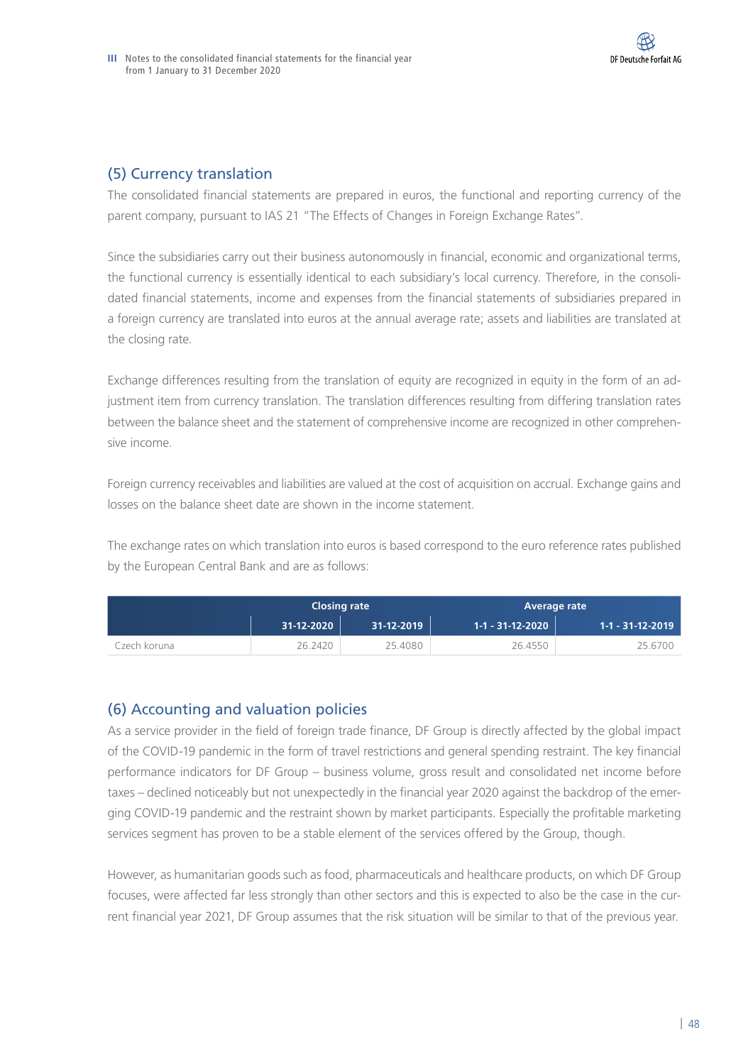## (5) Currency translation

The consolidated financial statements are prepared in euros, the functional and reporting currency of the parent company, pursuant to IAS 21 "The Effects of Changes in Foreign Exchange Rates".

Since the subsidiaries carry out their business autonomously in financial, economic and organizational terms, the functional currency is essentially identical to each subsidiary's local currency. Therefore, in the consolidated financial statements, income and expenses from the financial statements of subsidiaries prepared in a foreign currency are translated into euros at the annual average rate; assets and liabilities are translated at the closing rate.

Exchange differences resulting from the translation of equity are recognized in equity in the form of an adjustment item from currency translation. The translation differences resulting from differing translation rates between the balance sheet and the statement of comprehensive income are recognized in other comprehensive income.

Foreign currency receivables and liabilities are valued at the cost of acquisition on accrual. Exchange gains and losses on the balance sheet date are shown in the income statement.

The exchange rates on which translation into euros is based correspond to the euro reference rates published by the European Central Bank and are as follows:

| | Closing rate | | Average rate | |
|---|---|---|---|---|
| | 31-12-2020 | 31-12-2019 | 1-1 - 31-12-2020 | 1-1 - 31-12-2019 |
| Czech koruna | 26.2420 | 25.4080 | 26.4550 | 25.6700 |

## (6) Accounting and valuation policies

As a service provider in the field of foreign trade finance, DF Group is directly affected by the global impact of the COVID-19 pandemic in the form of travel restrictions and general spending restraint. The key financial performance indicators for DF Group – business volume, gross result and consolidated net income before taxes – declined noticeably but not unexpectedly in the financial year 2020 against the backdrop of the emerging COVID-19 pandemic and the restraint shown by market participants. Especially the profitable marketing services segment has proven to be a stable element of the services offered by the Group, though.

However, as humanitarian goods such as food, pharmaceuticals and healthcare products, on which DF Group focuses, were affected far less strongly than other sectors and this is expected to also be the case in the current financial year 2021, DF Group assumes that the risk situation will be similar to that of the previous year.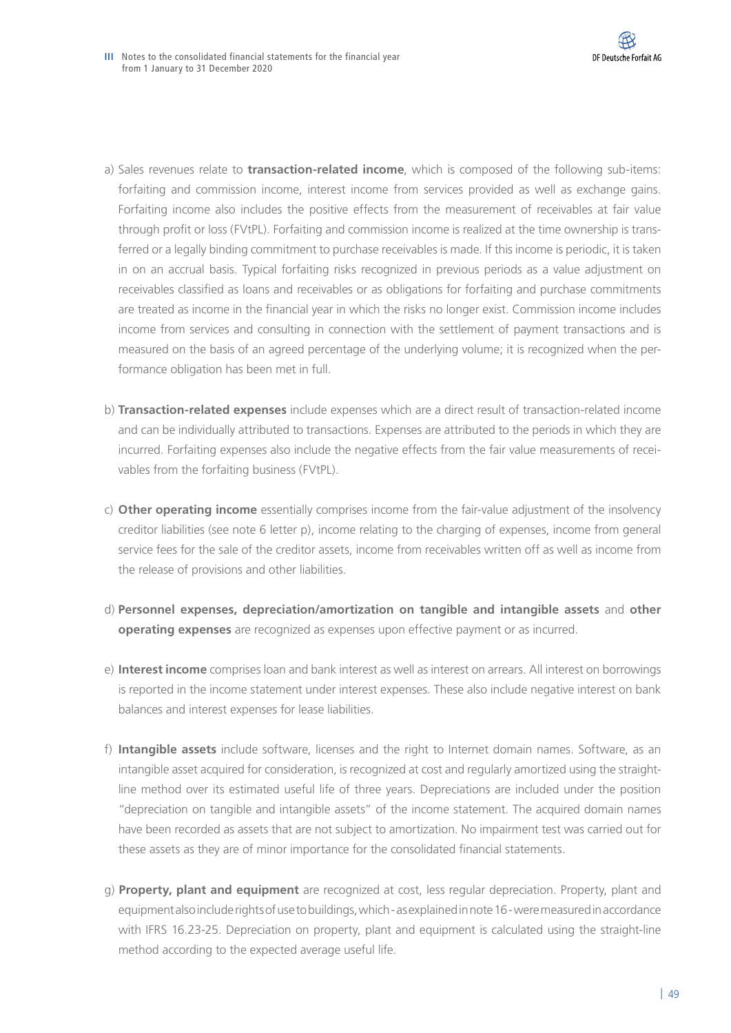a) Sales revenues relate to **transaction-related income**, which is composed of the following sub-items: forfaiting and commission income, interest income from services provided as well as exchange gains. Forfaiting income also includes the positive effects from the measurement of receivables at fair value through profit or loss (FVtPL). Forfaiting and commission income is realized at the time ownership is transferred or a legally binding commitment to purchase receivables is made. If this income is periodic, it is taken in on an accrual basis. Typical forfaiting risks recognized in previous periods as a value adjustment on receivables classified as loans and receivables or as obligations for forfaiting and purchase commitments are treated as income in the financial year in which the risks no longer exist. Commission income includes income from services and consulting in connection with the settlement of payment transactions and is measured on the basis of an agreed percentage of the underlying volume; it is recognized when the performance obligation has been met in full.

b) **Transaction-related expenses** include expenses which are a direct result of transaction-related income and can be individually attributed to transactions. Expenses are attributed to the periods in which they are incurred. Forfaiting expenses also include the negative effects from the fair value measurements of receivables from the forfaiting business (FVtPL).

c) **Other operating income** essentially comprises income from the fair-value adjustment of the insolvency creditor liabilities (see note 6 letter p), income relating to the charging of expenses, income from general service fees for the sale of the creditor assets, income from receivables written off as well as income from the release of provisions and other liabilities.

d) **Personnel expenses, depreciation/amortization on tangible and intangible assets** and **other operating expenses** are recognized as expenses upon effective payment or as incurred.

e) **Interest income** comprises loan and bank interest as well as interest on arrears. All interest on borrowings is reported in the income statement under interest expenses. These also include negative interest on bank balances and interest expenses for lease liabilities.

f) **Intangible assets** include software, licenses and the right to Internet domain names. Software, as an intangible asset acquired for consideration, is recognized at cost and regularly amortized using the straight-line method over its estimated useful life of three years. Depreciations are included under the position "depreciation on tangible and intangible assets" of the income statement. The acquired domain names have been recorded as assets that are not subject to amortization. No impairment test was carried out for these assets as they are of minor importance for the consolidated financial statements.

g) **Property, plant and equipment** are recognized at cost, less regular depreciation. Property, plant and equipment also include rights of use to buildings, which - as explained in note 16 - were measured in accordance with IFRS 16.23-25. Depreciation on property, plant and equipment is calculated using the straight-line method according to the expected average useful life.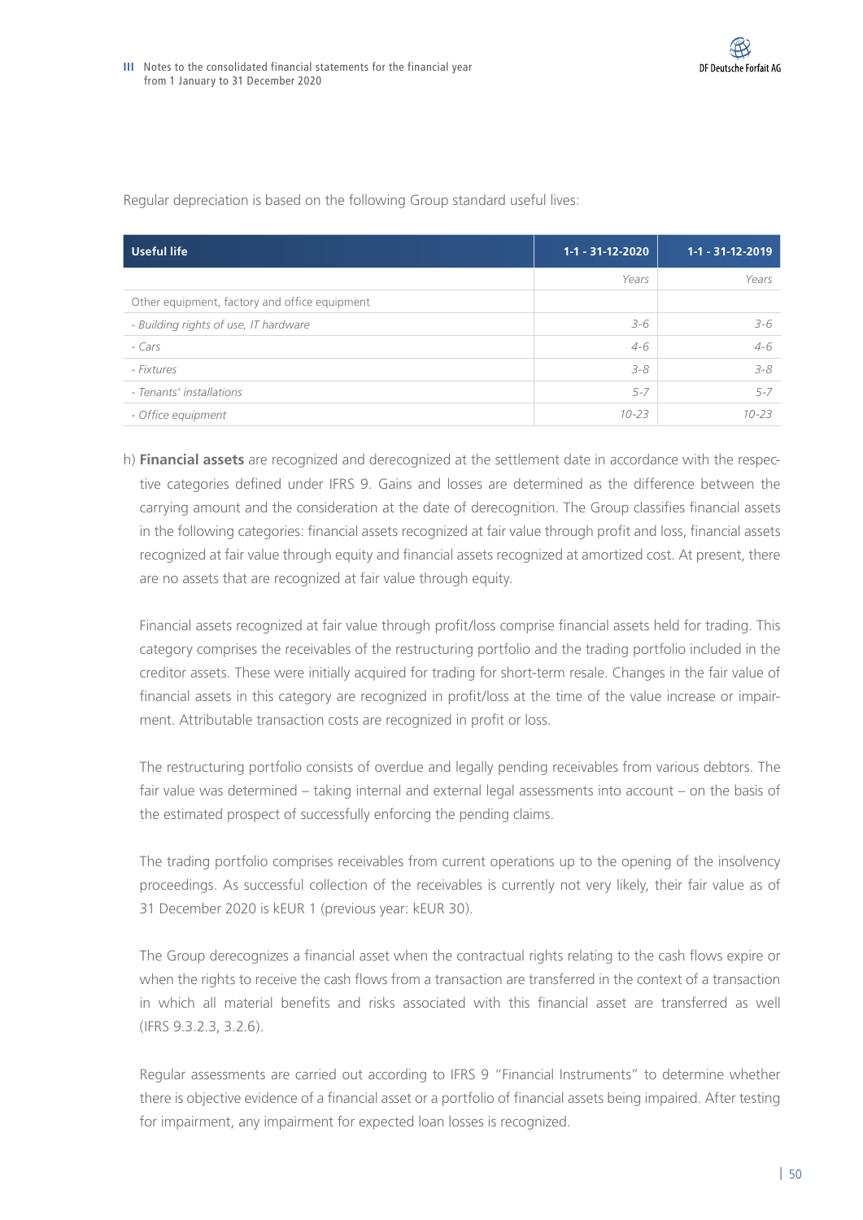Regular depreciation is based on the following Group standard useful lives:

| Useful life | 1-1 - 31-12-2020 | 1-1 - 31-12-2019 |
|---|---|---|
| | *Years* | *Years* |
| Other equipment, factory and office equipment | | |
| *- Building rights of use, IT hardware* | *3-6* | *3-6* |
| *- Cars* | *4-6* | *4-6* |
| *- Fixtures* | *3-8* | *3-8* |
| *- Tenants' installations* | *5-7* | *5-7* |
| *- Office equipment* | *10-23* | *10-23* |

h) **Financial assets** are recognized and derecognized at the settlement date in accordance with the respective categories defined under IFRS 9. Gains and losses are determined as the difference between the carrying amount and the consideration at the date of derecognition. The Group classifies financial assets in the following categories: financial assets recognized at fair value through profit and loss, financial assets recognized at fair value through equity and financial assets recognized at amortized cost. At present, there are no assets that are recognized at fair value through equity.

Financial assets recognized at fair value through profit/loss comprise financial assets held for trading. This category comprises the receivables of the restructuring portfolio and the trading portfolio included in the creditor assets. These were initially acquired for trading for short-term resale. Changes in the fair value of financial assets in this category are recognized in profit/loss at the time of the value increase or impairment. Attributable transaction costs are recognized in profit or loss.

The restructuring portfolio consists of overdue and legally pending receivables from various debtors. The fair value was determined – taking internal and external legal assessments into account – on the basis of the estimated prospect of successfully enforcing the pending claims.

The trading portfolio comprises receivables from current operations up to the opening of the insolvency proceedings. As successful collection of the receivables is currently not very likely, their fair value as of 31 December 2020 is kEUR 1 (previous year: kEUR 30).

The Group derecognizes a financial asset when the contractual rights relating to the cash flows expire or when the rights to receive the cash flows from a transaction are transferred in the context of a transaction in which all material benefits and risks associated with this financial asset are transferred as well (IFRS 9.3.2.3, 3.2.6).

Regular assessments are carried out according to IFRS 9 "Financial Instruments" to determine whether there is objective evidence of a financial asset or a portfolio of financial assets being impaired. After testing for impairment, any impairment for expected loan losses is recognized.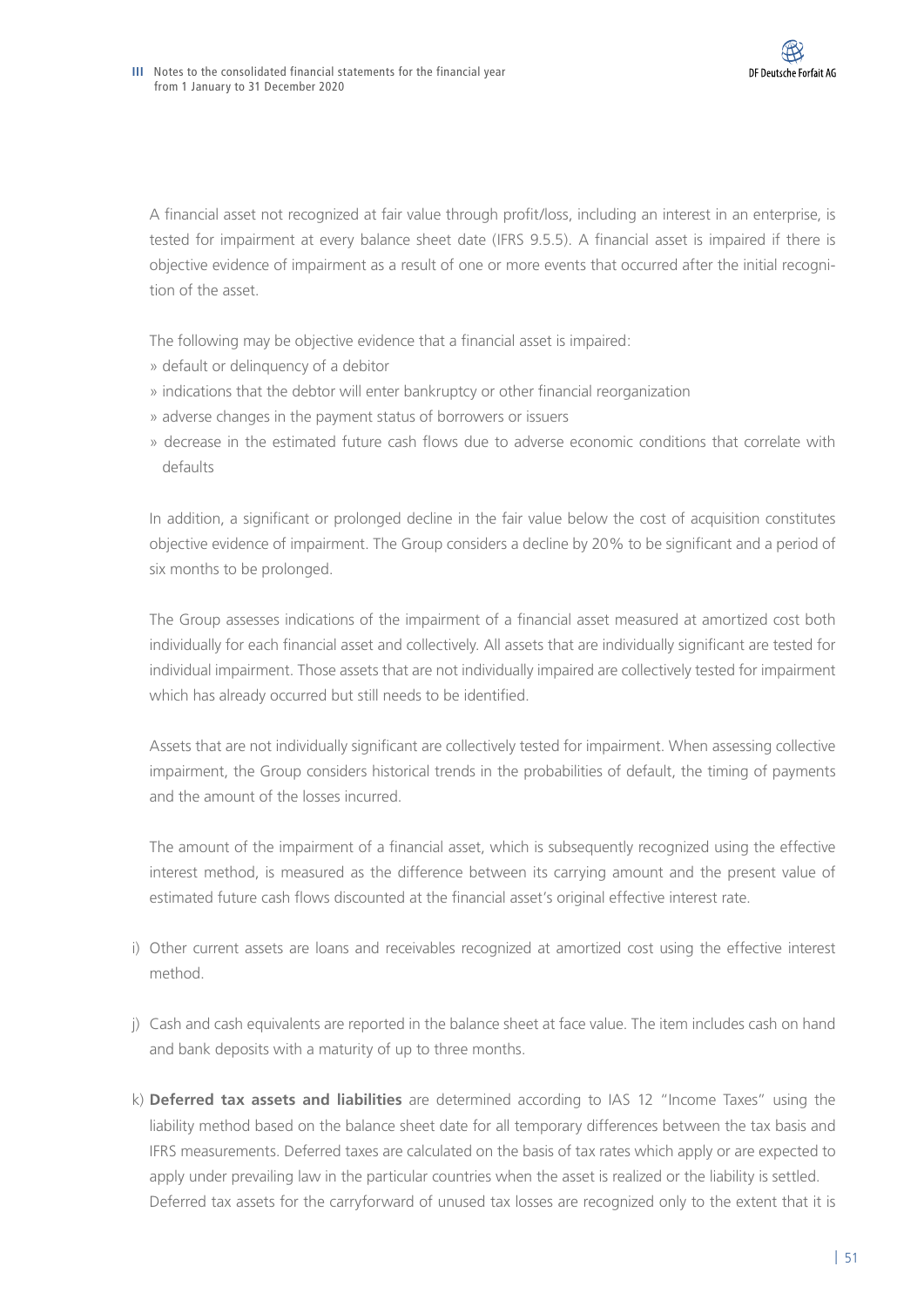A financial asset not recognized at fair value through profit/loss, including an interest in an enterprise, is tested for impairment at every balance sheet date (IFRS 9.5.5). A financial asset is impaired if there is objective evidence of impairment as a result of one or more events that occurred after the initial recognition of the asset.

The following may be objective evidence that a financial asset is impaired:

» default or delinquency of a debitor
» indications that the debtor will enter bankruptcy or other financial reorganization
» adverse changes in the payment status of borrowers or issuers
» decrease in the estimated future cash flows due to adverse economic conditions that correlate with defaults

In addition, a significant or prolonged decline in the fair value below the cost of acquisition constitutes objective evidence of impairment. The Group considers a decline by 20% to be significant and a period of six months to be prolonged.

The Group assesses indications of the impairment of a financial asset measured at amortized cost both individually for each financial asset and collectively. All assets that are individually significant are tested for individual impairment. Those assets that are not individually impaired are collectively tested for impairment which has already occurred but still needs to be identified.

Assets that are not individually significant are collectively tested for impairment. When assessing collective impairment, the Group considers historical trends in the probabilities of default, the timing of payments and the amount of the losses incurred.

The amount of the impairment of a financial asset, which is subsequently recognized using the effective interest method, is measured as the difference between its carrying amount and the present value of estimated future cash flows discounted at the financial asset's original effective interest rate.

i) Other current assets are loans and receivables recognized at amortized cost using the effective interest method.

j) Cash and cash equivalents are reported in the balance sheet at face value. The item includes cash on hand and bank deposits with a maturity of up to three months.

k) **Deferred tax assets and liabilities** are determined according to IAS 12 "Income Taxes" using the liability method based on the balance sheet date for all temporary differences between the tax basis and IFRS measurements. Deferred taxes are calculated on the basis of tax rates which apply or are expected to apply under prevailing law in the particular countries when the asset is realized or the liability is settled. Deferred tax assets for the carryforward of unused tax losses are recognized only to the extent that it is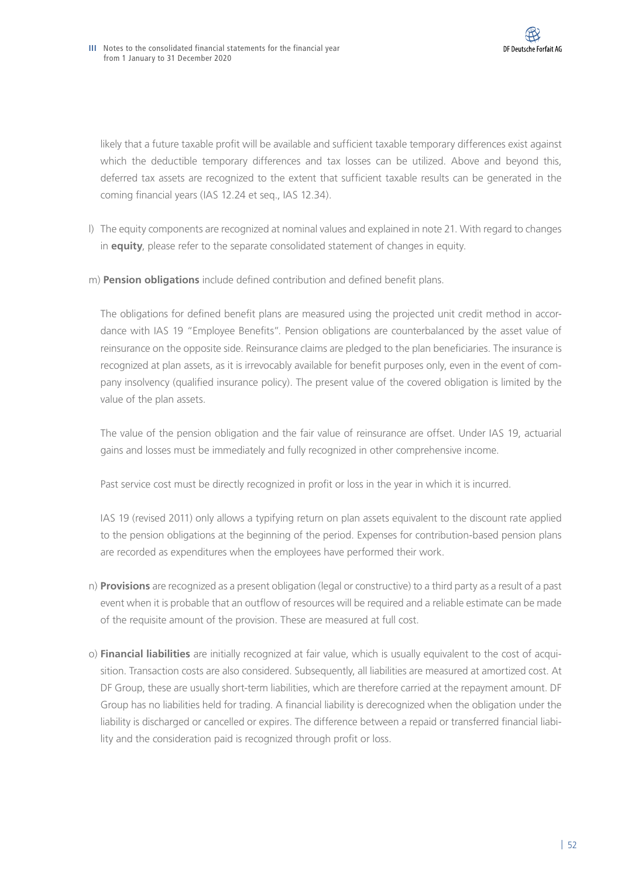likely that a future taxable profit will be available and sufficient taxable temporary differences exist against which the deductible temporary differences and tax losses can be utilized. Above and beyond this, deferred tax assets are recognized to the extent that sufficient taxable results can be generated in the coming financial years (IAS 12.24 et seq., IAS 12.34).

l) The equity components are recognized at nominal values and explained in note 21. With regard to changes in **equity**, please refer to the separate consolidated statement of changes in equity.

m) **Pension obligations** include defined contribution and defined benefit plans.

The obligations for defined benefit plans are measured using the projected unit credit method in accordance with IAS 19 "Employee Benefits". Pension obligations are counterbalanced by the asset value of reinsurance on the opposite side. Reinsurance claims are pledged to the plan beneficiaries. The insurance is recognized at plan assets, as it is irrevocably available for benefit purposes only, even in the event of company insolvency (qualified insurance policy). The present value of the covered obligation is limited by the value of the plan assets.

The value of the pension obligation and the fair value of reinsurance are offset. Under IAS 19, actuarial gains and losses must be immediately and fully recognized in other comprehensive income.

Past service cost must be directly recognized in profit or loss in the year in which it is incurred.

IAS 19 (revised 2011) only allows a typifying return on plan assets equivalent to the discount rate applied to the pension obligations at the beginning of the period. Expenses for contribution-based pension plans are recorded as expenditures when the employees have performed their work.

n) **Provisions** are recognized as a present obligation (legal or constructive) to a third party as a result of a past event when it is probable that an outflow of resources will be required and a reliable estimate can be made of the requisite amount of the provision. These are measured at full cost.

o) **Financial liabilities** are initially recognized at fair value, which is usually equivalent to the cost of acquisition. Transaction costs are also considered. Subsequently, all liabilities are measured at amortized cost. At DF Group, these are usually short-term liabilities, which are therefore carried at the repayment amount. DF Group has no liabilities held for trading. A financial liability is derecognized when the obligation under the liability is discharged or cancelled or expires. The difference between a repaid or transferred financial liability and the consideration paid is recognized through profit or loss.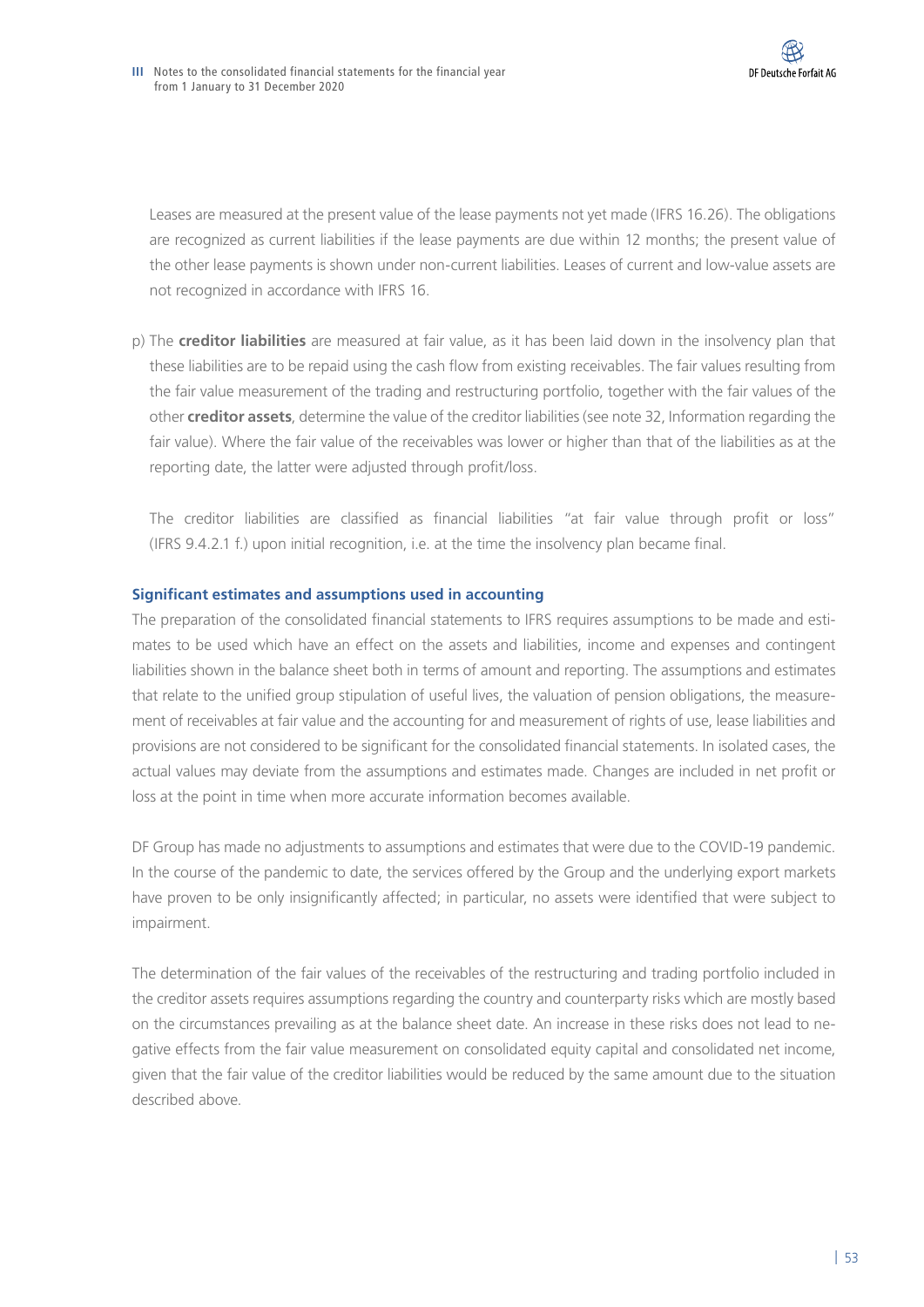Leases are measured at the present value of the lease payments not yet made (IFRS 16.26). The obligations are recognized as current liabilities if the lease payments are due within 12 months; the present value of the other lease payments is shown under non-current liabilities. Leases of current and low-value assets are not recognized in accordance with IFRS 16.

p) The **creditor liabilities** are measured at fair value, as it has been laid down in the insolvency plan that these liabilities are to be repaid using the cash flow from existing receivables. The fair values resulting from the fair value measurement of the trading and restructuring portfolio, together with the fair values of the other **creditor assets**, determine the value of the creditor liabilities (see note 32, Information regarding the fair value). Where the fair value of the receivables was lower or higher than that of the liabilities as at the reporting date, the latter were adjusted through profit/loss.

The creditor liabilities are classified as financial liabilities "at fair value through profit or loss" (IFRS 9.4.2.1 f.) upon initial recognition, i.e. at the time the insolvency plan became final.

### Significant estimates and assumptions used in accounting

The preparation of the consolidated financial statements to IFRS requires assumptions to be made and estimates to be used which have an effect on the assets and liabilities, income and expenses and contingent liabilities shown in the balance sheet both in terms of amount and reporting. The assumptions and estimates that relate to the unified group stipulation of useful lives, the valuation of pension obligations, the measurement of receivables at fair value and the accounting for and measurement of rights of use, lease liabilities and provisions are not considered to be significant for the consolidated financial statements. In isolated cases, the actual values may deviate from the assumptions and estimates made. Changes are included in net profit or loss at the point in time when more accurate information becomes available.

DF Group has made no adjustments to assumptions and estimates that were due to the COVID-19 pandemic. In the course of the pandemic to date, the services offered by the Group and the underlying export markets have proven to be only insignificantly affected; in particular, no assets were identified that were subject to impairment.

The determination of the fair values of the receivables of the restructuring and trading portfolio included in the creditor assets requires assumptions regarding the country and counterparty risks which are mostly based on the circumstances prevailing as at the balance sheet date. An increase in these risks does not lead to negative effects from the fair value measurement on consolidated equity capital and consolidated net income, given that the fair value of the creditor liabilities would be reduced by the same amount due to the situation described above.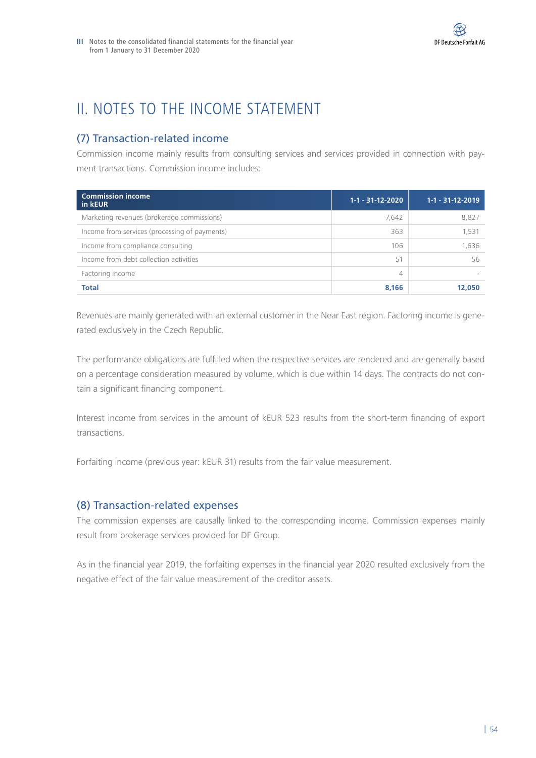# II. NOTES TO THE INCOME STATEMENT

## (7) Transaction-related income

Commission income mainly results from consulting services and services provided in connection with payment transactions. Commission income includes:

| Commission income in kEUR | 1-1 - 31-12-2020 | 1-1 - 31-12-2019 |
|---|---|---|
| Marketing revenues (brokerage commissions) | 7,642 | 8,827 |
| Income from services (processing of payments) | 363 | 1,531 |
| Income from compliance consulting | 106 | 1,636 |
| Income from debt collection activities | 51 | 56 |
| Factoring income | 4 | - |
| **Total** | **8,166** | **12,050** |

Revenues are mainly generated with an external customer in the Near East region. Factoring income is generated exclusively in the Czech Republic.

The performance obligations are fulfilled when the respective services are rendered and are generally based on a percentage consideration measured by volume, which is due within 14 days. The contracts do not contain a significant financing component.

Interest income from services in the amount of kEUR 523 results from the short-term financing of export transactions.

Forfaiting income (previous year: kEUR 31) results from the fair value measurement.

## (8) Transaction-related expenses

The commission expenses are causally linked to the corresponding income. Commission expenses mainly result from brokerage services provided for DF Group.

As in the financial year 2019, the forfaiting expenses in the financial year 2020 resulted exclusively from the negative effect of the fair value measurement of the creditor assets.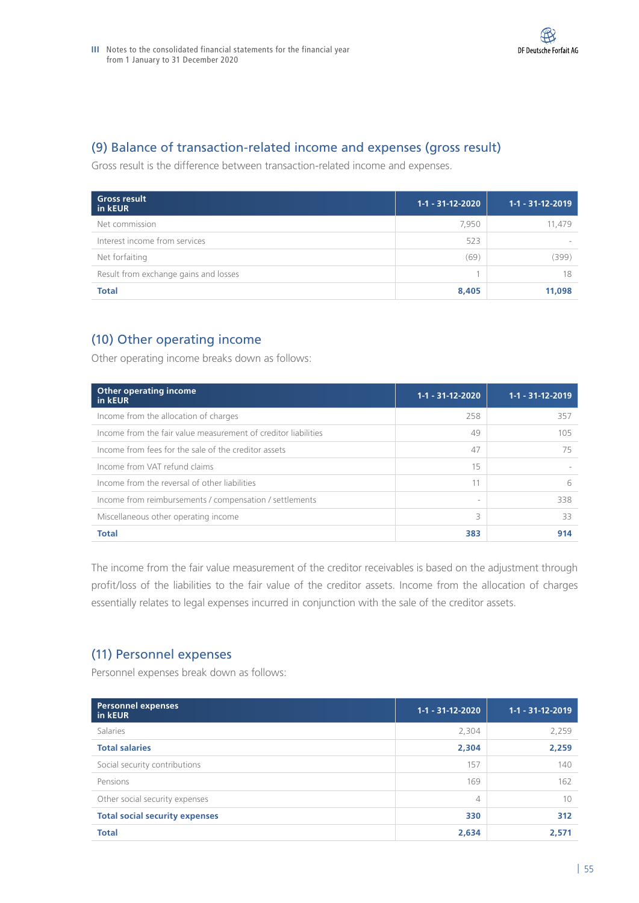## (9) Balance of transaction-related income and expenses (gross result)

Gross result is the difference between transaction-related income and expenses.

| Gross result in kEUR | 1-1 - 31-12-2020 | 1-1 - 31-12-2019 |
|---|---|---|
| Net commission | 7,950 | 11,479 |
| Interest income from services | 523 | - |
| Net forfaiting | (69) | (399) |
| Result from exchange gains and losses | 1 | 18 |
| **Total** | **8,405** | **11,098** |

## (10) Other operating income

Other operating income breaks down as follows:

| Other operating income in kEUR | 1-1 - 31-12-2020 | 1-1 - 31-12-2019 |
|---|---|---|
| Income from the allocation of charges | 258 | 357 |
| Income from the fair value measurement of creditor liabilities | 49 | 105 |
| Income from fees for the sale of the creditor assets | 47 | 75 |
| Income from VAT refund claims | 15 | - |
| Income from the reversal of other liabilities | 11 | 6 |
| Income from reimbursements / compensation / settlements | - | 338 |
| Miscellaneous other operating income | 3 | 33 |
| **Total** | **383** | **914** |

The income from the fair value measurement of the creditor receivables is based on the adjustment through profit/loss of the liabilities to the fair value of the creditor assets. Income from the allocation of charges essentially relates to legal expenses incurred in conjunction with the sale of the creditor assets.

## (11) Personnel expenses

Personnel expenses break down as follows:

| Personnel expenses in kEUR | 1-1 - 31-12-2020 | 1-1 - 31-12-2019 |
|---|---|---|
| Salaries | 2,304 | 2,259 |
| **Total salaries** | **2,304** | **2,259** |
| Social security contributions | 157 | 140 |
| Pensions | 169 | 162 |
| Other social security expenses | 4 | 10 |
| **Total social security expenses** | **330** | **312** |
| **Total** | **2,634** | **2,571** |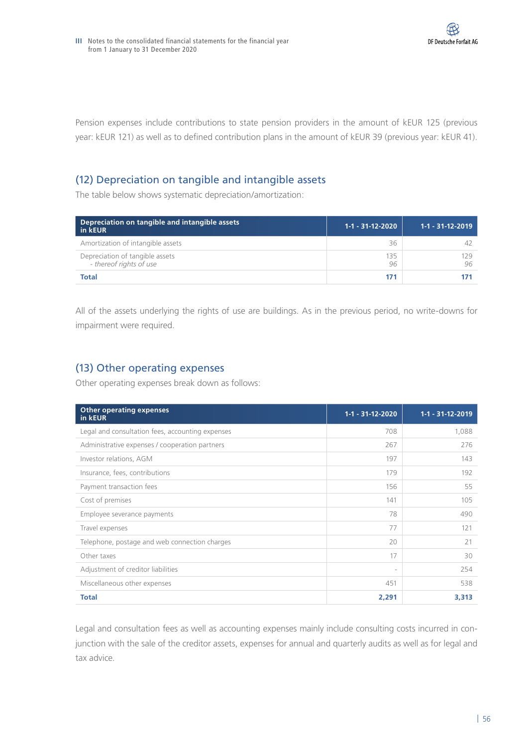Pension expenses include contributions to state pension providers in the amount of kEUR 125 (previous year: kEUR 121) as well as to defined contribution plans in the amount of kEUR 39 (previous year: kEUR 41).

## (12) Depreciation on tangible and intangible assets

The table below shows systematic depreciation/amortization:

| Depreciation on tangible and intangible assets in kEUR | 1-1 - 31-12-2020 | 1-1 - 31-12-2019 |
|---|---|---|
| Amortization of intangible assets | 36 | 42 |
| Depreciation of tangible assets | 135 | 129 |
| *- thereof rights of use* | *96* | *96* |
| **Total** | **171** | **171** |

All of the assets underlying the rights of use are buildings. As in the previous period, no write-downs for impairment were required.

## (13) Other operating expenses

Other operating expenses break down as follows:

| Other operating expenses in kEUR | 1-1 - 31-12-2020 | 1-1 - 31-12-2019 |
|---|---|---|
| Legal and consultation fees, accounting expenses | 708 | 1,088 |
| Administrative expenses / cooperation partners | 267 | 276 |
| Investor relations, AGM | 197 | 143 |
| Insurance, fees, contributions | 179 | 192 |
| Payment transaction fees | 156 | 55 |
| Cost of premises | 141 | 105 |
| Employee severance payments | 78 | 490 |
| Travel expenses | 77 | 121 |
| Telephone, postage and web connection charges | 20 | 21 |
| Other taxes | 17 | 30 |
| Adjustment of creditor liabilities | - | 254 |
| Miscellaneous other expenses | 451 | 538 |
| **Total** | **2,291** | **3,313** |

Legal and consultation fees as well as accounting expenses mainly include consulting costs incurred in conjunction with the sale of the creditor assets, expenses for annual and quarterly audits as well as for legal and tax advice.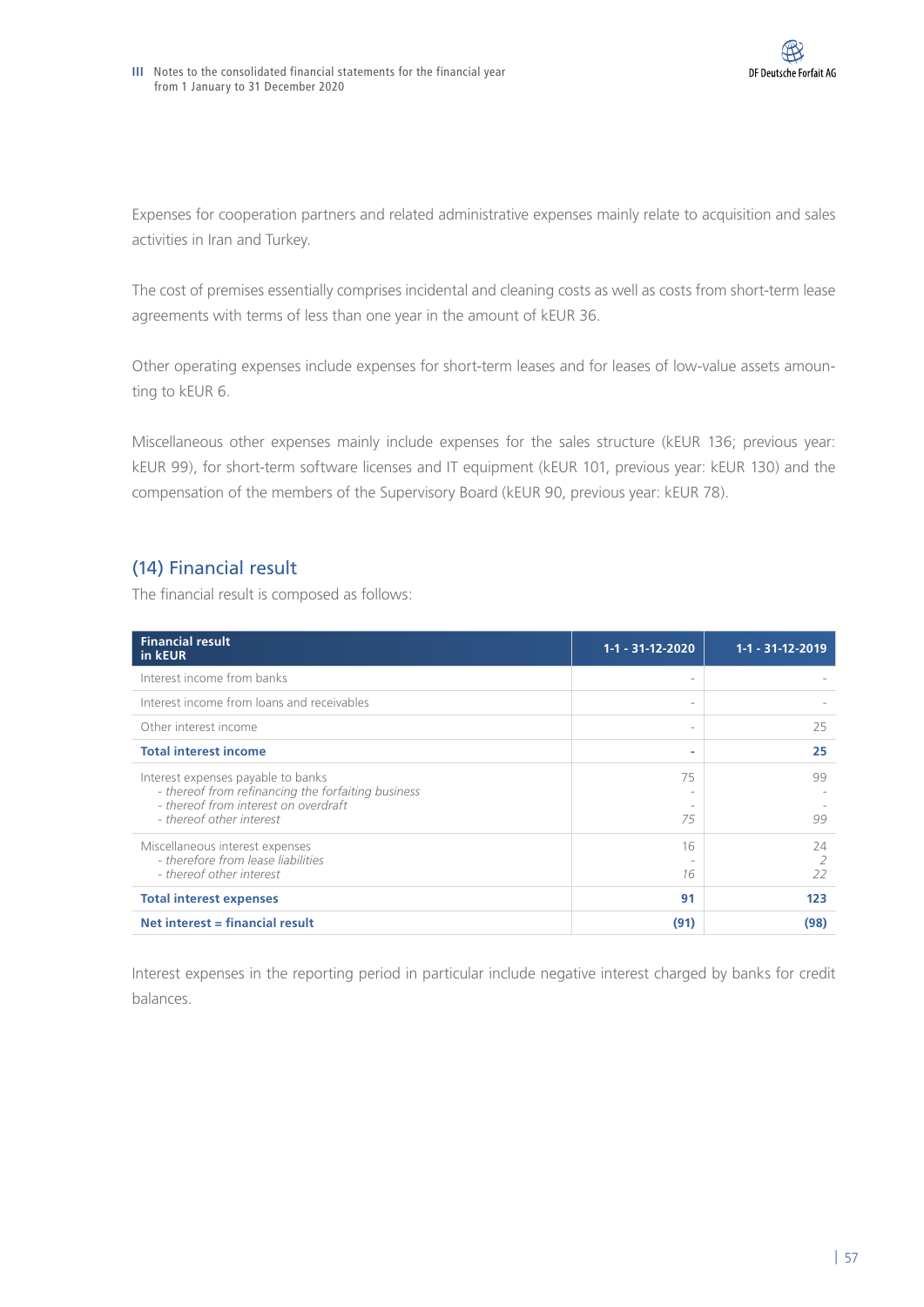Expenses for cooperation partners and related administrative expenses mainly relate to acquisition and sales activities in Iran and Turkey.

The cost of premises essentially comprises incidental and cleaning costs as well as costs from short-term lease agreements with terms of less than one year in the amount of kEUR 36.

Other operating expenses include expenses for short-term leases and for leases of low-value assets amounting to kEUR 6.

Miscellaneous other expenses mainly include expenses for the sales structure (kEUR 136; previous year: kEUR 99), for short-term software licenses and IT equipment (kEUR 101, previous year: kEUR 130) and the compensation of the members of the Supervisory Board (kEUR 90, previous year: kEUR 78).

## (14) Financial result

The financial result is composed as follows:

| Financial result in kEUR | 1-1 - 31-12-2020 | 1-1 - 31-12-2019 |
|---|---|---|
| Interest income from banks | - | - |
| Interest income from loans and receivables | - | - |
| Other interest income | - | 25 |
| **Total interest income** | **-** | **25** |
| Interest expenses payable to banks | 75 | 99 |
| *- thereof from refinancing the forfaiting business* | *-* | *-* |
| *- thereof from interest on overdraft* | *-* | *-* |
| *- thereof other interest* | *75* | *99* |
| Miscellaneous interest expenses | 16 | 24 |
| *- therefore from lease liabilities* | *-* | *2* |
| *- thereof other interest* | *16* | *22* |
| **Total interest expenses** | **91** | **123** |
| **Net interest = financial result** | **(91)** | **(98)** |

Interest expenses in the reporting period in particular include negative interest charged by banks for credit balances.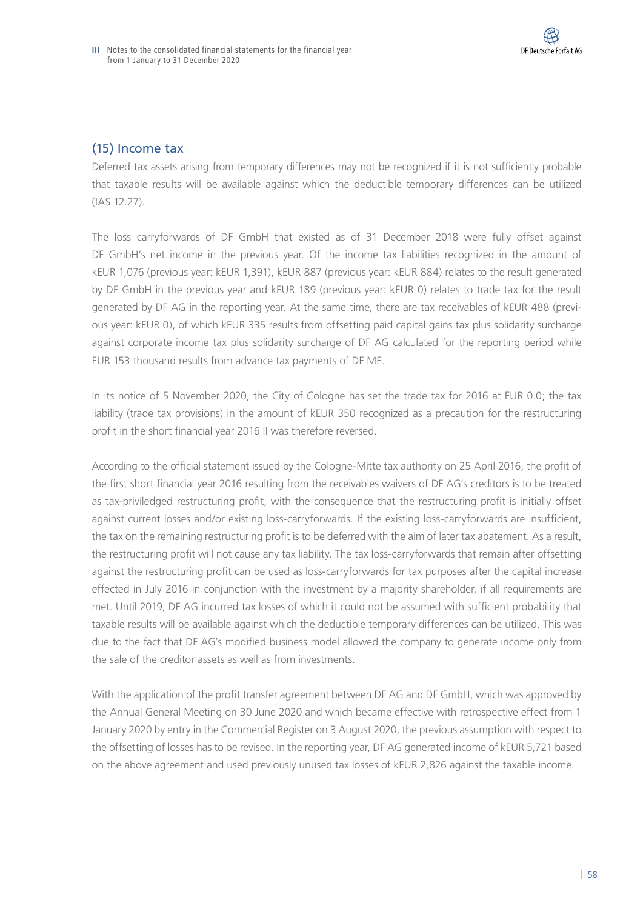## (15) Income tax

Deferred tax assets arising from temporary differences may not be recognized if it is not sufficiently probable that taxable results will be available against which the deductible temporary differences can be utilized (IAS 12.27).

The loss carryforwards of DF GmbH that existed as of 31 December 2018 were fully offset against DF GmbH's net income in the previous year. Of the income tax liabilities recognized in the amount of kEUR 1,076 (previous year: kEUR 1,391), kEUR 887 (previous year: kEUR 884) relates to the result generated by DF GmbH in the previous year and kEUR 189 (previous year: kEUR 0) relates to trade tax for the result generated by DF AG in the reporting year. At the same time, there are tax receivables of kEUR 488 (previous year: kEUR 0), of which kEUR 335 results from offsetting paid capital gains tax plus solidarity surcharge against corporate income tax plus solidarity surcharge of DF AG calculated for the reporting period while EUR 153 thousand results from advance tax payments of DF ME.

In its notice of 5 November 2020, the City of Cologne has set the trade tax for 2016 at EUR 0.0; the tax liability (trade tax provisions) in the amount of kEUR 350 recognized as a precaution for the restructuring profit in the short financial year 2016 II was therefore reversed.

According to the official statement issued by the Cologne-Mitte tax authority on 25 April 2016, the profit of the first short financial year 2016 resulting from the receivables waivers of DF AG's creditors is to be treated as tax-priviledged restructuring profit, with the consequence that the restructuring profit is initially offset against current losses and/or existing loss-carryforwards. If the existing loss-carryforwards are insufficient, the tax on the remaining restructuring profit is to be deferred with the aim of later tax abatement. As a result, the restructuring profit will not cause any tax liability. The tax loss-carryforwards that remain after offsetting against the restructuring profit can be used as loss-carryforwards for tax purposes after the capital increase effected in July 2016 in conjunction with the investment by a majority shareholder, if all requirements are met. Until 2019, DF AG incurred tax losses of which it could not be assumed with sufficient probability that taxable results will be available against which the deductible temporary differences can be utilized. This was due to the fact that DF AG's modified business model allowed the company to generate income only from the sale of the creditor assets as well as from investments.

With the application of the profit transfer agreement between DF AG and DF GmbH, which was approved by the Annual General Meeting on 30 June 2020 and which became effective with retrospective effect from 1 January 2020 by entry in the Commercial Register on 3 August 2020, the previous assumption with respect to the offsetting of losses has to be revised. In the reporting year, DF AG generated income of kEUR 5,721 based on the above agreement and used previously unused tax losses of kEUR 2,826 against the taxable income.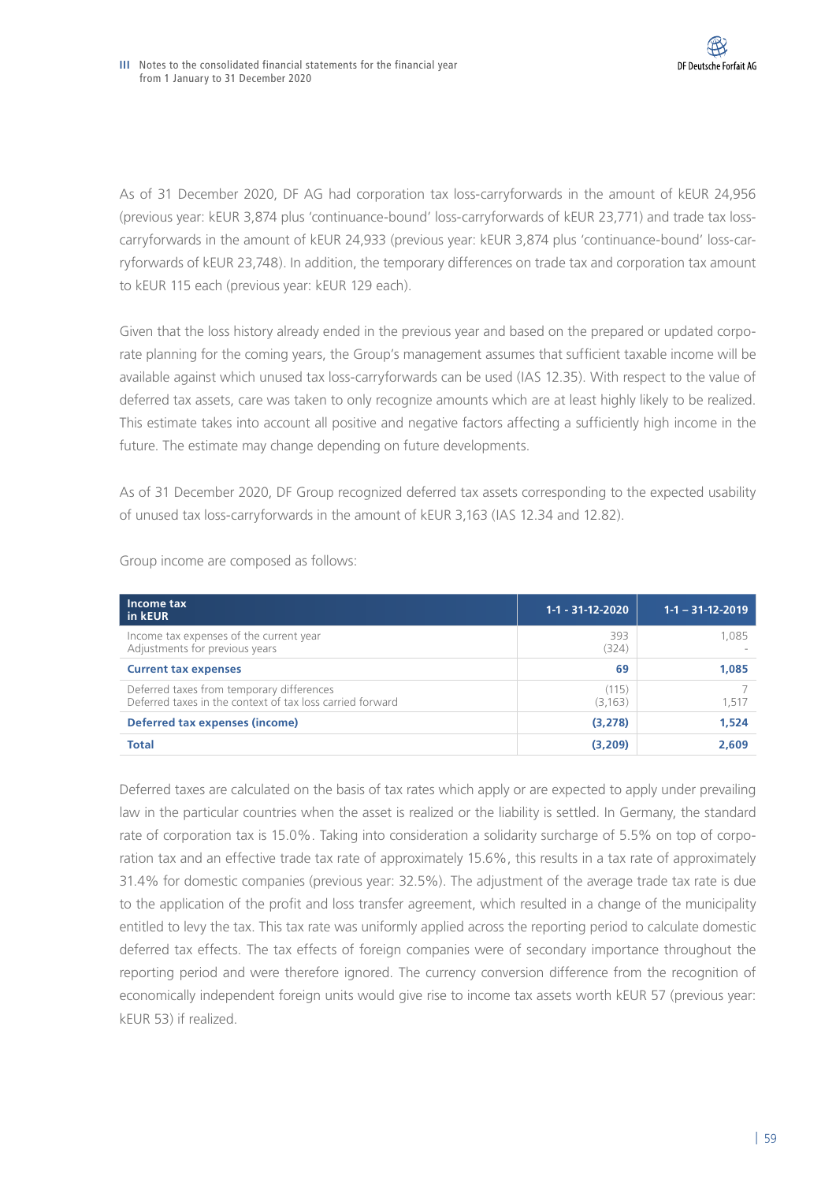As of 31 December 2020, DF AG had corporation tax loss-carryforwards in the amount of kEUR 24,956 (previous year: kEUR 3,874 plus 'continuance-bound' loss-carryforwards of kEUR 23,771) and trade tax loss-carryforwards in the amount of kEUR 24,933 (previous year: kEUR 3,874 plus 'continuance-bound' loss-carryforwards of kEUR 23,748). In addition, the temporary differences on trade tax and corporation tax amount to kEUR 115 each (previous year: kEUR 129 each).

Given that the loss history already ended in the previous year and based on the prepared or updated corporate planning for the coming years, the Group's management assumes that sufficient taxable income will be available against which unused tax loss-carryforwards can be used (IAS 12.35). With respect to the value of deferred tax assets, care was taken to only recognize amounts which are at least highly likely to be realized. This estimate takes into account all positive and negative factors affecting a sufficiently high income in the future. The estimate may change depending on future developments.

As of 31 December 2020, DF Group recognized deferred tax assets corresponding to the expected usability of unused tax loss-carryforwards in the amount of kEUR 3,163 (IAS 12.34 and 12.82).

Group income are composed as follows:

| Income tax in kEUR | 1-1 - 31-12-2020 | 1-1 – 31-12-2019 |
|---|---|---|
| Income tax expenses of the current year | 393 | 1,085 |
| Adjustments for previous years | (324) | - |
| **Current tax expenses** | **69** | **1,085** |
| Deferred taxes from temporary differences | (115) | 7 |
| Deferred taxes in the context of tax loss carried forward | (3,163) | 1,517 |
| **Deferred tax expenses (income)** | **(3,278)** | **1,524** |
| **Total** | **(3,209)** | **2,609** |

Deferred taxes are calculated on the basis of tax rates which apply or are expected to apply under prevailing law in the particular countries when the asset is realized or the liability is settled. In Germany, the standard rate of corporation tax is 15.0%. Taking into consideration a solidarity surcharge of 5.5% on top of corporation tax and an effective trade tax rate of approximately 15.6%, this results in a tax rate of approximately 31.4% for domestic companies (previous year: 32.5%). The adjustment of the average trade tax rate is due to the application of the profit and loss transfer agreement, which resulted in a change of the municipality entitled to levy the tax. This tax rate was uniformly applied across the reporting period to calculate domestic deferred tax effects. The tax effects of foreign companies were of secondary importance throughout the reporting period and were therefore ignored. The currency conversion difference from the recognition of economically independent foreign units would give rise to income tax assets worth kEUR 57 (previous year: kEUR 53) if realized.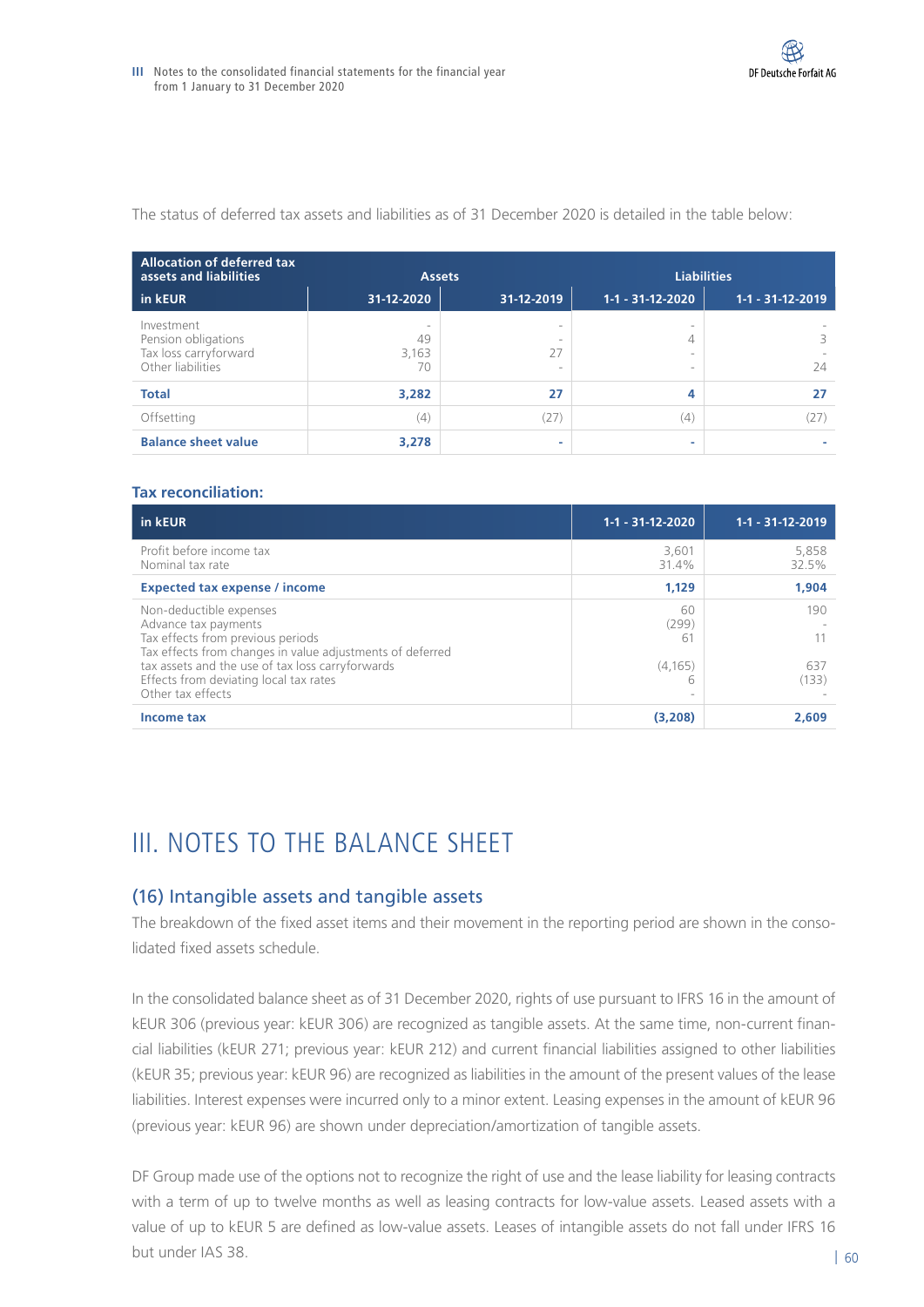The status of deferred tax assets and liabilities as of 31 December 2020 is detailed in the table below:

| Allocation of deferred tax assets and liabilities | Assets | | Liabilities | |
|---|---|---|---|---|
| in kEUR | 31-12-2020 | 31-12-2019 | 1-1 - 31-12-2020 | 1-1 - 31-12-2019 |
| Investment | - | - | - | - |
| Pension obligations | 49 | - | 4 | 3 |
| Tax loss carryforward | 3,163 | 27 | - | - |
| Other liabilities | 70 | - | - | 24 |
| **Total** | **3,282** | **27** | **4** | **27** |
| Offsetting | (4) | (27) | (4) | (27) |
| **Balance sheet value** | **3,278** | **-** | **-** | **-** |

### Tax reconciliation:

| in kEUR | 1-1 - 31-12-2020 | 1-1 - 31-12-2019 |
|---|---|---|
| Profit before income tax | 3,601 | 5,858 |
| Nominal tax rate | 31.4% | 32.5% |
| **Expected tax expense / income** | **1,129** | **1,904** |
| Non-deductible expenses | 60 | 190 |
| Advance tax payments | (299) | - |
| Tax effects from previous periods | 61 | 11 |
| Tax effects from changes in value adjustments of deferred tax assets and the use of tax loss carryforwards | (4,165) | 637 |
| Effects from deviating local tax rates | 6 | (133) |
| Other tax effects | - | - |
| **Income tax** | **(3,208)** | **2,609** |

# III. NOTES TO THE BALANCE SHEET

## (16) Intangible assets and tangible assets

The breakdown of the fixed asset items and their movement in the reporting period are shown in the consolidated fixed assets schedule.

In the consolidated balance sheet as of 31 December 2020, rights of use pursuant to IFRS 16 in the amount of kEUR 306 (previous year: kEUR 306) are recognized as tangible assets. At the same time, non-current financial liabilities (kEUR 271; previous year: kEUR 212) and current financial liabilities assigned to other liabilities (kEUR 35; previous year: kEUR 96) are recognized as liabilities in the amount of the present values of the lease liabilities. Interest expenses were incurred only to a minor extent. Leasing expenses in the amount of kEUR 96 (previous year: kEUR 96) are shown under depreciation/amortization of tangible assets.

DF Group made use of the options not to recognize the right of use and the lease liability for leasing contracts with a term of up to twelve months as well as leasing contracts for low-value assets. Leased assets with a value of up to kEUR 5 are defined as low-value assets. Leases of intangible assets do not fall under IFRS 16 but under IAS 38.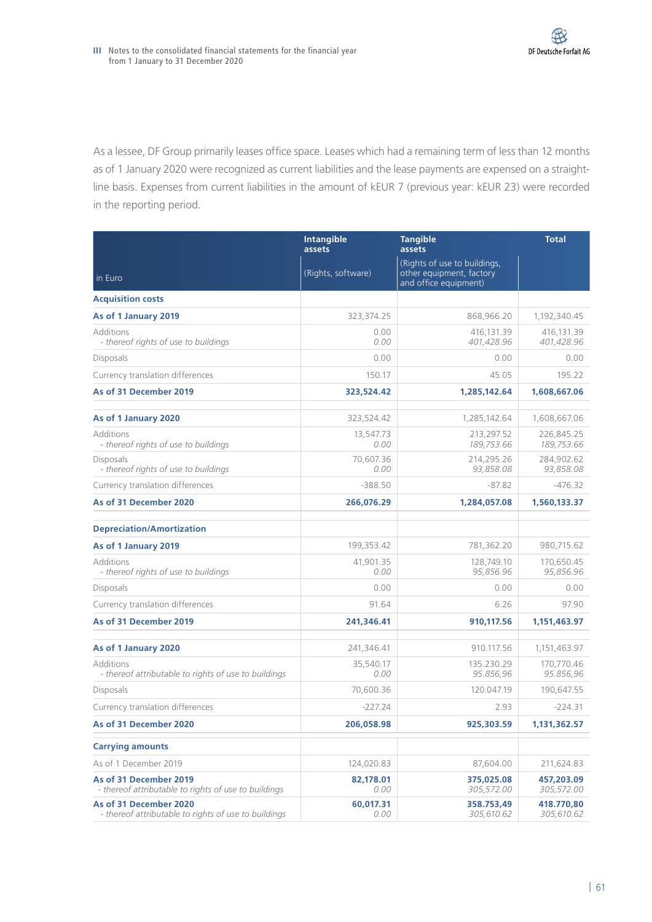As a lessee, DF Group primarily leases office space. Leases which had a remaining term of less than 12 months as of 1 January 2020 were recognized as current liabilities and the lease payments are expensed on a straight-line basis. Expenses from current liabilities in the amount of kEUR 7 (previous year: kEUR 23) were recorded in the reporting period.

| in Euro | Intangible assets (Rights, software) | Tangible assets (Rights of use to buildings, other equipment, factory and office equipment) | Total |
|---|---|---|---|
| **Acquisition costs** | | | |
| **As of 1 January 2019** | 323,374.25 | 868,966.20 | 1,192,340.45 |
| Additions<br>*- thereof rights of use to buildings* | 0.00<br>*0.00* | 416,131.39<br>*401,428.96* | 416,131.39<br>*401,428.96* |
| Disposals | 0.00 | 0.00 | 0.00 |
| Currency translation differences | 150.17 | 45.05 | 195.22 |
| **As of 31 December 2019** | **323,524.42** | **1,285,142.64** | **1,608,667.06** |
| | | | |
| **As of 1 January 2020** | 323,524.42 | 1,285,142.64 | 1,608,667.06 |
| Additions<br>*- thereof rights of use to buildings* | 13,547.73<br>*0.00* | 213,297.52<br>*189,753.66* | 226,845.25<br>*189,753.66* |
| Disposals<br>*- thereof rights of use to buildings* | 70,607.36<br>*0.00* | 214,295.26<br>*93,858.08* | 284,902.62<br>*93,858.08* |
| Currency translation differences | -388.50 | -87.82 | -476.32 |
| **As of 31 December 2020** | **266,076.29** | **1,284,057.08** | **1,560,133.37** |
| | | | |
| **Depreciation/Amortization** | | | |
| **As of 1 January 2019** | 199,353.42 | 781,362.20 | 980,715.62 |
| Additions<br>*- thereof rights of use to buildings* | 41,901.35<br>*0.00* | 128,749.10<br>*95,856.96* | 170,650.45<br>*95,856.96* |
| Disposals | 0.00 | 0.00 | 0.00 |
| Currency translation differences | 91.64 | 6.26 | 97.90 |
| **As of 31 December 2019** | **241,346.41** | **910,117.56** | **1,151,463.97** |
| | | | |
| **As of 1 January 2020** | 241,346.41 | 910.117.56 | 1,151,463.97 |
| Additions<br>*- thereof attributable to rights of use to buildings* | 35,540.17<br>*0.00* | 135.230.29<br>*95.856,96* | 170,770.46<br>*95.856,96* |
| Disposals | 70,600.36 | 120.047.19 | 190,647.55 |
| Currency translation differences | -227.24 | 2.93 | -224.31 |
| **As of 31 December 2020** | **206,058.98** | **925,303.59** | **1,131,362.57** |
| | | | |
| **Carrying amounts** | | | |
| As of 1 December 2019 | 124,020.83 | 87,604.00 | 211,624.83 |
| **As of 31 December 2019**<br>*- thereof attributable to rights of use to buildings* | **82,178.01**<br>*0.00* | **375,025.08**<br>*305,572.00* | **457,203.09**<br>*305,572.00* |
| **As of 31 December 2020**<br>*- thereof attributable to rights of use to buildings* | **60,017.31**<br>*0.00* | **358.753,49**<br>*305,610.62* | **418.770,80**<br>*305,610.62* |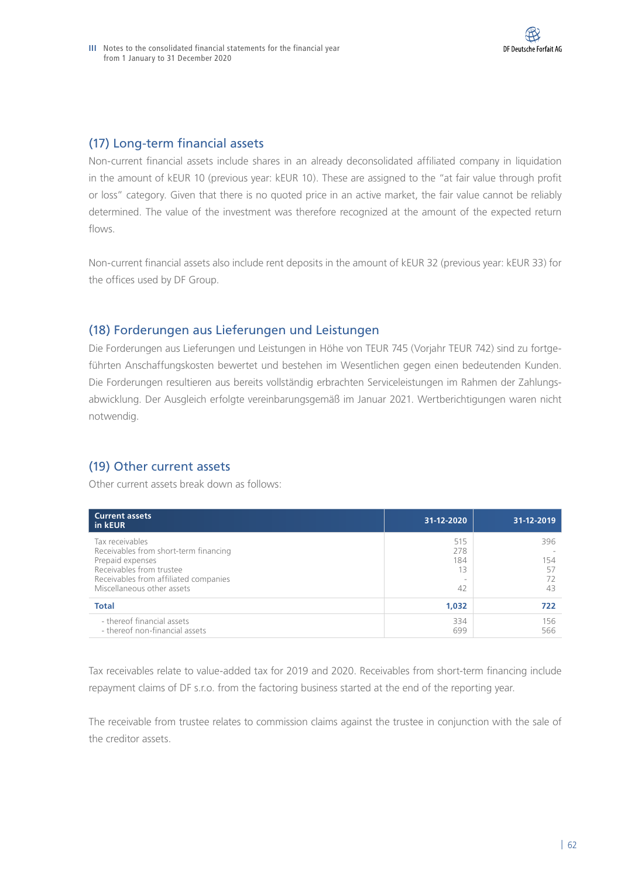## (17) Long-term financial assets

Non-current financial assets include shares in an already deconsolidated affiliated company in liquidation in the amount of kEUR 10 (previous year: kEUR 10). These are assigned to the "at fair value through profit or loss" category. Given that there is no quoted price in an active market, the fair value cannot be reliably determined. The value of the investment was therefore recognized at the amount of the expected return flows.

Non-current financial assets also include rent deposits in the amount of kEUR 32 (previous year: kEUR 33) for the offices used by DF Group.

## (18) Forderungen aus Lieferungen und Leistungen

Die Forderungen aus Lieferungen und Leistungen in Höhe von TEUR 745 (Vorjahr TEUR 742) sind zu fortgeführten Anschaffungskosten bewertet und bestehen im Wesentlichen gegen einen bedeutenden Kunden. Die Forderungen resultieren aus bereits vollständig erbrachten Serviceleistungen im Rahmen der Zahlungsabwicklung. Der Ausgleich erfolgte vereinbarungsgemäß im Januar 2021. Wertberichtigungen waren nicht notwendig.

## (19) Other current assets

Other current assets break down as follows:

| Current assets in kEUR | 31-12-2020 | 31-12-2019 |
|---|---|---|
| Tax receivables | 515 | 396 |
| Receivables from short-term financing | 278 | - |
| Prepaid expenses | 184 | 154 |
| Receivables from trustee | 13 | 57 |
| Receivables from affiliated companies | - | 72 |
| Miscellaneous other assets | 42 | 43 |
| **Total** | **1,032** | **722** |
| - thereof financial assets | 334 | 156 |
| - thereof non-financial assets | 699 | 566 |

Tax receivables relate to value-added tax for 2019 and 2020. Receivables from short-term financing include repayment claims of DF s.r.o. from the factoring business started at the end of the reporting year.

The receivable from trustee relates to commission claims against the trustee in conjunction with the sale of the creditor assets.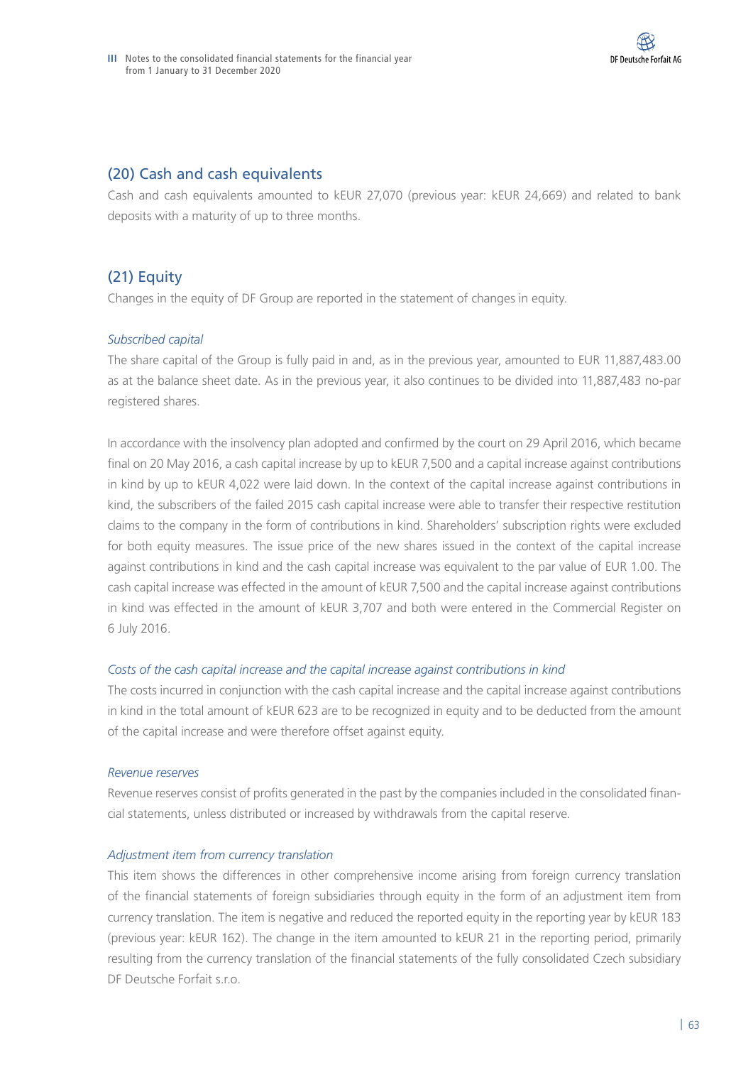## (20) Cash and cash equivalents

Cash and cash equivalents amounted to kEUR 27,070 (previous year: kEUR 24,669) and related to bank deposits with a maturity of up to three months.

## (21) Equity

Changes in the equity of DF Group are reported in the statement of changes in equity.

### *Subscribed capital*

The share capital of the Group is fully paid in and, as in the previous year, amounted to EUR 11,887,483.00 as at the balance sheet date. As in the previous year, it also continues to be divided into 11,887,483 no-par registered shares.

In accordance with the insolvency plan adopted and confirmed by the court on 29 April 2016, which became final on 20 May 2016, a cash capital increase by up to kEUR 7,500 and a capital increase against contributions in kind by up to kEUR 4,022 were laid down. In the context of the capital increase against contributions in kind, the subscribers of the failed 2015 cash capital increase were able to transfer their respective restitution claims to the company in the form of contributions in kind. Shareholders' subscription rights were excluded for both equity measures. The issue price of the new shares issued in the context of the capital increase against contributions in kind and the cash capital increase was equivalent to the par value of EUR 1.00. The cash capital increase was effected in the amount of kEUR 7,500 and the capital increase against contributions in kind was effected in the amount of kEUR 3,707 and both were entered in the Commercial Register on 6 July 2016.

### *Costs of the cash capital increase and the capital increase against contributions in kind*

The costs incurred in conjunction with the cash capital increase and the capital increase against contributions in kind in the total amount of kEUR 623 are to be recognized in equity and to be deducted from the amount of the capital increase and were therefore offset against equity.

### *Revenue reserves*

Revenue reserves consist of profits generated in the past by the companies included in the consolidated financial statements, unless distributed or increased by withdrawals from the capital reserve.

### *Adjustment item from currency translation*

This item shows the differences in other comprehensive income arising from foreign currency translation of the financial statements of foreign subsidiaries through equity in the form of an adjustment item from currency translation. The item is negative and reduced the reported equity in the reporting year by kEUR 183 (previous year: kEUR 162). The change in the item amounted to kEUR 21 in the reporting period, primarily resulting from the currency translation of the financial statements of the fully consolidated Czech subsidiary DF Deutsche Forfait s.r.o.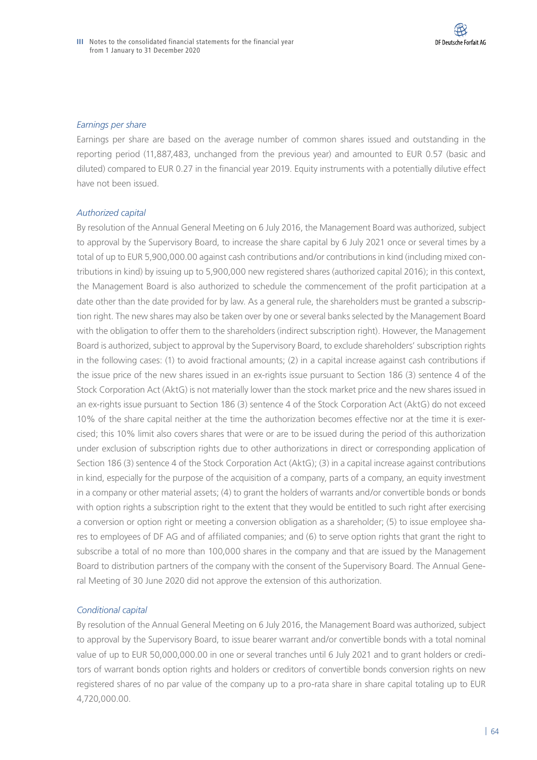*Earnings per share*

Earnings per share are based on the average number of common shares issued and outstanding in the reporting period (11,887,483, unchanged from the previous year) and amounted to EUR 0.57 (basic and diluted) compared to EUR 0.27 in the financial year 2019. Equity instruments with a potentially dilutive effect have not been issued.

*Authorized capital*

By resolution of the Annual General Meeting on 6 July 2016, the Management Board was authorized, subject to approval by the Supervisory Board, to increase the share capital by 6 July 2021 once or several times by a total of up to EUR 5,900,000.00 against cash contributions and/or contributions in kind (including mixed contributions in kind) by issuing up to 5,900,000 new registered shares (authorized capital 2016); in this context, the Management Board is also authorized to schedule the commencement of the profit participation at a date other than the date provided for by law. As a general rule, the shareholders must be granted a subscription right. The new shares may also be taken over by one or several banks selected by the Management Board with the obligation to offer them to the shareholders (indirect subscription right). However, the Management Board is authorized, subject to approval by the Supervisory Board, to exclude shareholders' subscription rights in the following cases: (1) to avoid fractional amounts; (2) in a capital increase against cash contributions if the issue price of the new shares issued in an ex-rights issue pursuant to Section 186 (3) sentence 4 of the Stock Corporation Act (AktG) is not materially lower than the stock market price and the new shares issued in an ex-rights issue pursuant to Section 186 (3) sentence 4 of the Stock Corporation Act (AktG) do not exceed 10% of the share capital neither at the time the authorization becomes effective nor at the time it is exercised; this 10% limit also covers shares that were or are to be issued during the period of this authorization under exclusion of subscription rights due to other authorizations in direct or corresponding application of Section 186 (3) sentence 4 of the Stock Corporation Act (AktG); (3) in a capital increase against contributions in kind, especially for the purpose of the acquisition of a company, parts of a company, an equity investment in a company or other material assets; (4) to grant the holders of warrants and/or convertible bonds or bonds with option rights a subscription right to the extent that they would be entitled to such right after exercising a conversion or option right or meeting a conversion obligation as a shareholder; (5) to issue employee shares to employees of DF AG and of affiliated companies; and (6) to serve option rights that grant the right to subscribe a total of no more than 100,000 shares in the company and that are issued by the Management Board to distribution partners of the company with the consent of the Supervisory Board. The Annual General Meeting of 30 June 2020 did not approve the extension of this authorization.

*Conditional capital*

By resolution of the Annual General Meeting on 6 July 2016, the Management Board was authorized, subject to approval by the Supervisory Board, to issue bearer warrant and/or convertible bonds with a total nominal value of up to EUR 50,000,000.00 in one or several tranches until 6 July 2021 and to grant holders or creditors of warrant bonds option rights and holders or creditors of convertible bonds conversion rights on new registered shares of no par value of the company up to a pro-rata share in share capital totaling up to EUR 4,720,000.00.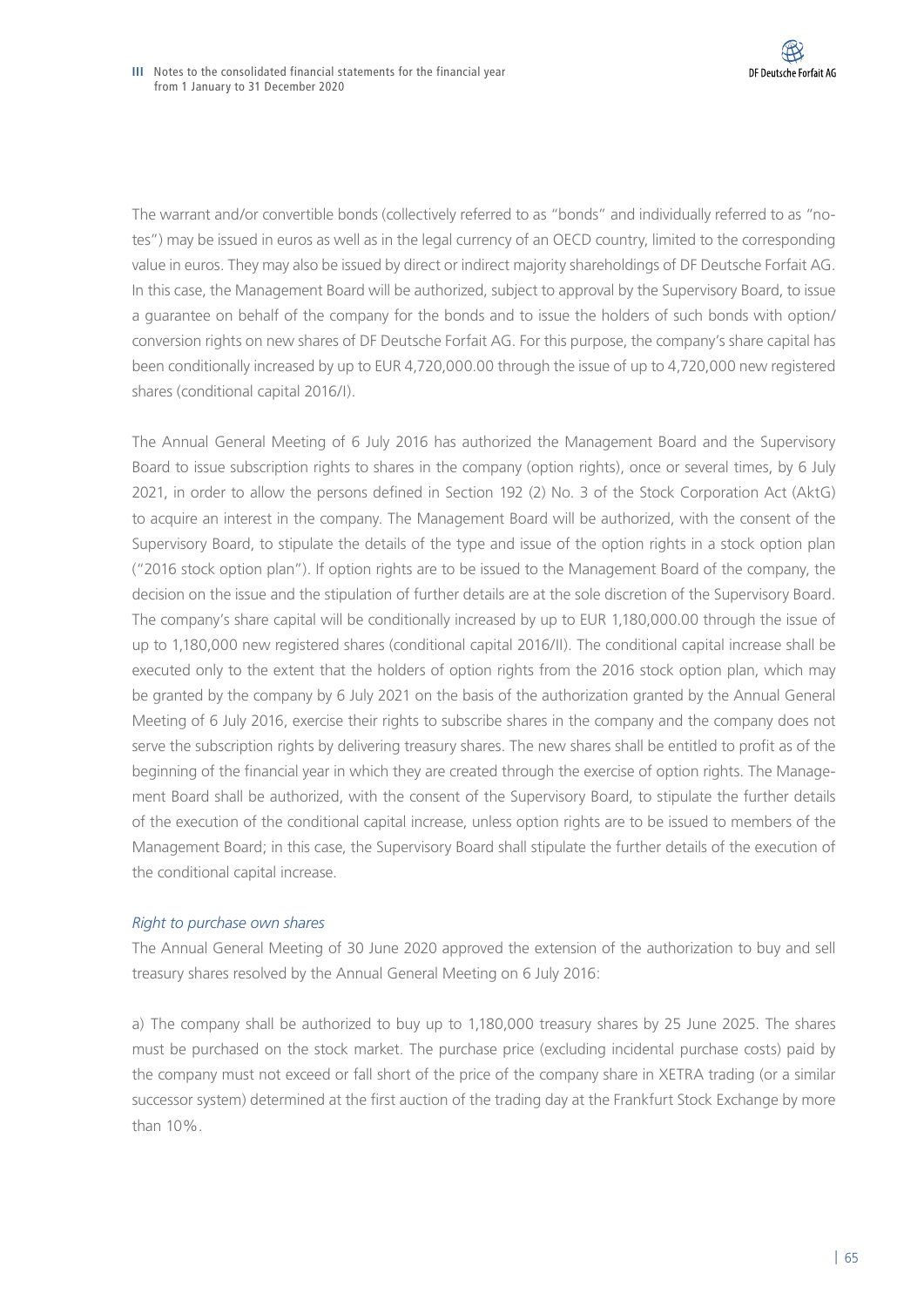The warrant and/or convertible bonds (collectively referred to as "bonds" and individually referred to as "notes") may be issued in euros as well as in the legal currency of an OECD country, limited to the corresponding value in euros. They may also be issued by direct or indirect majority shareholdings of DF Deutsche Forfait AG. In this case, the Management Board will be authorized, subject to approval by the Supervisory Board, to issue a guarantee on behalf of the company for the bonds and to issue the holders of such bonds with option/ conversion rights on new shares of DF Deutsche Forfait AG. For this purpose, the company's share capital has been conditionally increased by up to EUR 4,720,000.00 through the issue of up to 4,720,000 new registered shares (conditional capital 2016/I).

The Annual General Meeting of 6 July 2016 has authorized the Management Board and the Supervisory Board to issue subscription rights to shares in the company (option rights), once or several times, by 6 July 2021, in order to allow the persons defined in Section 192 (2) No. 3 of the Stock Corporation Act (AktG) to acquire an interest in the company. The Management Board will be authorized, with the consent of the Supervisory Board, to stipulate the details of the type and issue of the option rights in a stock option plan ("2016 stock option plan"). If option rights are to be issued to the Management Board of the company, the decision on the issue and the stipulation of further details are at the sole discretion of the Supervisory Board. The company's share capital will be conditionally increased by up to EUR 1,180,000.00 through the issue of up to 1,180,000 new registered shares (conditional capital 2016/II). The conditional capital increase shall be executed only to the extent that the holders of option rights from the 2016 stock option plan, which may be granted by the company by 6 July 2021 on the basis of the authorization granted by the Annual General Meeting of 6 July 2016, exercise their rights to subscribe shares in the company and the company does not serve the subscription rights by delivering treasury shares. The new shares shall be entitled to profit as of the beginning of the financial year in which they are created through the exercise of option rights. The Management Board shall be authorized, with the consent of the Supervisory Board, to stipulate the further details of the execution of the conditional capital increase, unless option rights are to be issued to members of the Management Board; in this case, the Supervisory Board shall stipulate the further details of the execution of the conditional capital increase.

*Right to purchase own shares*

The Annual General Meeting of 30 June 2020 approved the extension of the authorization to buy and sell treasury shares resolved by the Annual General Meeting on 6 July 2016:

a) The company shall be authorized to buy up to 1,180,000 treasury shares by 25 June 2025. The shares must be purchased on the stock market. The purchase price (excluding incidental purchase costs) paid by the company must not exceed or fall short of the price of the company share in XETRA trading (or a similar successor system) determined at the first auction of the trading day at the Frankfurt Stock Exchange by more than 10%.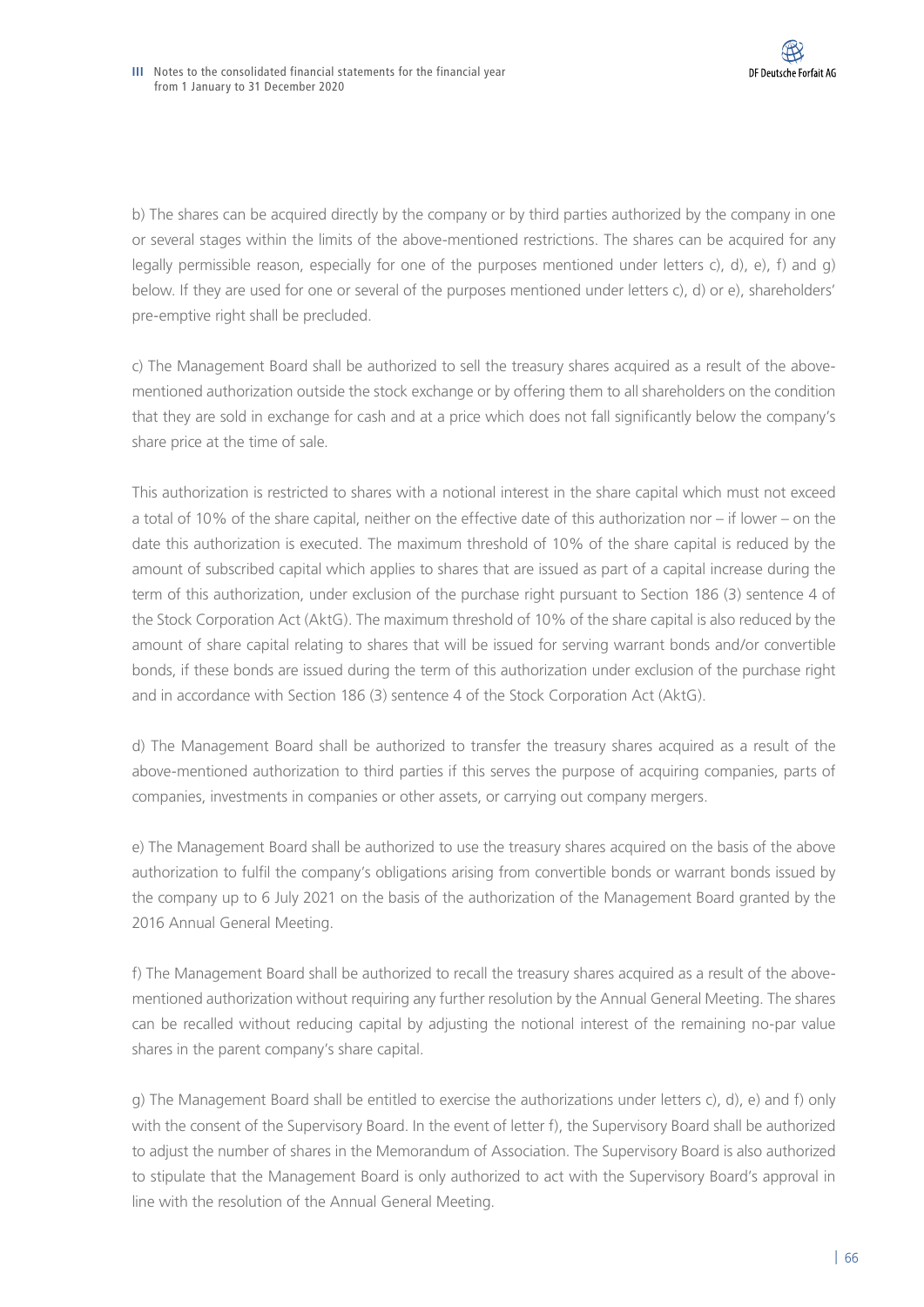b) The shares can be acquired directly by the company or by third parties authorized by the company in one or several stages within the limits of the above-mentioned restrictions. The shares can be acquired for any legally permissible reason, especially for one of the purposes mentioned under letters c), d), e), f) and g) below. If they are used for one or several of the purposes mentioned under letters c), d) or e), shareholders' pre-emptive right shall be precluded.

c) The Management Board shall be authorized to sell the treasury shares acquired as a result of the above-mentioned authorization outside the stock exchange or by offering them to all shareholders on the condition that they are sold in exchange for cash and at a price which does not fall significantly below the company's share price at the time of sale.

This authorization is restricted to shares with a notional interest in the share capital which must not exceed a total of 10% of the share capital, neither on the effective date of this authorization nor – if lower – on the date this authorization is executed. The maximum threshold of 10% of the share capital is reduced by the amount of subscribed capital which applies to shares that are issued as part of a capital increase during the term of this authorization, under exclusion of the purchase right pursuant to Section 186 (3) sentence 4 of the Stock Corporation Act (AktG). The maximum threshold of 10% of the share capital is also reduced by the amount of share capital relating to shares that will be issued for serving warrant bonds and/or convertible bonds, if these bonds are issued during the term of this authorization under exclusion of the purchase right and in accordance with Section 186 (3) sentence 4 of the Stock Corporation Act (AktG).

d) The Management Board shall be authorized to transfer the treasury shares acquired as a result of the above-mentioned authorization to third parties if this serves the purpose of acquiring companies, parts of companies, investments in companies or other assets, or carrying out company mergers.

e) The Management Board shall be authorized to use the treasury shares acquired on the basis of the above authorization to fulfil the company's obligations arising from convertible bonds or warrant bonds issued by the company up to 6 July 2021 on the basis of the authorization of the Management Board granted by the 2016 Annual General Meeting.

f) The Management Board shall be authorized to recall the treasury shares acquired as a result of the above-mentioned authorization without requiring any further resolution by the Annual General Meeting. The shares can be recalled without reducing capital by adjusting the notional interest of the remaining no-par value shares in the parent company's share capital.

g) The Management Board shall be entitled to exercise the authorizations under letters c), d), e) and f) only with the consent of the Supervisory Board. In the event of letter f), the Supervisory Board shall be authorized to adjust the number of shares in the Memorandum of Association. The Supervisory Board is also authorized to stipulate that the Management Board is only authorized to act with the Supervisory Board's approval in line with the resolution of the Annual General Meeting.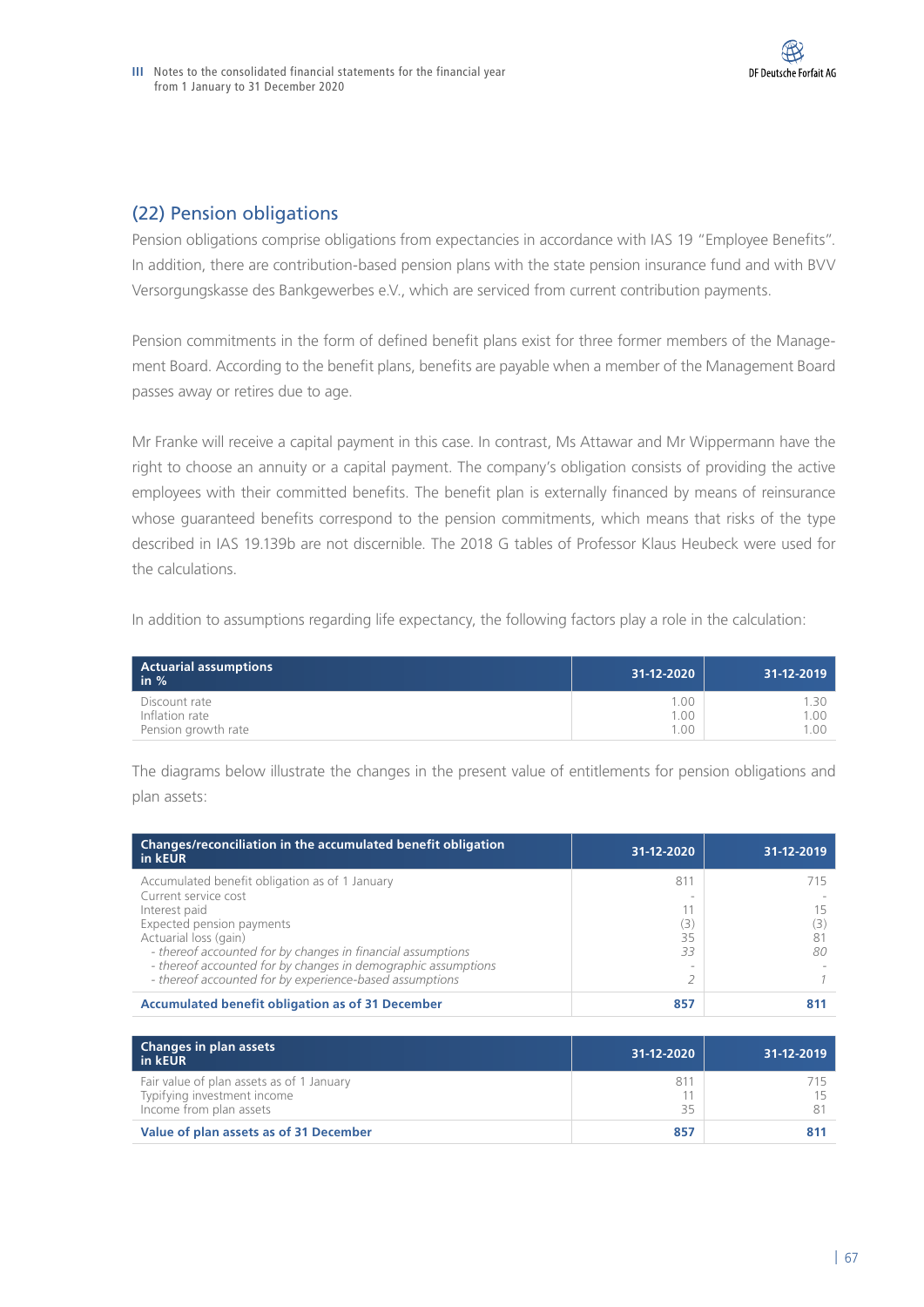## (22) Pension obligations

Pension obligations comprise obligations from expectancies in accordance with IAS 19 "Employee Benefits". In addition, there are contribution-based pension plans with the state pension insurance fund and with BVV Versorgungskasse des Bankgewerbes e.V., which are serviced from current contribution payments.

Pension commitments in the form of defined benefit plans exist for three former members of the Management Board. According to the benefit plans, benefits are payable when a member of the Management Board passes away or retires due to age.

Mr Franke will receive a capital payment in this case. In contrast, Ms Attawar and Mr Wippermann have the right to choose an annuity or a capital payment. The company's obligation consists of providing the active employees with their committed benefits. The benefit plan is externally financed by means of reinsurance whose guaranteed benefits correspond to the pension commitments, which means that risks of the type described in IAS 19.139b are not discernible. The 2018 G tables of Professor Klaus Heubeck were used for the calculations.

In addition to assumptions regarding life expectancy, the following factors play a role in the calculation:

| Actuarial assumptions in % | 31-12-2020 | 31-12-2019 |
|---|---|---|
| Discount rate | 1.00 | 1.30 |
| Inflation rate | 1.00 | 1.00 |
| Pension growth rate | 1.00 | 1.00 |

The diagrams below illustrate the changes in the present value of entitlements for pension obligations and plan assets:

| Changes/reconciliation in the accumulated benefit obligation in kEUR | 31-12-2020 | 31-12-2019 |
|---|---|---|
| Accumulated benefit obligation as of 1 January | 811 | 715 |
| Current service cost | - | - |
| Interest paid | 11 | 15 |
| Expected pension payments | (3) | (3) |
| Actuarial loss (gain) | 35 | 81 |
| *- thereof accounted for by changes in financial assumptions* | *33* | *80* |
| *- thereof accounted for by changes in demographic assumptions* | - | - |
| *- thereof accounted for by experience-based assumptions* | *2* | *1* |
| **Accumulated benefit obligation as of 31 December** | **857** | **811** |

| Changes in plan assets in kEUR | 31-12-2020 | 31-12-2019 |
|---|---|---|
| Fair value of plan assets as of 1 January | 811 | 715 |
| Typifying investment income | 11 | 15 |
| Income from plan assets | 35 | 81 |
| **Value of plan assets as of 31 December** | **857** | **811** |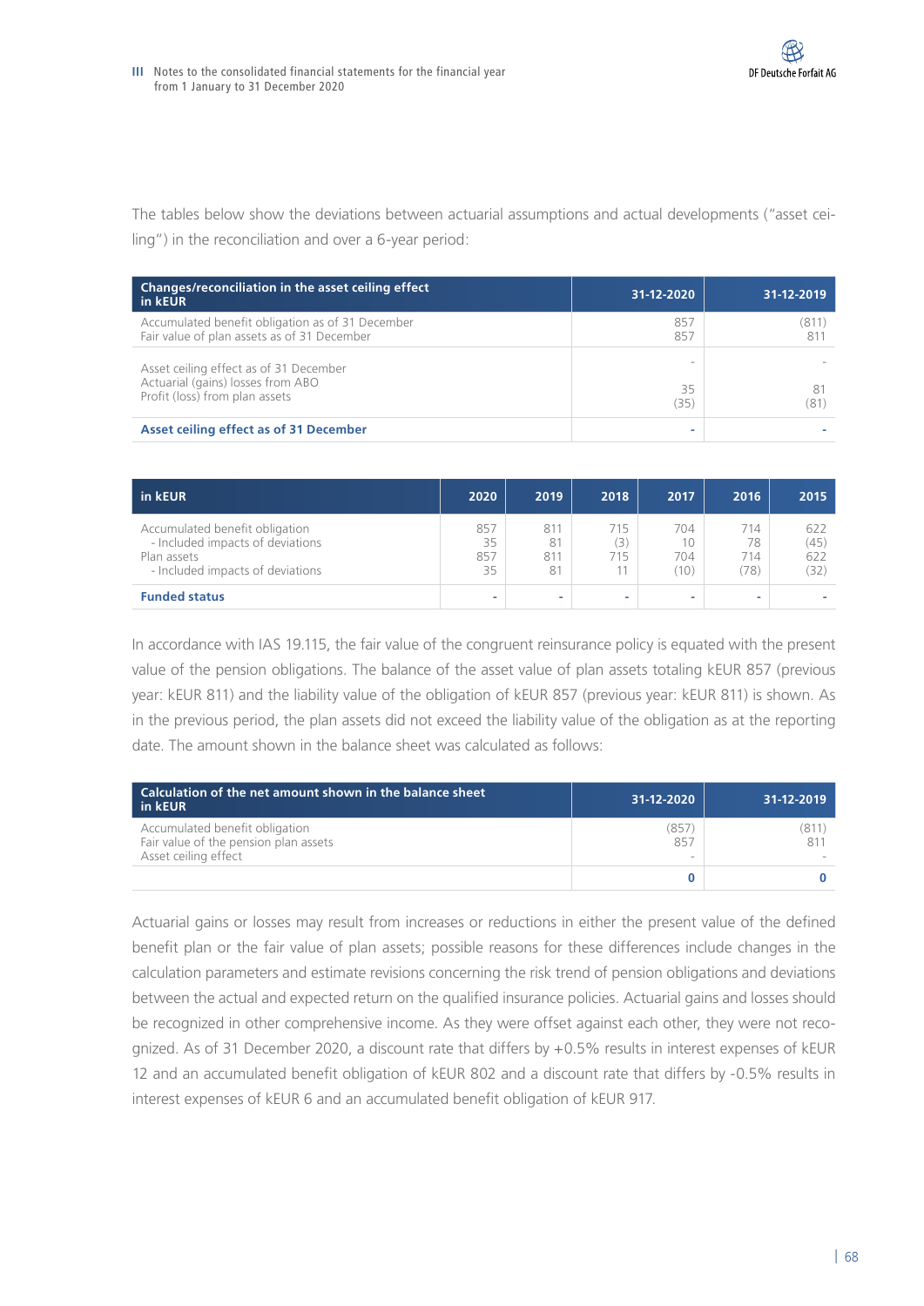The tables below show the deviations between actuarial assumptions and actual developments ("asset ceiling") in the reconciliation and over a 6-year period:

| Changes/reconciliation in the asset ceiling effect in kEUR | 31-12-2020 | 31-12-2019 |
|---|---|---|
| Accumulated benefit obligation as of 31 December | 857 | (811) |
| Fair value of plan assets as of 31 December | 857 | 811 |
| Asset ceiling effect as of 31 December | - | - |
| Actuarial (gains) losses from ABO | 35 | 81 |
| Profit (loss) from plan assets | (35) | (81) |
| **Asset ceiling effect as of 31 December** | **-** | **-** |

| in kEUR | 2020 | 2019 | 2018 | 2017 | 2016 | 2015 |
|---|---|---|---|---|---|---|
| Accumulated benefit obligation | 857 | 811 | 715 | 704 | 714 | 622 |
| - Included impacts of deviations | 35 | 81 | (3) | 10 | 78 | (45) |
| Plan assets | 857 | 811 | 715 | 704 | 714 | 622 |
| - Included impacts of deviations | 35 | 81 | 11 | (10) | (78) | (32) |
| **Funded status** | **-** | **-** | **-** | **-** | **-** | **-** |

In accordance with IAS 19.115, the fair value of the congruent reinsurance policy is equated with the present value of the pension obligations. The balance of the asset value of plan assets totaling kEUR 857 (previous year: kEUR 811) and the liability value of the obligation of kEUR 857 (previous year: kEUR 811) is shown. As in the previous period, the plan assets did not exceed the liability value of the obligation as at the reporting date. The amount shown in the balance sheet was calculated as follows:

| Calculation of the net amount shown in the balance sheet in kEUR | 31-12-2020 | 31-12-2019 |
|---|---|---|
| Accumulated benefit obligation | (857) | (811) |
| Fair value of the pension plan assets | 857 | 811 |
| Asset ceiling effect | - | - |
| | **0** | **0** |

Actuarial gains or losses may result from increases or reductions in either the present value of the defined benefit plan or the fair value of plan assets; possible reasons for these differences include changes in the calculation parameters and estimate revisions concerning the risk trend of pension obligations and deviations between the actual and expected return on the qualified insurance policies. Actuarial gains and losses should be recognized in other comprehensive income. As they were offset against each other, they were not recognized. As of 31 December 2020, a discount rate that differs by +0.5% results in interest expenses of kEUR 12 and an accumulated benefit obligation of kEUR 802 and a discount rate that differs by -0.5% results in interest expenses of kEUR 6 and an accumulated benefit obligation of kEUR 917.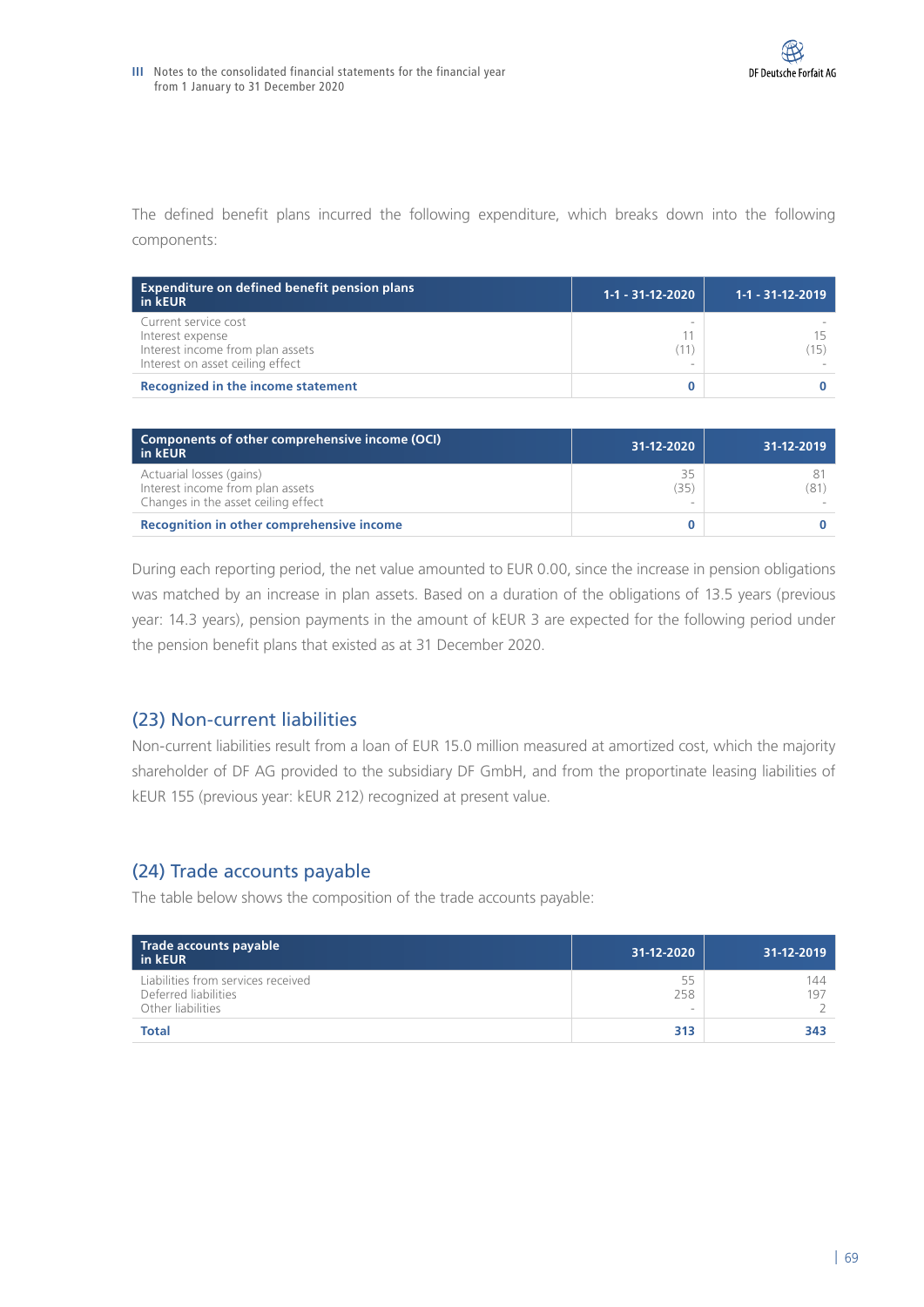The defined benefit plans incurred the following expenditure, which breaks down into the following components:

| Expenditure on defined benefit pension plans in kEUR | 1-1 - 31-12-2020 | 1-1 - 31-12-2019 |
|---|---|---|
| Current service cost | - | - |
| Interest expense | 11 | 15 |
| Interest income from plan assets | (11) | (15) |
| Interest on asset ceiling effect | - | - |
| **Recognized in the income statement** | **0** | **0** |

| Components of other comprehensive income (OCI) in kEUR | 31-12-2020 | 31-12-2019 |
|---|---|---|
| Actuarial losses (gains) | 35 | 81 |
| Interest income from plan assets | (35) | (81) |
| Changes in the asset ceiling effect | - | - |
| **Recognition in other comprehensive income** | **0** | **0** |

During each reporting period, the net value amounted to EUR 0.00, since the increase in pension obligations was matched by an increase in plan assets. Based on a duration of the obligations of 13.5 years (previous year: 14.3 years), pension payments in the amount of kEUR 3 are expected for the following period under the pension benefit plans that existed as at 31 December 2020.

## (23) Non-current liabilities

Non-current liabilities result from a loan of EUR 15.0 million measured at amortized cost, which the majority shareholder of DF AG provided to the subsidiary DF GmbH, and from the proportinate leasing liabilities of kEUR 155 (previous year: kEUR 212) recognized at present value.

## (24) Trade accounts payable

The table below shows the composition of the trade accounts payable:

| Trade accounts payable in kEUR | 31-12-2020 | 31-12-2019 |
|---|---|---|
| Liabilities from services received | 55 | 144 |
| Deferred liabilities | 258 | 197 |
| Other liabilities | - | 2 |
| **Total** | **313** | **343** |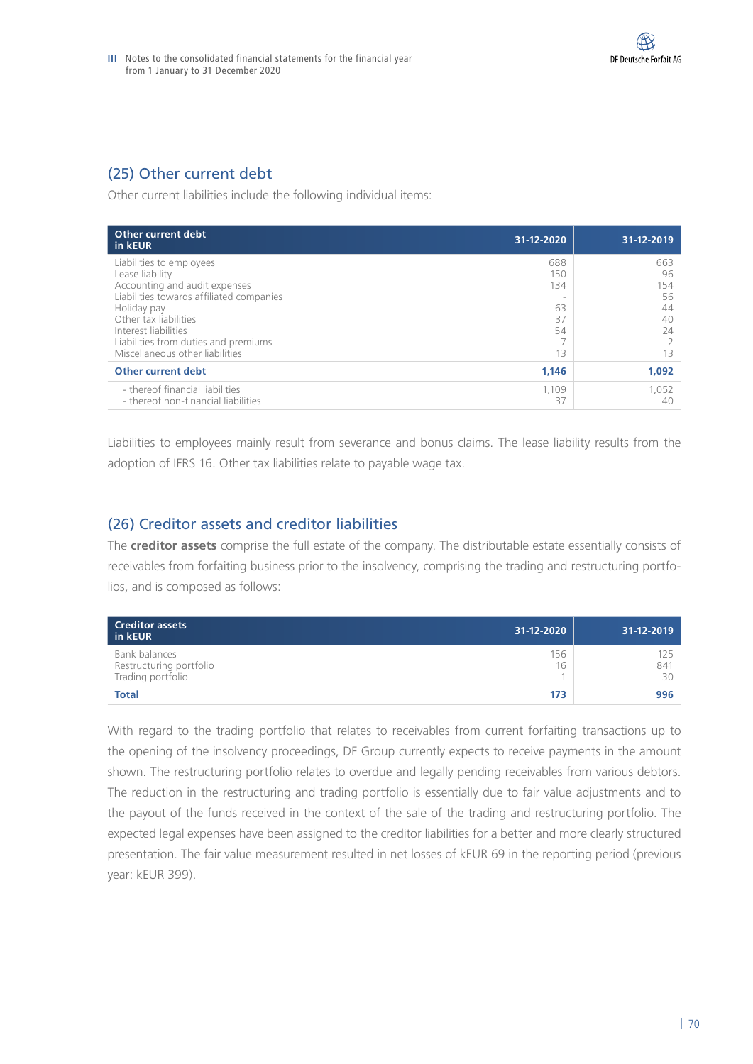## (25) Other current debt

Other current liabilities include the following individual items:

| Other current debt in kEUR | 31-12-2020 | 31-12-2019 |
|---|---|---|
| Liabilities to employees | 688 | 663 |
| Lease liability | 150 | 96 |
| Accounting and audit expenses | 134 | 154 |
| Liabilities towards affiliated companies | - | 56 |
| Holiday pay | 63 | 44 |
| Other tax liabilities | 37 | 40 |
| Interest liabilities | 54 | 24 |
| Liabilities from duties and premiums | 7 | 2 |
| Miscellaneous other liabilities | 13 | 13 |
| **Other current debt** | **1,146** | **1,092** |
| - thereof financial liabilities | 1,109 | 1,052 |
| - thereof non-financial liabilities | 37 | 40 |

Liabilities to employees mainly result from severance and bonus claims. The lease liability results from the adoption of IFRS 16. Other tax liabilities relate to payable wage tax.

## (26) Creditor assets and creditor liabilities

The **creditor assets** comprise the full estate of the company. The distributable estate essentially consists of receivables from forfaiting business prior to the insolvency, comprising the trading and restructuring portfolios, and is composed as follows:

| Creditor assets in kEUR | 31-12-2020 | 31-12-2019 |
|---|---|---|
| Bank balances | 156 | 125 |
| Restructuring portfolio | 16 | 841 |
| Trading portfolio | 1 | 30 |
| **Total** | **173** | **996** |

With regard to the trading portfolio that relates to receivables from current forfaiting transactions up to the opening of the insolvency proceedings, DF Group currently expects to receive payments in the amount shown. The restructuring portfolio relates to overdue and legally pending receivables from various debtors. The reduction in the restructuring and trading portfolio is essentially due to fair value adjustments and to the payout of the funds received in the context of the sale of the trading and restructuring portfolio. The expected legal expenses have been assigned to the creditor liabilities for a better and more clearly structured presentation. The fair value measurement resulted in net losses of kEUR 69 in the reporting period (previous year: kEUR 399).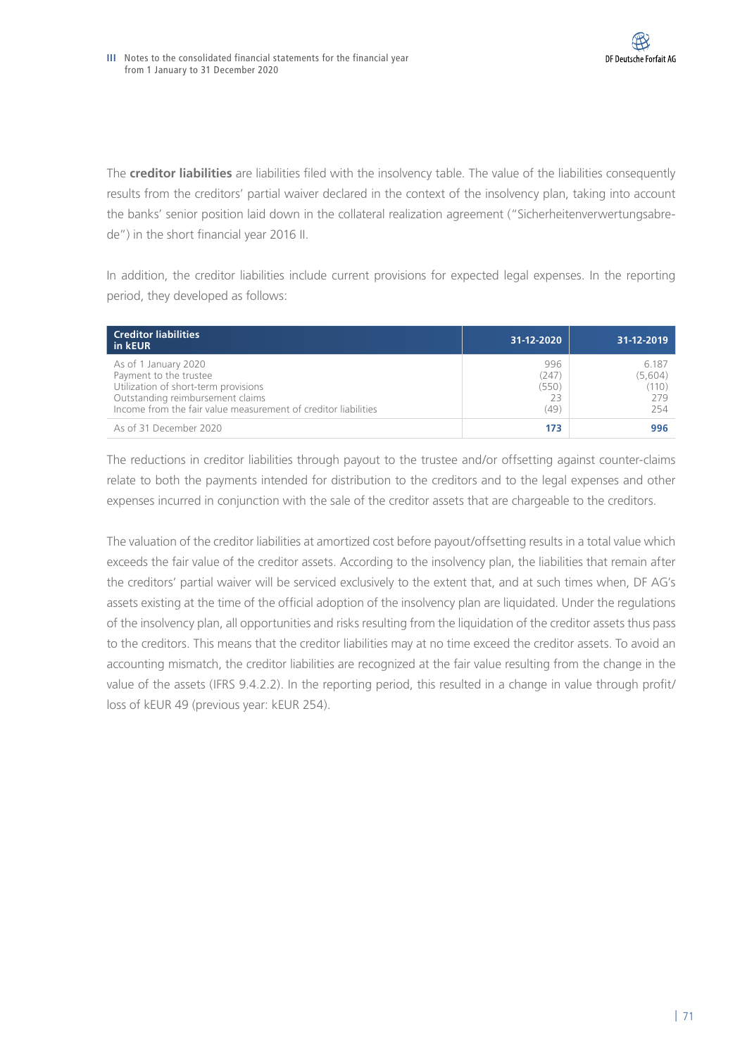The **creditor liabilities** are liabilities filed with the insolvency table. The value of the liabilities consequently results from the creditors' partial waiver declared in the context of the insolvency plan, taking into account the banks' senior position laid down in the collateral realization agreement ("Sicherheitenverwertungsabrede") in the short financial year 2016 II.

In addition, the creditor liabilities include current provisions for expected legal expenses. In the reporting period, they developed as follows:

| Creditor liabilities in kEUR | 31-12-2020 | 31-12-2019 |
|---|---|---|
| As of 1 January 2020 | 996 | 6.187 |
| Payment to the trustee | (247) | (5,604) |
| Utilization of short-term provisions | (550) | (110) |
| Outstanding reimbursement claims | 23 | 279 |
| Income from the fair value measurement of creditor liabilities | (49) | 254 |
| As of 31 December 2020 | **173** | **996** |

The reductions in creditor liabilities through payout to the trustee and/or offsetting against counter-claims relate to both the payments intended for distribution to the creditors and to the legal expenses and other expenses incurred in conjunction with the sale of the creditor assets that are chargeable to the creditors.

The valuation of the creditor liabilities at amortized cost before payout/offsetting results in a total value which exceeds the fair value of the creditor assets. According to the insolvency plan, the liabilities that remain after the creditors' partial waiver will be serviced exclusively to the extent that, and at such times when, DF AG's assets existing at the time of the official adoption of the insolvency plan are liquidated. Under the regulations of the insolvency plan, all opportunities and risks resulting from the liquidation of the creditor assets thus pass to the creditors. This means that the creditor liabilities may at no time exceed the creditor assets. To avoid an accounting mismatch, the creditor liabilities are recognized at the fair value resulting from the change in the value of the assets (IFRS 9.4.2.2). In the reporting period, this resulted in a change in value through profit/loss of kEUR 49 (previous year: kEUR 254).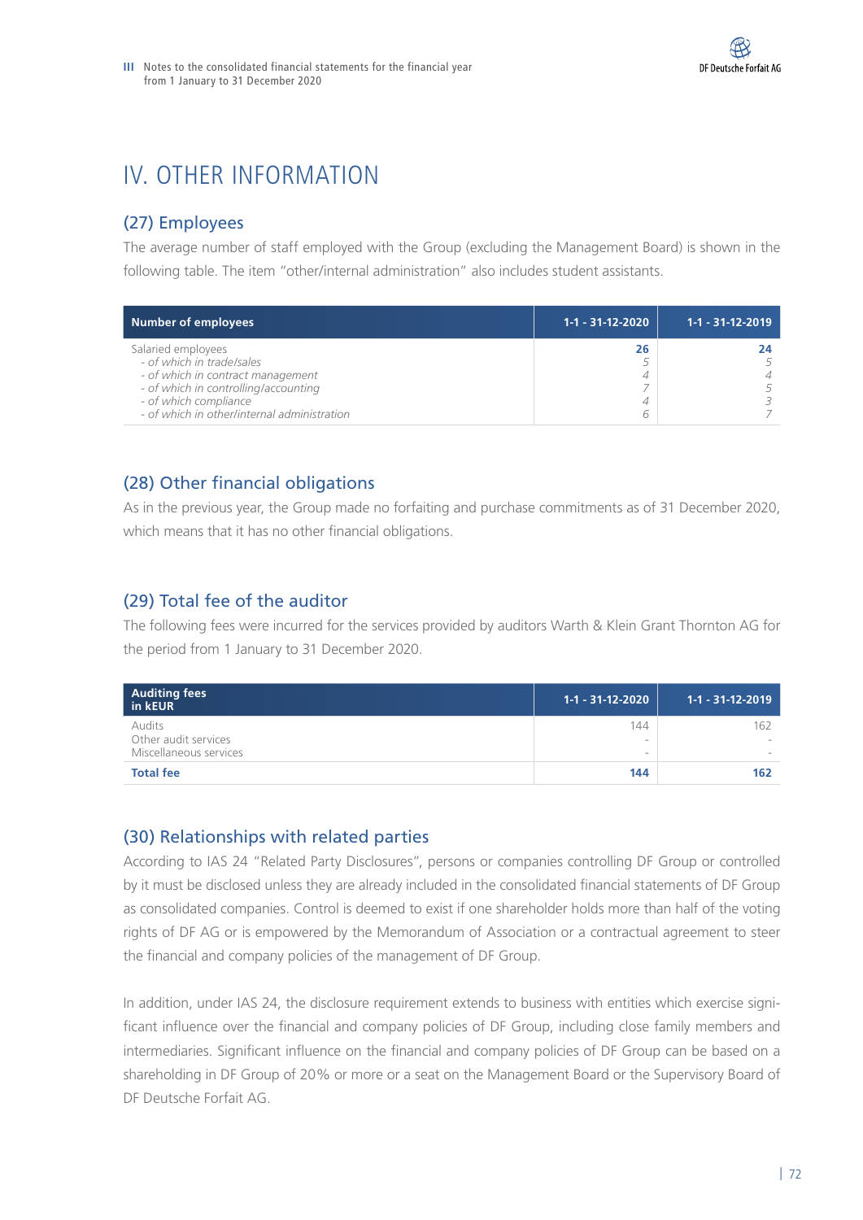# IV. OTHER INFORMATION

## (27) Employees

The average number of staff employed with the Group (excluding the Management Board) is shown in the following table. The item "other/internal administration" also includes student assistants.

| Number of employees | 1-1 - 31-12-2020 | 1-1 - 31-12-2019 |
|---|---|---|
| Salaried employees | **26** | **24** |
| *- of which in trade/sales* | *5* | *5* |
| *- of which in contract management* | *4* | *4* |
| *- of which in controlling/accounting* | *7* | *5* |
| *- of which compliance* | *4* | *3* |
| *- of which in other/internal administration* | *6* | *7* |

## (28) Other financial obligations

As in the previous year, the Group made no forfaiting and purchase commitments as of 31 December 2020, which means that it has no other financial obligations.

## (29) Total fee of the auditor

The following fees were incurred for the services provided by auditors Warth & Klein Grant Thornton AG for the period from 1 January to 31 December 2020.

| Auditing fees in kEUR | 1-1 - 31-12-2020 | 1-1 - 31-12-2019 |
|---|---|---|
| Audits | 144 | 162 |
| Other audit services | - | - |
| Miscellaneous services | - | - |
| **Total fee** | **144** | **162** |

## (30) Relationships with related parties

According to IAS 24 "Related Party Disclosures", persons or companies controlling DF Group or controlled by it must be disclosed unless they are already included in the consolidated financial statements of DF Group as consolidated companies. Control is deemed to exist if one shareholder holds more than half of the voting rights of DF AG or is empowered by the Memorandum of Association or a contractual agreement to steer the financial and company policies of the management of DF Group.

In addition, under IAS 24, the disclosure requirement extends to business with entities which exercise significant influence over the financial and company policies of DF Group, including close family members and intermediaries. Significant influence on the financial and company policies of DF Group can be based on a shareholding in DF Group of 20% or more or a seat on the Management Board or the Supervisory Board of DF Deutsche Forfait AG.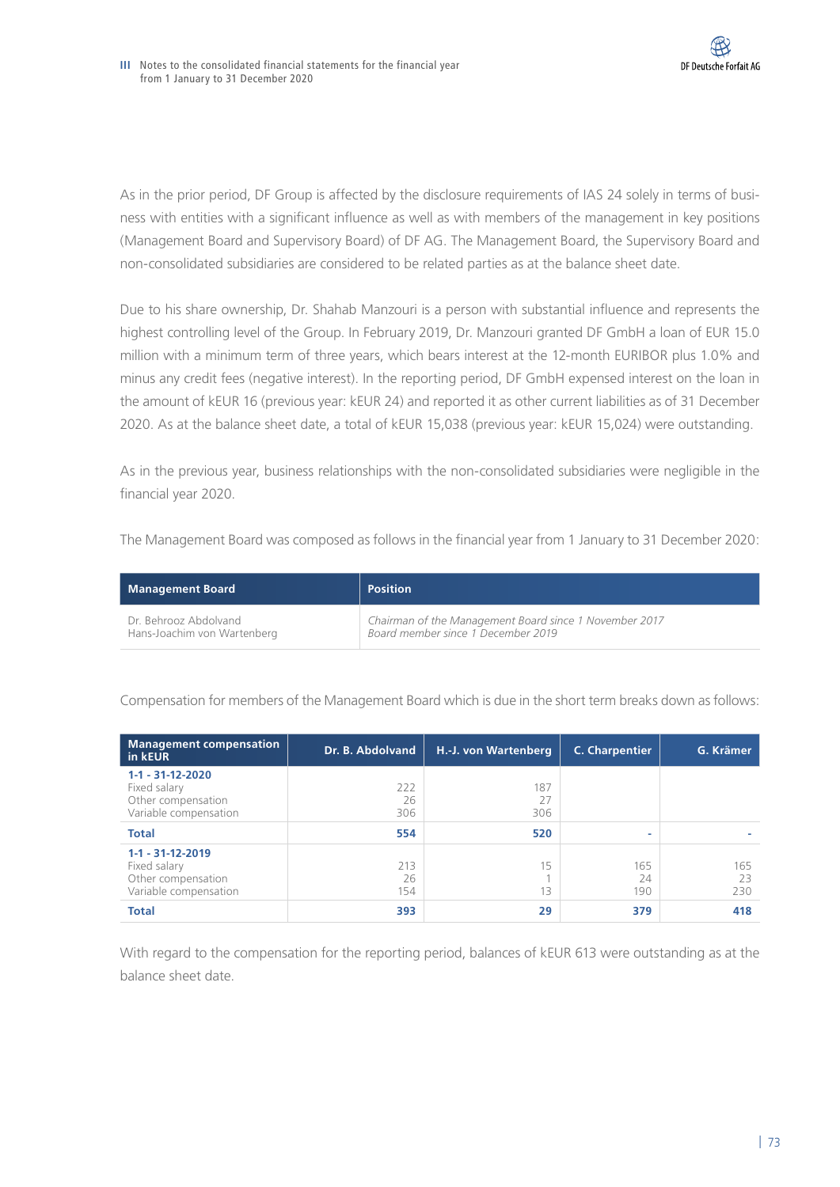As in the prior period, DF Group is affected by the disclosure requirements of IAS 24 solely in terms of business with entities with a significant influence as well as with members of the management in key positions (Management Board and Supervisory Board) of DF AG. The Management Board, the Supervisory Board and non-consolidated subsidiaries are considered to be related parties as at the balance sheet date.

Due to his share ownership, Dr. Shahab Manzouri is a person with substantial influence and represents the highest controlling level of the Group. In February 2019, Dr. Manzouri granted DF GmbH a loan of EUR 15.0 million with a minimum term of three years, which bears interest at the 12-month EURIBOR plus 1.0% and minus any credit fees (negative interest). In the reporting period, DF GmbH expensed interest on the loan in the amount of kEUR 16 (previous year: kEUR 24) and reported it as other current liabilities as of 31 December 2020. As at the balance sheet date, a total of kEUR 15,038 (previous year: kEUR 15,024) were outstanding.

As in the previous year, business relationships with the non-consolidated subsidiaries were negligible in the financial year 2020.

The Management Board was composed as follows in the financial year from 1 January to 31 December 2020:

| Management Board | Position |
|---|---|
| Dr. Behrooz Abdolvand | *Chairman of the Management Board since 1 November 2017* |
| Hans-Joachim von Wartenberg | *Board member since 1 December 2019* |

Compensation for members of the Management Board which is due in the short term breaks down as follows:

| Management compensation in kEUR | Dr. B. Abdolvand | H.-J. von Wartenberg | C. Charpentier | G. Krämer |
|---|---|---|---|---|
| **1-1 - 31-12-2020** | | | | |
| Fixed salary | 222 | 187 | | |
| Other compensation | 26 | 27 | | |
| Variable compensation | 306 | 306 | | |
| **Total** | **554** | **520** | **-** | **-** |
| **1-1 - 31-12-2019** | | | | |
| Fixed salary | 213 | 15 | 165 | 165 |
| Other compensation | 26 | 1 | 24 | 23 |
| Variable compensation | 154 | 13 | 190 | 230 |
| **Total** | **393** | **29** | **379** | **418** |

With regard to the compensation for the reporting period, balances of kEUR 613 were outstanding as at the balance sheet date.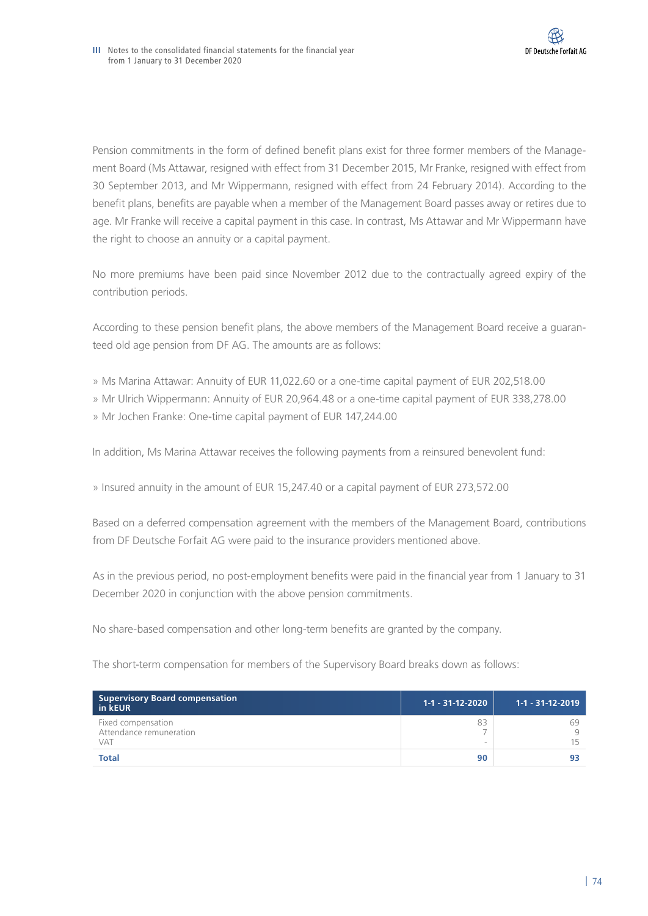Pension commitments in the form of defined benefit plans exist for three former members of the Management Board (Ms Attawar, resigned with effect from 31 December 2015, Mr Franke, resigned with effect from 30 September 2013, and Mr Wippermann, resigned with effect from 24 February 2014). According to the benefit plans, benefits are payable when a member of the Management Board passes away or retires due to age. Mr Franke will receive a capital payment in this case. In contrast, Ms Attawar and Mr Wippermann have the right to choose an annuity or a capital payment.

No more premiums have been paid since November 2012 due to the contractually agreed expiry of the contribution periods.

According to these pension benefit plans, the above members of the Management Board receive a guaranteed old age pension from DF AG. The amounts are as follows:

» Ms Marina Attawar: Annuity of EUR 11,022.60 or a one-time capital payment of EUR 202,518.00
» Mr Ulrich Wippermann: Annuity of EUR 20,964.48 or a one-time capital payment of EUR 338,278.00
» Mr Jochen Franke: One-time capital payment of EUR 147,244.00

In addition, Ms Marina Attawar receives the following payments from a reinsured benevolent fund:

» Insured annuity in the amount of EUR 15,247.40 or a capital payment of EUR 273,572.00

Based on a deferred compensation agreement with the members of the Management Board, contributions from DF Deutsche Forfait AG were paid to the insurance providers mentioned above.

As in the previous period, no post-employment benefits were paid in the financial year from 1 January to 31 December 2020 in conjunction with the above pension commitments.

No share-based compensation and other long-term benefits are granted by the company.

The short-term compensation for members of the Supervisory Board breaks down as follows:

| Supervisory Board compensation in kEUR | 1-1 - 31-12-2020 | 1-1 - 31-12-2019 |
|---|---|---|
| Fixed compensation | 83 | 69 |
| Attendance remuneration | 7 | 9 |
| VAT | - | 15 |
| **Total** | **90** | **93** |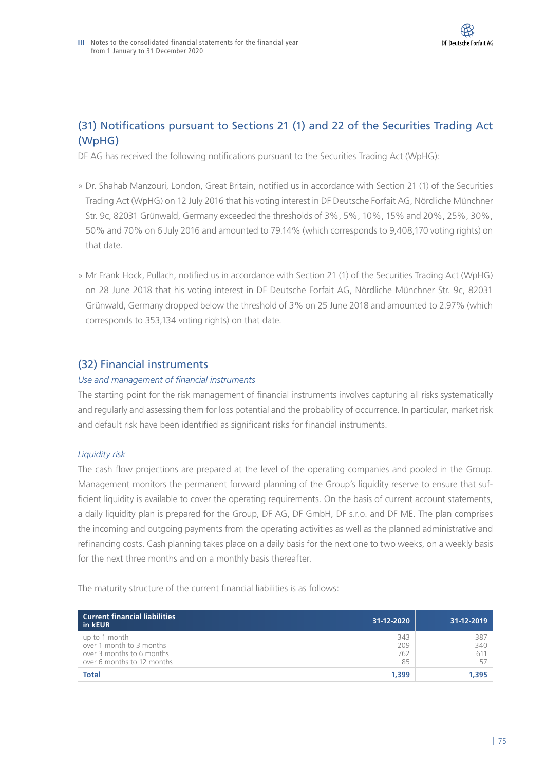## (31) Notifications pursuant to Sections 21 (1) and 22 of the Securities Trading Act (WpHG)

DF AG has received the following notifications pursuant to the Securities Trading Act (WpHG):

» Dr. Shahab Manzouri, London, Great Britain, notified us in accordance with Section 21 (1) of the Securities Trading Act (WpHG) on 12 July 2016 that his voting interest in DF Deutsche Forfait AG, Nördliche Münchner Str. 9c, 82031 Grünwald, Germany exceeded the thresholds of 3%, 5%, 10%, 15% and 20%, 25%, 30%, 50% and 70% on 6 July 2016 and amounted to 79.14% (which corresponds to 9,408,170 voting rights) on that date.

» Mr Frank Hock, Pullach, notified us in accordance with Section 21 (1) of the Securities Trading Act (WpHG) on 28 June 2018 that his voting interest in DF Deutsche Forfait AG, Nördliche Münchner Str. 9c, 82031 Grünwald, Germany dropped below the threshold of 3% on 25 June 2018 and amounted to 2.97% (which corresponds to 353,134 voting rights) on that date.

## (32) Financial instruments

*Use and management of financial instruments*

The starting point for the risk management of financial instruments involves capturing all risks systematically and regularly and assessing them for loss potential and the probability of occurrence. In particular, market risk and default risk have been identified as significant risks for financial instruments.

*Liquidity risk*

The cash flow projections are prepared at the level of the operating companies and pooled in the Group. Management monitors the permanent forward planning of the Group's liquidity reserve to ensure that sufficient liquidity is available to cover the operating requirements. On the basis of current account statements, a daily liquidity plan is prepared for the Group, DF AG, DF GmbH, DF s.r.o. and DF ME. The plan comprises the incoming and outgoing payments from the operating activities as well as the planned administrative and refinancing costs. Cash planning takes place on a daily basis for the next one to two weeks, on a weekly basis for the next three months and on a monthly basis thereafter.

The maturity structure of the current financial liabilities is as follows:

| Current financial liabilities in kEUR | 31-12-2020 | 31-12-2019 |
|---|---|---|
| up to 1 month | 343 | 387 |
| over 1 month to 3 months | 209 | 340 |
| over 3 months to 6 months | 762 | 611 |
| over 6 months to 12 months | 85 | 57 |
| **Total** | **1,399** | **1,395** |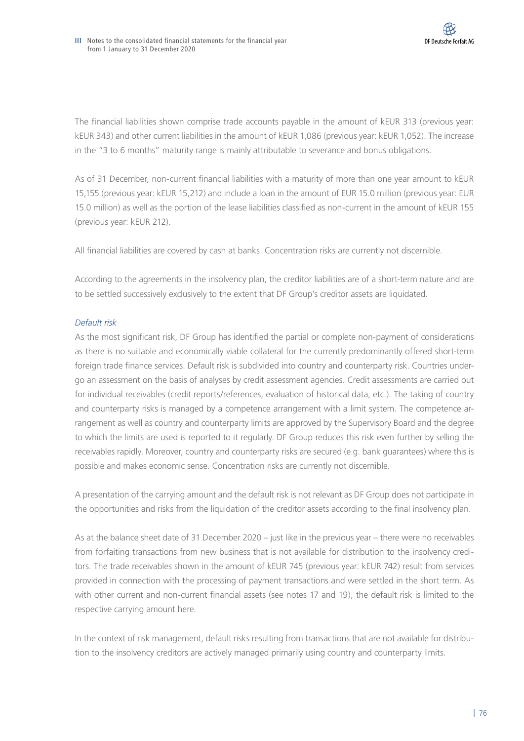The financial liabilities shown comprise trade accounts payable in the amount of kEUR 313 (previous year: kEUR 343) and other current liabilities in the amount of kEUR 1,086 (previous year: kEUR 1,052). The increase in the "3 to 6 months" maturity range is mainly attributable to severance and bonus obligations.

As of 31 December, non-current financial liabilities with a maturity of more than one year amount to kEUR 15,155 (previous year: kEUR 15,212) and include a loan in the amount of EUR 15.0 million (previous year: EUR 15.0 million) as well as the portion of the lease liabilities classified as non-current in the amount of kEUR 155 (previous year: kEUR 212).

All financial liabilities are covered by cash at banks. Concentration risks are currently not discernible.

According to the agreements in the insolvency plan, the creditor liabilities are of a short-term nature and are to be settled successively exclusively to the extent that DF Group's creditor assets are liquidated.

*Default risk*

As the most significant risk, DF Group has identified the partial or complete non-payment of considerations as there is no suitable and economically viable collateral for the currently predominantly offered short-term foreign trade finance services. Default risk is subdivided into country and counterparty risk. Countries undergo an assessment on the basis of analyses by credit assessment agencies. Credit assessments are carried out for individual receivables (credit reports/references, evaluation of historical data, etc.). The taking of country and counterparty risks is managed by a competence arrangement with a limit system. The competence arrangement as well as country and counterparty limits are approved by the Supervisory Board and the degree to which the limits are used is reported to it regularly. DF Group reduces this risk even further by selling the receivables rapidly. Moreover, country and counterparty risks are secured (e.g. bank guarantees) where this is possible and makes economic sense. Concentration risks are currently not discernible.

A presentation of the carrying amount and the default risk is not relevant as DF Group does not participate in the opportunities and risks from the liquidation of the creditor assets according to the final insolvency plan.

As at the balance sheet date of 31 December 2020 – just like in the previous year – there were no receivables from forfaiting transactions from new business that is not available for distribution to the insolvency creditors. The trade receivables shown in the amount of kEUR 745 (previous year: kEUR 742) result from services provided in connection with the processing of payment transactions and were settled in the short term. As with other current and non-current financial assets (see notes 17 and 19), the default risk is limited to the respective carrying amount here.

In the context of risk management, default risks resulting from transactions that are not available for distribution to the insolvency creditors are actively managed primarily using country and counterparty limits.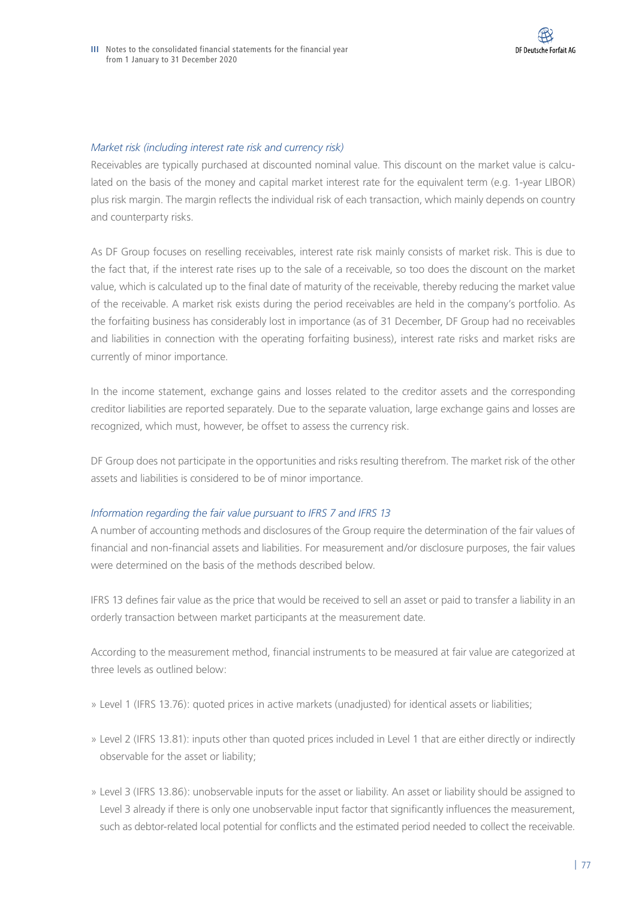*Market risk (including interest rate risk and currency risk)*

Receivables are typically purchased at discounted nominal value. This discount on the market value is calculated on the basis of the money and capital market interest rate for the equivalent term (e.g. 1-year LIBOR) plus risk margin. The margin reflects the individual risk of each transaction, which mainly depends on country and counterparty risks.

As DF Group focuses on reselling receivables, interest rate risk mainly consists of market risk. This is due to the fact that, if the interest rate rises up to the sale of a receivable, so too does the discount on the market value, which is calculated up to the final date of maturity of the receivable, thereby reducing the market value of the receivable. A market risk exists during the period receivables are held in the company's portfolio. As the forfaiting business has considerably lost in importance (as of 31 December, DF Group had no receivables and liabilities in connection with the operating forfaiting business), interest rate risks and market risks are currently of minor importance.

In the income statement, exchange gains and losses related to the creditor assets and the corresponding creditor liabilities are reported separately. Due to the separate valuation, large exchange gains and losses are recognized, which must, however, be offset to assess the currency risk.

DF Group does not participate in the opportunities and risks resulting therefrom. The market risk of the other assets and liabilities is considered to be of minor importance.

*Information regarding the fair value pursuant to IFRS 7 and IFRS 13*

A number of accounting methods and disclosures of the Group require the determination of the fair values of financial and non-financial assets and liabilities. For measurement and/or disclosure purposes, the fair values were determined on the basis of the methods described below.

IFRS 13 defines fair value as the price that would be received to sell an asset or paid to transfer a liability in an orderly transaction between market participants at the measurement date.

According to the measurement method, financial instruments to be measured at fair value are categorized at three levels as outlined below:

» Level 1 (IFRS 13.76): quoted prices in active markets (unadjusted) for identical assets or liabilities;

» Level 2 (IFRS 13.81): inputs other than quoted prices included in Level 1 that are either directly or indirectly observable for the asset or liability;

» Level 3 (IFRS 13.86): unobservable inputs for the asset or liability. An asset or liability should be assigned to Level 3 already if there is only one unobservable input factor that significantly influences the measurement, such as debtor-related local potential for conflicts and the estimated period needed to collect the receivable.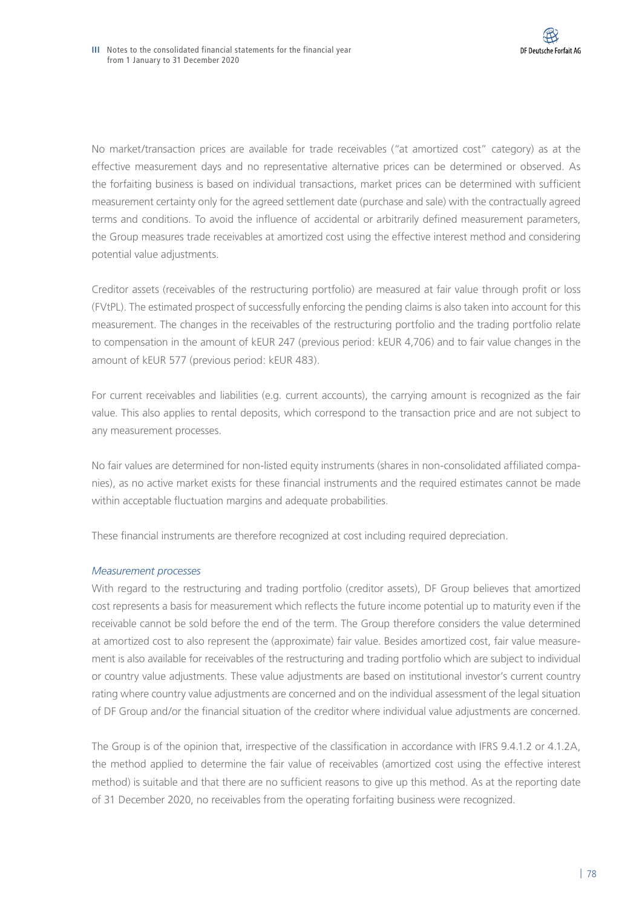No market/transaction prices are available for trade receivables ("at amortized cost" category) as at the effective measurement days and no representative alternative prices can be determined or observed. As the forfaiting business is based on individual transactions, market prices can be determined with sufficient measurement certainty only for the agreed settlement date (purchase and sale) with the contractually agreed terms and conditions. To avoid the influence of accidental or arbitrarily defined measurement parameters, the Group measures trade receivables at amortized cost using the effective interest method and considering potential value adjustments.

Creditor assets (receivables of the restructuring portfolio) are measured at fair value through profit or loss (FVtPL). The estimated prospect of successfully enforcing the pending claims is also taken into account for this measurement. The changes in the receivables of the restructuring portfolio and the trading portfolio relate to compensation in the amount of kEUR 247 (previous period: kEUR 4,706) and to fair value changes in the amount of kEUR 577 (previous period: kEUR 483).

For current receivables and liabilities (e.g. current accounts), the carrying amount is recognized as the fair value. This also applies to rental deposits, which correspond to the transaction price and are not subject to any measurement processes.

No fair values are determined for non-listed equity instruments (shares in non-consolidated affiliated companies), as no active market exists for these financial instruments and the required estimates cannot be made within acceptable fluctuation margins and adequate probabilities.

These financial instruments are therefore recognized at cost including required depreciation.

*Measurement processes*

With regard to the restructuring and trading portfolio (creditor assets), DF Group believes that amortized cost represents a basis for measurement which reflects the future income potential up to maturity even if the receivable cannot be sold before the end of the term. The Group therefore considers the value determined at amortized cost to also represent the (approximate) fair value. Besides amortized cost, fair value measurement is also available for receivables of the restructuring and trading portfolio which are subject to individual or country value adjustments. These value adjustments are based on institutional investor's current country rating where country value adjustments are concerned and on the individual assessment of the legal situation of DF Group and/or the financial situation of the creditor where individual value adjustments are concerned.

The Group is of the opinion that, irrespective of the classification in accordance with IFRS 9.4.1.2 or 4.1.2A, the method applied to determine the fair value of receivables (amortized cost using the effective interest method) is suitable and that there are no sufficient reasons to give up this method. As at the reporting date of 31 December 2020, no receivables from the operating forfaiting business were recognized.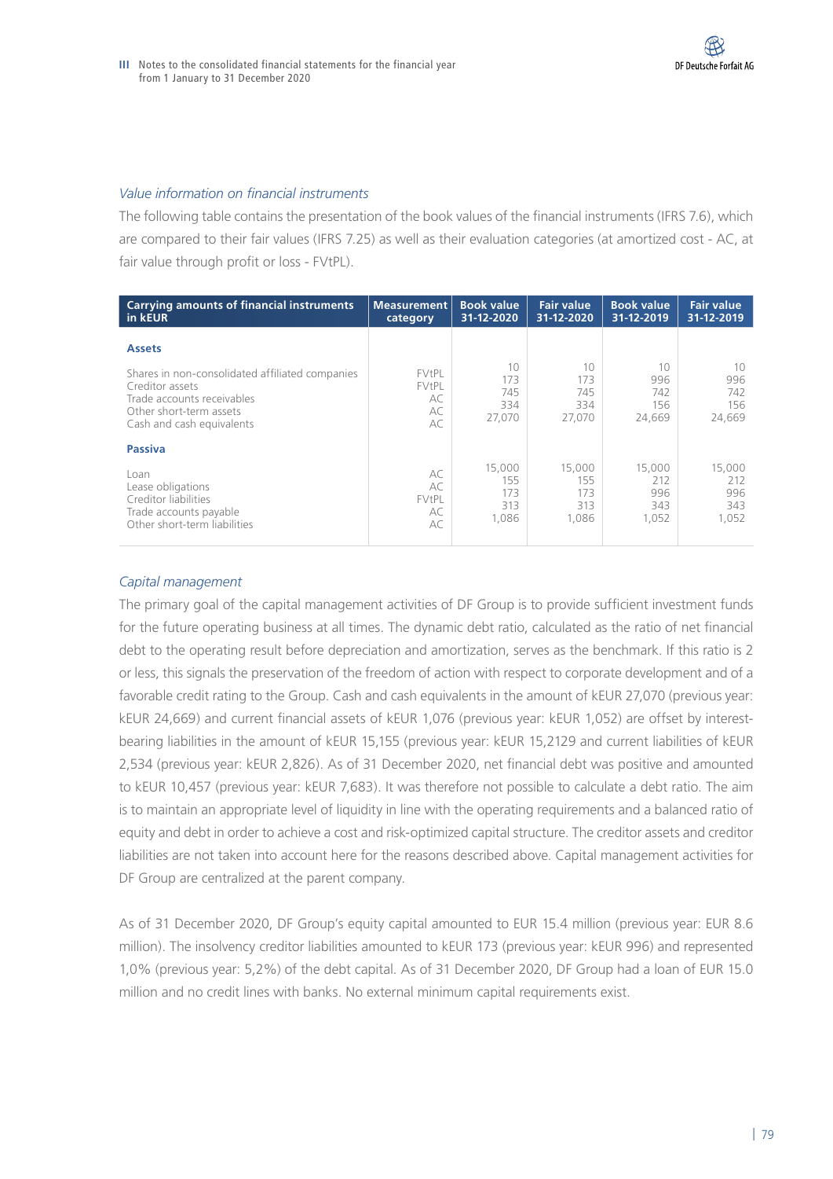*Value information on financial instruments*

The following table contains the presentation of the book values of the financial instruments (IFRS 7.6), which are compared to their fair values (IFRS 7.25) as well as their evaluation categories (at amortized cost - AC, at fair value through profit or loss - FVtPL).

| Carrying amounts of financial instruments in kEUR | Measurement category | Book value 31-12-2020 | Fair value 31-12-2020 | Book value 31-12-2019 | Fair value 31-12-2019 |
|---|---|---|---|---|---|
| **Assets** | | | | | |
| Shares in non-consolidated affiliated companies | FVtPL | 10 | 10 | 10 | 10 |
| Creditor assets | FVtPL | 173 | 173 | 996 | 996 |
| Trade accounts receivables | AC | 745 | 745 | 742 | 742 |
| Other short-term assets | AC | 334 | 334 | 156 | 156 |
| Cash and cash equivalents | AC | 27,070 | 27,070 | 24,669 | 24,669 |
| **Passiva** | | | | | |
| Loan | AC | 15,000 | 15,000 | 15,000 | 15,000 |
| Lease obligations | AC | 155 | 155 | 212 | 212 |
| Creditor liabilities | FVtPL | 173 | 173 | 996 | 996 |
| Trade accounts payable | AC | 313 | 313 | 343 | 343 |
| Other short-term liabilities | AC | 1,086 | 1,086 | 1,052 | 1,052 |

*Capital management*

The primary goal of the capital management activities of DF Group is to provide sufficient investment funds for the future operating business at all times. The dynamic debt ratio, calculated as the ratio of net financial debt to the operating result before depreciation and amortization, serves as the benchmark. If this ratio is 2 or less, this signals the preservation of the freedom of action with respect to corporate development and of a favorable credit rating to the Group. Cash and cash equivalents in the amount of kEUR 27,070 (previous year: kEUR 24,669) and current financial assets of kEUR 1,076 (previous year: kEUR 1,052) are offset by interest-bearing liabilities in the amount of kEUR 15,155 (previous year: kEUR 15,2129 and current liabilities of kEUR 2,534 (previous year: kEUR 2,826). As of 31 December 2020, net financial debt was positive and amounted to kEUR 10,457 (previous year: kEUR 7,683). It was therefore not possible to calculate a debt ratio. The aim is to maintain an appropriate level of liquidity in line with the operating requirements and a balanced ratio of equity and debt in order to achieve a cost and risk-optimized capital structure. The creditor assets and creditor liabilities are not taken into account here for the reasons described above. Capital management activities for DF Group are centralized at the parent company.

As of 31 December 2020, DF Group's equity capital amounted to EUR 15.4 million (previous year: EUR 8.6 million). The insolvency creditor liabilities amounted to kEUR 173 (previous year: kEUR 996) and represented 1,0% (previous year: 5,2%) of the debt capital. As of 31 December 2020, DF Group had a loan of EUR 15.0 million and no credit lines with banks. No external minimum capital requirements exist.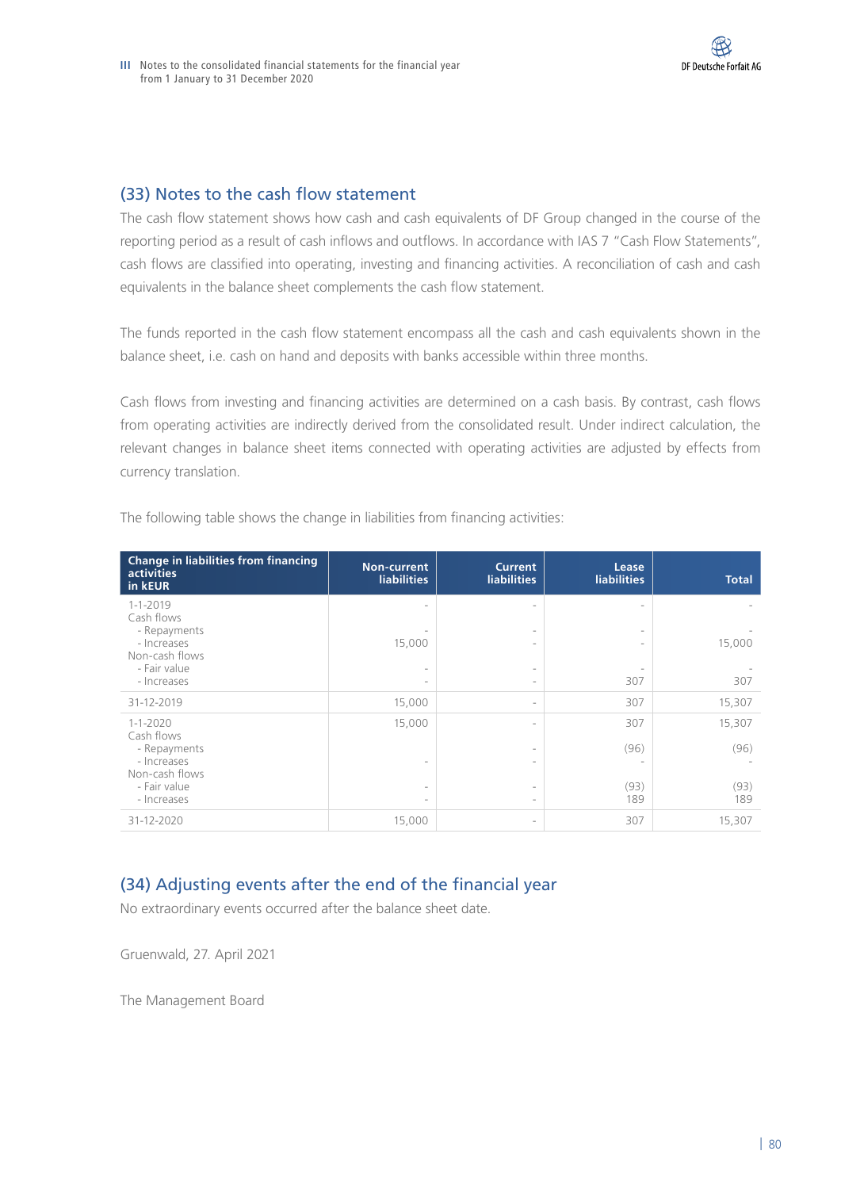## (33) Notes to the cash flow statement

The cash flow statement shows how cash and cash equivalents of DF Group changed in the course of the reporting period as a result of cash inflows and outflows. In accordance with IAS 7 "Cash Flow Statements", cash flows are classified into operating, investing and financing activities. A reconciliation of cash and cash equivalents in the balance sheet complements the cash flow statement.

The funds reported in the cash flow statement encompass all the cash and cash equivalents shown in the balance sheet, i.e. cash on hand and deposits with banks accessible within three months.

Cash flows from investing and financing activities are determined on a cash basis. By contrast, cash flows from operating activities are indirectly derived from the consolidated result. Under indirect calculation, the relevant changes in balance sheet items connected with operating activities are adjusted by effects from currency translation.

The following table shows the change in liabilities from financing activities:

| Change in liabilities from financing activities in kEUR | Non-current liabilities | Current liabilities | Lease liabilities | Total |
|---|---|---|---|---|
| 1-1-2019 | - | - | - | - |
| Cash flows | | | | |
| - Repayments | - | - | - | - |
| - Increases | 15,000 | - | - | 15,000 |
| Non-cash flows | | | | |
| - Fair value | - | - | - | - |
| - Increases | - | - | 307 | 307 |
| 31-12-2019 | 15,000 | - | 307 | 15,307 |
| 1-1-2020 | 15,000 | - | 307 | 15,307 |
| Cash flows | | | | |
| - Repayments | | - | (96) | (96) |
| - Increases | - | - | - | - |
| Non-cash flows | | | | |
| - Fair value | - | - | (93) | (93) |
| - Increases | - | - | 189 | 189 |
| 31-12-2020 | 15,000 | - | 307 | 15,307 |

## (34) Adjusting events after the end of the financial year

No extraordinary events occurred after the balance sheet date.

Gruenwald, 27. April 2021

The Management Board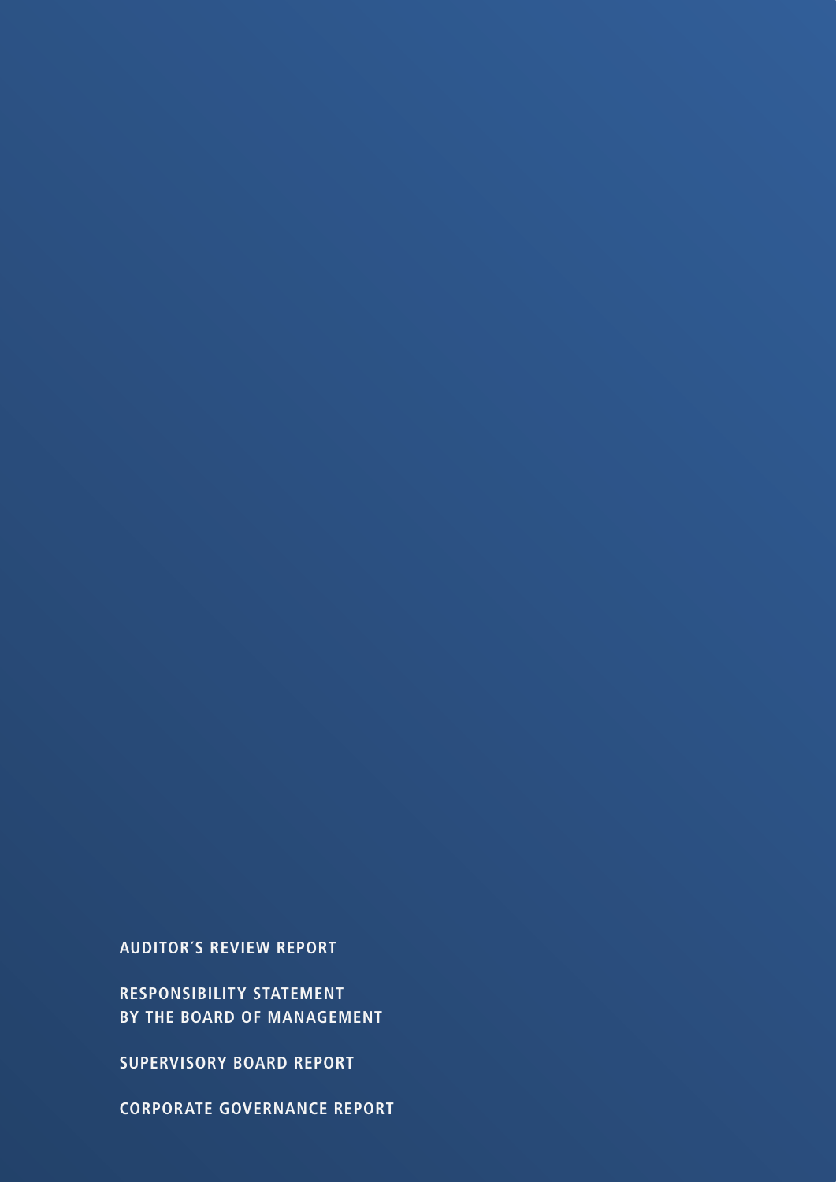AUDITOR´S REVIEW REPORT

RESPONSIBILITY STATEMENT
BY THE BOARD OF MANAGEMENT

SUPERVISORY BOARD REPORT

CORPORATE GOVERNANCE REPORT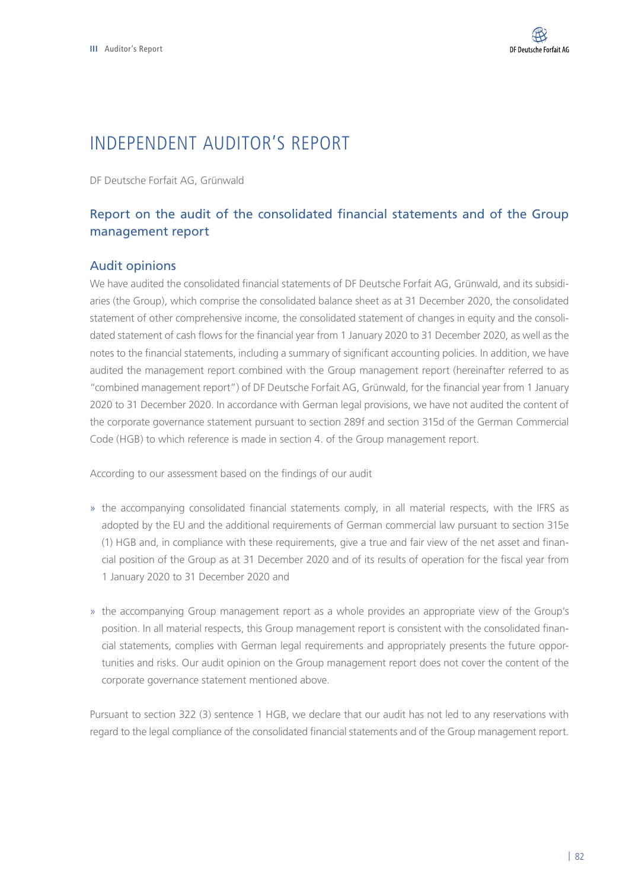# INDEPENDENT AUDITOR'S REPORT

DF Deutsche Forfait AG, Grünwald

## Report on the audit of the consolidated financial statements and of the Group management report

### Audit opinions

We have audited the consolidated financial statements of DF Deutsche Forfait AG, Grünwald, and its subsidiaries (the Group), which comprise the consolidated balance sheet as at 31 December 2020, the consolidated statement of other comprehensive income, the consolidated statement of changes in equity and the consolidated statement of cash flows for the financial year from 1 January 2020 to 31 December 2020, as well as the notes to the financial statements, including a summary of significant accounting policies. In addition, we have audited the management report combined with the Group management report (hereinafter referred to as "combined management report") of DF Deutsche Forfait AG, Grünwald, for the financial year from 1 January 2020 to 31 December 2020. In accordance with German legal provisions, we have not audited the content of the corporate governance statement pursuant to section 289f and section 315d of the German Commercial Code (HGB) to which reference is made in section 4. of the Group management report.

According to our assessment based on the findings of our audit

» the accompanying consolidated financial statements comply, in all material respects, with the IFRS as adopted by the EU and the additional requirements of German commercial law pursuant to section 315e (1) HGB and, in compliance with these requirements, give a true and fair view of the net asset and financial position of the Group as at 31 December 2020 and of its results of operation for the fiscal year from 1 January 2020 to 31 December 2020 and

» the accompanying Group management report as a whole provides an appropriate view of the Group's position. In all material respects, this Group management report is consistent with the consolidated financial statements, complies with German legal requirements and appropriately presents the future opportunities and risks. Our audit opinion on the Group management report does not cover the content of the corporate governance statement mentioned above.

Pursuant to section 322 (3) sentence 1 HGB, we declare that our audit has not led to any reservations with regard to the legal compliance of the consolidated financial statements and of the Group management report.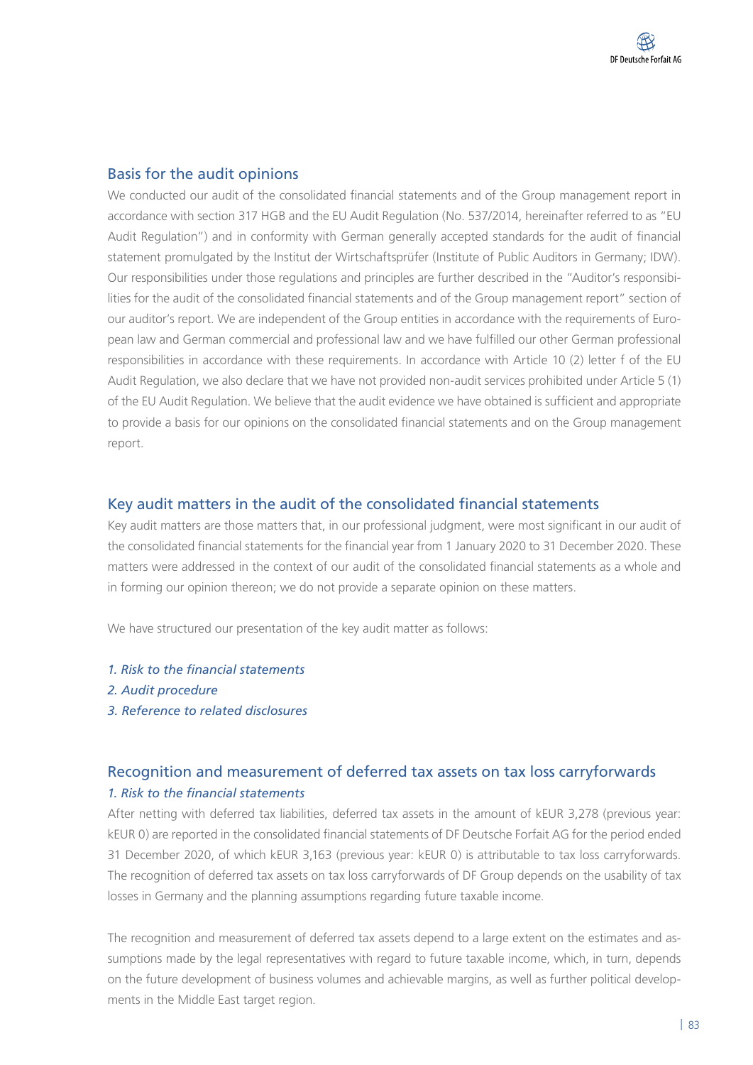## Basis for the audit opinions

We conducted our audit of the consolidated financial statements and of the Group management report in accordance with section 317 HGB and the EU Audit Regulation (No. 537/2014, hereinafter referred to as "EU Audit Regulation") and in conformity with German generally accepted standards for the audit of financial statement promulgated by the Institut der Wirtschaftsprüfer (Institute of Public Auditors in Germany; IDW). Our responsibilities under those regulations and principles are further described in the "Auditor's responsibilities for the audit of the consolidated financial statements and of the Group management report" section of our auditor's report. We are independent of the Group entities in accordance with the requirements of European law and German commercial and professional law and we have fulfilled our other German professional responsibilities in accordance with these requirements. In accordance with Article 10 (2) letter f of the EU Audit Regulation, we also declare that we have not provided non-audit services prohibited under Article 5 (1) of the EU Audit Regulation. We believe that the audit evidence we have obtained is sufficient and appropriate to provide a basis for our opinions on the consolidated financial statements and on the Group management report.

## Key audit matters in the audit of the consolidated financial statements

Key audit matters are those matters that, in our professional judgment, were most significant in our audit of the consolidated financial statements for the financial year from 1 January 2020 to 31 December 2020. These matters were addressed in the context of our audit of the consolidated financial statements as a whole and in forming our opinion thereon; we do not provide a separate opinion on these matters.

We have structured our presentation of the key audit matter as follows:

*1. Risk to the financial statements*
*2. Audit procedure*
*3. Reference to related disclosures*

## Recognition and measurement of deferred tax assets on tax loss carryforwards

*1. Risk to the financial statements*

After netting with deferred tax liabilities, deferred tax assets in the amount of kEUR 3,278 (previous year: kEUR 0) are reported in the consolidated financial statements of DF Deutsche Forfait AG for the period ended 31 December 2020, of which kEUR 3,163 (previous year: kEUR 0) is attributable to tax loss carryforwards. The recognition of deferred tax assets on tax loss carryforwards of DF Group depends on the usability of tax losses in Germany and the planning assumptions regarding future taxable income.

The recognition and measurement of deferred tax assets depend to a large extent on the estimates and assumptions made by the legal representatives with regard to future taxable income, which, in turn, depends on the future development of business volumes and achievable margins, as well as further political developments in the Middle East target region.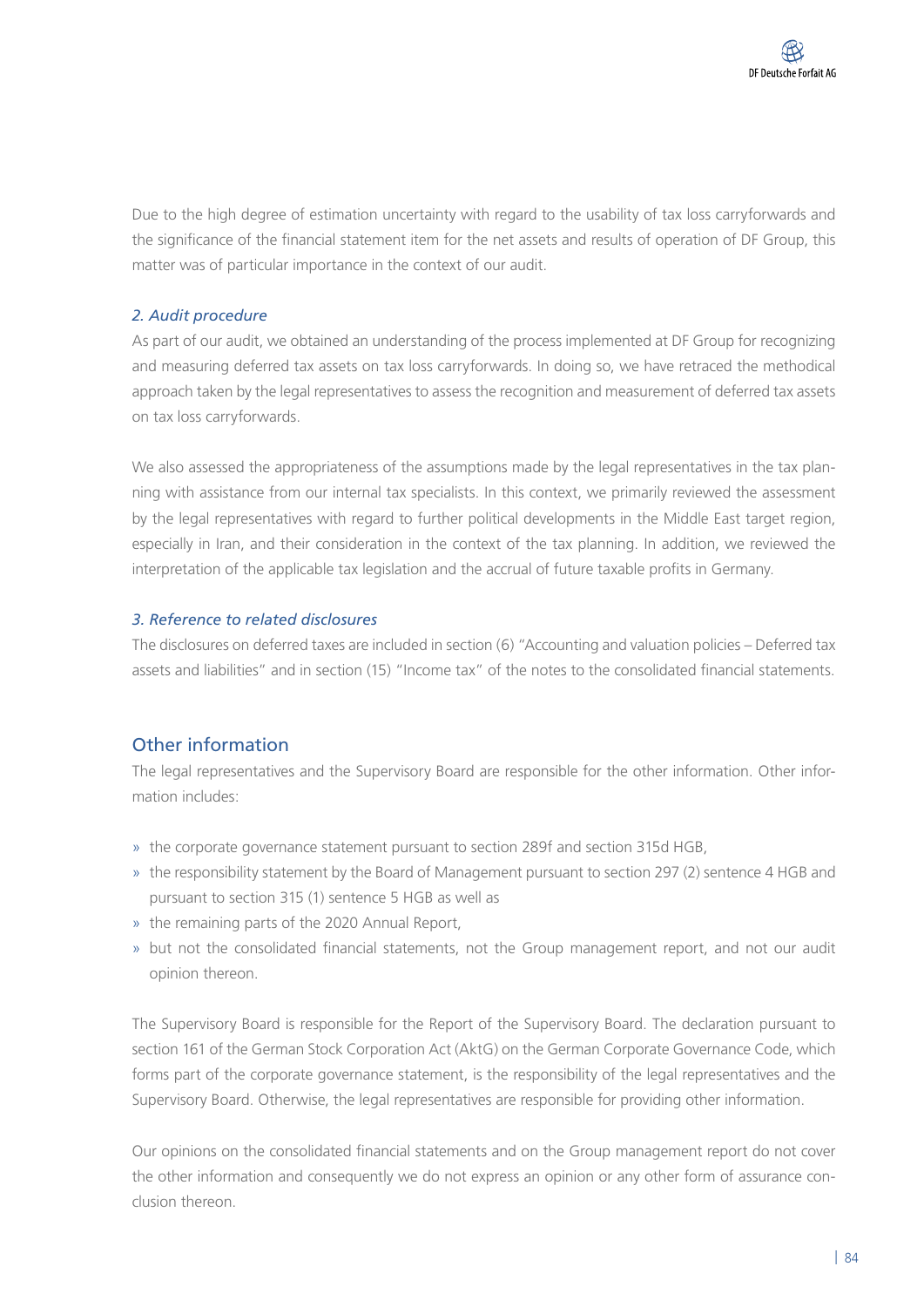Due to the high degree of estimation uncertainty with regard to the usability of tax loss carryforwards and the significance of the financial statement item for the net assets and results of operation of DF Group, this matter was of particular importance in the context of our audit.

*2. Audit procedure*

As part of our audit, we obtained an understanding of the process implemented at DF Group for recognizing and measuring deferred tax assets on tax loss carryforwards. In doing so, we have retraced the methodical approach taken by the legal representatives to assess the recognition and measurement of deferred tax assets on tax loss carryforwards.

We also assessed the appropriateness of the assumptions made by the legal representatives in the tax planning with assistance from our internal tax specialists. In this context, we primarily reviewed the assessment by the legal representatives with regard to further political developments in the Middle East target region, especially in Iran, and their consideration in the context of the tax planning. In addition, we reviewed the interpretation of the applicable tax legislation and the accrual of future taxable profits in Germany.

*3. Reference to related disclosures*

The disclosures on deferred taxes are included in section (6) "Accounting and valuation policies – Deferred tax assets and liabilities" and in section (15) "Income tax" of the notes to the consolidated financial statements.

## Other information

The legal representatives and the Supervisory Board are responsible for the other information. Other information includes:

- the corporate governance statement pursuant to section 289f and section 315d HGB,
- the responsibility statement by the Board of Management pursuant to section 297 (2) sentence 4 HGB and pursuant to section 315 (1) sentence 5 HGB as well as
- the remaining parts of the 2020 Annual Report,
- but not the consolidated financial statements, not the Group management report, and not our audit opinion thereon.

The Supervisory Board is responsible for the Report of the Supervisory Board. The declaration pursuant to section 161 of the German Stock Corporation Act (AktG) on the German Corporate Governance Code, which forms part of the corporate governance statement, is the responsibility of the legal representatives and the Supervisory Board. Otherwise, the legal representatives are responsible for providing other information.

Our opinions on the consolidated financial statements and on the Group management report do not cover the other information and consequently we do not express an opinion or any other form of assurance conclusion thereon.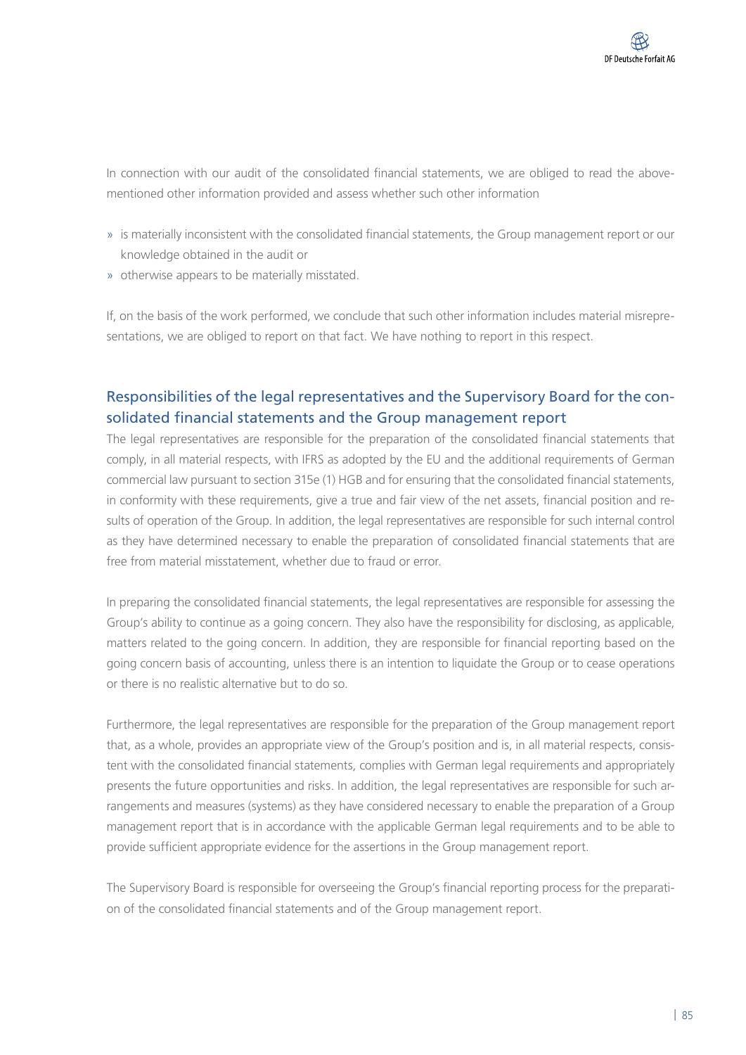In connection with our audit of the consolidated financial statements, we are obliged to read the above-mentioned other information provided and assess whether such other information

» is materially inconsistent with the consolidated financial statements, the Group management report or our knowledge obtained in the audit or
» otherwise appears to be materially misstated.

If, on the basis of the work performed, we conclude that such other information includes material misrepresentations, we are obliged to report on that fact. We have nothing to report in this respect.

## Responsibilities of the legal representatives and the Supervisory Board for the consolidated financial statements and the Group management report

The legal representatives are responsible for the preparation of the consolidated financial statements that comply, in all material respects, with IFRS as adopted by the EU and the additional requirements of German commercial law pursuant to section 315e (1) HGB and for ensuring that the consolidated financial statements, in conformity with these requirements, give a true and fair view of the net assets, financial position and results of operation of the Group. In addition, the legal representatives are responsible for such internal control as they have determined necessary to enable the preparation of consolidated financial statements that are free from material misstatement, whether due to fraud or error.

In preparing the consolidated financial statements, the legal representatives are responsible for assessing the Group's ability to continue as a going concern. They also have the responsibility for disclosing, as applicable, matters related to the going concern. In addition, they are responsible for financial reporting based on the going concern basis of accounting, unless there is an intention to liquidate the Group or to cease operations or there is no realistic alternative but to do so.

Furthermore, the legal representatives are responsible for the preparation of the Group management report that, as a whole, provides an appropriate view of the Group's position and is, in all material respects, consistent with the consolidated financial statements, complies with German legal requirements and appropriately presents the future opportunities and risks. In addition, the legal representatives are responsible for such arrangements and measures (systems) as they have considered necessary to enable the preparation of a Group management report that is in accordance with the applicable German legal requirements and to be able to provide sufficient appropriate evidence for the assertions in the Group management report.

The Supervisory Board is responsible for overseeing the Group's financial reporting process for the preparation of the consolidated financial statements and of the Group management report.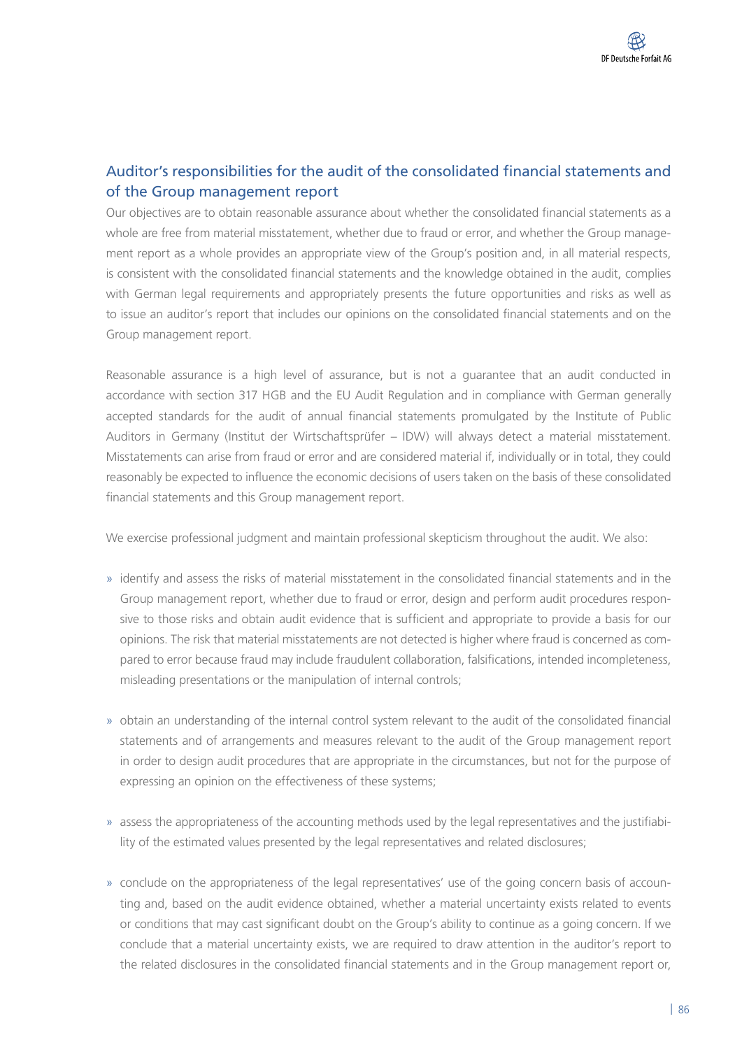## Auditor's responsibilities for the audit of the consolidated financial statements and of the Group management report

Our objectives are to obtain reasonable assurance about whether the consolidated financial statements as a whole are free from material misstatement, whether due to fraud or error, and whether the Group management report as a whole provides an appropriate view of the Group's position and, in all material respects, is consistent with the consolidated financial statements and the knowledge obtained in the audit, complies with German legal requirements and appropriately presents the future opportunities and risks as well as to issue an auditor's report that includes our opinions on the consolidated financial statements and on the Group management report.

Reasonable assurance is a high level of assurance, but is not a guarantee that an audit conducted in accordance with section 317 HGB and the EU Audit Regulation and in compliance with German generally accepted standards for the audit of annual financial statements promulgated by the Institute of Public Auditors in Germany (Institut der Wirtschaftsprüfer – IDW) will always detect a material misstatement. Misstatements can arise from fraud or error and are considered material if, individually or in total, they could reasonably be expected to influence the economic decisions of users taken on the basis of these consolidated financial statements and this Group management report.

We exercise professional judgment and maintain professional skepticism throughout the audit. We also:

- identify and assess the risks of material misstatement in the consolidated financial statements and in the Group management report, whether due to fraud or error, design and perform audit procedures responsive to those risks and obtain audit evidence that is sufficient and appropriate to provide a basis for our opinions. The risk that material misstatements are not detected is higher where fraud is concerned as compared to error because fraud may include fraudulent collaboration, falsifications, intended incompleteness, misleading presentations or the manipulation of internal controls;

- obtain an understanding of the internal control system relevant to the audit of the consolidated financial statements and of arrangements and measures relevant to the audit of the Group management report in order to design audit procedures that are appropriate in the circumstances, but not for the purpose of expressing an opinion on the effectiveness of these systems;

- assess the appropriateness of the accounting methods used by the legal representatives and the justifiability of the estimated values presented by the legal representatives and related disclosures;

- conclude on the appropriateness of the legal representatives' use of the going concern basis of accounting and, based on the audit evidence obtained, whether a material uncertainty exists related to events or conditions that may cast significant doubt on the Group's ability to continue as a going concern. If we conclude that a material uncertainty exists, we are required to draw attention in the auditor's report to the related disclosures in the consolidated financial statements and in the Group management report or,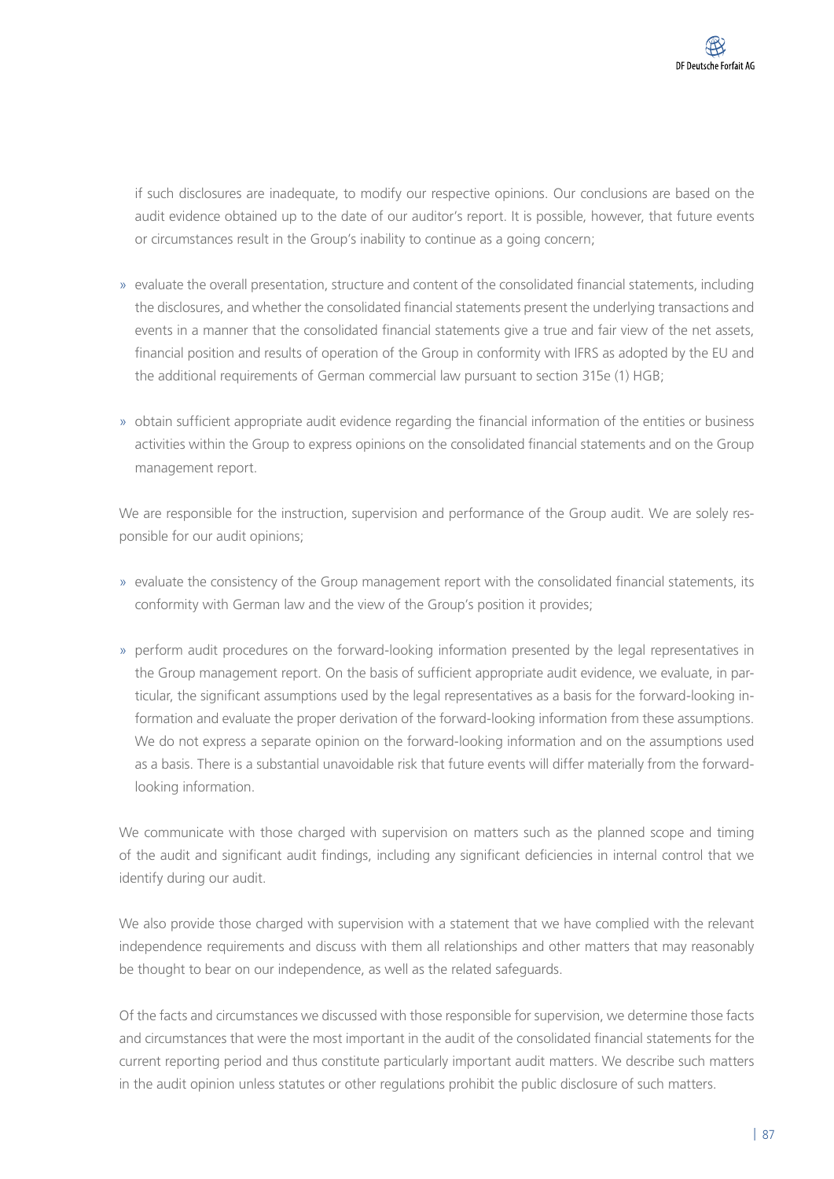if such disclosures are inadequate, to modify our respective opinions. Our conclusions are based on the audit evidence obtained up to the date of our auditor's report. It is possible, however, that future events or circumstances result in the Group's inability to continue as a going concern;

» evaluate the overall presentation, structure and content of the consolidated financial statements, including the disclosures, and whether the consolidated financial statements present the underlying transactions and events in a manner that the consolidated financial statements give a true and fair view of the net assets, financial position and results of operation of the Group in conformity with IFRS as adopted by the EU and the additional requirements of German commercial law pursuant to section 315e (1) HGB;

» obtain sufficient appropriate audit evidence regarding the financial information of the entities or business activities within the Group to express opinions on the consolidated financial statements and on the Group management report.

We are responsible for the instruction, supervision and performance of the Group audit. We are solely responsible for our audit opinions;

» evaluate the consistency of the Group management report with the consolidated financial statements, its conformity with German law and the view of the Group's position it provides;

» perform audit procedures on the forward-looking information presented by the legal representatives in the Group management report. On the basis of sufficient appropriate audit evidence, we evaluate, in particular, the significant assumptions used by the legal representatives as a basis for the forward-looking information and evaluate the proper derivation of the forward-looking information from these assumptions. We do not express a separate opinion on the forward-looking information and on the assumptions used as a basis. There is a substantial unavoidable risk that future events will differ materially from the forward-looking information.

We communicate with those charged with supervision on matters such as the planned scope and timing of the audit and significant audit findings, including any significant deficiencies in internal control that we identify during our audit.

We also provide those charged with supervision with a statement that we have complied with the relevant independence requirements and discuss with them all relationships and other matters that may reasonably be thought to bear on our independence, as well as the related safeguards.

Of the facts and circumstances we discussed with those responsible for supervision, we determine those facts and circumstances that were the most important in the audit of the consolidated financial statements for the current reporting period and thus constitute particularly important audit matters. We describe such matters in the audit opinion unless statutes or other regulations prohibit the public disclosure of such matters.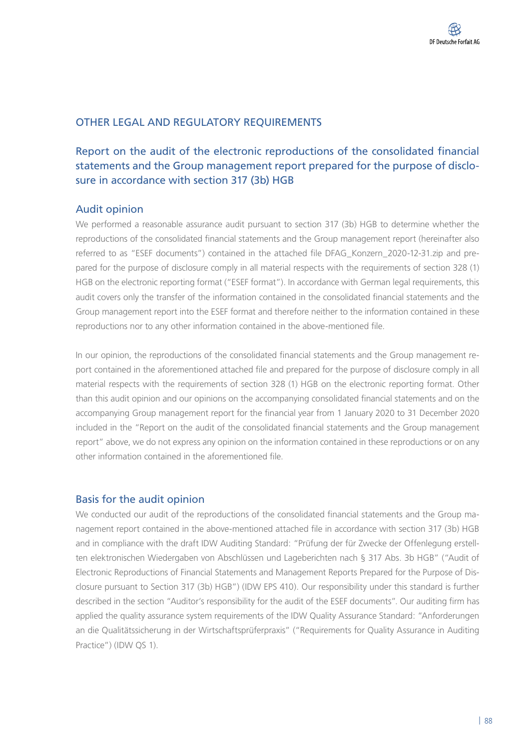## OTHER LEGAL AND REGULATORY REQUIREMENTS

### Report on the audit of the electronic reproductions of the consolidated financial statements and the Group management report prepared for the purpose of disclosure in accordance with section 317 (3b) HGB

#### Audit opinion

We performed a reasonable assurance audit pursuant to section 317 (3b) HGB to determine whether the reproductions of the consolidated financial statements and the Group management report (hereinafter also referred to as "ESEF documents") contained in the attached file DFAG_Konzern_2020-12-31.zip and prepared for the purpose of disclosure comply in all material respects with the requirements of section 328 (1) HGB on the electronic reporting format ("ESEF format"). In accordance with German legal requirements, this audit covers only the transfer of the information contained in the consolidated financial statements and the Group management report into the ESEF format and therefore neither to the information contained in these reproductions nor to any other information contained in the above-mentioned file.

In our opinion, the reproductions of the consolidated financial statements and the Group management report contained in the aforementioned attached file and prepared for the purpose of disclosure comply in all material respects with the requirements of section 328 (1) HGB on the electronic reporting format. Other than this audit opinion and our opinions on the accompanying consolidated financial statements and on the accompanying Group management report for the financial year from 1 January 2020 to 31 December 2020 included in the "Report on the audit of the consolidated financial statements and the Group management report" above, we do not express any opinion on the information contained in these reproductions or on any other information contained in the aforementioned file.

#### Basis for the audit opinion

We conducted our audit of the reproductions of the consolidated financial statements and the Group management report contained in the above-mentioned attached file in accordance with section 317 (3b) HGB and in compliance with the draft IDW Auditing Standard: "Prüfung der für Zwecke der Offenlegung erstellten elektronischen Wiedergaben von Abschlüssen und Lageberichten nach § 317 Abs. 3b HGB" ("Audit of Electronic Reproductions of Financial Statements and Management Reports Prepared for the Purpose of Disclosure pursuant to Section 317 (3b) HGB") (IDW EPS 410). Our responsibility under this standard is further described in the section "Auditor's responsibility for the audit of the ESEF documents". Our auditing firm has applied the quality assurance system requirements of the IDW Quality Assurance Standard: "Anforderungen an die Qualitätssicherung in der Wirtschaftsprüferpraxis" ("Requirements for Quality Assurance in Auditing Practice") (IDW QS 1).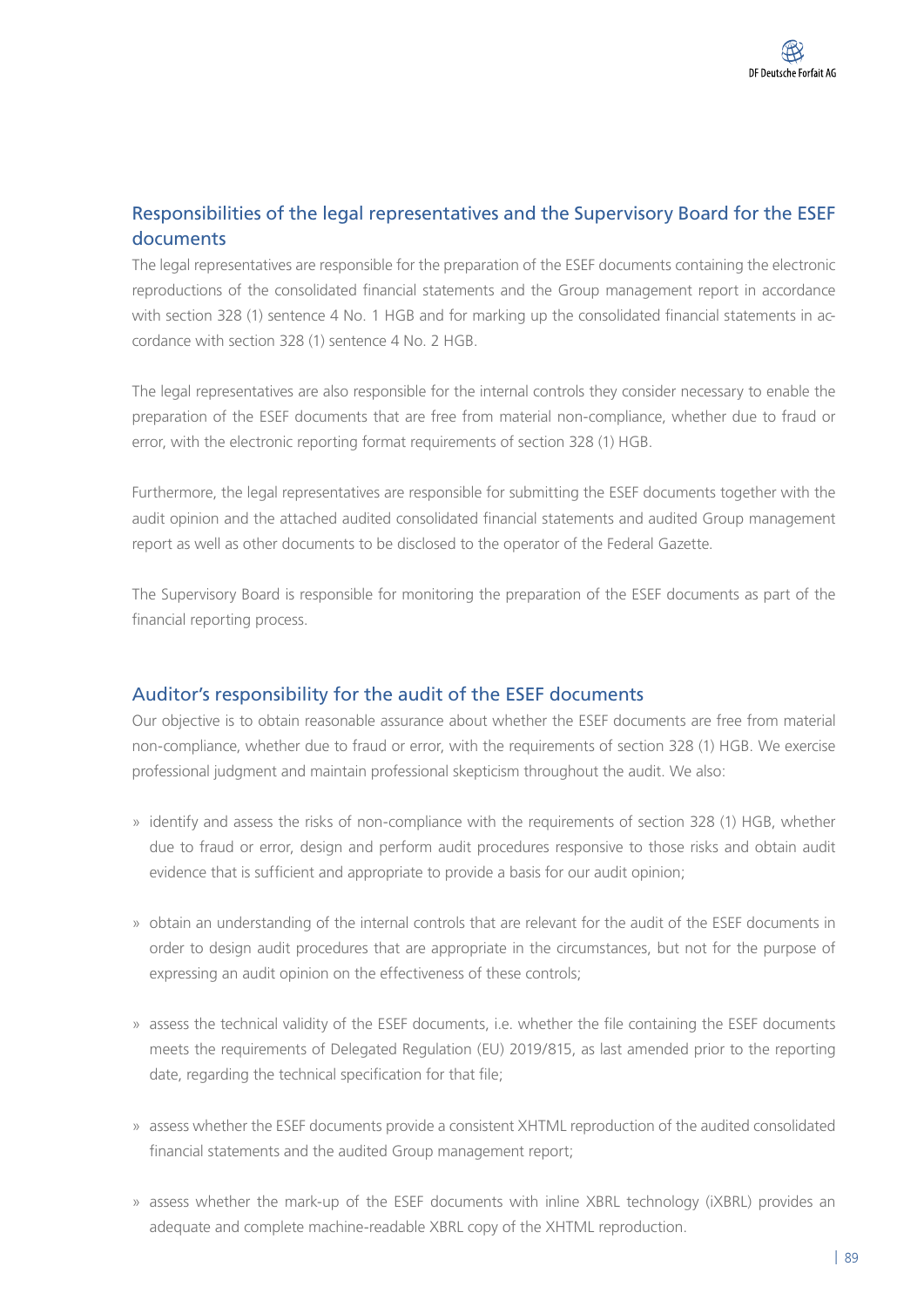## Responsibilities of the legal representatives and the Supervisory Board for the ESEF documents

The legal representatives are responsible for the preparation of the ESEF documents containing the electronic reproductions of the consolidated financial statements and the Group management report in accordance with section 328 (1) sentence 4 No. 1 HGB and for marking up the consolidated financial statements in accordance with section 328 (1) sentence 4 No. 2 HGB.

The legal representatives are also responsible for the internal controls they consider necessary to enable the preparation of the ESEF documents that are free from material non-compliance, whether due to fraud or error, with the electronic reporting format requirements of section 328 (1) HGB.

Furthermore, the legal representatives are responsible for submitting the ESEF documents together with the audit opinion and the attached audited consolidated financial statements and audited Group management report as well as other documents to be disclosed to the operator of the Federal Gazette.

The Supervisory Board is responsible for monitoring the preparation of the ESEF documents as part of the financial reporting process.

## Auditor's responsibility for the audit of the ESEF documents

Our objective is to obtain reasonable assurance about whether the ESEF documents are free from material non-compliance, whether due to fraud or error, with the requirements of section 328 (1) HGB. We exercise professional judgment and maintain professional skepticism throughout the audit. We also:

» identify and assess the risks of non-compliance with the requirements of section 328 (1) HGB, whether due to fraud or error, design and perform audit procedures responsive to those risks and obtain audit evidence that is sufficient and appropriate to provide a basis for our audit opinion;

» obtain an understanding of the internal controls that are relevant for the audit of the ESEF documents in order to design audit procedures that are appropriate in the circumstances, but not for the purpose of expressing an audit opinion on the effectiveness of these controls;

» assess the technical validity of the ESEF documents, i.e. whether the file containing the ESEF documents meets the requirements of Delegated Regulation (EU) 2019/815, as last amended prior to the reporting date, regarding the technical specification for that file;

» assess whether the ESEF documents provide a consistent XHTML reproduction of the audited consolidated financial statements and the audited Group management report;

» assess whether the mark-up of the ESEF documents with inline XBRL technology (iXBRL) provides an adequate and complete machine-readable XBRL copy of the XHTML reproduction.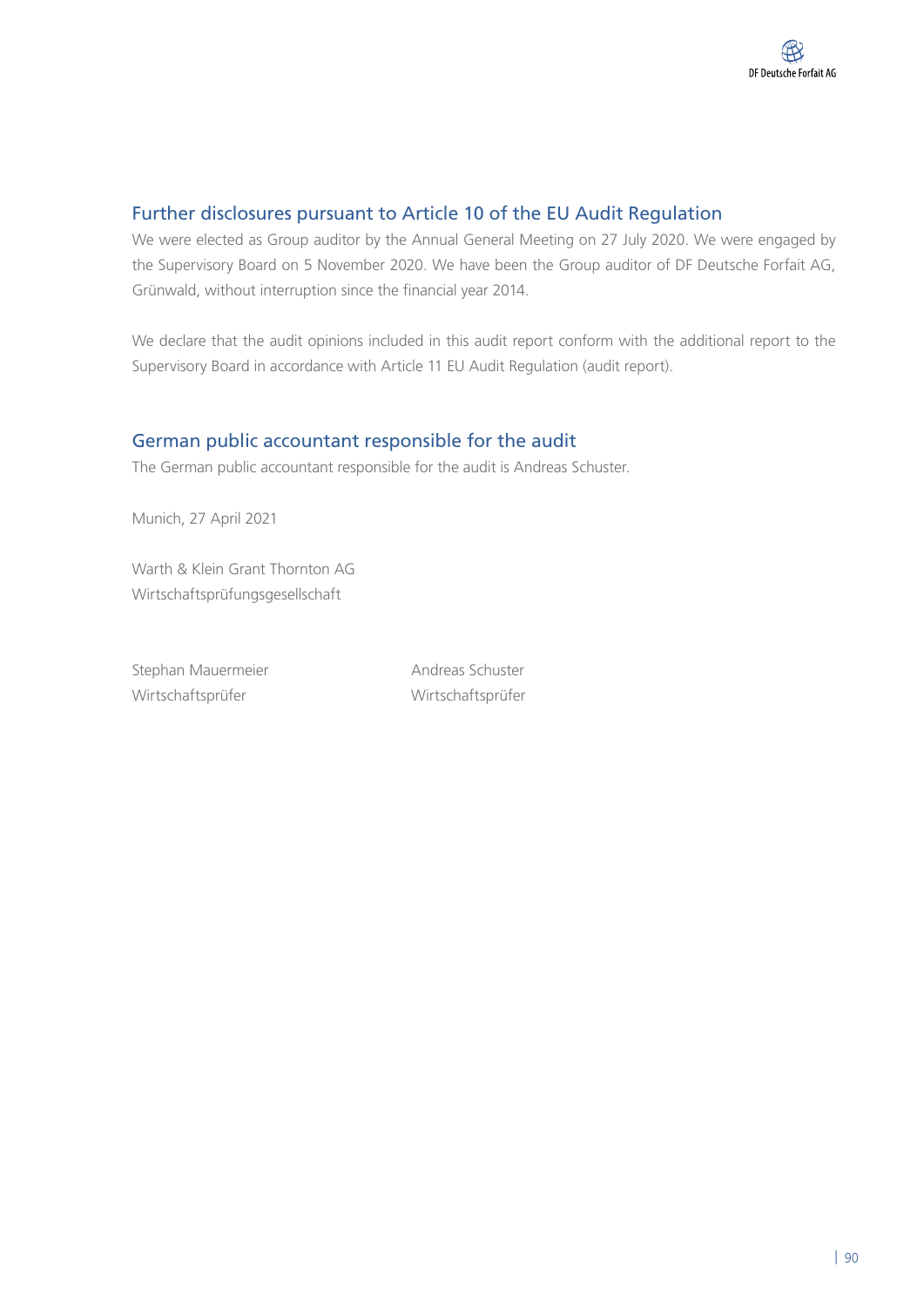## Further disclosures pursuant to Article 10 of the EU Audit Regulation

We were elected as Group auditor by the Annual General Meeting on 27 July 2020. We were engaged by the Supervisory Board on 5 November 2020. We have been the Group auditor of DF Deutsche Forfait AG, Grünwald, without interruption since the financial year 2014.

We declare that the audit opinions included in this audit report conform with the additional report to the Supervisory Board in accordance with Article 11 EU Audit Regulation (audit report).

## German public accountant responsible for the audit

The German public accountant responsible for the audit is Andreas Schuster.

Munich, 27 April 2021

Warth & Klein Grant Thornton AG
Wirtschaftsprüfungsgesellschaft

Stephan Mauermeier
Wirtschaftsprüfer

Andreas Schuster
Wirtschaftsprüfer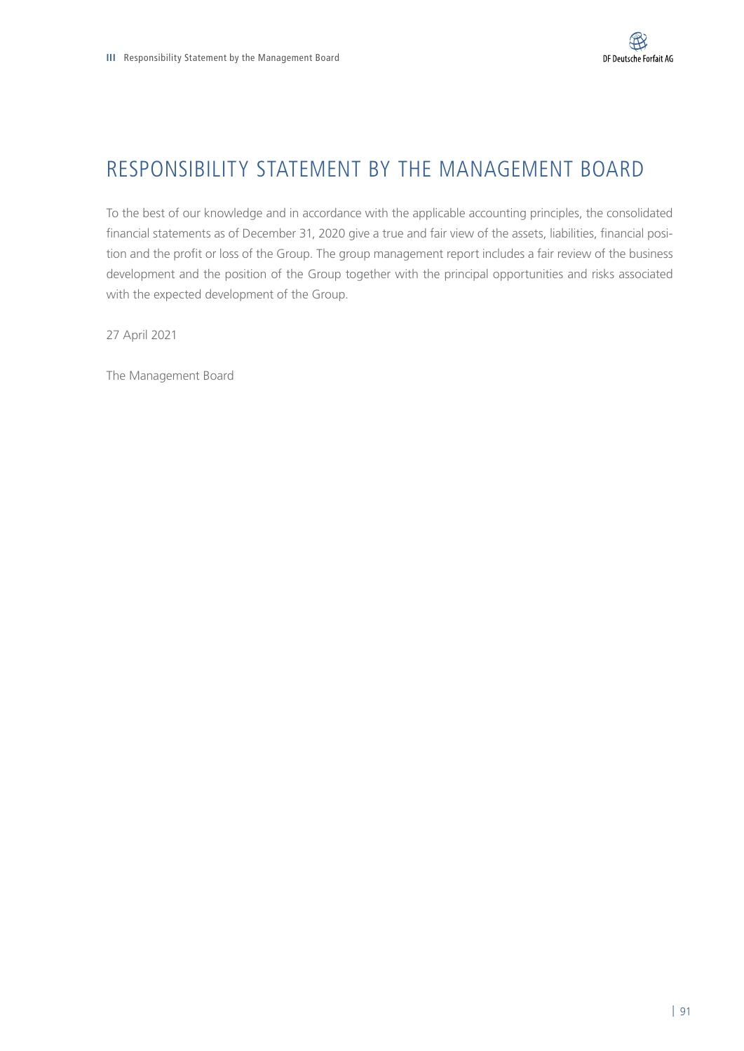# RESPONSIBILITY STATEMENT BY THE MANAGEMENT BOARD

To the best of our knowledge and in accordance with the applicable accounting principles, the consolidated financial statements as of December 31, 2020 give a true and fair view of the assets, liabilities, financial position and the profit or loss of the Group. The group management report includes a fair review of the business development and the position of the Group together with the principal opportunities and risks associated with the expected development of the Group.

27 April 2021

The Management Board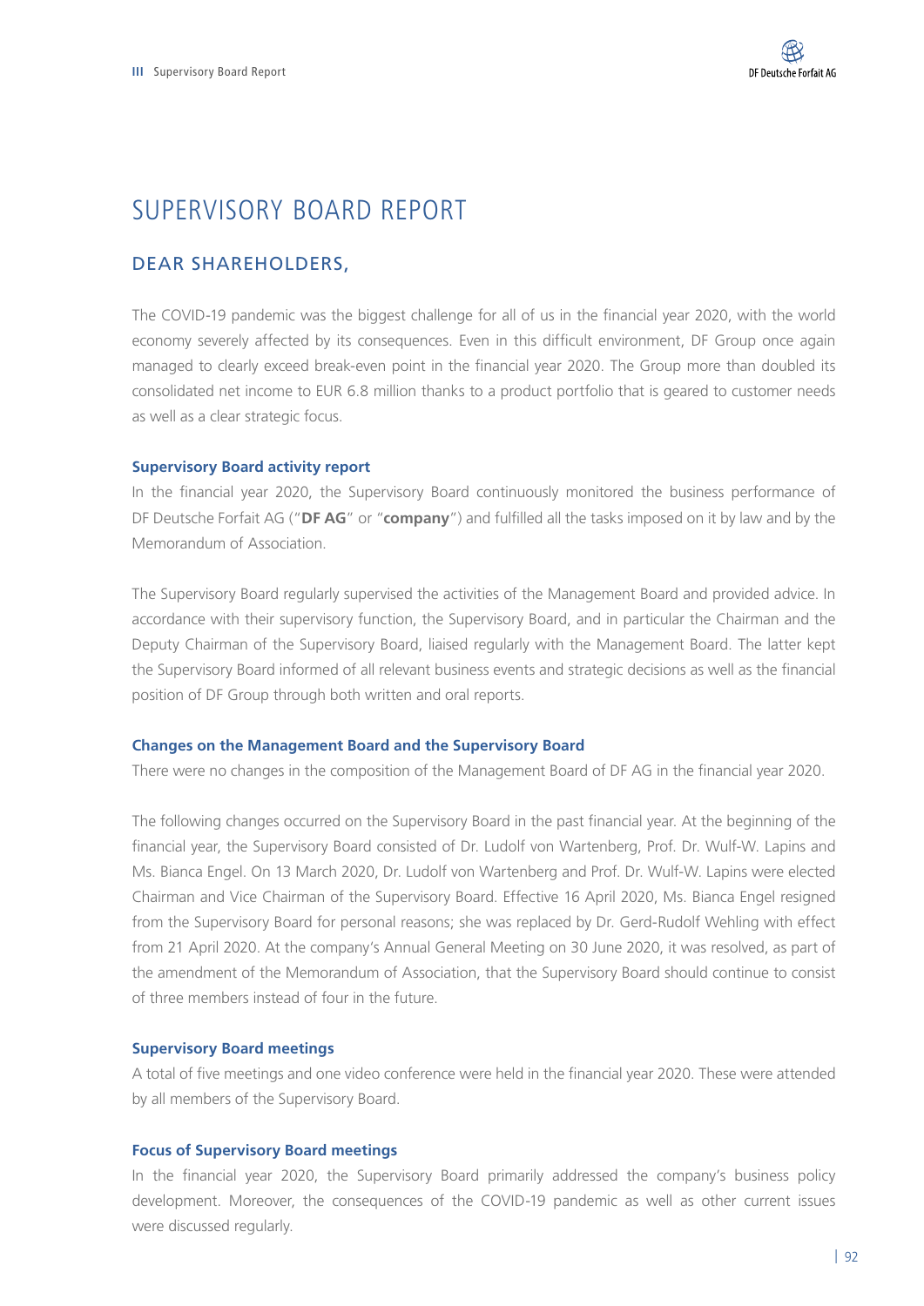# SUPERVISORY BOARD REPORT

## DEAR SHAREHOLDERS,

The COVID-19 pandemic was the biggest challenge for all of us in the financial year 2020, with the world economy severely affected by its consequences. Even in this difficult environment, DF Group once again managed to clearly exceed break-even point in the financial year 2020. The Group more than doubled its consolidated net income to EUR 6.8 million thanks to a product portfolio that is geared to customer needs as well as a clear strategic focus.

### Supervisory Board activity report

In the financial year 2020, the Supervisory Board continuously monitored the business performance of DF Deutsche Forfait AG ("**DF AG**" or "**company**") and fulfilled all the tasks imposed on it by law and by the Memorandum of Association.

The Supervisory Board regularly supervised the activities of the Management Board and provided advice. In accordance with their supervisory function, the Supervisory Board, and in particular the Chairman and the Deputy Chairman of the Supervisory Board, liaised regularly with the Management Board. The latter kept the Supervisory Board informed of all relevant business events and strategic decisions as well as the financial position of DF Group through both written and oral reports.

### Changes on the Management Board and the Supervisory Board

There were no changes in the composition of the Management Board of DF AG in the financial year 2020.

The following changes occurred on the Supervisory Board in the past financial year. At the beginning of the financial year, the Supervisory Board consisted of Dr. Ludolf von Wartenberg, Prof. Dr. Wulf-W. Lapins and Ms. Bianca Engel. On 13 March 2020, Dr. Ludolf von Wartenberg and Prof. Dr. Wulf-W. Lapins were elected Chairman and Vice Chairman of the Supervisory Board. Effective 16 April 2020, Ms. Bianca Engel resigned from the Supervisory Board for personal reasons; she was replaced by Dr. Gerd-Rudolf Wehling with effect from 21 April 2020. At the company's Annual General Meeting on 30 June 2020, it was resolved, as part of the amendment of the Memorandum of Association, that the Supervisory Board should continue to consist of three members instead of four in the future.

### Supervisory Board meetings

A total of five meetings and one video conference were held in the financial year 2020. These were attended by all members of the Supervisory Board.

### Focus of Supervisory Board meetings

In the financial year 2020, the Supervisory Board primarily addressed the company's business policy development. Moreover, the consequences of the COVID-19 pandemic as well as other current issues were discussed regularly.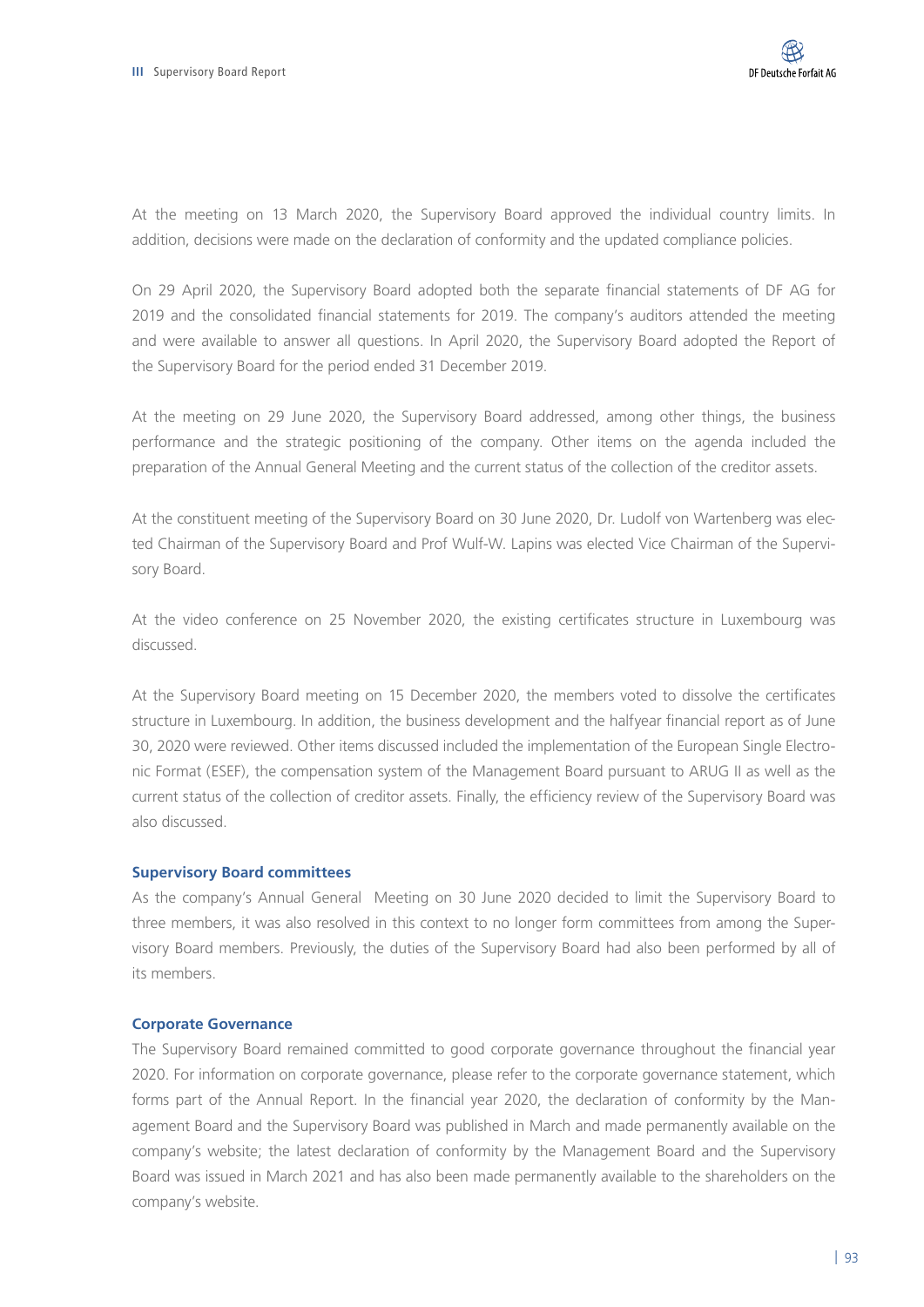At the meeting on 13 March 2020, the Supervisory Board approved the individual country limits. In addition, decisions were made on the declaration of conformity and the updated compliance policies.

On 29 April 2020, the Supervisory Board adopted both the separate financial statements of DF AG for 2019 and the consolidated financial statements for 2019. The company's auditors attended the meeting and were available to answer all questions. In April 2020, the Supervisory Board adopted the Report of the Supervisory Board for the period ended 31 December 2019.

At the meeting on 29 June 2020, the Supervisory Board addressed, among other things, the business performance and the strategic positioning of the company. Other items on the agenda included the preparation of the Annual General Meeting and the current status of the collection of the creditor assets.

At the constituent meeting of the Supervisory Board on 30 June 2020, Dr. Ludolf von Wartenberg was elected Chairman of the Supervisory Board and Prof Wulf-W. Lapins was elected Vice Chairman of the Supervisory Board.

At the video conference on 25 November 2020, the existing certificates structure in Luxembourg was discussed.

At the Supervisory Board meeting on 15 December 2020, the members voted to dissolve the certificates structure in Luxembourg. In addition, the business development and the halfyear financial report as of June 30, 2020 were reviewed. Other items discussed included the implementation of the European Single Electronic Format (ESEF), the compensation system of the Management Board pursuant to ARUG II as well as the current status of the collection of creditor assets. Finally, the efficiency review of the Supervisory Board was also discussed.

### Supervisory Board committees

As the company's Annual General Meeting on 30 June 2020 decided to limit the Supervisory Board to three members, it was also resolved in this context to no longer form committees from among the Supervisory Board members. Previously, the duties of the Supervisory Board had also been performed by all of its members.

### Corporate Governance

The Supervisory Board remained committed to good corporate governance throughout the financial year 2020. For information on corporate governance, please refer to the corporate governance statement, which forms part of the Annual Report. In the financial year 2020, the declaration of conformity by the Management Board and the Supervisory Board was published in March and made permanently available on the company's website; the latest declaration of conformity by the Management Board and the Supervisory Board was issued in March 2021 and has also been made permanently available to the shareholders on the company's website.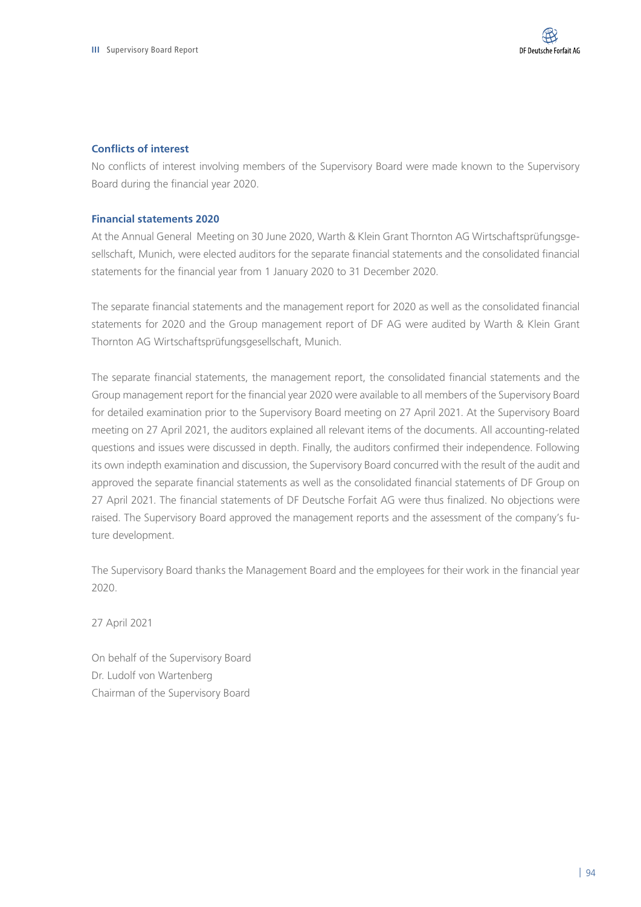### Conflicts of interest

No conflicts of interest involving members of the Supervisory Board were made known to the Supervisory Board during the financial year 2020.

### Financial statements 2020

At the Annual General Meeting on 30 June 2020, Warth & Klein Grant Thornton AG Wirtschaftsprüfungsgesellschaft, Munich, were elected auditors for the separate financial statements and the consolidated financial statements for the financial year from 1 January 2020 to 31 December 2020.

The separate financial statements and the management report for 2020 as well as the consolidated financial statements for 2020 and the Group management report of DF AG were audited by Warth & Klein Grant Thornton AG Wirtschaftsprüfungsgesellschaft, Munich.

The separate financial statements, the management report, the consolidated financial statements and the Group management report for the financial year 2020 were available to all members of the Supervisory Board for detailed examination prior to the Supervisory Board meeting on 27 April 2021. At the Supervisory Board meeting on 27 April 2021, the auditors explained all relevant items of the documents. All accounting-related questions and issues were discussed in depth. Finally, the auditors confirmed their independence. Following its own indepth examination and discussion, the Supervisory Board concurred with the result of the audit and approved the separate financial statements as well as the consolidated financial statements of DF Group on 27 April 2021. The financial statements of DF Deutsche Forfait AG were thus finalized. No objections were raised. The Supervisory Board approved the management reports and the assessment of the company's future development.

The Supervisory Board thanks the Management Board and the employees for their work in the financial year 2020.

27 April 2021

On behalf of the Supervisory Board
Dr. Ludolf von Wartenberg
Chairman of the Supervisory Board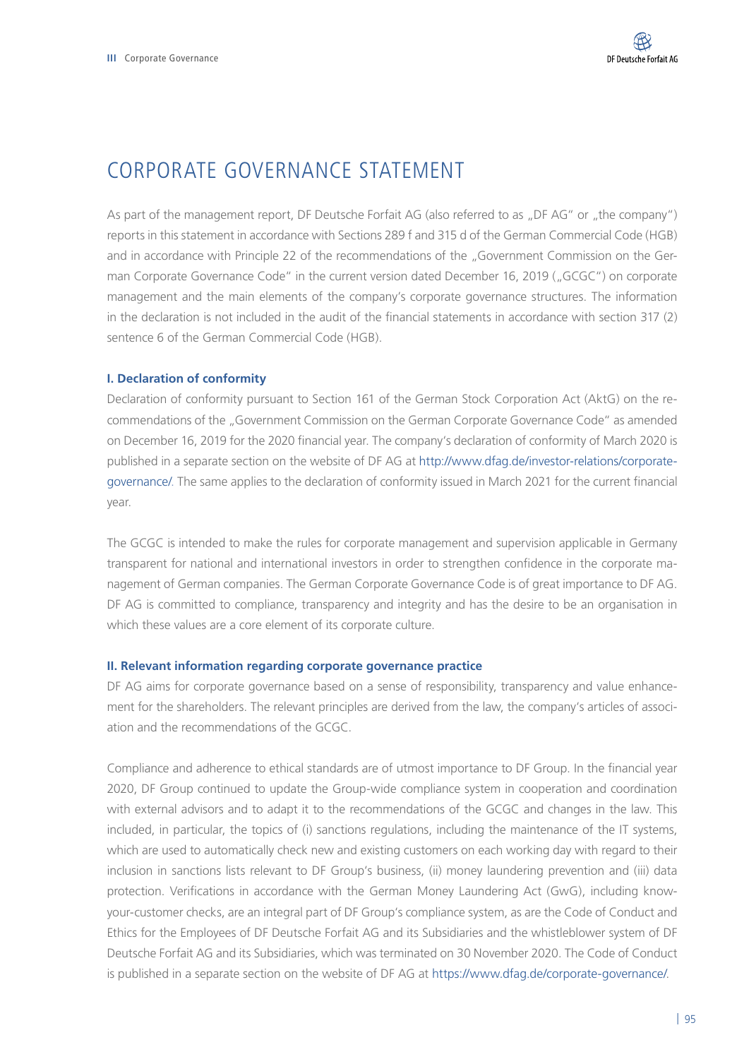# CORPORATE GOVERNANCE STATEMENT

As part of the management report, DF Deutsche Forfait AG (also referred to as „DF AG" or „the company") reports in this statement in accordance with Sections 289 f and 315 d of the German Commercial Code (HGB) and in accordance with Principle 22 of the recommendations of the „Government Commission on the German Corporate Governance Code" in the current version dated December 16, 2019 („GCGC") on corporate management and the main elements of the company's corporate governance structures. The information in the declaration is not included in the audit of the financial statements in accordance with section 317 (2) sentence 6 of the German Commercial Code (HGB).

**I. Declaration of conformity**

Declaration of conformity pursuant to Section 161 of the German Stock Corporation Act (AktG) on the recommendations of the „Government Commission on the German Corporate Governance Code" as amended on December 16, 2019 for the 2020 financial year. The company's declaration of conformity of March 2020 is published in a separate section on the website of DF AG at http://www.dfag.de/investor-relations/corporate-governance/. The same applies to the declaration of conformity issued in March 2021 for the current financial year.

The GCGC is intended to make the rules for corporate management and supervision applicable in Germany transparent for national and international investors in order to strengthen confidence in the corporate management of German companies. The German Corporate Governance Code is of great importance to DF AG. DF AG is committed to compliance, transparency and integrity and has the desire to be an organisation in which these values are a core element of its corporate culture.

**II. Relevant information regarding corporate governance practice**

DF AG aims for corporate governance based on a sense of responsibility, transparency and value enhancement for the shareholders. The relevant principles are derived from the law, the company's articles of association and the recommendations of the GCGC.

Compliance and adherence to ethical standards are of utmost importance to DF Group. In the financial year 2020, DF Group continued to update the Group-wide compliance system in cooperation and coordination with external advisors and to adapt it to the recommendations of the GCGC and changes in the law. This included, in particular, the topics of (i) sanctions regulations, including the maintenance of the IT systems, which are used to automatically check new and existing customers on each working day with regard to their inclusion in sanctions lists relevant to DF Group's business, (ii) money laundering prevention and (iii) data protection. Verifications in accordance with the German Money Laundering Act (GwG), including know-your-customer checks, are an integral part of DF Group's compliance system, as are the Code of Conduct and Ethics for the Employees of DF Deutsche Forfait AG and its Subsidiaries and the whistleblower system of DF Deutsche Forfait AG and its Subsidiaries, which was terminated on 30 November 2020. The Code of Conduct is published in a separate section on the website of DF AG at https://www.dfag.de/corporate-governance/.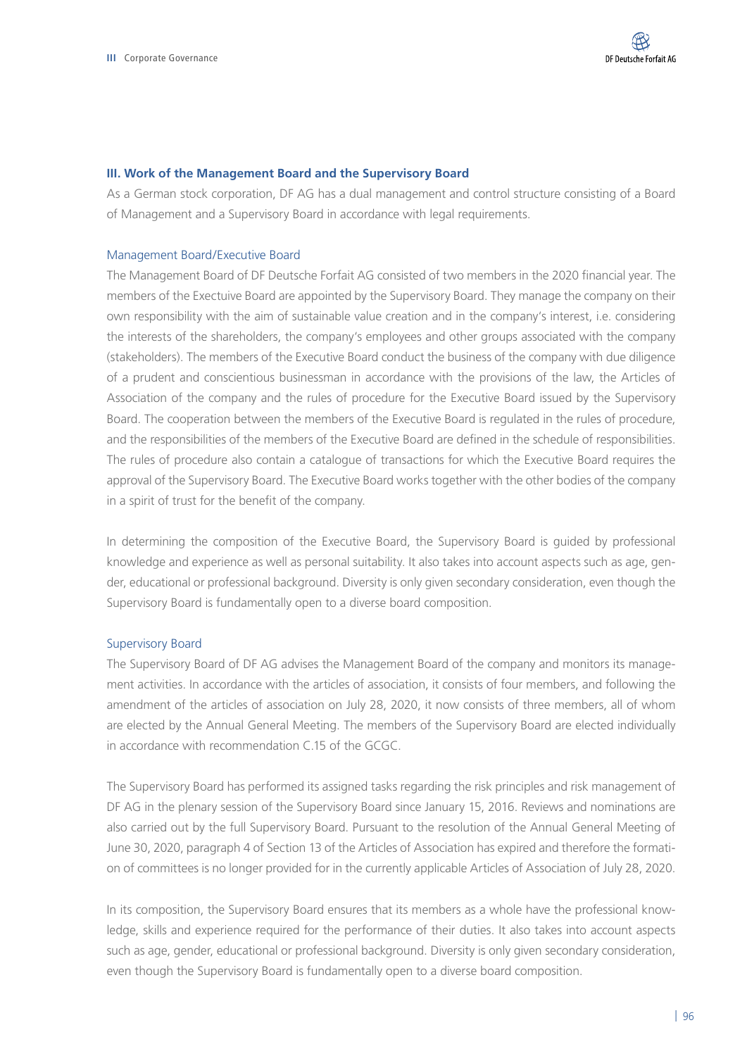## III. Work of the Management Board and the Supervisory Board

As a German stock corporation, DF AG has a dual management and control structure consisting of a Board of Management and a Supervisory Board in accordance with legal requirements.

### Management Board/Executive Board

The Management Board of DF Deutsche Forfait AG consisted of two members in the 2020 financial year. The members of the Exectuive Board are appointed by the Supervisory Board. They manage the company on their own responsibility with the aim of sustainable value creation and in the company's interest, i.e. considering the interests of the shareholders, the company's employees and other groups associated with the company (stakeholders). The members of the Executive Board conduct the business of the company with due diligence of a prudent and conscientious businessman in accordance with the provisions of the law, the Articles of Association of the company and the rules of procedure for the Executive Board issued by the Supervisory Board. The cooperation between the members of the Executive Board is regulated in the rules of procedure, and the responsibilities of the members of the Executive Board are defined in the schedule of responsibilities. The rules of procedure also contain a catalogue of transactions for which the Executive Board requires the approval of the Supervisory Board. The Executive Board works together with the other bodies of the company in a spirit of trust for the benefit of the company.

In determining the composition of the Executive Board, the Supervisory Board is guided by professional knowledge and experience as well as personal suitability. It also takes into account aspects such as age, gender, educational or professional background. Diversity is only given secondary consideration, even though the Supervisory Board is fundamentally open to a diverse board composition.

### Supervisory Board

The Supervisory Board of DF AG advises the Management Board of the company and monitors its management activities. In accordance with the articles of association, it consists of four members, and following the amendment of the articles of association on July 28, 2020, it now consists of three members, all of whom are elected by the Annual General Meeting. The members of the Supervisory Board are elected individually in accordance with recommendation C.15 of the GCGC.

The Supervisory Board has performed its assigned tasks regarding the risk principles and risk management of DF AG in the plenary session of the Supervisory Board since January 15, 2016. Reviews and nominations are also carried out by the full Supervisory Board. Pursuant to the resolution of the Annual General Meeting of June 30, 2020, paragraph 4 of Section 13 of the Articles of Association has expired and therefore the formation of committees is no longer provided for in the currently applicable Articles of Association of July 28, 2020.

In its composition, the Supervisory Board ensures that its members as a whole have the professional knowledge, skills and experience required for the performance of their duties. It also takes into account aspects such as age, gender, educational or professional background. Diversity is only given secondary consideration, even though the Supervisory Board is fundamentally open to a diverse board composition.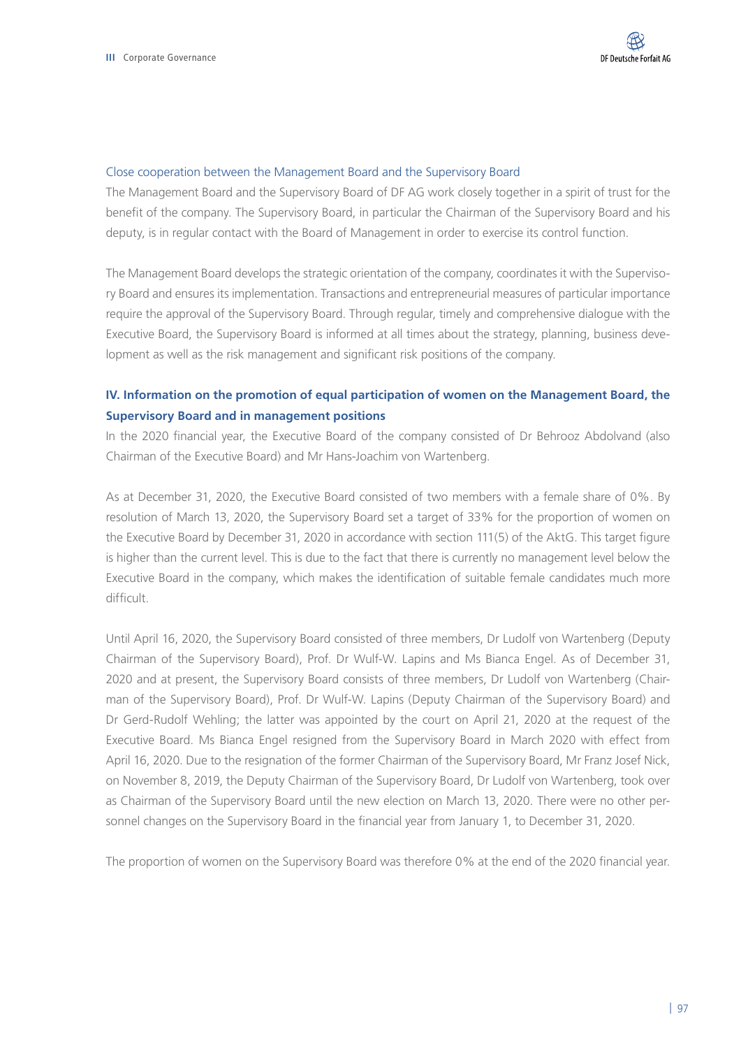### Close cooperation between the Management Board and the Supervisory Board

The Management Board and the Supervisory Board of DF AG work closely together in a spirit of trust for the benefit of the company. The Supervisory Board, in particular the Chairman of the Supervisory Board and his deputy, is in regular contact with the Board of Management in order to exercise its control function.

The Management Board develops the strategic orientation of the company, coordinates it with the Supervisory Board and ensures its implementation. Transactions and entrepreneurial measures of particular importance require the approval of the Supervisory Board. Through regular, timely and comprehensive dialogue with the Executive Board, the Supervisory Board is informed at all times about the strategy, planning, business development as well as the risk management and significant risk positions of the company.

## IV. Information on the promotion of equal participation of women on the Management Board, the Supervisory Board and in management positions

In the 2020 financial year, the Executive Board of the company consisted of Dr Behrooz Abdolvand (also Chairman of the Executive Board) and Mr Hans-Joachim von Wartenberg.

As at December 31, 2020, the Executive Board consisted of two members with a female share of 0%. By resolution of March 13, 2020, the Supervisory Board set a target of 33% for the proportion of women on the Executive Board by December 31, 2020 in accordance with section 111(5) of the AktG. This target figure is higher than the current level. This is due to the fact that there is currently no management level below the Executive Board in the company, which makes the identification of suitable female candidates much more difficult.

Until April 16, 2020, the Supervisory Board consisted of three members, Dr Ludolf von Wartenberg (Deputy Chairman of the Supervisory Board), Prof. Dr Wulf-W. Lapins and Ms Bianca Engel. As of December 31, 2020 and at present, the Supervisory Board consists of three members, Dr Ludolf von Wartenberg (Chairman of the Supervisory Board), Prof. Dr Wulf-W. Lapins (Deputy Chairman of the Supervisory Board) and Dr Gerd-Rudolf Wehling; the latter was appointed by the court on April 21, 2020 at the request of the Executive Board. Ms Bianca Engel resigned from the Supervisory Board in March 2020 with effect from April 16, 2020. Due to the resignation of the former Chairman of the Supervisory Board, Mr Franz Josef Nick, on November 8, 2019, the Deputy Chairman of the Supervisory Board, Dr Ludolf von Wartenberg, took over as Chairman of the Supervisory Board until the new election on March 13, 2020. There were no other personnel changes on the Supervisory Board in the financial year from January 1, to December 31, 2020.

The proportion of women on the Supervisory Board was therefore 0% at the end of the 2020 financial year.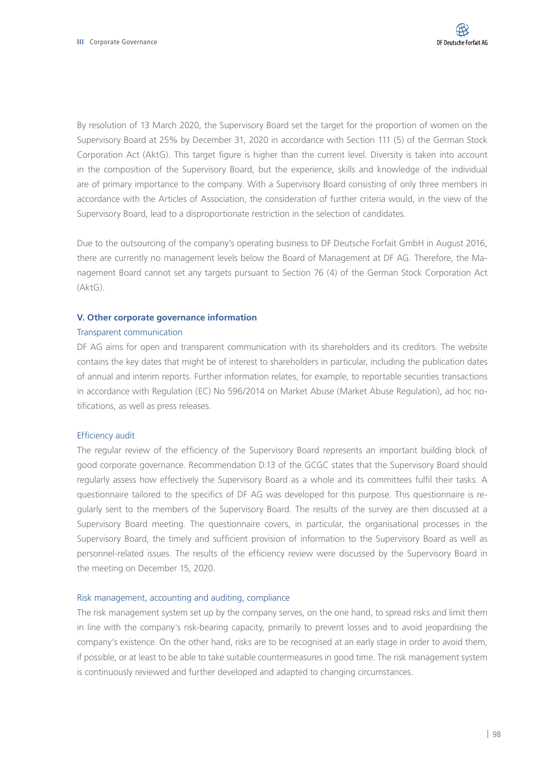By resolution of 13 March 2020, the Supervisory Board set the target for the proportion of women on the Supervisory Board at 25% by December 31, 2020 in accordance with Section 111 (5) of the German Stock Corporation Act (AktG). This target figure is higher than the current level. Diversity is taken into account in the composition of the Supervisory Board, but the experience, skills and knowledge of the individual are of primary importance to the company. With a Supervisory Board consisting of only three members in accordance with the Articles of Association, the consideration of further criteria would, in the view of the Supervisory Board, lead to a disproportionate restriction in the selection of candidates.

Due to the outsourcing of the company's operating business to DF Deutsche Forfait GmbH in August 2016, there are currently no management levels below the Board of Management at DF AG. Therefore, the Management Board cannot set any targets pursuant to Section 76 (4) of the German Stock Corporation Act (AktG).

## V. Other corporate governance information

### Transparent communication

DF AG aims for open and transparent communication with its shareholders and its creditors. The website contains the key dates that might be of interest to shareholders in particular, including the publication dates of annual and interim reports. Further information relates, for example, to reportable securities transactions in accordance with Regulation (EC) No 596/2014 on Market Abuse (Market Abuse Regulation), ad hoc notifications, as well as press releases.

### Efficiency audit

The regular review of the efficiency of the Supervisory Board represents an important building block of good corporate governance. Recommendation D.13 of the GCGC states that the Supervisory Board should regularly assess how effectively the Supervisory Board as a whole and its committees fulfil their tasks. A questionnaire tailored to the specifics of DF AG was developed for this purpose. This questionnaire is regularly sent to the members of the Supervisory Board. The results of the survey are then discussed at a Supervisory Board meeting. The questionnaire covers, in particular, the organisational processes in the Supervisory Board, the timely and sufficient provision of information to the Supervisory Board as well as personnel-related issues. The results of the efficiency review were discussed by the Supervisory Board in the meeting on December 15, 2020.

### Risk management, accounting and auditing, compliance

The risk management system set up by the company serves, on the one hand, to spread risks and limit them in line with the company's risk-bearing capacity, primarily to prevent losses and to avoid jeopardising the company's existence. On the other hand, risks are to be recognised at an early stage in order to avoid them, if possible, or at least to be able to take suitable countermeasures in good time. The risk management system is continuously reviewed and further developed and adapted to changing circumstances.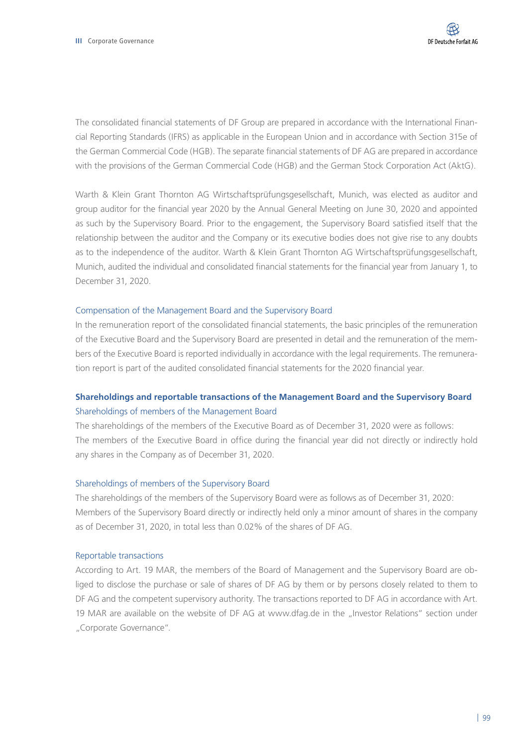The consolidated financial statements of DF Group are prepared in accordance with the International Financial Reporting Standards (IFRS) as applicable in the European Union and in accordance with Section 315e of the German Commercial Code (HGB). The separate financial statements of DF AG are prepared in accordance with the provisions of the German Commercial Code (HGB) and the German Stock Corporation Act (AktG).

Warth & Klein Grant Thornton AG Wirtschaftsprüfungsgesellschaft, Munich, was elected as auditor and group auditor for the financial year 2020 by the Annual General Meeting on June 30, 2020 and appointed as such by the Supervisory Board. Prior to the engagement, the Supervisory Board satisfied itself that the relationship between the auditor and the Company or its executive bodies does not give rise to any doubts as to the independence of the auditor. Warth & Klein Grant Thornton AG Wirtschaftsprüfungsgesellschaft, Munich, audited the individual and consolidated financial statements for the financial year from January 1, to December 31, 2020.

### Compensation of the Management Board and the Supervisory Board

In the remuneration report of the consolidated financial statements, the basic principles of the remuneration of the Executive Board and the Supervisory Board are presented in detail and the remuneration of the members of the Executive Board is reported individually in accordance with the legal requirements. The remuneration report is part of the audited consolidated financial statements for the 2020 financial year.

## Shareholdings and reportable transactions of the Management Board and the Supervisory Board

### Shareholdings of members of the Management Board

The shareholdings of the members of the Executive Board as of December 31, 2020 were as follows:
The members of the Executive Board in office during the financial year did not directly or indirectly hold any shares in the Company as of December 31, 2020.

### Shareholdings of members of the Supervisory Board

The shareholdings of the members of the Supervisory Board were as follows as of December 31, 2020:
Members of the Supervisory Board directly or indirectly held only a minor amount of shares in the company as of December 31, 2020, in total less than 0.02% of the shares of DF AG.

### Reportable transactions

According to Art. 19 MAR, the members of the Board of Management and the Supervisory Board are obliged to disclose the purchase or sale of shares of DF AG by them or by persons closely related to them to DF AG and the competent supervisory authority. The transactions reported to DF AG in accordance with Art. 19 MAR are available on the website of DF AG at www.dfag.de in the „Investor Relations" section under „Corporate Governance".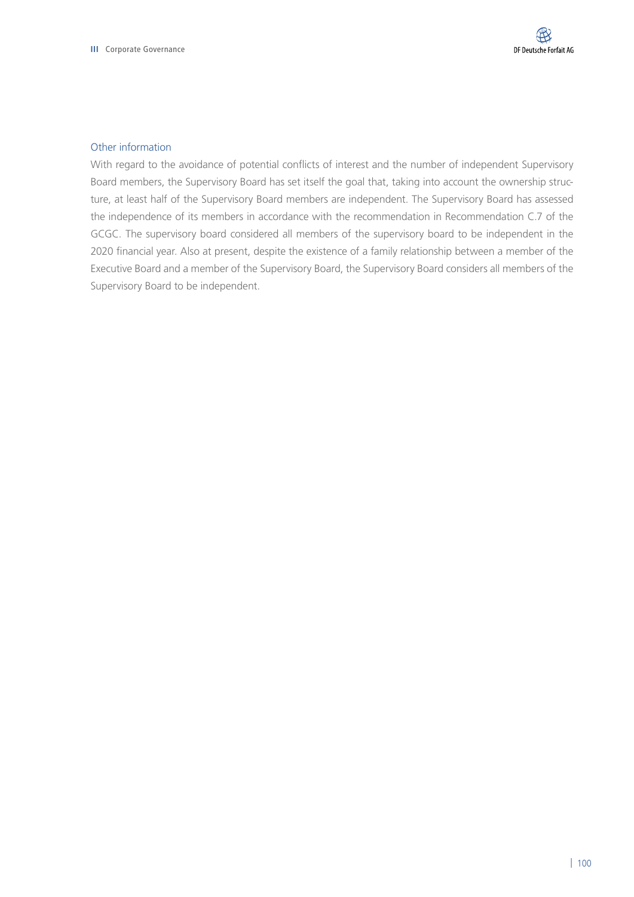### Other information

With regard to the avoidance of potential conflicts of interest and the number of independent Supervisory Board members, the Supervisory Board has set itself the goal that, taking into account the ownership structure, at least half of the Supervisory Board members are independent. The Supervisory Board has assessed the independence of its members in accordance with the recommendation in Recommendation C.7 of the GCGC. The supervisory board considered all members of the supervisory board to be independent in the 2020 financial year. Also at present, despite the existence of a family relationship between a member of the Executive Board and a member of the Supervisory Board, the Supervisory Board considers all members of the Supervisory Board to be independent.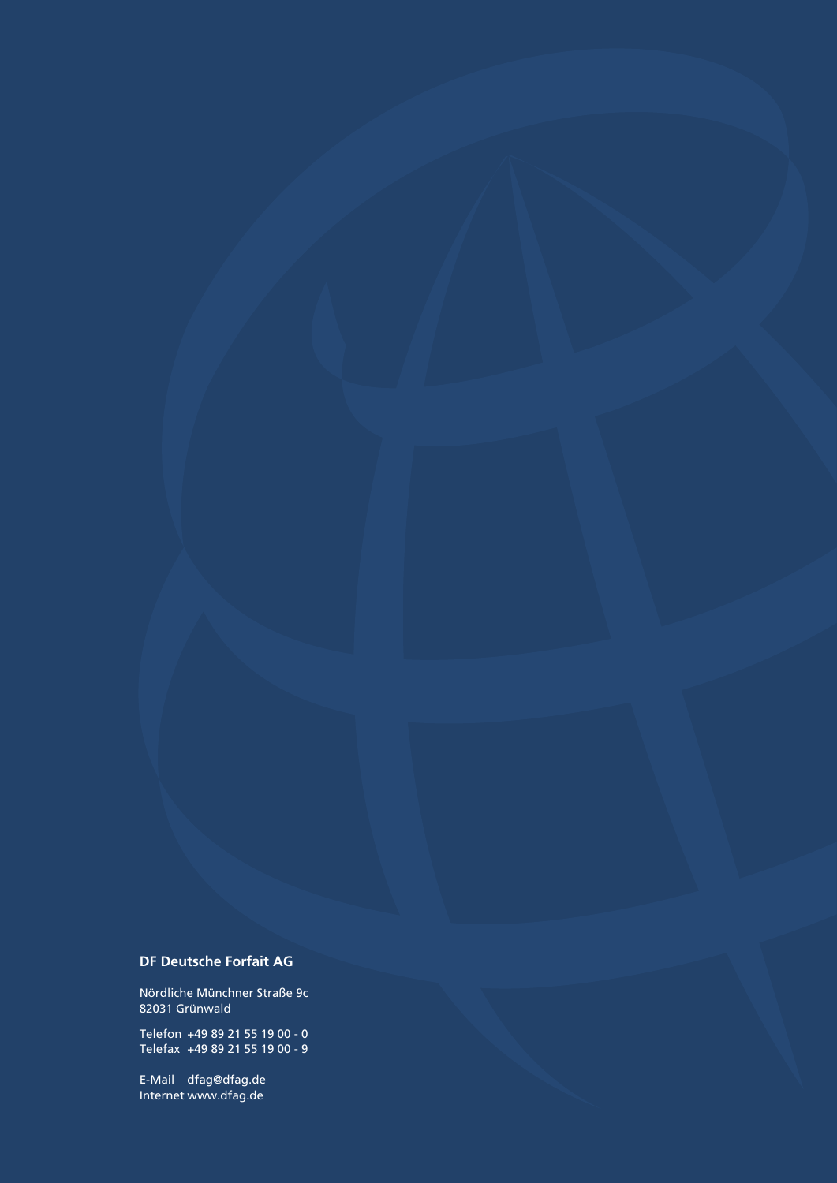**DF Deutsche Forfait AG**

Nördliche Münchner Straße 9c
82031 Grünwald

Telefon +49 89 21 55 19 00 - 0
Telefax +49 89 21 55 19 00 - 9

E-Mail dfag@dfag.de
Internet www.dfag.de